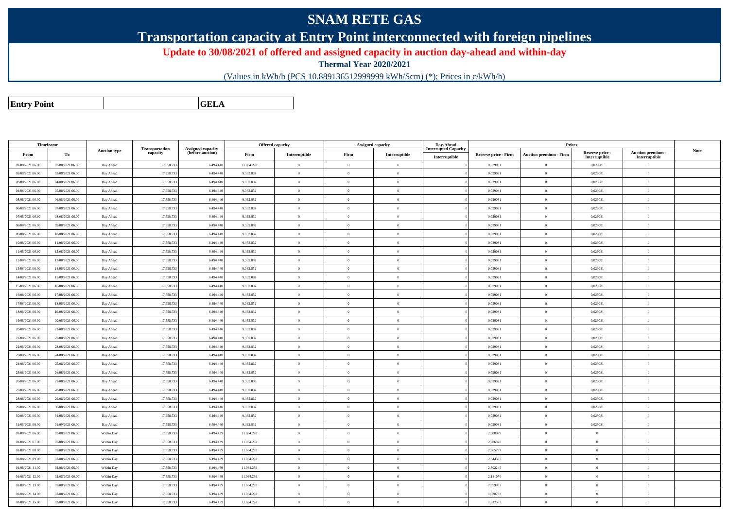# SNAM RETE GAS

## Transportation capacity at Entry Point interconnected with foreign pipelines

**Update to 30/08/2021 of offered and assigned capacity in auction day-ahead and within-day**

**Thermal Year 2020/2021**

(Values in kWh/h (PCS 10.889136512999999 kWh/Scm) (*); Prices in c/kWh/h)

| **Entry Point** | **GELA** |
|---|---|

| Timeframe | | Auction type | Transportation capacity | Assigned capacity (before auction) | Offered capacity | | Assigned capacity | | Day-Ahead Interrupted Capacity | Prices | | | | Note |
|---|---|---|---|---|---|---|---|---|---|---|---|---|---|---|
| From | To | | | | Firm | Interruptible | Firm | Interruptible | Interruptible | Reserve price - Firm | Auction premium - Firm | Reserve price - Interruptible | Auction premium - Interruptible | |
| 01/08/2021 06.00 | 02/08/2021 06.00 | Day Ahead | 17.558.733 | 6.494.440 | 11.064.292 | 0 | 0 | 0 | 0 | 0,029081 | 0 | 0,029081 | 0 | |
| 02/08/2021 06.00 | 03/08/2021 06.00 | Day Ahead | 17.558.733 | 6.494.440 | 9.132.832 | 0 | 0 | 0 | 0 | 0,029081 | 0 | 0,029081 | 0 | |
| 03/08/2021 06.00 | 04/08/2021 06.00 | Day Ahead | 17.558.733 | 6.494.440 | 9.132.832 | 0 | 0 | 0 | 0 | 0,029081 | 0 | 0,029081 | 0 | |
| 04/08/2021 06.00 | 05/08/2021 06.00 | Day Ahead | 17.558.733 | 6.494.440 | 9.132.832 | 0 | 0 | 0 | 0 | 0,029081 | 0 | 0,029081 | 0 | |
| 05/08/2021 06.00 | 06/08/2021 06.00 | Day Ahead | 17.558.733 | 6.494.440 | 9.132.832 | 0 | 0 | 0 | 0 | 0,029081 | 0 | 0,029081 | 0 | |
| 06/08/2021 06.00 | 07/08/2021 06.00 | Day Ahead | 17.558.733 | 6.494.440 | 9.132.832 | 0 | 0 | 0 | 0 | 0,029081 | 0 | 0,029081 | 0 | |
| 07/08/2021 06.00 | 08/08/2021 06.00 | Day Ahead | 17.558.733 | 6.494.440 | 9.132.832 | 0 | 0 | 0 | 0 | 0,029081 | 0 | 0,029081 | 0 | |
| 08/08/2021 06.00 | 09/08/2021 06.00 | Day Ahead | 17.558.733 | 6.494.440 | 9.132.832 | 0 | 0 | 0 | 0 | 0,029081 | 0 | 0,029081 | 0 | |
| 09/08/2021 06.00 | 10/08/2021 06.00 | Day Ahead | 17.558.733 | 6.494.440 | 9.132.832 | 0 | 0 | 0 | 0 | 0,029081 | 0 | 0,029081 | 0 | |
| 10/08/2021 06.00 | 11/08/2021 06.00 | Day Ahead | 17.558.733 | 6.494.440 | 9.132.832 | 0 | 0 | 0 | 0 | 0,029081 | 0 | 0,029081 | 0 | |
| 11/08/2021 06.00 | 12/08/2021 06.00 | Day Ahead | 17.558.733 | 6.494.440 | 9.132.832 | 0 | 0 | 0 | 0 | 0,029081 | 0 | 0,029081 | 0 | |
| 12/08/2021 06.00 | 13/08/2021 06.00 | Day Ahead | 17.558.733 | 6.494.440 | 9.132.832 | 0 | 0 | 0 | 0 | 0,029081 | 0 | 0,029081 | 0 | |
| 13/08/2021 06.00 | 14/08/2021 06.00 | Day Ahead | 17.558.733 | 6.494.440 | 9.132.832 | 0 | 0 | 0 | 0 | 0,029081 | 0 | 0,029081 | 0 | |
| 14/08/2021 06.00 | 15/08/2021 06.00 | Day Ahead | 17.558.733 | 6.494.440 | 9.132.832 | 0 | 0 | 0 | 0 | 0,029081 | 0 | 0,029081 | 0 | |
| 15/08/2021 06.00 | 16/08/2021 06.00 | Day Ahead | 17.558.733 | 6.494.440 | 9.132.832 | 0 | 0 | 0 | 0 | 0,029081 | 0 | 0,029081 | 0 | |
| 16/08/2021 06.00 | 17/08/2021 06.00 | Day Ahead | 17.558.733 | 6.494.440 | 9.132.832 | 0 | 0 | 0 | 0 | 0,029081 | 0 | 0,029081 | 0 | |
| 17/08/2021 06.00 | 18/08/2021 06.00 | Day Ahead | 17.558.733 | 6.494.440 | 9.132.832 | 0 | 0 | 0 | 0 | 0,029081 | 0 | 0,029081 | 0 | |
| 18/08/2021 06.00 | 19/08/2021 06.00 | Day Ahead | 17.558.733 | 6.494.440 | 9.132.832 | 0 | 0 | 0 | 0 | 0,029081 | 0 | 0,029081 | 0 | |
| 19/08/2021 06.00 | 20/08/2021 06.00 | Day Ahead | 17.558.733 | 6.494.440 | 9.132.832 | 0 | 0 | 0 | 0 | 0,029081 | 0 | 0,029081 | 0 | |
| 20/08/2021 06.00 | 21/08/2021 06.00 | Day Ahead | 17.558.733 | 6.494.440 | 9.132.832 | 0 | 0 | 0 | 0 | 0,029081 | 0 | 0,029081 | 0 | |
| 21/08/2021 06.00 | 22/08/2021 06.00 | Day Ahead | 17.558.733 | 6.494.440 | 9.132.832 | 0 | 0 | 0 | 0 | 0,029081 | 0 | 0,029081 | 0 | |
| 22/08/2021 06.00 | 23/08/2021 06.00 | Day Ahead | 17.558.733 | 6.494.440 | 9.132.832 | 0 | 0 | 0 | 0 | 0,029081 | 0 | 0,029081 | 0 | |
| 23/08/2021 06.00 | 24/08/2021 06.00 | Day Ahead | 17.558.733 | 6.494.440 | 9.132.832 | 0 | 0 | 0 | 0 | 0,029081 | 0 | 0,029081 | 0 | |
| 24/08/2021 06.00 | 25/08/2021 06.00 | Day Ahead | 17.558.733 | 6.494.440 | 9.132.832 | 0 | 0 | 0 | 0 | 0,029081 | 0 | 0,029081 | 0 | |
| 25/08/2021 06.00 | 26/08/2021 06.00 | Day Ahead | 17.558.733 | 6.494.440 | 9.132.832 | 0 | 0 | 0 | 0 | 0,029081 | 0 | 0,029081 | 0 | |
| 26/08/2021 06.00 | 27/08/2021 06.00 | Day Ahead | 17.558.733 | 6.494.440 | 9.132.832 | 0 | 0 | 0 | 0 | 0,029081 | 0 | 0,029081 | 0 | |
| 27/08/2021 06.00 | 28/08/2021 06.00 | Day Ahead | 17.558.733 | 6.494.440 | 9.132.832 | 0 | 0 | 0 | 0 | 0,029081 | 0 | 0,029081 | 0 | |
| 28/08/2021 06.00 | 29/08/2021 06.00 | Day Ahead | 17.558.733 | 6.494.440 | 9.132.832 | 0 | 0 | 0 | 0 | 0,029081 | 0 | 0,029081 | 0 | |
| 29/08/2021 06.00 | 30/08/2021 06.00 | Day Ahead | 17.558.733 | 6.494.440 | 9.132.832 | 0 | 0 | 0 | 0 | 0,029081 | 0 | 0,029081 | 0 | |
| 30/08/2021 06.00 | 31/08/2021 06.00 | Day Ahead | 17.558.733 | 6.494.440 | 9.132.832 | 0 | 0 | 0 | 0 | 0,029081 | 0 | 0,029081 | 0 | |
| 31/08/2021 06.00 | 01/09/2021 06.00 | Day Ahead | 17.558.733 | 6.494.440 | 9.132.832 | 0 | 0 | 0 | 0 | 0,029081 | 0 | 0,029081 | 0 | |
| 01/08/2021 06.00 | 02/08/2021 06.00 | Within Day | 17.558.733 | 6.494.439 | 11.064.292 | 0 | 0 | 0 | 0 | 2,908099 | 0 | 0 | 0 | |
| 01/08/2021 07.00 | 02/08/2021 06.00 | Within Day | 17.558.733 | 6.494.439 | 11.064.292 | 0 | 0 | 0 | 0 | 2,786928 | 0 | 0 | 0 | |
| 01/08/2021 08.00 | 02/08/2021 06.00 | Within Day | 17.558.733 | 6.494.439 | 11.064.292 | 0 | 0 | 0 | 0 | 2,665757 | 0 | 0 | 0 | |
| 01/08/2021 09.00 | 02/08/2021 06.00 | Within Day | 17.558.733 | 6.494.439 | 11.064.292 | 0 | 0 | 0 | 0 | 2,544587 | 0 | 0 | 0 | |
| 01/08/2021 11.00 | 02/08/2021 06.00 | Within Day | 17.558.733 | 6.494.439 | 11.064.292 | 0 | 0 | 0 | 0 | 2,302245 | 0 | 0 | 0 | |
| 01/08/2021 12.00 | 02/08/2021 06.00 | Within Day | 17.558.733 | 6.494.439 | 11.064.292 | 0 | 0 | 0 | 0 | 2,181074 | 0 | 0 | 0 | |
| 01/08/2021 13.00 | 02/08/2021 06.00 | Within Day | 17.558.733 | 6.494.439 | 11.064.292 | 0 | 0 | 0 | 0 | 2,059903 | 0 | 0 | 0 | |
| 01/08/2021 14.00 | 02/08/2021 06.00 | Within Day | 17.558.733 | 6.494.439 | 11.064.292 | 0 | 0 | 0 | 0 | 1,938733 | 0 | 0 | 0 | |
| 01/08/2021 15.00 | 02/08/2021 06.00 | Within Day | 17.558.733 | 6.494.439 | 11.064.292 | 0 | 0 | 0 | 0 | 1,817562 | 0 | 0 | 0 | |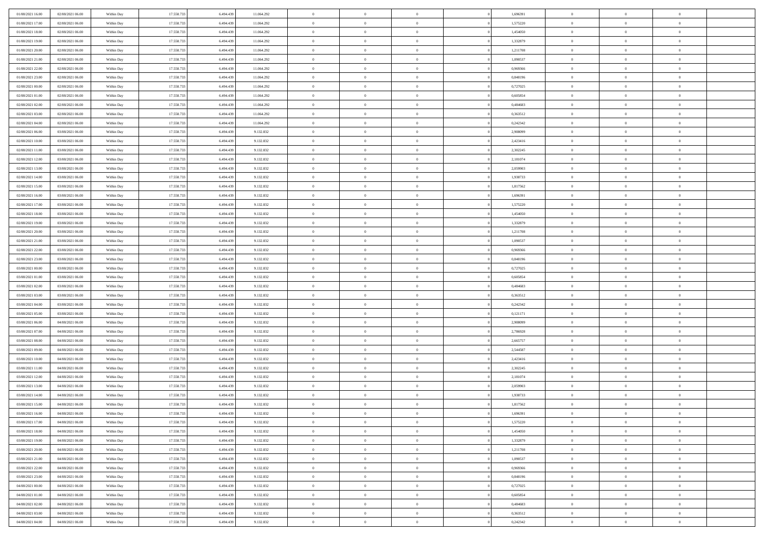| | | | | | | | | | | | | | | |
|---|---|---|---|---|---|---|---|---|---|---|---|---|---|---|
| 01/08/2021 16:00 | 02/08/2021 06:00 | Within Day | 17.558.733 | 6.494.439 | 11.064.292 | 0 | 0 | 0 | | 1,696391 | 0 | 0 | 0 | |
| 01/08/2021 17:00 | 02/08/2021 06:00 | Within Day | 17.558.733 | 6.494.439 | 11.064.292 | 0 | 0 | 0 | | 1,575220 | 0 | 0 | 0 | |
| 01/08/2021 18:00 | 02/08/2021 06:00 | Within Day | 17.558.733 | 6.494.439 | 11.064.292 | 0 | 0 | 0 | | 1,454050 | 0 | 0 | 0 | |
| 01/08/2021 19:00 | 02/08/2021 06:00 | Within Day | 17.558.733 | 6.494.439 | 11.064.292 | 0 | 0 | 0 | | 1,332879 | 0 | 0 | 0 | |
| 01/08/2021 20:00 | 02/08/2021 06:00 | Within Day | 17.558.733 | 6.494.439 | 11.064.292 | 0 | 0 | 0 | | 1,211708 | 0 | 0 | 0 | |
| 01/08/2021 21:00 | 02/08/2021 06:00 | Within Day | 17.558.733 | 6.494.439 | 11.064.292 | 0 | 0 | 0 | | 1,090537 | 0 | 0 | 0 | |
| 01/08/2021 22:00 | 02/08/2021 06:00 | Within Day | 17.558.733 | 6.494.439 | 11.064.292 | 0 | 0 | 0 | | 0,969366 | 0 | 0 | 0 | |
| 01/08/2021 23:00 | 02/08/2021 06:00 | Within Day | 17.558.733 | 6.494.439 | 11.064.292 | 0 | 0 | 0 | | 0,848196 | 0 | 0 | 0 | |
| 02/08/2021 00:00 | 02/08/2021 06:00 | Within Day | 17.558.733 | 6.494.439 | 11.064.292 | 0 | 0 | 0 | | 0,727025 | 0 | 0 | 0 | |
| 02/08/2021 01:00 | 02/08/2021 06:00 | Within Day | 17.558.733 | 6.494.439 | 11.064.292 | 0 | 0 | 0 | | 0,605854 | 0 | 0 | 0 | |
| 02/08/2021 02:00 | 02/08/2021 06:00 | Within Day | 17.558.733 | 6.494.439 | 11.064.292 | 0 | 0 | 0 | | 0,484683 | 0 | 0 | 0 | |
| 02/08/2021 03:00 | 02/08/2021 06:00 | Within Day | 17.558.733 | 6.494.439 | 11.064.292 | 0 | 0 | 0 | | 0,363512 | 0 | 0 | 0 | |
| 02/08/2021 04:00 | 02/08/2021 06:00 | Within Day | 17.558.733 | 6.494.439 | 11.064.292 | 0 | 0 | 0 | | 0,242342 | 0 | 0 | 0 | |
| 02/08/2021 06:00 | 03/08/2021 06:00 | Within Day | 17.558.733 | 6.494.439 | 9.132.832 | 0 | 0 | 0 | | 2,908099 | 0 | 0 | 0 | |
| 02/08/2021 10:00 | 03/08/2021 06:00 | Within Day | 17.558.733 | 6.494.439 | 9.132.832 | 0 | 0 | 0 | | 2,423416 | 0 | 0 | 0 | |
| 02/08/2021 11:00 | 03/08/2021 06:00 | Within Day | 17.558.733 | 6.494.439 | 9.132.832 | 0 | 0 | 0 | | 2,302245 | 0 | 0 | 0 | |
| 02/08/2021 12:00 | 03/08/2021 06:00 | Within Day | 17.558.733 | 6.494.439 | 9.132.832 | 0 | 0 | 0 | | 2,181074 | 0 | 0 | 0 | |
| 02/08/2021 13:00 | 03/08/2021 06:00 | Within Day | 17.558.733 | 6.494.439 | 9.132.832 | 0 | 0 | 0 | | 2,059903 | 0 | 0 | 0 | |
| 02/08/2021 14:00 | 03/08/2021 06:00 | Within Day | 17.558.733 | 6.494.439 | 9.132.832 | 0 | 0 | 0 | | 1,938733 | 0 | 0 | 0 | |
| 02/08/2021 15:00 | 03/08/2021 06:00 | Within Day | 17.558.733 | 6.494.439 | 9.132.832 | 0 | 0 | 0 | | 1,817562 | 0 | 0 | 0 | |
| 02/08/2021 16:00 | 03/08/2021 06:00 | Within Day | 17.558.733 | 6.494.439 | 9.132.832 | 0 | 0 | 0 | | 1,696391 | 0 | 0 | 0 | |
| 02/08/2021 17:00 | 03/08/2021 06:00 | Within Day | 17.558.733 | 6.494.439 | 9.132.832 | 0 | 0 | 0 | | 1,575220 | 0 | 0 | 0 | |
| 02/08/2021 18:00 | 03/08/2021 06:00 | Within Day | 17.558.733 | 6.494.439 | 9.132.832 | 0 | 0 | 0 | | 1,454050 | 0 | 0 | 0 | |
| 02/08/2021 19:00 | 03/08/2021 06:00 | Within Day | 17.558.733 | 6.494.439 | 9.132.832 | 0 | 0 | 0 | | 1,332879 | 0 | 0 | 0 | |
| 02/08/2021 20:00 | 03/08/2021 06:00 | Within Day | 17.558.733 | 6.494.439 | 9.132.832 | 0 | 0 | 0 | | 1,211708 | 0 | 0 | 0 | |
| 02/08/2021 21:00 | 03/08/2021 06:00 | Within Day | 17.558.733 | 6.494.439 | 9.132.832 | 0 | 0 | 0 | | 1,090537 | 0 | 0 | 0 | |
| 02/08/2021 22:00 | 03/08/2021 06:00 | Within Day | 17.558.733 | 6.494.439 | 9.132.832 | 0 | 0 | 0 | | 0,969366 | 0 | 0 | 0 | |
| 02/08/2021 23:00 | 03/08/2021 06:00 | Within Day | 17.558.733 | 6.494.439 | 9.132.832 | 0 | 0 | 0 | | 0,848196 | 0 | 0 | 0 | |
| 03/08/2021 00:00 | 03/08/2021 06:00 | Within Day | 17.558.733 | 6.494.439 | 9.132.832 | 0 | 0 | 0 | | 0,727025 | 0 | 0 | 0 | |
| 03/08/2021 01:00 | 03/08/2021 06:00 | Within Day | 17.558.733 | 6.494.439 | 9.132.832 | 0 | 0 | 0 | | 0,605854 | 0 | 0 | 0 | |
| 03/08/2021 02:00 | 03/08/2021 06:00 | Within Day | 17.558.733 | 6.494.439 | 9.132.832 | 0 | 0 | 0 | | 0,484683 | 0 | 0 | 0 | |
| 03/08/2021 03:00 | 03/08/2021 06:00 | Within Day | 17.558.733 | 6.494.439 | 9.132.832 | 0 | 0 | 0 | | 0,363512 | 0 | 0 | 0 | |
| 03/08/2021 04:00 | 03/08/2021 06:00 | Within Day | 17.558.733 | 6.494.439 | 9.132.832 | 0 | 0 | 0 | | 0,242342 | 0 | 0 | 0 | |
| 03/08/2021 05:00 | 03/08/2021 06:00 | Within Day | 17.558.733 | 6.494.439 | 9.132.832 | 0 | 0 | 0 | | 0,121171 | 0 | 0 | 0 | |
| 03/08/2021 06:00 | 04/08/2021 06:00 | Within Day | 17.558.733 | 6.494.439 | 9.132.832 | 0 | 0 | 0 | | 2,908099 | 0 | 0 | 0 | |
| 03/08/2021 07:00 | 04/08/2021 06:00 | Within Day | 17.558.733 | 6.494.439 | 9.132.832 | 0 | 0 | 0 | | 2,786928 | 0 | 0 | 0 | |
| 03/08/2021 08:00 | 04/08/2021 06:00 | Within Day | 17.558.733 | 6.494.439 | 9.132.832 | 0 | 0 | 0 | | 2,665757 | 0 | 0 | 0 | |
| 03/08/2021 09:00 | 04/08/2021 06:00 | Within Day | 17.558.733 | 6.494.439 | 9.132.832 | 0 | 0 | 0 | | 2,544587 | 0 | 0 | 0 | |
| 03/08/2021 10:00 | 04/08/2021 06:00 | Within Day | 17.558.733 | 6.494.439 | 9.132.832 | 0 | 0 | 0 | | 2,423416 | 0 | 0 | 0 | |
| 03/08/2021 11:00 | 04/08/2021 06:00 | Within Day | 17.558.733 | 6.494.439 | 9.132.832 | 0 | 0 | 0 | | 2,302245 | 0 | 0 | 0 | |
| 03/08/2021 12:00 | 04/08/2021 06:00 | Within Day | 17.558.733 | 6.494.439 | 9.132.832 | 0 | 0 | 0 | | 2,181074 | 0 | 0 | 0 | |
| 03/08/2021 13:00 | 04/08/2021 06:00 | Within Day | 17.558.733 | 6.494.439 | 9.132.832 | 0 | 0 | 0 | | 2,059903 | 0 | 0 | 0 | |
| 03/08/2021 14:00 | 04/08/2021 06:00 | Within Day | 17.558.733 | 6.494.439 | 9.132.832 | 0 | 0 | 0 | | 1,938733 | 0 | 0 | 0 | |
| 03/08/2021 15:00 | 04/08/2021 06:00 | Within Day | 17.558.733 | 6.494.439 | 9.132.832 | 0 | 0 | 0 | | 1,817562 | 0 | 0 | 0 | |
| 03/08/2021 16:00 | 04/08/2021 06:00 | Within Day | 17.558.733 | 6.494.439 | 9.132.832 | 0 | 0 | 0 | | 1,696391 | 0 | 0 | 0 | |
| 03/08/2021 17:00 | 04/08/2021 06:00 | Within Day | 17.558.733 | 6.494.439 | 9.132.832 | 0 | 0 | 0 | | 1,575220 | 0 | 0 | 0 | |
| 03/08/2021 18:00 | 04/08/2021 06:00 | Within Day | 17.558.733 | 6.494.439 | 9.132.832 | 0 | 0 | 0 | | 1,454050 | 0 | 0 | 0 | |
| 03/08/2021 19:00 | 04/08/2021 06:00 | Within Day | 17.558.733 | 6.494.439 | 9.132.832 | 0 | 0 | 0 | | 1,332879 | 0 | 0 | 0 | |
| 03/08/2021 20:00 | 04/08/2021 06:00 | Within Day | 17.558.733 | 6.494.439 | 9.132.832 | 0 | 0 | 0 | | 1,211708 | 0 | 0 | 0 | |
| 03/08/2021 21:00 | 04/08/2021 06:00 | Within Day | 17.558.733 | 6.494.439 | 9.132.832 | 0 | 0 | 0 | | 1,090537 | 0 | 0 | 0 | |
| 03/08/2021 22:00 | 04/08/2021 06:00 | Within Day | 17.558.733 | 6.494.439 | 9.132.832 | 0 | 0 | 0 | | 0,969366 | 0 | 0 | 0 | |
| 03/08/2021 23:00 | 04/08/2021 06:00 | Within Day | 17.558.733 | 6.494.439 | 9.132.832 | 0 | 0 | 0 | | 0,848196 | 0 | 0 | 0 | |
| 04/08/2021 00:00 | 04/08/2021 06:00 | Within Day | 17.558.733 | 6.494.439 | 9.132.832 | 0 | 0 | 0 | | 0,727025 | 0 | 0 | 0 | |
| 04/08/2021 01:00 | 04/08/2021 06:00 | Within Day | 17.558.733 | 6.494.439 | 9.132.832 | 0 | 0 | 0 | | 0,605854 | 0 | 0 | 0 | |
| 04/08/2021 02:00 | 04/08/2021 06:00 | Within Day | 17.558.733 | 6.494.439 | 9.132.832 | 0 | 0 | 0 | | 0,484683 | 0 | 0 | 0 | |
| 04/08/2021 03:00 | 04/08/2021 06:00 | Within Day | 17.558.733 | 6.494.439 | 9.132.832 | 0 | 0 | 0 | | 0,363512 | 0 | 0 | 0 | |
| 04/08/2021 04:00 | 04/08/2021 06:00 | Within Day | 17.558.733 | 6.494.439 | 9.132.832 | 0 | 0 | 0 | | 0,242342 | 0 | 0 | 0 | |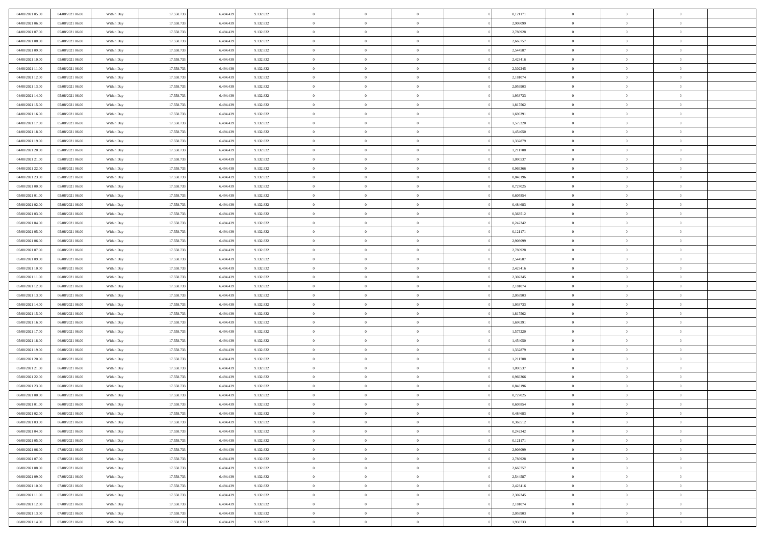| | | | | | | | | | | | | | | |
|---|---|---|---|---|---|---|---|---|---|---|---|---|---|---|
| 04/08/2021 05.00 | 04/08/2021 06.00 | Within Day | 17.558.733 | 6.494.439 | 9.132.832 | 0 | 0 | 0 | | 0,121171 | 0 | 0 | 0 | |
| 04/08/2021 06.00 | 05/08/2021 06.00 | Within Day | 17.558.733 | 6.494.439 | 9.132.832 | 0 | 0 | 0 | | 2,908099 | 0 | 0 | 0 | |
| 04/08/2021 07.00 | 05/08/2021 06.00 | Within Day | 17.558.733 | 6.494.439 | 9.132.832 | 0 | 0 | 0 | | 2,786928 | 0 | 0 | 0 | |
| 04/08/2021 08.00 | 05/08/2021 06.00 | Within Day | 17.558.733 | 6.494.439 | 9.132.832 | 0 | 0 | 0 | | 2,665757 | 0 | 0 | 0 | |
| 04/08/2021 09.00 | 05/08/2021 06.00 | Within Day | 17.558.733 | 6.494.439 | 9.132.832 | 0 | 0 | 0 | | 2,544587 | 0 | 0 | 0 | |
| 04/08/2021 10.00 | 05/08/2021 06.00 | Within Day | 17.558.733 | 6.494.439 | 9.132.832 | 0 | 0 | 0 | | 2,423416 | 0 | 0 | 0 | |
| 04/08/2021 11.00 | 05/08/2021 06.00 | Within Day | 17.558.733 | 6.494.439 | 9.132.832 | 0 | 0 | 0 | | 2,302245 | 0 | 0 | 0 | |
| 04/08/2021 12.00 | 05/08/2021 06.00 | Within Day | 17.558.733 | 6.494.439 | 9.132.832 | 0 | 0 | 0 | | 2,181074 | 0 | 0 | 0 | |
| 04/08/2021 13.00 | 05/08/2021 06.00 | Within Day | 17.558.733 | 6.494.439 | 9.132.832 | 0 | 0 | 0 | | 2,059903 | 0 | 0 | 0 | |
| 04/08/2021 14.00 | 05/08/2021 06.00 | Within Day | 17.558.733 | 6.494.439 | 9.132.832 | 0 | 0 | 0 | | 1,938733 | 0 | 0 | 0 | |
| 04/08/2021 15.00 | 05/08/2021 06.00 | Within Day | 17.558.733 | 6.494.439 | 9.132.832 | 0 | 0 | 0 | | 1,817562 | 0 | 0 | 0 | |
| 04/08/2021 16.00 | 05/08/2021 06.00 | Within Day | 17.558.733 | 6.494.439 | 9.132.832 | 0 | 0 | 0 | | 1,696391 | 0 | 0 | 0 | |
| 04/08/2021 17.00 | 05/08/2021 06.00 | Within Day | 17.558.733 | 6.494.439 | 9.132.832 | 0 | 0 | 0 | | 1,575220 | 0 | 0 | 0 | |
| 04/08/2021 18.00 | 05/08/2021 06.00 | Within Day | 17.558.733 | 6.494.439 | 9.132.832 | 0 | 0 | 0 | | 1,454050 | 0 | 0 | 0 | |
| 04/08/2021 19.00 | 05/08/2021 06.00 | Within Day | 17.558.733 | 6.494.439 | 9.132.832 | 0 | 0 | 0 | | 1,332879 | 0 | 0 | 0 | |
| 04/08/2021 20.00 | 05/08/2021 06.00 | Within Day | 17.558.733 | 6.494.439 | 9.132.832 | 0 | 0 | 0 | | 1,211708 | 0 | 0 | 0 | |
| 04/08/2021 21.00 | 05/08/2021 06.00 | Within Day | 17.558.733 | 6.494.439 | 9.132.832 | 0 | 0 | 0 | | 1,090537 | 0 | 0 | 0 | |
| 04/08/2021 22.00 | 05/08/2021 06.00 | Within Day | 17.558.733 | 6.494.439 | 9.132.832 | 0 | 0 | 0 | | 0,969366 | 0 | 0 | 0 | |
| 04/08/2021 23.00 | 05/08/2021 06.00 | Within Day | 17.558.733 | 6.494.439 | 9.132.832 | 0 | 0 | 0 | | 0,848196 | 0 | 0 | 0 | |
| 05/08/2021 00.00 | 05/08/2021 06.00 | Within Day | 17.558.733 | 6.494.439 | 9.132.832 | 0 | 0 | 0 | | 0,727025 | 0 | 0 | 0 | |
| 05/08/2021 01.00 | 05/08/2021 06.00 | Within Day | 17.558.733 | 6.494.439 | 9.132.832 | 0 | 0 | 0 | | 0,605854 | 0 | 0 | 0 | |
| 05/08/2021 02.00 | 05/08/2021 06.00 | Within Day | 17.558.733 | 6.494.439 | 9.132.832 | 0 | 0 | 0 | | 0,484683 | 0 | 0 | 0 | |
| 05/08/2021 03.00 | 05/08/2021 06.00 | Within Day | 17.558.733 | 6.494.439 | 9.132.832 | 0 | 0 | 0 | | 0,363512 | 0 | 0 | 0 | |
| 05/08/2021 04.00 | 05/08/2021 06.00 | Within Day | 17.558.733 | 6.494.439 | 9.132.832 | 0 | 0 | 0 | | 0,242342 | 0 | 0 | 0 | |
| 05/08/2021 05.00 | 05/08/2021 06.00 | Within Day | 17.558.733 | 6.494.439 | 9.132.832 | 0 | 0 | 0 | | 0,121171 | 0 | 0 | 0 | |
| 05/08/2021 06.00 | 06/08/2021 06.00 | Within Day | 17.558.733 | 6.494.439 | 9.132.832 | 0 | 0 | 0 | | 2,908099 | 0 | 0 | 0 | |
| 05/08/2021 07.00 | 06/08/2021 06.00 | Within Day | 17.558.733 | 6.494.439 | 9.132.832 | 0 | 0 | 0 | | 2,786928 | 0 | 0 | 0 | |
| 05/08/2021 09.00 | 06/08/2021 06.00 | Within Day | 17.558.733 | 6.494.439 | 9.132.832 | 0 | 0 | 0 | | 2,544587 | 0 | 0 | 0 | |
| 05/08/2021 10.00 | 06/08/2021 06.00 | Within Day | 17.558.733 | 6.494.439 | 9.132.832 | 0 | 0 | 0 | | 2,423416 | 0 | 0 | 0 | |
| 05/08/2021 11.00 | 06/08/2021 06.00 | Within Day | 17.558.733 | 6.494.439 | 9.132.832 | 0 | 0 | 0 | | 2,302245 | 0 | 0 | 0 | |
| 05/08/2021 12.00 | 06/08/2021 06.00 | Within Day | 17.558.733 | 6.494.439 | 9.132.832 | 0 | 0 | 0 | | 2,181074 | 0 | 0 | 0 | |
| 05/08/2021 13.00 | 06/08/2021 06.00 | Within Day | 17.558.733 | 6.494.439 | 9.132.832 | 0 | 0 | 0 | | 2,059903 | 0 | 0 | 0 | |
| 05/08/2021 14.00 | 06/08/2021 06.00 | Within Day | 17.558.733 | 6.494.439 | 9.132.832 | 0 | 0 | 0 | | 1,938733 | 0 | 0 | 0 | |
| 05/08/2021 15.00 | 06/08/2021 06.00 | Within Day | 17.558.733 | 6.494.439 | 9.132.832 | 0 | 0 | 0 | | 1,817562 | 0 | 0 | 0 | |
| 05/08/2021 16.00 | 06/08/2021 06.00 | Within Day | 17.558.733 | 6.494.439 | 9.132.832 | 0 | 0 | 0 | | 1,696391 | 0 | 0 | 0 | |
| 05/08/2021 17.00 | 06/08/2021 06.00 | Within Day | 17.558.733 | 6.494.439 | 9.132.832 | 0 | 0 | 0 | | 1,575220 | 0 | 0 | 0 | |
| 05/08/2021 18.00 | 06/08/2021 06.00 | Within Day | 17.558.733 | 6.494.439 | 9.132.832 | 0 | 0 | 0 | | 1,454050 | 0 | 0 | 0 | |
| 05/08/2021 19.00 | 06/08/2021 06.00 | Within Day | 17.558.733 | 6.494.439 | 9.132.832 | 0 | 0 | 0 | | 1,332879 | 0 | 0 | 0 | |
| 05/08/2021 20.00 | 06/08/2021 06.00 | Within Day | 17.558.733 | 6.494.439 | 9.132.832 | 0 | 0 | 0 | | 1,211708 | 0 | 0 | 0 | |
| 05/08/2021 21.00 | 06/08/2021 06.00 | Within Day | 17.558.733 | 6.494.439 | 9.132.832 | 0 | 0 | 0 | | 1,090537 | 0 | 0 | 0 | |
| 05/08/2021 22.00 | 06/08/2021 06.00 | Within Day | 17.558.733 | 6.494.439 | 9.132.832 | 0 | 0 | 0 | | 0,969366 | 0 | 0 | 0 | |
| 05/08/2021 23.00 | 06/08/2021 06.00 | Within Day | 17.558.733 | 6.494.439 | 9.132.832 | 0 | 0 | 0 | | 0,848196 | 0 | 0 | 0 | |
| 06/08/2021 00.00 | 06/08/2021 06.00 | Within Day | 17.558.733 | 6.494.439 | 9.132.832 | 0 | 0 | 0 | | 0,727025 | 0 | 0 | 0 | |
| 06/08/2021 01.00 | 06/08/2021 06.00 | Within Day | 17.558.733 | 6.494.439 | 9.132.832 | 0 | 0 | 0 | | 0,605854 | 0 | 0 | 0 | |
| 06/08/2021 02.00 | 06/08/2021 06.00 | Within Day | 17.558.733 | 6.494.439 | 9.132.832 | 0 | 0 | 0 | | 0,484683 | 0 | 0 | 0 | |
| 06/08/2021 03.00 | 06/08/2021 06.00 | Within Day | 17.558.733 | 6.494.439 | 9.132.832 | 0 | 0 | 0 | | 0,363512 | 0 | 0 | 0 | |
| 06/08/2021 04.00 | 06/08/2021 06.00 | Within Day | 17.558.733 | 6.494.439 | 9.132.832 | 0 | 0 | 0 | | 0,242342 | 0 | 0 | 0 | |
| 06/08/2021 05.00 | 06/08/2021 06.00 | Within Day | 17.558.733 | 6.494.439 | 9.132.832 | 0 | 0 | 0 | | 0,121171 | 0 | 0 | 0 | |
| 06/08/2021 06.00 | 07/08/2021 06.00 | Within Day | 17.558.733 | 6.494.439 | 9.132.832 | 0 | 0 | 0 | | 2,908099 | 0 | 0 | 0 | |
| 06/08/2021 07.00 | 07/08/2021 06.00 | Within Day | 17.558.733 | 6.494.439 | 9.132.832 | 0 | 0 | 0 | | 2,786928 | 0 | 0 | 0 | |
| 06/08/2021 08.00 | 07/08/2021 06.00 | Within Day | 17.558.733 | 6.494.439 | 9.132.832 | 0 | 0 | 0 | | 2,665757 | 0 | 0 | 0 | |
| 06/08/2021 09.00 | 07/08/2021 06.00 | Within Day | 17.558.733 | 6.494.439 | 9.132.832 | 0 | 0 | 0 | | 2,544587 | 0 | 0 | 0 | |
| 06/08/2021 10.00 | 07/08/2021 06.00 | Within Day | 17.558.733 | 6.494.439 | 9.132.832 | 0 | 0 | 0 | | 2,423416 | 0 | 0 | 0 | |
| 06/08/2021 11.00 | 07/08/2021 06.00 | Within Day | 17.558.733 | 6.494.439 | 9.132.832 | 0 | 0 | 0 | | 2,302245 | 0 | 0 | 0 | |
| 06/08/2021 12.00 | 07/08/2021 06.00 | Within Day | 17.558.733 | 6.494.439 | 9.132.832 | 0 | 0 | 0 | | 2,181074 | 0 | 0 | 0 | |
| 06/08/2021 13.00 | 07/08/2021 06.00 | Within Day | 17.558.733 | 6.494.439 | 9.132.832 | 0 | 0 | 0 | | 2,059903 | 0 | 0 | 0 | |
| 06/08/2021 14.00 | 07/08/2021 06.00 | Within Day | 17.558.733 | 6.494.439 | 9.132.832 | 0 | 0 | 0 | | 1,938733 | 0 | 0 | 0 | |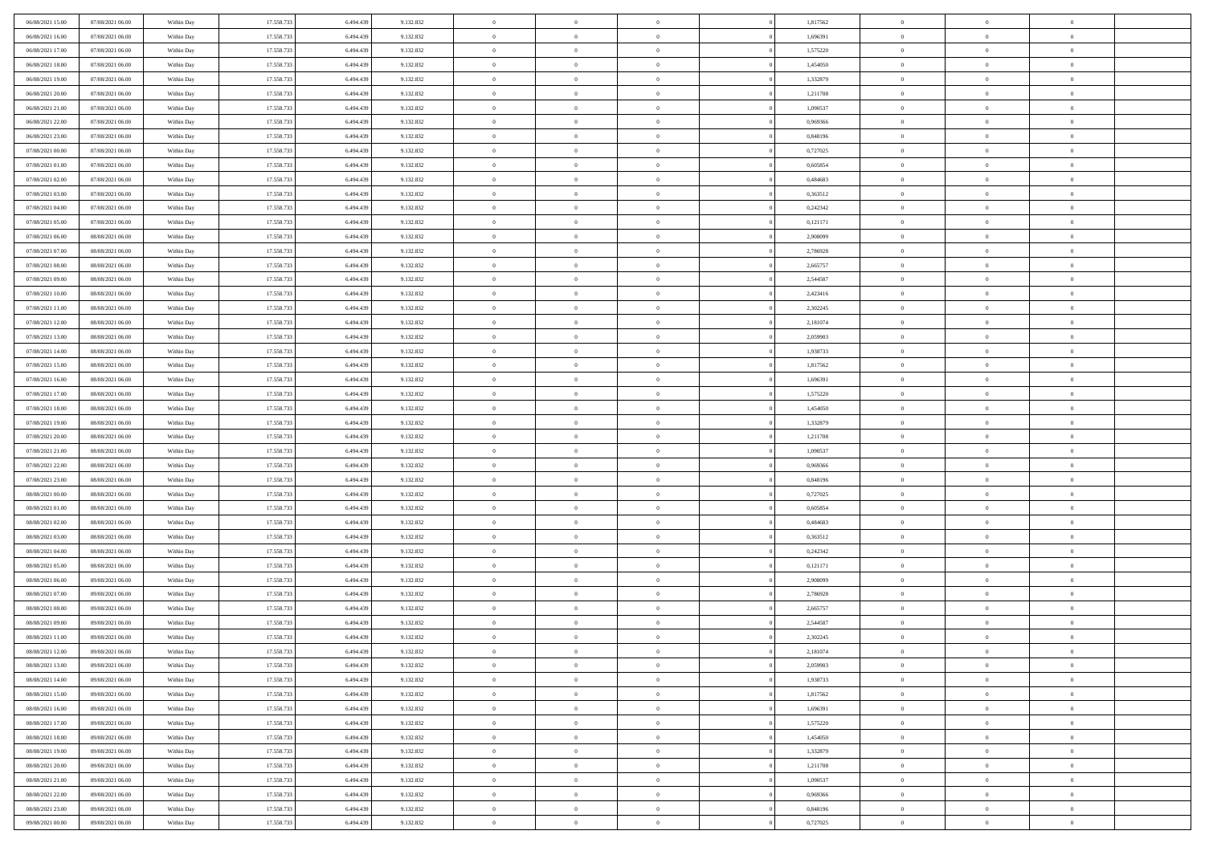| | | | | | | | | | | | | | | |
|---|---|---|---|---|---|---|---|---|---|---|---|---|---|---|
| 06/08/2021 15:00 | 07/08/2021 06:00 | Within Day | 17.558.733 | 6.494.439 | 9.132.832 | 0 | 0 | 0 | | 1,817562 | 0 | 0 | 0 | |
| 06/08/2021 16:00 | 07/08/2021 06:00 | Within Day | 17.558.733 | 6.494.439 | 9.132.832 | 0 | 0 | 0 | | 1,696391 | 0 | 0 | 0 | |
| 06/08/2021 17:00 | 07/08/2021 06:00 | Within Day | 17.558.733 | 6.494.439 | 9.132.832 | 0 | 0 | 0 | | 1,575220 | 0 | 0 | 0 | |
| 06/08/2021 18:00 | 07/08/2021 06:00 | Within Day | 17.558.733 | 6.494.439 | 9.132.832 | 0 | 0 | 0 | | 1,454050 | 0 | 0 | 0 | |
| 06/08/2021 19:00 | 07/08/2021 06:00 | Within Day | 17.558.733 | 6.494.439 | 9.132.832 | 0 | 0 | 0 | | 1,332879 | 0 | 0 | 0 | |
| 06/08/2021 20:00 | 07/08/2021 06:00 | Within Day | 17.558.733 | 6.494.439 | 9.132.832 | 0 | 0 | 0 | | 1,211708 | 0 | 0 | 0 | |
| 06/08/2021 21:00 | 07/08/2021 06:00 | Within Day | 17.558.733 | 6.494.439 | 9.132.832 | 0 | 0 | 0 | | 1,090537 | 0 | 0 | 0 | |
| 06/08/2021 22:00 | 07/08/2021 06:00 | Within Day | 17.558.733 | 6.494.439 | 9.132.832 | 0 | 0 | 0 | | 0,969366 | 0 | 0 | 0 | |
| 06/08/2021 23:00 | 07/08/2021 06:00 | Within Day | 17.558.733 | 6.494.439 | 9.132.832 | 0 | 0 | 0 | | 0,848196 | 0 | 0 | 0 | |
| 07/08/2021 00:00 | 07/08/2021 06:00 | Within Day | 17.558.733 | 6.494.439 | 9.132.832 | 0 | 0 | 0 | | 0,727025 | 0 | 0 | 0 | |
| 07/08/2021 01:00 | 07/08/2021 06:00 | Within Day | 17.558.733 | 6.494.439 | 9.132.832 | 0 | 0 | 0 | | 0,605854 | 0 | 0 | 0 | |
| 07/08/2021 02:00 | 07/08/2021 06:00 | Within Day | 17.558.733 | 6.494.439 | 9.132.832 | 0 | 0 | 0 | | 0,484683 | 0 | 0 | 0 | |
| 07/08/2021 03:00 | 07/08/2021 06:00 | Within Day | 17.558.733 | 6.494.439 | 9.132.832 | 0 | 0 | 0 | | 0,363512 | 0 | 0 | 0 | |
| 07/08/2021 04:00 | 07/08/2021 06:00 | Within Day | 17.558.733 | 6.494.439 | 9.132.832 | 0 | 0 | 0 | | 0,242342 | 0 | 0 | 0 | |
| 07/08/2021 05:00 | 07/08/2021 06:00 | Within Day | 17.558.733 | 6.494.439 | 9.132.832 | 0 | 0 | 0 | | 0,121171 | 0 | 0 | 0 | |
| 07/08/2021 06:00 | 08/08/2021 06:00 | Within Day | 17.558.733 | 6.494.439 | 9.132.832 | 0 | 0 | 0 | | 2,908099 | 0 | 0 | 0 | |
| 07/08/2021 07:00 | 08/08/2021 06:00 | Within Day | 17.558.733 | 6.494.439 | 9.132.832 | 0 | 0 | 0 | | 2,786928 | 0 | 0 | 0 | |
| 07/08/2021 08:00 | 08/08/2021 06:00 | Within Day | 17.558.733 | 6.494.439 | 9.132.832 | 0 | 0 | 0 | | 2,665757 | 0 | 0 | 0 | |
| 07/08/2021 09:00 | 08/08/2021 06:00 | Within Day | 17.558.733 | 6.494.439 | 9.132.832 | 0 | 0 | 0 | | 2,544587 | 0 | 0 | 0 | |
| 07/08/2021 10:00 | 08/08/2021 06:00 | Within Day | 17.558.733 | 6.494.439 | 9.132.832 | 0 | 0 | 0 | | 2,423416 | 0 | 0 | 0 | |
| 07/08/2021 11:00 | 08/08/2021 06:00 | Within Day | 17.558.733 | 6.494.439 | 9.132.832 | 0 | 0 | 0 | | 2,302245 | 0 | 0 | 0 | |
| 07/08/2021 12:00 | 08/08/2021 06:00 | Within Day | 17.558.733 | 6.494.439 | 9.132.832 | 0 | 0 | 0 | | 2,181074 | 0 | 0 | 0 | |
| 07/08/2021 13:00 | 08/08/2021 06:00 | Within Day | 17.558.733 | 6.494.439 | 9.132.832 | 0 | 0 | 0 | | 2,059903 | 0 | 0 | 0 | |
| 07/08/2021 14:00 | 08/08/2021 06:00 | Within Day | 17.558.733 | 6.494.439 | 9.132.832 | 0 | 0 | 0 | | 1,938733 | 0 | 0 | 0 | |
| 07/08/2021 15:00 | 08/08/2021 06:00 | Within Day | 17.558.733 | 6.494.439 | 9.132.832 | 0 | 0 | 0 | | 1,817562 | 0 | 0 | 0 | |
| 07/08/2021 16:00 | 08/08/2021 06:00 | Within Day | 17.558.733 | 6.494.439 | 9.132.832 | 0 | 0 | 0 | | 1,696391 | 0 | 0 | 0 | |
| 07/08/2021 17:00 | 08/08/2021 06:00 | Within Day | 17.558.733 | 6.494.439 | 9.132.832 | 0 | 0 | 0 | | 1,575220 | 0 | 0 | 0 | |
| 07/08/2021 18:00 | 08/08/2021 06:00 | Within Day | 17.558.733 | 6.494.439 | 9.132.832 | 0 | 0 | 0 | | 1,454050 | 0 | 0 | 0 | |
| 07/08/2021 19:00 | 08/08/2021 06:00 | Within Day | 17.558.733 | 6.494.439 | 9.132.832 | 0 | 0 | 0 | | 1,332879 | 0 | 0 | 0 | |
| 07/08/2021 20:00 | 08/08/2021 06:00 | Within Day | 17.558.733 | 6.494.439 | 9.132.832 | 0 | 0 | 0 | | 1,211708 | 0 | 0 | 0 | |
| 07/08/2021 21:00 | 08/08/2021 06:00 | Within Day | 17.558.733 | 6.494.439 | 9.132.832 | 0 | 0 | 0 | | 1,090537 | 0 | 0 | 0 | |
| 07/08/2021 22:00 | 08/08/2021 06:00 | Within Day | 17.558.733 | 6.494.439 | 9.132.832 | 0 | 0 | 0 | | 0,969366 | 0 | 0 | 0 | |
| 07/08/2021 23:00 | 08/08/2021 06:00 | Within Day | 17.558.733 | 6.494.439 | 9.132.832 | 0 | 0 | 0 | | 0,848196 | 0 | 0 | 0 | |
| 08/08/2021 00:00 | 08/08/2021 06:00 | Within Day | 17.558.733 | 6.494.439 | 9.132.832 | 0 | 0 | 0 | | 0,727025 | 0 | 0 | 0 | |
| 08/08/2021 01:00 | 08/08/2021 06:00 | Within Day | 17.558.733 | 6.494.439 | 9.132.832 | 0 | 0 | 0 | | 0,605854 | 0 | 0 | 0 | |
| 08/08/2021 02:00 | 08/08/2021 06:00 | Within Day | 17.558.733 | 6.494.439 | 9.132.832 | 0 | 0 | 0 | | 0,484683 | 0 | 0 | 0 | |
| 08/08/2021 03:00 | 08/08/2021 06:00 | Within Day | 17.558.733 | 6.494.439 | 9.132.832 | 0 | 0 | 0 | | 0,363512 | 0 | 0 | 0 | |
| 08/08/2021 04:00 | 08/08/2021 06:00 | Within Day | 17.558.733 | 6.494.439 | 9.132.832 | 0 | 0 | 0 | | 0,242342 | 0 | 0 | 0 | |
| 08/08/2021 05:00 | 08/08/2021 06:00 | Within Day | 17.558.733 | 6.494.439 | 9.132.832 | 0 | 0 | 0 | | 0,121171 | 0 | 0 | 0 | |
| 08/08/2021 06:00 | 09/08/2021 06:00 | Within Day | 17.558.733 | 6.494.439 | 9.132.832 | 0 | 0 | 0 | | 2,908099 | 0 | 0 | 0 | |
| 08/08/2021 07:00 | 09/08/2021 06:00 | Within Day | 17.558.733 | 6.494.439 | 9.132.832 | 0 | 0 | 0 | | 2,786928 | 0 | 0 | 0 | |
| 08/08/2021 08:00 | 09/08/2021 06:00 | Within Day | 17.558.733 | 6.494.439 | 9.132.832 | 0 | 0 | 0 | | 2,665757 | 0 | 0 | 0 | |
| 08/08/2021 09:00 | 09/08/2021 06:00 | Within Day | 17.558.733 | 6.494.439 | 9.132.832 | 0 | 0 | 0 | | 2,544587 | 0 | 0 | 0 | |
| 08/08/2021 11:00 | 09/08/2021 06:00 | Within Day | 17.558.733 | 6.494.439 | 9.132.832 | 0 | 0 | 0 | | 2,302245 | 0 | 0 | 0 | |
| 08/08/2021 12:00 | 09/08/2021 06:00 | Within Day | 17.558.733 | 6.494.439 | 9.132.832 | 0 | 0 | 0 | | 2,181074 | 0 | 0 | 0 | |
| 08/08/2021 13:00 | 09/08/2021 06:00 | Within Day | 17.558.733 | 6.494.439 | 9.132.832 | 0 | 0 | 0 | | 2,059903 | 0 | 0 | 0 | |
| 08/08/2021 14:00 | 09/08/2021 06:00 | Within Day | 17.558.733 | 6.494.439 | 9.132.832 | 0 | 0 | 0 | | 1,938733 | 0 | 0 | 0 | |
| 08/08/2021 15:00 | 09/08/2021 06:00 | Within Day | 17.558.733 | 6.494.439 | 9.132.832 | 0 | 0 | 0 | | 1,817562 | 0 | 0 | 0 | |
| 08/08/2021 16:00 | 09/08/2021 06:00 | Within Day | 17.558.733 | 6.494.439 | 9.132.832 | 0 | 0 | 0 | | 1,696391 | 0 | 0 | 0 | |
| 08/08/2021 17:00 | 09/08/2021 06:00 | Within Day | 17.558.733 | 6.494.439 | 9.132.832 | 0 | 0 | 0 | | 1,575220 | 0 | 0 | 0 | |
| 08/08/2021 18:00 | 09/08/2021 06:00 | Within Day | 17.558.733 | 6.494.439 | 9.132.832 | 0 | 0 | 0 | | 1,454050 | 0 | 0 | 0 | |
| 08/08/2021 19:00 | 09/08/2021 06:00 | Within Day | 17.558.733 | 6.494.439 | 9.132.832 | 0 | 0 | 0 | | 1,332879 | 0 | 0 | 0 | |
| 08/08/2021 20:00 | 09/08/2021 06:00 | Within Day | 17.558.733 | 6.494.439 | 9.132.832 | 0 | 0 | 0 | | 1,211708 | 0 | 0 | 0 | |
| 08/08/2021 21:00 | 09/08/2021 06:00 | Within Day | 17.558.733 | 6.494.439 | 9.132.832 | 0 | 0 | 0 | | 1,090537 | 0 | 0 | 0 | |
| 08/08/2021 22:00 | 09/08/2021 06:00 | Within Day | 17.558.733 | 6.494.439 | 9.132.832 | 0 | 0 | 0 | | 0,969366 | 0 | 0 | 0 | |
| 08/08/2021 23:00 | 09/08/2021 06:00 | Within Day | 17.558.733 | 6.494.439 | 9.132.832 | 0 | 0 | 0 | | 0,848196 | 0 | 0 | 0 | |
| 09/08/2021 00:00 | 09/08/2021 06:00 | Within Day | 17.558.733 | 6.494.439 | 9.132.832 | 0 | 0 | 0 | | 0,727025 | 0 | 0 | 0 | |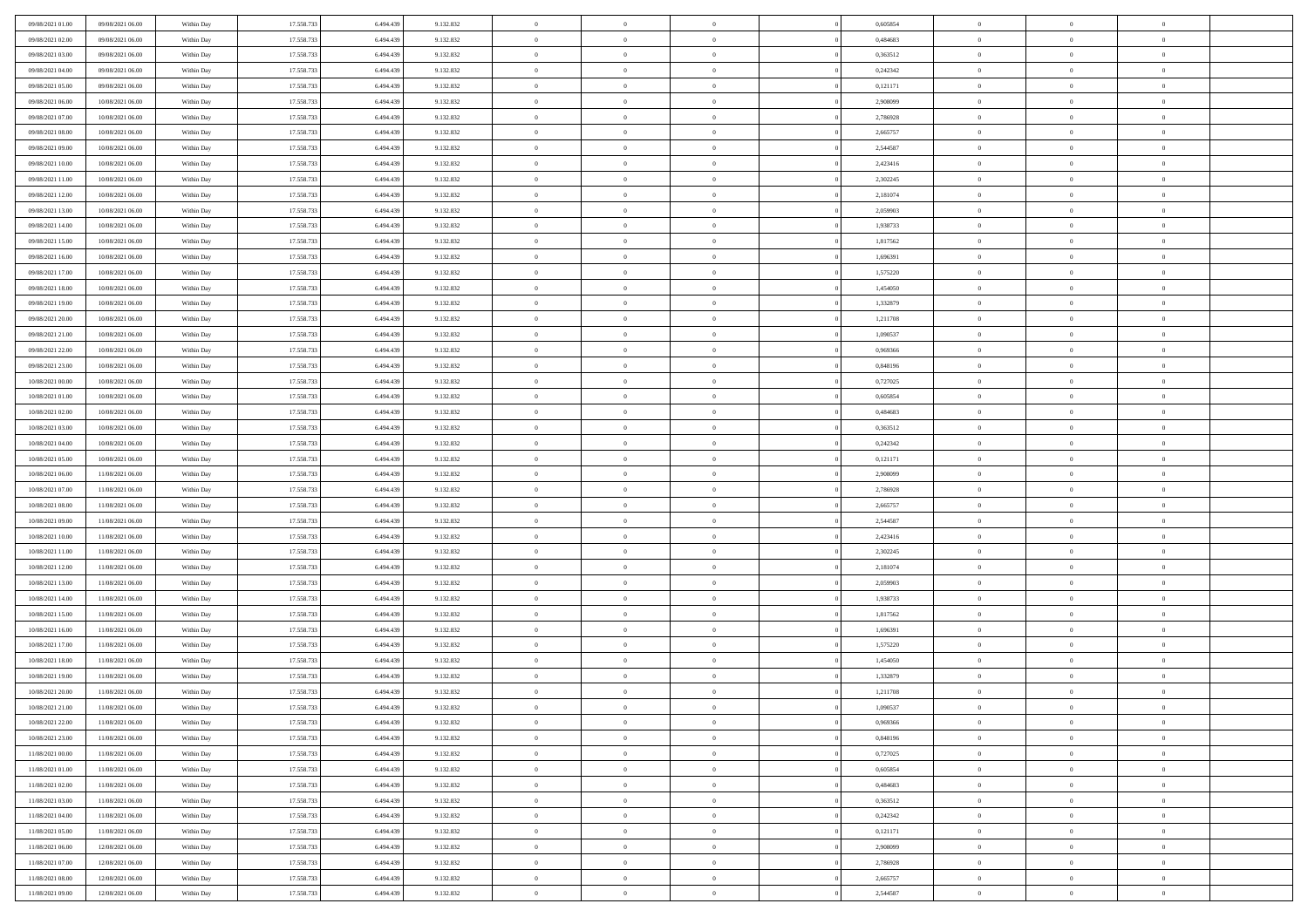| | | | | | | | | | | | | | | |
|---|---|---|---|---|---|---|---|---|---|---|---|---|---|---|
| 09/08/2021 01:00 | 09/08/2021 06:00 | Within Day | 17.558.733 | 6.494.439 | 9.132.832 | 0 | 0 | 0 | | 0,605854 | 0 | 0 | 0 | |
| 09/08/2021 02:00 | 09/08/2021 06:00 | Within Day | 17.558.733 | 6.494.439 | 9.132.832 | 0 | 0 | 0 | | 0,484683 | 0 | 0 | 0 | |
| 09/08/2021 03:00 | 09/08/2021 06:00 | Within Day | 17.558.733 | 6.494.439 | 9.132.832 | 0 | 0 | 0 | | 0,363512 | 0 | 0 | 0 | |
| 09/08/2021 04:00 | 09/08/2021 06:00 | Within Day | 17.558.733 | 6.494.439 | 9.132.832 | 0 | 0 | 0 | | 0,242342 | 0 | 0 | 0 | |
| 09/08/2021 05:00 | 09/08/2021 06:00 | Within Day | 17.558.733 | 6.494.439 | 9.132.832 | 0 | 0 | 0 | | 0,121171 | 0 | 0 | 0 | |
| 09/08/2021 06:00 | 10/08/2021 06:00 | Within Day | 17.558.733 | 6.494.439 | 9.132.832 | 0 | 0 | 0 | | 2,908099 | 0 | 0 | 0 | |
| 09/08/2021 07:00 | 10/08/2021 06:00 | Within Day | 17.558.733 | 6.494.439 | 9.132.832 | 0 | 0 | 0 | | 2,786928 | 0 | 0 | 0 | |
| 09/08/2021 08:00 | 10/08/2021 06:00 | Within Day | 17.558.733 | 6.494.439 | 9.132.832 | 0 | 0 | 0 | | 2,665757 | 0 | 0 | 0 | |
| 09/08/2021 09:00 | 10/08/2021 06:00 | Within Day | 17.558.733 | 6.494.439 | 9.132.832 | 0 | 0 | 0 | | 2,544587 | 0 | 0 | 0 | |
| 09/08/2021 10:00 | 10/08/2021 06:00 | Within Day | 17.558.733 | 6.494.439 | 9.132.832 | 0 | 0 | 0 | | 2,423416 | 0 | 0 | 0 | |
| 09/08/2021 11:00 | 10/08/2021 06:00 | Within Day | 17.558.733 | 6.494.439 | 9.132.832 | 0 | 0 | 0 | | 2,302245 | 0 | 0 | 0 | |
| 09/08/2021 12:00 | 10/08/2021 06:00 | Within Day | 17.558.733 | 6.494.439 | 9.132.832 | 0 | 0 | 0 | | 2,181074 | 0 | 0 | 0 | |
| 09/08/2021 13:00 | 10/08/2021 06:00 | Within Day | 17.558.733 | 6.494.439 | 9.132.832 | 0 | 0 | 0 | | 2,059903 | 0 | 0 | 0 | |
| 09/08/2021 14:00 | 10/08/2021 06:00 | Within Day | 17.558.733 | 6.494.439 | 9.132.832 | 0 | 0 | 0 | | 1,938733 | 0 | 0 | 0 | |
| 09/08/2021 15:00 | 10/08/2021 06:00 | Within Day | 17.558.733 | 6.494.439 | 9.132.832 | 0 | 0 | 0 | | 1,817562 | 0 | 0 | 0 | |
| 09/08/2021 16:00 | 10/08/2021 06:00 | Within Day | 17.558.733 | 6.494.439 | 9.132.832 | 0 | 0 | 0 | | 1,696391 | 0 | 0 | 0 | |
| 09/08/2021 17:00 | 10/08/2021 06:00 | Within Day | 17.558.733 | 6.494.439 | 9.132.832 | 0 | 0 | 0 | | 1,575220 | 0 | 0 | 0 | |
| 09/08/2021 18:00 | 10/08/2021 06:00 | Within Day | 17.558.733 | 6.494.439 | 9.132.832 | 0 | 0 | 0 | | 1,454050 | 0 | 0 | 0 | |
| 09/08/2021 19:00 | 10/08/2021 06:00 | Within Day | 17.558.733 | 6.494.439 | 9.132.832 | 0 | 0 | 0 | | 1,332879 | 0 | 0 | 0 | |
| 09/08/2021 20:00 | 10/08/2021 06:00 | Within Day | 17.558.733 | 6.494.439 | 9.132.832 | 0 | 0 | 0 | | 1,211708 | 0 | 0 | 0 | |
| 09/08/2021 21:00 | 10/08/2021 06:00 | Within Day | 17.558.733 | 6.494.439 | 9.132.832 | 0 | 0 | 0 | | 1,090537 | 0 | 0 | 0 | |
| 09/08/2021 22:00 | 10/08/2021 06:00 | Within Day | 17.558.733 | 6.494.439 | 9.132.832 | 0 | 0 | 0 | | 0,969366 | 0 | 0 | 0 | |
| 09/08/2021 23:00 | 10/08/2021 06:00 | Within Day | 17.558.733 | 6.494.439 | 9.132.832 | 0 | 0 | 0 | | 0,848196 | 0 | 0 | 0 | |
| 10/08/2021 00:00 | 10/08/2021 06:00 | Within Day | 17.558.733 | 6.494.439 | 9.132.832 | 0 | 0 | 0 | | 0,727025 | 0 | 0 | 0 | |
| 10/08/2021 01:00 | 10/08/2021 06:00 | Within Day | 17.558.733 | 6.494.439 | 9.132.832 | 0 | 0 | 0 | | 0,605854 | 0 | 0 | 0 | |
| 10/08/2021 02:00 | 10/08/2021 06:00 | Within Day | 17.558.733 | 6.494.439 | 9.132.832 | 0 | 0 | 0 | | 0,484683 | 0 | 0 | 0 | |
| 10/08/2021 03:00 | 10/08/2021 06:00 | Within Day | 17.558.733 | 6.494.439 | 9.132.832 | 0 | 0 | 0 | | 0,363512 | 0 | 0 | 0 | |
| 10/08/2021 04:00 | 10/08/2021 06:00 | Within Day | 17.558.733 | 6.494.439 | 9.132.832 | 0 | 0 | 0 | | 0,242342 | 0 | 0 | 0 | |
| 10/08/2021 05:00 | 10/08/2021 06:00 | Within Day | 17.558.733 | 6.494.439 | 9.132.832 | 0 | 0 | 0 | | 0,121171 | 0 | 0 | 0 | |
| 10/08/2021 06:00 | 11/08/2021 06:00 | Within Day | 17.558.733 | 6.494.439 | 9.132.832 | 0 | 0 | 0 | | 2,908099 | 0 | 0 | 0 | |
| 10/08/2021 07:00 | 11/08/2021 06:00 | Within Day | 17.558.733 | 6.494.439 | 9.132.832 | 0 | 0 | 0 | | 2,786928 | 0 | 0 | 0 | |
| 10/08/2021 08:00 | 11/08/2021 06:00 | Within Day | 17.558.733 | 6.494.439 | 9.132.832 | 0 | 0 | 0 | | 2,665757 | 0 | 0 | 0 | |
| 10/08/2021 09:00 | 11/08/2021 06:00 | Within Day | 17.558.733 | 6.494.439 | 9.132.832 | 0 | 0 | 0 | | 2,544587 | 0 | 0 | 0 | |
| 10/08/2021 10:00 | 11/08/2021 06:00 | Within Day | 17.558.733 | 6.494.439 | 9.132.832 | 0 | 0 | 0 | | 2,423416 | 0 | 0 | 0 | |
| 10/08/2021 11:00 | 11/08/2021 06:00 | Within Day | 17.558.733 | 6.494.439 | 9.132.832 | 0 | 0 | 0 | | 2,302245 | 0 | 0 | 0 | |
| 10/08/2021 12:00 | 11/08/2021 06:00 | Within Day | 17.558.733 | 6.494.439 | 9.132.832 | 0 | 0 | 0 | | 2,181074 | 0 | 0 | 0 | |
| 10/08/2021 13:00 | 11/08/2021 06:00 | Within Day | 17.558.733 | 6.494.439 | 9.132.832 | 0 | 0 | 0 | | 2,059903 | 0 | 0 | 0 | |
| 10/08/2021 14:00 | 11/08/2021 06:00 | Within Day | 17.558.733 | 6.494.439 | 9.132.832 | 0 | 0 | 0 | | 1,938733 | 0 | 0 | 0 | |
| 10/08/2021 15:00 | 11/08/2021 06:00 | Within Day | 17.558.733 | 6.494.439 | 9.132.832 | 0 | 0 | 0 | | 1,817562 | 0 | 0 | 0 | |
| 10/08/2021 16:00 | 11/08/2021 06:00 | Within Day | 17.558.733 | 6.494.439 | 9.132.832 | 0 | 0 | 0 | | 1,696391 | 0 | 0 | 0 | |
| 10/08/2021 17:00 | 11/08/2021 06:00 | Within Day | 17.558.733 | 6.494.439 | 9.132.832 | 0 | 0 | 0 | | 1,575220 | 0 | 0 | 0 | |
| 10/08/2021 18:00 | 11/08/2021 06:00 | Within Day | 17.558.733 | 6.494.439 | 9.132.832 | 0 | 0 | 0 | | 1,454050 | 0 | 0 | 0 | |
| 10/08/2021 19:00 | 11/08/2021 06:00 | Within Day | 17.558.733 | 6.494.439 | 9.132.832 | 0 | 0 | 0 | | 1,332879 | 0 | 0 | 0 | |
| 10/08/2021 20:00 | 11/08/2021 06:00 | Within Day | 17.558.733 | 6.494.439 | 9.132.832 | 0 | 0 | 0 | | 1,211708 | 0 | 0 | 0 | |
| 10/08/2021 21:00 | 11/08/2021 06:00 | Within Day | 17.558.733 | 6.494.439 | 9.132.832 | 0 | 0 | 0 | | 1,090537 | 0 | 0 | 0 | |
| 10/08/2021 22:00 | 11/08/2021 06:00 | Within Day | 17.558.733 | 6.494.439 | 9.132.832 | 0 | 0 | 0 | | 0,969366 | 0 | 0 | 0 | |
| 10/08/2021 23:00 | 11/08/2021 06:00 | Within Day | 17.558.733 | 6.494.439 | 9.132.832 | 0 | 0 | 0 | | 0,848196 | 0 | 0 | 0 | |
| 11/08/2021 00:00 | 11/08/2021 06:00 | Within Day | 17.558.733 | 6.494.439 | 9.132.832 | 0 | 0 | 0 | | 0,727025 | 0 | 0 | 0 | |
| 11/08/2021 01:00 | 11/08/2021 06:00 | Within Day | 17.558.733 | 6.494.439 | 9.132.832 | 0 | 0 | 0 | | 0,605854 | 0 | 0 | 0 | |
| 11/08/2021 02:00 | 11/08/2021 06:00 | Within Day | 17.558.733 | 6.494.439 | 9.132.832 | 0 | 0 | 0 | | 0,484683 | 0 | 0 | 0 | |
| 11/08/2021 03:00 | 11/08/2021 06:00 | Within Day | 17.558.733 | 6.494.439 | 9.132.832 | 0 | 0 | 0 | | 0,363512 | 0 | 0 | 0 | |
| 11/08/2021 04:00 | 11/08/2021 06:00 | Within Day | 17.558.733 | 6.494.439 | 9.132.832 | 0 | 0 | 0 | | 0,242342 | 0 | 0 | 0 | |
| 11/08/2021 05:00 | 11/08/2021 06:00 | Within Day | 17.558.733 | 6.494.439 | 9.132.832 | 0 | 0 | 0 | | 0,121171 | 0 | 0 | 0 | |
| 11/08/2021 06:00 | 12/08/2021 06:00 | Within Day | 17.558.733 | 6.494.439 | 9.132.832 | 0 | 0 | 0 | | 2,908099 | 0 | 0 | 0 | |
| 11/08/2021 07:00 | 12/08/2021 06:00 | Within Day | 17.558.733 | 6.494.439 | 9.132.832 | 0 | 0 | 0 | | 2,786928 | 0 | 0 | 0 | |
| 11/08/2021 08:00 | 12/08/2021 06:00 | Within Day | 17.558.733 | 6.494.439 | 9.132.832 | 0 | 0 | 0 | | 2,665757 | 0 | 0 | 0 | |
| 11/08/2021 09:00 | 12/08/2021 06:00 | Within Day | 17.558.733 | 6.494.439 | 9.132.832 | 0 | 0 | 0 | | 2,544587 | 0 | 0 | 0 | |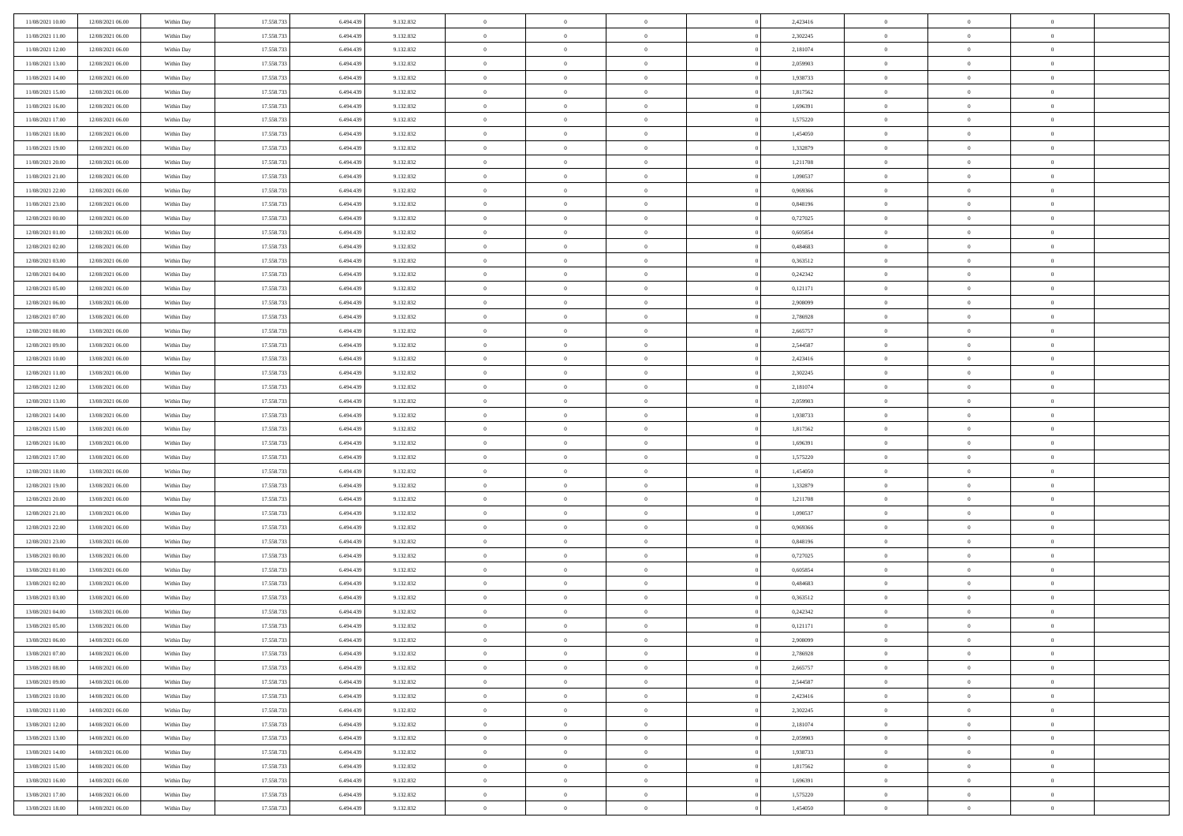| | | | | | | | | | | | | | | |
|---|---|---|---|---|---|---|---|---|---|---|---|---|---|---|
| 11/08/2021 10:00 | 12/08/2021 06:00 | Within Day | 17.558.733 | 6.494.439 | 9.132.832 | 0 | 0 | 0 | | 2,423416 | 0 | 0 | 0 | |
| 11/08/2021 11:00 | 12/08/2021 06:00 | Within Day | 17.558.733 | 6.494.439 | 9.132.832 | 0 | 0 | 0 | | 2,302245 | 0 | 0 | 0 | |
| 11/08/2021 12:00 | 12/08/2021 06:00 | Within Day | 17.558.733 | 6.494.439 | 9.132.832 | 0 | 0 | 0 | | 2,181074 | 0 | 0 | 0 | |
| 11/08/2021 13:00 | 12/08/2021 06:00 | Within Day | 17.558.733 | 6.494.439 | 9.132.832 | 0 | 0 | 0 | | 2,059903 | 0 | 0 | 0 | |
| 11/08/2021 14:00 | 12/08/2021 06:00 | Within Day | 17.558.733 | 6.494.439 | 9.132.832 | 0 | 0 | 0 | | 1,938733 | 0 | 0 | 0 | |
| 11/08/2021 15:00 | 12/08/2021 06:00 | Within Day | 17.558.733 | 6.494.439 | 9.132.832 | 0 | 0 | 0 | | 1,817562 | 0 | 0 | 0 | |
| 11/08/2021 16:00 | 12/08/2021 06:00 | Within Day | 17.558.733 | 6.494.439 | 9.132.832 | 0 | 0 | 0 | | 1,696391 | 0 | 0 | 0 | |
| 11/08/2021 17:00 | 12/08/2021 06:00 | Within Day | 17.558.733 | 6.494.439 | 9.132.832 | 0 | 0 | 0 | | 1,575220 | 0 | 0 | 0 | |
| 11/08/2021 18:00 | 12/08/2021 06:00 | Within Day | 17.558.733 | 6.494.439 | 9.132.832 | 0 | 0 | 0 | | 1,454050 | 0 | 0 | 0 | |
| 11/08/2021 19:00 | 12/08/2021 06:00 | Within Day | 17.558.733 | 6.494.439 | 9.132.832 | 0 | 0 | 0 | | 1,332879 | 0 | 0 | 0 | |
| 11/08/2021 20:00 | 12/08/2021 06:00 | Within Day | 17.558.733 | 6.494.439 | 9.132.832 | 0 | 0 | 0 | | 1,211708 | 0 | 0 | 0 | |
| 11/08/2021 21:00 | 12/08/2021 06:00 | Within Day | 17.558.733 | 6.494.439 | 9.132.832 | 0 | 0 | 0 | | 1,090537 | 0 | 0 | 0 | |
| 11/08/2021 22:00 | 12/08/2021 06:00 | Within Day | 17.558.733 | 6.494.439 | 9.132.832 | 0 | 0 | 0 | | 0,969366 | 0 | 0 | 0 | |
| 11/08/2021 23:00 | 12/08/2021 06:00 | Within Day | 17.558.733 | 6.494.439 | 9.132.832 | 0 | 0 | 0 | | 0,848196 | 0 | 0 | 0 | |
| 12/08/2021 00:00 | 12/08/2021 06:00 | Within Day | 17.558.733 | 6.494.439 | 9.132.832 | 0 | 0 | 0 | | 0,727025 | 0 | 0 | 0 | |
| 12/08/2021 01:00 | 12/08/2021 06:00 | Within Day | 17.558.733 | 6.494.439 | 9.132.832 | 0 | 0 | 0 | | 0,605854 | 0 | 0 | 0 | |
| 12/08/2021 02:00 | 12/08/2021 06:00 | Within Day | 17.558.733 | 6.494.439 | 9.132.832 | 0 | 0 | 0 | | 0,484683 | 0 | 0 | 0 | |
| 12/08/2021 03:00 | 12/08/2021 06:00 | Within Day | 17.558.733 | 6.494.439 | 9.132.832 | 0 | 0 | 0 | | 0,363512 | 0 | 0 | 0 | |
| 12/08/2021 04:00 | 12/08/2021 06:00 | Within Day | 17.558.733 | 6.494.439 | 9.132.832 | 0 | 0 | 0 | | 0,242342 | 0 | 0 | 0 | |
| 12/08/2021 05:00 | 12/08/2021 06:00 | Within Day | 17.558.733 | 6.494.439 | 9.132.832 | 0 | 0 | 0 | | 0,121171 | 0 | 0 | 0 | |
| 12/08/2021 06:00 | 13/08/2021 06:00 | Within Day | 17.558.733 | 6.494.439 | 9.132.832 | 0 | 0 | 0 | | 2,908099 | 0 | 0 | 0 | |
| 12/08/2021 07:00 | 13/08/2021 06:00 | Within Day | 17.558.733 | 6.494.439 | 9.132.832 | 0 | 0 | 0 | | 2,786928 | 0 | 0 | 0 | |
| 12/08/2021 08:00 | 13/08/2021 06:00 | Within Day | 17.558.733 | 6.494.439 | 9.132.832 | 0 | 0 | 0 | | 2,665757 | 0 | 0 | 0 | |
| 12/08/2021 09:00 | 13/08/2021 06:00 | Within Day | 17.558.733 | 6.494.439 | 9.132.832 | 0 | 0 | 0 | | 2,544587 | 0 | 0 | 0 | |
| 12/08/2021 10:00 | 13/08/2021 06:00 | Within Day | 17.558.733 | 6.494.439 | 9.132.832 | 0 | 0 | 0 | | 2,423416 | 0 | 0 | 0 | |
| 12/08/2021 11:00 | 13/08/2021 06:00 | Within Day | 17.558.733 | 6.494.439 | 9.132.832 | 0 | 0 | 0 | | 2,302245 | 0 | 0 | 0 | |
| 12/08/2021 12:00 | 13/08/2021 06:00 | Within Day | 17.558.733 | 6.494.439 | 9.132.832 | 0 | 0 | 0 | | 2,181074 | 0 | 0 | 0 | |
| 12/08/2021 13:00 | 13/08/2021 06:00 | Within Day | 17.558.733 | 6.494.439 | 9.132.832 | 0 | 0 | 0 | | 2,059903 | 0 | 0 | 0 | |
| 12/08/2021 14:00 | 13/08/2021 06:00 | Within Day | 17.558.733 | 6.494.439 | 9.132.832 | 0 | 0 | 0 | | 1,938733 | 0 | 0 | 0 | |
| 12/08/2021 15:00 | 13/08/2021 06:00 | Within Day | 17.558.733 | 6.494.439 | 9.132.832 | 0 | 0 | 0 | | 1,817562 | 0 | 0 | 0 | |
| 12/08/2021 16:00 | 13/08/2021 06:00 | Within Day | 17.558.733 | 6.494.439 | 9.132.832 | 0 | 0 | 0 | | 1,696391 | 0 | 0 | 0 | |
| 12/08/2021 17:00 | 13/08/2021 06:00 | Within Day | 17.558.733 | 6.494.439 | 9.132.832 | 0 | 0 | 0 | | 1,575220 | 0 | 0 | 0 | |
| 12/08/2021 18:00 | 13/08/2021 06:00 | Within Day | 17.558.733 | 6.494.439 | 9.132.832 | 0 | 0 | 0 | | 1,454050 | 0 | 0 | 0 | |
| 12/08/2021 19:00 | 13/08/2021 06:00 | Within Day | 17.558.733 | 6.494.439 | 9.132.832 | 0 | 0 | 0 | | 1,332879 | 0 | 0 | 0 | |
| 12/08/2021 20:00 | 13/08/2021 06:00 | Within Day | 17.558.733 | 6.494.439 | 9.132.832 | 0 | 0 | 0 | | 1,211708 | 0 | 0 | 0 | |
| 12/08/2021 21:00 | 13/08/2021 06:00 | Within Day | 17.558.733 | 6.494.439 | 9.132.832 | 0 | 0 | 0 | | 1,090537 | 0 | 0 | 0 | |
| 12/08/2021 22:00 | 13/08/2021 06:00 | Within Day | 17.558.733 | 6.494.439 | 9.132.832 | 0 | 0 | 0 | | 0,969366 | 0 | 0 | 0 | |
| 12/08/2021 23:00 | 13/08/2021 06:00 | Within Day | 17.558.733 | 6.494.439 | 9.132.832 | 0 | 0 | 0 | | 0,848196 | 0 | 0 | 0 | |
| 13/08/2021 00:00 | 13/08/2021 06:00 | Within Day | 17.558.733 | 6.494.439 | 9.132.832 | 0 | 0 | 0 | | 0,727025 | 0 | 0 | 0 | |
| 13/08/2021 01:00 | 13/08/2021 06:00 | Within Day | 17.558.733 | 6.494.439 | 9.132.832 | 0 | 0 | 0 | | 0,605854 | 0 | 0 | 0 | |
| 13/08/2021 02:00 | 13/08/2021 06:00 | Within Day | 17.558.733 | 6.494.439 | 9.132.832 | 0 | 0 | 0 | | 0,484683 | 0 | 0 | 0 | |
| 13/08/2021 03:00 | 13/08/2021 06:00 | Within Day | 17.558.733 | 6.494.439 | 9.132.832 | 0 | 0 | 0 | | 0,363512 | 0 | 0 | 0 | |
| 13/08/2021 04:00 | 13/08/2021 06:00 | Within Day | 17.558.733 | 6.494.439 | 9.132.832 | 0 | 0 | 0 | | 0,242342 | 0 | 0 | 0 | |
| 13/08/2021 05:00 | 13/08/2021 06:00 | Within Day | 17.558.733 | 6.494.439 | 9.132.832 | 0 | 0 | 0 | | 0,121171 | 0 | 0 | 0 | |
| 13/08/2021 06:00 | 14/08/2021 06:00 | Within Day | 17.558.733 | 6.494.439 | 9.132.832 | 0 | 0 | 0 | | 2,908099 | 0 | 0 | 0 | |
| 13/08/2021 07:00 | 14/08/2021 06:00 | Within Day | 17.558.733 | 6.494.439 | 9.132.832 | 0 | 0 | 0 | | 2,786928 | 0 | 0 | 0 | |
| 13/08/2021 08:00 | 14/08/2021 06:00 | Within Day | 17.558.733 | 6.494.439 | 9.132.832 | 0 | 0 | 0 | | 2,665757 | 0 | 0 | 0 | |
| 13/08/2021 09:00 | 14/08/2021 06:00 | Within Day | 17.558.733 | 6.494.439 | 9.132.832 | 0 | 0 | 0 | | 2,544587 | 0 | 0 | 0 | |
| 13/08/2021 10:00 | 14/08/2021 06:00 | Within Day | 17.558.733 | 6.494.439 | 9.132.832 | 0 | 0 | 0 | | 2,423416 | 0 | 0 | 0 | |
| 13/08/2021 11:00 | 14/08/2021 06:00 | Within Day | 17.558.733 | 6.494.439 | 9.132.832 | 0 | 0 | 0 | | 2,302245 | 0 | 0 | 0 | |
| 13/08/2021 12:00 | 14/08/2021 06:00 | Within Day | 17.558.733 | 6.494.439 | 9.132.832 | 0 | 0 | 0 | | 2,181074 | 0 | 0 | 0 | |
| 13/08/2021 13:00 | 14/08/2021 06:00 | Within Day | 17.558.733 | 6.494.439 | 9.132.832 | 0 | 0 | 0 | | 2,059903 | 0 | 0 | 0 | |
| 13/08/2021 14:00 | 14/08/2021 06:00 | Within Day | 17.558.733 | 6.494.439 | 9.132.832 | 0 | 0 | 0 | | 1,938733 | 0 | 0 | 0 | |
| 13/08/2021 15:00 | 14/08/2021 06:00 | Within Day | 17.558.733 | 6.494.439 | 9.132.832 | 0 | 0 | 0 | | 1,817562 | 0 | 0 | 0 | |
| 13/08/2021 16:00 | 14/08/2021 06:00 | Within Day | 17.558.733 | 6.494.439 | 9.132.832 | 0 | 0 | 0 | | 1,696391 | 0 | 0 | 0 | |
| 13/08/2021 17:00 | 14/08/2021 06:00 | Within Day | 17.558.733 | 6.494.439 | 9.132.832 | 0 | 0 | 0 | | 1,575220 | 0 | 0 | 0 | |
| 13/08/2021 18:00 | 14/08/2021 06:00 | Within Day | 17.558.733 | 6.494.439 | 9.132.832 | 0 | 0 | 0 | | 1,454050 | 0 | 0 | 0 | |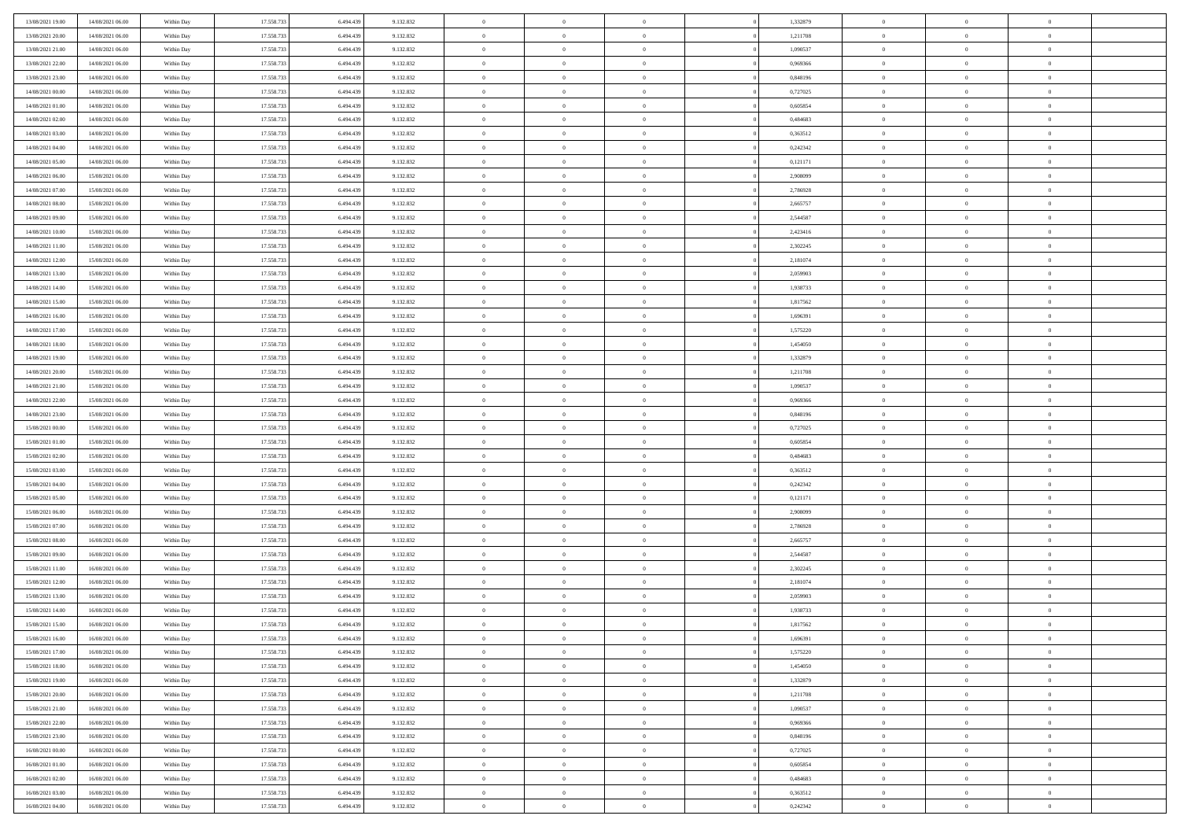| | | | | | | | | | | | | | | |
|---|---|---|---|---|---|---|---|---|---|---|---|---|---|---|
| 13/08/2021 19:00 | 14/08/2021 06:00 | Within Day | 17.558.733 | 6.494.439 | 9.132.832 | 0 | 0 | 0 | | 1,332879 | 0 | 0 | 0 | |
| 13/08/2021 20:00 | 14/08/2021 06:00 | Within Day | 17.558.733 | 6.494.439 | 9.132.832 | 0 | 0 | 0 | | 1,211708 | 0 | 0 | 0 | |
| 13/08/2021 21:00 | 14/08/2021 06:00 | Within Day | 17.558.733 | 6.494.439 | 9.132.832 | 0 | 0 | 0 | | 1,090537 | 0 | 0 | 0 | |
| 13/08/2021 22:00 | 14/08/2021 06:00 | Within Day | 17.558.733 | 6.494.439 | 9.132.832 | 0 | 0 | 0 | | 0,969366 | 0 | 0 | 0 | |
| 13/08/2021 23:00 | 14/08/2021 06:00 | Within Day | 17.558.733 | 6.494.439 | 9.132.832 | 0 | 0 | 0 | | 0,848196 | 0 | 0 | 0 | |
| 14/08/2021 00:00 | 14/08/2021 06:00 | Within Day | 17.558.733 | 6.494.439 | 9.132.832 | 0 | 0 | 0 | | 0,727025 | 0 | 0 | 0 | |
| 14/08/2021 01:00 | 14/08/2021 06:00 | Within Day | 17.558.733 | 6.494.439 | 9.132.832 | 0 | 0 | 0 | | 0,605854 | 0 | 0 | 0 | |
| 14/08/2021 02:00 | 14/08/2021 06:00 | Within Day | 17.558.733 | 6.494.439 | 9.132.832 | 0 | 0 | 0 | | 0,484683 | 0 | 0 | 0 | |
| 14/08/2021 03:00 | 14/08/2021 06:00 | Within Day | 17.558.733 | 6.494.439 | 9.132.832 | 0 | 0 | 0 | | 0,363512 | 0 | 0 | 0 | |
| 14/08/2021 04:00 | 14/08/2021 06:00 | Within Day | 17.558.733 | 6.494.439 | 9.132.832 | 0 | 0 | 0 | | 0,242342 | 0 | 0 | 0 | |
| 14/08/2021 05:00 | 14/08/2021 06:00 | Within Day | 17.558.733 | 6.494.439 | 9.132.832 | 0 | 0 | 0 | | 0,121171 | 0 | 0 | 0 | |
| 14/08/2021 06:00 | 15/08/2021 06:00 | Within Day | 17.558.733 | 6.494.439 | 9.132.832 | 0 | 0 | 0 | | 2,908099 | 0 | 0 | 0 | |
| 14/08/2021 07:00 | 15/08/2021 06:00 | Within Day | 17.558.733 | 6.494.439 | 9.132.832 | 0 | 0 | 0 | | 2,786928 | 0 | 0 | 0 | |
| 14/08/2021 08:00 | 15/08/2021 06:00 | Within Day | 17.558.733 | 6.494.439 | 9.132.832 | 0 | 0 | 0 | | 2,665757 | 0 | 0 | 0 | |
| 14/08/2021 09:00 | 15/08/2021 06:00 | Within Day | 17.558.733 | 6.494.439 | 9.132.832 | 0 | 0 | 0 | | 2,544587 | 0 | 0 | 0 | |
| 14/08/2021 10:00 | 15/08/2021 06:00 | Within Day | 17.558.733 | 6.494.439 | 9.132.832 | 0 | 0 | 0 | | 2,423416 | 0 | 0 | 0 | |
| 14/08/2021 11:00 | 15/08/2021 06:00 | Within Day | 17.558.733 | 6.494.439 | 9.132.832 | 0 | 0 | 0 | | 2,302245 | 0 | 0 | 0 | |
| 14/08/2021 12:00 | 15/08/2021 06:00 | Within Day | 17.558.733 | 6.494.439 | 9.132.832 | 0 | 0 | 0 | | 2,181074 | 0 | 0 | 0 | |
| 14/08/2021 13:00 | 15/08/2021 06:00 | Within Day | 17.558.733 | 6.494.439 | 9.132.832 | 0 | 0 | 0 | | 2,059903 | 0 | 0 | 0 | |
| 14/08/2021 14:00 | 15/08/2021 06:00 | Within Day | 17.558.733 | 6.494.439 | 9.132.832 | 0 | 0 | 0 | | 1,938733 | 0 | 0 | 0 | |
| 14/08/2021 15:00 | 15/08/2021 06:00 | Within Day | 17.558.733 | 6.494.439 | 9.132.832 | 0 | 0 | 0 | | 1,817562 | 0 | 0 | 0 | |
| 14/08/2021 16:00 | 15/08/2021 06:00 | Within Day | 17.558.733 | 6.494.439 | 9.132.832 | 0 | 0 | 0 | | 1,696391 | 0 | 0 | 0 | |
| 14/08/2021 17:00 | 15/08/2021 06:00 | Within Day | 17.558.733 | 6.494.439 | 9.132.832 | 0 | 0 | 0 | | 1,575220 | 0 | 0 | 0 | |
| 14/08/2021 18:00 | 15/08/2021 06:00 | Within Day | 17.558.733 | 6.494.439 | 9.132.832 | 0 | 0 | 0 | | 1,454050 | 0 | 0 | 0 | |
| 14/08/2021 19:00 | 15/08/2021 06:00 | Within Day | 17.558.733 | 6.494.439 | 9.132.832 | 0 | 0 | 0 | | 1,332879 | 0 | 0 | 0 | |
| 14/08/2021 20:00 | 15/08/2021 06:00 | Within Day | 17.558.733 | 6.494.439 | 9.132.832 | 0 | 0 | 0 | | 1,211708 | 0 | 0 | 0 | |
| 14/08/2021 21:00 | 15/08/2021 06:00 | Within Day | 17.558.733 | 6.494.439 | 9.132.832 | 0 | 0 | 0 | | 1,090537 | 0 | 0 | 0 | |
| 14/08/2021 22:00 | 15/08/2021 06:00 | Within Day | 17.558.733 | 6.494.439 | 9.132.832 | 0 | 0 | 0 | | 0,969366 | 0 | 0 | 0 | |
| 14/08/2021 23:00 | 15/08/2021 06:00 | Within Day | 17.558.733 | 6.494.439 | 9.132.832 | 0 | 0 | 0 | | 0,848196 | 0 | 0 | 0 | |
| 15/08/2021 00:00 | 15/08/2021 06:00 | Within Day | 17.558.733 | 6.494.439 | 9.132.832 | 0 | 0 | 0 | | 0,727025 | 0 | 0 | 0 | |
| 15/08/2021 01:00 | 15/08/2021 06:00 | Within Day | 17.558.733 | 6.494.439 | 9.132.832 | 0 | 0 | 0 | | 0,605854 | 0 | 0 | 0 | |
| 15/08/2021 02:00 | 15/08/2021 06:00 | Within Day | 17.558.733 | 6.494.439 | 9.132.832 | 0 | 0 | 0 | | 0,484683 | 0 | 0 | 0 | |
| 15/08/2021 03:00 | 15/08/2021 06:00 | Within Day | 17.558.733 | 6.494.439 | 9.132.832 | 0 | 0 | 0 | | 0,363512 | 0 | 0 | 0 | |
| 15/08/2021 04:00 | 15/08/2021 06:00 | Within Day | 17.558.733 | 6.494.439 | 9.132.832 | 0 | 0 | 0 | | 0,242342 | 0 | 0 | 0 | |
| 15/08/2021 05:00 | 15/08/2021 06:00 | Within Day | 17.558.733 | 6.494.439 | 9.132.832 | 0 | 0 | 0 | | 0,121171 | 0 | 0 | 0 | |
| 15/08/2021 06:00 | 16/08/2021 06:00 | Within Day | 17.558.733 | 6.494.439 | 9.132.832 | 0 | 0 | 0 | | 2,908099 | 0 | 0 | 0 | |
| 15/08/2021 07:00 | 16/08/2021 06:00 | Within Day | 17.558.733 | 6.494.439 | 9.132.832 | 0 | 0 | 0 | | 2,786928 | 0 | 0 | 0 | |
| 15/08/2021 08:00 | 16/08/2021 06:00 | Within Day | 17.558.733 | 6.494.439 | 9.132.832 | 0 | 0 | 0 | | 2,665757 | 0 | 0 | 0 | |
| 15/08/2021 09:00 | 16/08/2021 06:00 | Within Day | 17.558.733 | 6.494.439 | 9.132.832 | 0 | 0 | 0 | | 2,544587 | 0 | 0 | 0 | |
| 15/08/2021 11:00 | 16/08/2021 06:00 | Within Day | 17.558.733 | 6.494.439 | 9.132.832 | 0 | 0 | 0 | | 2,302245 | 0 | 0 | 0 | |
| 15/08/2021 12:00 | 16/08/2021 06:00 | Within Day | 17.558.733 | 6.494.439 | 9.132.832 | 0 | 0 | 0 | | 2,181074 | 0 | 0 | 0 | |
| 15/08/2021 13:00 | 16/08/2021 06:00 | Within Day | 17.558.733 | 6.494.439 | 9.132.832 | 0 | 0 | 0 | | 2,059903 | 0 | 0 | 0 | |
| 15/08/2021 14:00 | 16/08/2021 06:00 | Within Day | 17.558.733 | 6.494.439 | 9.132.832 | 0 | 0 | 0 | | 1,938733 | 0 | 0 | 0 | |
| 15/08/2021 15:00 | 16/08/2021 06:00 | Within Day | 17.558.733 | 6.494.439 | 9.132.832 | 0 | 0 | 0 | | 1,817562 | 0 | 0 | 0 | |
| 15/08/2021 16:00 | 16/08/2021 06:00 | Within Day | 17.558.733 | 6.494.439 | 9.132.832 | 0 | 0 | 0 | | 1,696391 | 0 | 0 | 0 | |
| 15/08/2021 17:00 | 16/08/2021 06:00 | Within Day | 17.558.733 | 6.494.439 | 9.132.832 | 0 | 0 | 0 | | 1,575220 | 0 | 0 | 0 | |
| 15/08/2021 18:00 | 16/08/2021 06:00 | Within Day | 17.558.733 | 6.494.439 | 9.132.832 | 0 | 0 | 0 | | 1,454050 | 0 | 0 | 0 | |
| 15/08/2021 19:00 | 16/08/2021 06:00 | Within Day | 17.558.733 | 6.494.439 | 9.132.832 | 0 | 0 | 0 | | 1,332879 | 0 | 0 | 0 | |
| 15/08/2021 20:00 | 16/08/2021 06:00 | Within Day | 17.558.733 | 6.494.439 | 9.132.832 | 0 | 0 | 0 | | 1,211708 | 0 | 0 | 0 | |
| 15/08/2021 21:00 | 16/08/2021 06:00 | Within Day | 17.558.733 | 6.494.439 | 9.132.832 | 0 | 0 | 0 | | 1,090537 | 0 | 0 | 0 | |
| 15/08/2021 22:00 | 16/08/2021 06:00 | Within Day | 17.558.733 | 6.494.439 | 9.132.832 | 0 | 0 | 0 | | 0,969366 | 0 | 0 | 0 | |
| 15/08/2021 23:00 | 16/08/2021 06:00 | Within Day | 17.558.733 | 6.494.439 | 9.132.832 | 0 | 0 | 0 | | 0,848196 | 0 | 0 | 0 | |
| 16/08/2021 00:00 | 16/08/2021 06:00 | Within Day | 17.558.733 | 6.494.439 | 9.132.832 | 0 | 0 | 0 | | 0,727025 | 0 | 0 | 0 | |
| 16/08/2021 01:00 | 16/08/2021 06:00 | Within Day | 17.558.733 | 6.494.439 | 9.132.832 | 0 | 0 | 0 | | 0,605854 | 0 | 0 | 0 | |
| 16/08/2021 02:00 | 16/08/2021 06:00 | Within Day | 17.558.733 | 6.494.439 | 9.132.832 | 0 | 0 | 0 | | 0,484683 | 0 | 0 | 0 | |
| 16/08/2021 03:00 | 16/08/2021 06:00 | Within Day | 17.558.733 | 6.494.439 | 9.132.832 | 0 | 0 | 0 | | 0,363512 | 0 | 0 | 0 | |
| 16/08/2021 04:00 | 16/08/2021 06:00 | Within Day | 17.558.733 | 6.494.439 | 9.132.832 | 0 | 0 | 0 | | 0,242342 | 0 | 0 | 0 | |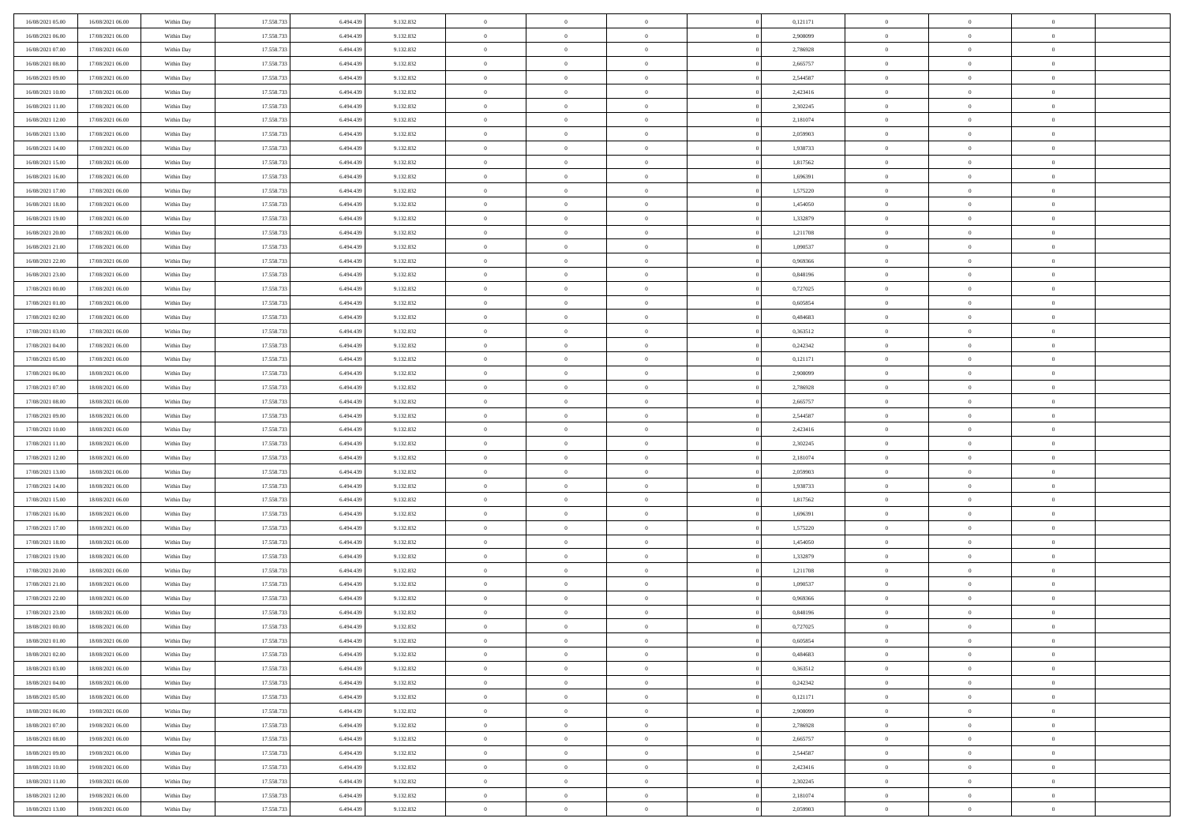| | | | | | | | | | | | | | | |
|---|---|---|---|---|---|---|---|---|---|---|---|---|---|---|
| 16/08/2021 05:00 | 16/08/2021 06:00 | Within Day | 17.558.733 | 6.494.439 | 9.132.832 | 0 | 0 | 0 | | 0,121171 | 0 | 0 | 0 | |
| 16/08/2021 06:00 | 17/08/2021 06:00 | Within Day | 17.558.733 | 6.494.439 | 9.132.832 | 0 | 0 | 0 | | 2,908099 | 0 | 0 | 0 | |
| 16/08/2021 07:00 | 17/08/2021 06:00 | Within Day | 17.558.733 | 6.494.439 | 9.132.832 | 0 | 0 | 0 | | 2,786928 | 0 | 0 | 0 | |
| 16/08/2021 08:00 | 17/08/2021 06:00 | Within Day | 17.558.733 | 6.494.439 | 9.132.832 | 0 | 0 | 0 | | 2,665757 | 0 | 0 | 0 | |
| 16/08/2021 09:00 | 17/08/2021 06:00 | Within Day | 17.558.733 | 6.494.439 | 9.132.832 | 0 | 0 | 0 | | 2,544587 | 0 | 0 | 0 | |
| 16/08/2021 10:00 | 17/08/2021 06:00 | Within Day | 17.558.733 | 6.494.439 | 9.132.832 | 0 | 0 | 0 | | 2,423416 | 0 | 0 | 0 | |
| 16/08/2021 11:00 | 17/08/2021 06:00 | Within Day | 17.558.733 | 6.494.439 | 9.132.832 | 0 | 0 | 0 | | 2,302245 | 0 | 0 | 0 | |
| 16/08/2021 12:00 | 17/08/2021 06:00 | Within Day | 17.558.733 | 6.494.439 | 9.132.832 | 0 | 0 | 0 | | 2,181074 | 0 | 0 | 0 | |
| 16/08/2021 13:00 | 17/08/2021 06:00 | Within Day | 17.558.733 | 6.494.439 | 9.132.832 | 0 | 0 | 0 | | 2,059903 | 0 | 0 | 0 | |
| 16/08/2021 14:00 | 17/08/2021 06:00 | Within Day | 17.558.733 | 6.494.439 | 9.132.832 | 0 | 0 | 0 | | 1,938733 | 0 | 0 | 0 | |
| 16/08/2021 15:00 | 17/08/2021 06:00 | Within Day | 17.558.733 | 6.494.439 | 9.132.832 | 0 | 0 | 0 | | 1,817562 | 0 | 0 | 0 | |
| 16/08/2021 16:00 | 17/08/2021 06:00 | Within Day | 17.558.733 | 6.494.439 | 9.132.832 | 0 | 0 | 0 | | 1,696391 | 0 | 0 | 0 | |
| 16/08/2021 17:00 | 17/08/2021 06:00 | Within Day | 17.558.733 | 6.494.439 | 9.132.832 | 0 | 0 | 0 | | 1,575220 | 0 | 0 | 0 | |
| 16/08/2021 18:00 | 17/08/2021 06:00 | Within Day | 17.558.733 | 6.494.439 | 9.132.832 | 0 | 0 | 0 | | 1,454050 | 0 | 0 | 0 | |
| 16/08/2021 19:00 | 17/08/2021 06:00 | Within Day | 17.558.733 | 6.494.439 | 9.132.832 | 0 | 0 | 0 | | 1,332879 | 0 | 0 | 0 | |
| 16/08/2021 20:00 | 17/08/2021 06:00 | Within Day | 17.558.733 | 6.494.439 | 9.132.832 | 0 | 0 | 0 | | 1,211708 | 0 | 0 | 0 | |
| 16/08/2021 21:00 | 17/08/2021 06:00 | Within Day | 17.558.733 | 6.494.439 | 9.132.832 | 0 | 0 | 0 | | 1,090537 | 0 | 0 | 0 | |
| 16/08/2021 22:00 | 17/08/2021 06:00 | Within Day | 17.558.733 | 6.494.439 | 9.132.832 | 0 | 0 | 0 | | 0,969366 | 0 | 0 | 0 | |
| 16/08/2021 23:00 | 17/08/2021 06:00 | Within Day | 17.558.733 | 6.494.439 | 9.132.832 | 0 | 0 | 0 | | 0,848196 | 0 | 0 | 0 | |
| 17/08/2021 00:00 | 17/08/2021 06:00 | Within Day | 17.558.733 | 6.494.439 | 9.132.832 | 0 | 0 | 0 | | 0,727025 | 0 | 0 | 0 | |
| 17/08/2021 01:00 | 17/08/2021 06:00 | Within Day | 17.558.733 | 6.494.439 | 9.132.832 | 0 | 0 | 0 | | 0,605854 | 0 | 0 | 0 | |
| 17/08/2021 02:00 | 17/08/2021 06:00 | Within Day | 17.558.733 | 6.494.439 | 9.132.832 | 0 | 0 | 0 | | 0,484683 | 0 | 0 | 0 | |
| 17/08/2021 03:00 | 17/08/2021 06:00 | Within Day | 17.558.733 | 6.494.439 | 9.132.832 | 0 | 0 | 0 | | 0,363512 | 0 | 0 | 0 | |
| 17/08/2021 04:00 | 17/08/2021 06:00 | Within Day | 17.558.733 | 6.494.439 | 9.132.832 | 0 | 0 | 0 | | 0,242342 | 0 | 0 | 0 | |
| 17/08/2021 05:00 | 17/08/2021 06:00 | Within Day | 17.558.733 | 6.494.439 | 9.132.832 | 0 | 0 | 0 | | 0,121171 | 0 | 0 | 0 | |
| 17/08/2021 06:00 | 18/08/2021 06:00 | Within Day | 17.558.733 | 6.494.439 | 9.132.832 | 0 | 0 | 0 | | 2,908099 | 0 | 0 | 0 | |
| 17/08/2021 07:00 | 18/08/2021 06:00 | Within Day | 17.558.733 | 6.494.439 | 9.132.832 | 0 | 0 | 0 | | 2,786928 | 0 | 0 | 0 | |
| 17/08/2021 08:00 | 18/08/2021 06:00 | Within Day | 17.558.733 | 6.494.439 | 9.132.832 | 0 | 0 | 0 | | 2,665757 | 0 | 0 | 0 | |
| 17/08/2021 09:00 | 18/08/2021 06:00 | Within Day | 17.558.733 | 6.494.439 | 9.132.832 | 0 | 0 | 0 | | 2,544587 | 0 | 0 | 0 | |
| 17/08/2021 10:00 | 18/08/2021 06:00 | Within Day | 17.558.733 | 6.494.439 | 9.132.832 | 0 | 0 | 0 | | 2,423416 | 0 | 0 | 0 | |
| 17/08/2021 11:00 | 18/08/2021 06:00 | Within Day | 17.558.733 | 6.494.439 | 9.132.832 | 0 | 0 | 0 | | 2,302245 | 0 | 0 | 0 | |
| 17/08/2021 12:00 | 18/08/2021 06:00 | Within Day | 17.558.733 | 6.494.439 | 9.132.832 | 0 | 0 | 0 | | 2,181074 | 0 | 0 | 0 | |
| 17/08/2021 13:00 | 18/08/2021 06:00 | Within Day | 17.558.733 | 6.494.439 | 9.132.832 | 0 | 0 | 0 | | 2,059903 | 0 | 0 | 0 | |
| 17/08/2021 14:00 | 18/08/2021 06:00 | Within Day | 17.558.733 | 6.494.439 | 9.132.832 | 0 | 0 | 0 | | 1,938733 | 0 | 0 | 0 | |
| 17/08/2021 15:00 | 18/08/2021 06:00 | Within Day | 17.558.733 | 6.494.439 | 9.132.832 | 0 | 0 | 0 | | 1,817562 | 0 | 0 | 0 | |
| 17/08/2021 16:00 | 18/08/2021 06:00 | Within Day | 17.558.733 | 6.494.439 | 9.132.832 | 0 | 0 | 0 | | 1,696391 | 0 | 0 | 0 | |
| 17/08/2021 17:00 | 18/08/2021 06:00 | Within Day | 17.558.733 | 6.494.439 | 9.132.832 | 0 | 0 | 0 | | 1,575220 | 0 | 0 | 0 | |
| 17/08/2021 18:00 | 18/08/2021 06:00 | Within Day | 17.558.733 | 6.494.439 | 9.132.832 | 0 | 0 | 0 | | 1,454050 | 0 | 0 | 0 | |
| 17/08/2021 19:00 | 18/08/2021 06:00 | Within Day | 17.558.733 | 6.494.439 | 9.132.832 | 0 | 0 | 0 | | 1,332879 | 0 | 0 | 0 | |
| 17/08/2021 20:00 | 18/08/2021 06:00 | Within Day | 17.558.733 | 6.494.439 | 9.132.832 | 0 | 0 | 0 | | 1,211708 | 0 | 0 | 0 | |
| 17/08/2021 21:00 | 18/08/2021 06:00 | Within Day | 17.558.733 | 6.494.439 | 9.132.832 | 0 | 0 | 0 | | 1,090537 | 0 | 0 | 0 | |
| 17/08/2021 22:00 | 18/08/2021 06:00 | Within Day | 17.558.733 | 6.494.439 | 9.132.832 | 0 | 0 | 0 | | 0,969366 | 0 | 0 | 0 | |
| 17/08/2021 23:00 | 18/08/2021 06:00 | Within Day | 17.558.733 | 6.494.439 | 9.132.832 | 0 | 0 | 0 | | 0,848196 | 0 | 0 | 0 | |
| 18/08/2021 00:00 | 18/08/2021 06:00 | Within Day | 17.558.733 | 6.494.439 | 9.132.832 | 0 | 0 | 0 | | 0,727025 | 0 | 0 | 0 | |
| 18/08/2021 01:00 | 18/08/2021 06:00 | Within Day | 17.558.733 | 6.494.439 | 9.132.832 | 0 | 0 | 0 | | 0,605854 | 0 | 0 | 0 | |
| 18/08/2021 02:00 | 18/08/2021 06:00 | Within Day | 17.558.733 | 6.494.439 | 9.132.832 | 0 | 0 | 0 | | 0,484683 | 0 | 0 | 0 | |
| 18/08/2021 03:00 | 18/08/2021 06:00 | Within Day | 17.558.733 | 6.494.439 | 9.132.832 | 0 | 0 | 0 | | 0,363512 | 0 | 0 | 0 | |
| 18/08/2021 04:00 | 18/08/2021 06:00 | Within Day | 17.558.733 | 6.494.439 | 9.132.832 | 0 | 0 | 0 | | 0,242342 | 0 | 0 | 0 | |
| 18/08/2021 05:00 | 18/08/2021 06:00 | Within Day | 17.558.733 | 6.494.439 | 9.132.832 | 0 | 0 | 0 | | 0,121171 | 0 | 0 | 0 | |
| 18/08/2021 06:00 | 19/08/2021 06:00 | Within Day | 17.558.733 | 6.494.439 | 9.132.832 | 0 | 0 | 0 | | 2,908099 | 0 | 0 | 0 | |
| 18/08/2021 07:00 | 19/08/2021 06:00 | Within Day | 17.558.733 | 6.494.439 | 9.132.832 | 0 | 0 | 0 | | 2,786928 | 0 | 0 | 0 | |
| 18/08/2021 08:00 | 19/08/2021 06:00 | Within Day | 17.558.733 | 6.494.439 | 9.132.832 | 0 | 0 | 0 | | 2,665757 | 0 | 0 | 0 | |
| 18/08/2021 09:00 | 19/08/2021 06:00 | Within Day | 17.558.733 | 6.494.439 | 9.132.832 | 0 | 0 | 0 | | 2,544587 | 0 | 0 | 0 | |
| 18/08/2021 10:00 | 19/08/2021 06:00 | Within Day | 17.558.733 | 6.494.439 | 9.132.832 | 0 | 0 | 0 | | 2,423416 | 0 | 0 | 0 | |
| 18/08/2021 11:00 | 19/08/2021 06:00 | Within Day | 17.558.733 | 6.494.439 | 9.132.832 | 0 | 0 | 0 | | 2,302245 | 0 | 0 | 0 | |
| 18/08/2021 12:00 | 19/08/2021 06:00 | Within Day | 17.558.733 | 6.494.439 | 9.132.832 | 0 | 0 | 0 | | 2,181074 | 0 | 0 | 0 | |
| 18/08/2021 13:00 | 19/08/2021 06:00 | Within Day | 17.558.733 | 6.494.439 | 9.132.832 | 0 | 0 | 0 | | 2,059903 | 0 | 0 | 0 | |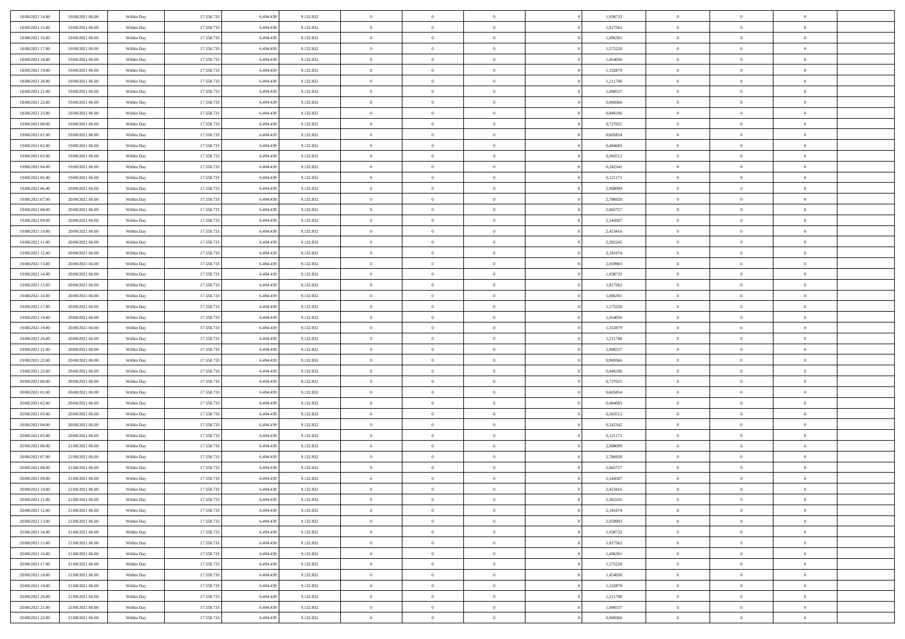| | | | | | | | | | | | | | | |
|---|---|---|---|---|---|---|---|---|---|---|---|---|---|---|
| 18/08/2021 14:00 | 19/08/2021 06:00 | Within Day | 17.558.733 | 6.494.439 | 9.132.832 | 0 | 0 | 0 | | 1,938733 | 0 | 0 | 0 | |
| 18/08/2021 15:00 | 19/08/2021 06:00 | Within Day | 17.558.733 | 6.494.439 | 9.132.832 | 0 | 0 | 0 | | 1,817562 | 0 | 0 | 0 | |
| 18/08/2021 16:00 | 19/08/2021 06:00 | Within Day | 17.558.733 | 6.494.439 | 9.132.832 | 0 | 0 | 0 | | 1,696391 | 0 | 0 | 0 | |
| 18/08/2021 17:00 | 19/08/2021 06:00 | Within Day | 17.558.733 | 6.494.439 | 9.132.832 | 0 | 0 | 0 | | 1,575220 | 0 | 0 | 0 | |
| 18/08/2021 18:00 | 19/08/2021 06:00 | Within Day | 17.558.733 | 6.494.439 | 9.132.832 | 0 | 0 | 0 | | 1,454050 | 0 | 0 | 0 | |
| 18/08/2021 19:00 | 19/08/2021 06:00 | Within Day | 17.558.733 | 6.494.439 | 9.132.832 | 0 | 0 | 0 | | 1,332879 | 0 | 0 | 0 | |
| 18/08/2021 20:00 | 19/08/2021 06:00 | Within Day | 17.558.733 | 6.494.439 | 9.132.832 | 0 | 0 | 0 | | 1,211708 | 0 | 0 | 0 | |
| 18/08/2021 21:00 | 19/08/2021 06:00 | Within Day | 17.558.733 | 6.494.439 | 9.132.832 | 0 | 0 | 0 | | 1,090537 | 0 | 0 | 0 | |
| 18/08/2021 22:00 | 19/08/2021 06:00 | Within Day | 17.558.733 | 6.494.439 | 9.132.832 | 0 | 0 | 0 | | 0,969366 | 0 | 0 | 0 | |
| 18/08/2021 23:00 | 19/08/2021 06:00 | Within Day | 17.558.733 | 6.494.439 | 9.132.832 | 0 | 0 | 0 | | 0,848196 | 0 | 0 | 0 | |
| 19/08/2021 00:00 | 19/08/2021 06:00 | Within Day | 17.558.733 | 6.494.439 | 9.132.832 | 0 | 0 | 0 | | 0,727025 | 0 | 0 | 0 | |
| 19/08/2021 01:00 | 19/08/2021 06:00 | Within Day | 17.558.733 | 6.494.439 | 9.132.832 | 0 | 0 | 0 | | 0,605854 | 0 | 0 | 0 | |
| 19/08/2021 02:00 | 19/08/2021 06:00 | Within Day | 17.558.733 | 6.494.439 | 9.132.832 | 0 | 0 | 0 | | 0,484683 | 0 | 0 | 0 | |
| 19/08/2021 03:00 | 19/08/2021 06:00 | Within Day | 17.558.733 | 6.494.439 | 9.132.832 | 0 | 0 | 0 | | 0,363512 | 0 | 0 | 0 | |
| 19/08/2021 04:00 | 19/08/2021 06:00 | Within Day | 17.558.733 | 6.494.439 | 9.132.832 | 0 | 0 | 0 | | 0,242342 | 0 | 0 | 0 | |
| 19/08/2021 05:00 | 19/08/2021 06:00 | Within Day | 17.558.733 | 6.494.439 | 9.132.832 | 0 | 0 | 0 | | 0,121171 | 0 | 0 | 0 | |
| 19/08/2021 06:00 | 20/08/2021 06:00 | Within Day | 17.558.733 | 6.494.439 | 9.132.832 | 0 | 0 | 0 | | 2,908099 | 0 | 0 | 0 | |
| 19/08/2021 07:00 | 20/08/2021 06:00 | Within Day | 17.558.733 | 6.494.439 | 9.132.832 | 0 | 0 | 0 | | 2,786928 | 0 | 0 | 0 | |
| 19/08/2021 08:00 | 20/08/2021 06:00 | Within Day | 17.558.733 | 6.494.439 | 9.132.832 | 0 | 0 | 0 | | 2,665757 | 0 | 0 | 0 | |
| 19/08/2021 09:00 | 20/08/2021 06:00 | Within Day | 17.558.733 | 6.494.439 | 9.132.832 | 0 | 0 | 0 | | 2,544587 | 0 | 0 | 0 | |
| 19/08/2021 10:00 | 20/08/2021 06:00 | Within Day | 17.558.733 | 6.494.439 | 9.132.832 | 0 | 0 | 0 | | 2,423416 | 0 | 0 | 0 | |
| 19/08/2021 11:00 | 20/08/2021 06:00 | Within Day | 17.558.733 | 6.494.439 | 9.132.832 | 0 | 0 | 0 | | 2,302245 | 0 | 0 | 0 | |
| 19/08/2021 12:00 | 20/08/2021 06:00 | Within Day | 17.558.733 | 6.494.439 | 9.132.832 | 0 | 0 | 0 | | 2,181074 | 0 | 0 | 0 | |
| 19/08/2021 13:00 | 20/08/2021 06:00 | Within Day | 17.558.733 | 6.494.439 | 9.132.832 | 0 | 0 | 0 | | 2,059903 | 0 | 0 | 0 | |
| 19/08/2021 14:00 | 20/08/2021 06:00 | Within Day | 17.558.733 | 6.494.439 | 9.132.832 | 0 | 0 | 0 | | 1,938733 | 0 | 0 | 0 | |
| 19/08/2021 15:00 | 20/08/2021 06:00 | Within Day | 17.558.733 | 6.494.439 | 9.132.832 | 0 | 0 | 0 | | 1,817562 | 0 | 0 | 0 | |
| 19/08/2021 16:00 | 20/08/2021 06:00 | Within Day | 17.558.733 | 6.494.439 | 9.132.832 | 0 | 0 | 0 | | 1,696391 | 0 | 0 | 0 | |
| 19/08/2021 17:00 | 20/08/2021 06:00 | Within Day | 17.558.733 | 6.494.439 | 9.132.832 | 0 | 0 | 0 | | 1,575220 | 0 | 0 | 0 | |
| 19/08/2021 18:00 | 20/08/2021 06:00 | Within Day | 17.558.733 | 6.494.439 | 9.132.832 | 0 | 0 | 0 | | 1,454050 | 0 | 0 | 0 | |
| 19/08/2021 19:00 | 20/08/2021 06:00 | Within Day | 17.558.733 | 6.494.439 | 9.132.832 | 0 | 0 | 0 | | 1,332879 | 0 | 0 | 0 | |
| 19/08/2021 20:00 | 20/08/2021 06:00 | Within Day | 17.558.733 | 6.494.439 | 9.132.832 | 0 | 0 | 0 | | 1,211708 | 0 | 0 | 0 | |
| 19/08/2021 21:00 | 20/08/2021 06:00 | Within Day | 17.558.733 | 6.494.439 | 9.132.832 | 0 | 0 | 0 | | 1,090537 | 0 | 0 | 0 | |
| 19/08/2021 22:00 | 20/08/2021 06:00 | Within Day | 17.558.733 | 6.494.439 | 9.132.832 | 0 | 0 | 0 | | 0,969366 | 0 | 0 | 0 | |
| 19/08/2021 23:00 | 20/08/2021 06:00 | Within Day | 17.558.733 | 6.494.439 | 9.132.832 | 0 | 0 | 0 | | 0,848196 | 0 | 0 | 0 | |
| 20/08/2021 00:00 | 20/08/2021 06:00 | Within Day | 17.558.733 | 6.494.439 | 9.132.832 | 0 | 0 | 0 | | 0,727025 | 0 | 0 | 0 | |
| 20/08/2021 01:00 | 20/08/2021 06:00 | Within Day | 17.558.733 | 6.494.439 | 9.132.832 | 0 | 0 | 0 | | 0,605854 | 0 | 0 | 0 | |
| 20/08/2021 02:00 | 20/08/2021 06:00 | Within Day | 17.558.733 | 6.494.439 | 9.132.832 | 0 | 0 | 0 | | 0,484683 | 0 | 0 | 0 | |
| 20/08/2021 03:00 | 20/08/2021 06:00 | Within Day | 17.558.733 | 6.494.439 | 9.132.832 | 0 | 0 | 0 | | 0,363512 | 0 | 0 | 0 | |
| 20/08/2021 04:00 | 20/08/2021 06:00 | Within Day | 17.558.733 | 6.494.439 | 9.132.832 | 0 | 0 | 0 | | 0,242342 | 0 | 0 | 0 | |
| 20/08/2021 05:00 | 20/08/2021 06:00 | Within Day | 17.558.733 | 6.494.439 | 9.132.832 | 0 | 0 | 0 | | 0,121171 | 0 | 0 | 0 | |
| 20/08/2021 06:00 | 21/08/2021 06:00 | Within Day | 17.558.733 | 6.494.439 | 9.132.832 | 0 | 0 | 0 | | 2,908099 | 0 | 0 | 0 | |
| 20/08/2021 07:00 | 21/08/2021 06:00 | Within Day | 17.558.733 | 6.494.439 | 9.132.832 | 0 | 0 | 0 | | 2,786928 | 0 | 0 | 0 | |
| 20/08/2021 08:00 | 21/08/2021 06:00 | Within Day | 17.558.733 | 6.494.439 | 9.132.832 | 0 | 0 | 0 | | 2,665757 | 0 | 0 | 0 | |
| 20/08/2021 09:00 | 21/08/2021 06:00 | Within Day | 17.558.733 | 6.494.439 | 9.132.832 | 0 | 0 | 0 | | 2,544587 | 0 | 0 | 0 | |
| 20/08/2021 10:00 | 21/08/2021 06:00 | Within Day | 17.558.733 | 6.494.439 | 9.132.832 | 0 | 0 | 0 | | 2,423416 | 0 | 0 | 0 | |
| 20/08/2021 11:00 | 21/08/2021 06:00 | Within Day | 17.558.733 | 6.494.439 | 9.132.832 | 0 | 0 | 0 | | 2,302245 | 0 | 0 | 0 | |
| 20/08/2021 12:00 | 21/08/2021 06:00 | Within Day | 17.558.733 | 6.494.439 | 9.132.832 | 0 | 0 | 0 | | 2,181074 | 0 | 0 | 0 | |
| 20/08/2021 13:00 | 21/08/2021 06:00 | Within Day | 17.558.733 | 6.494.439 | 9.132.832 | 0 | 0 | 0 | | 2,059903 | 0 | 0 | 0 | |
| 20/08/2021 14:00 | 21/08/2021 06:00 | Within Day | 17.558.733 | 6.494.439 | 9.132.832 | 0 | 0 | 0 | | 1,938733 | 0 | 0 | 0 | |
| 20/08/2021 15:00 | 21/08/2021 06:00 | Within Day | 17.558.733 | 6.494.439 | 9.132.832 | 0 | 0 | 0 | | 1,817562 | 0 | 0 | 0 | |
| 20/08/2021 16:00 | 21/08/2021 06:00 | Within Day | 17.558.733 | 6.494.439 | 9.132.832 | 0 | 0 | 0 | | 1,696391 | 0 | 0 | 0 | |
| 20/08/2021 17:00 | 21/08/2021 06:00 | Within Day | 17.558.733 | 6.494.439 | 9.132.832 | 0 | 0 | 0 | | 1,575220 | 0 | 0 | 0 | |
| 20/08/2021 18:00 | 21/08/2021 06:00 | Within Day | 17.558.733 | 6.494.439 | 9.132.832 | 0 | 0 | 0 | | 1,454050 | 0 | 0 | 0 | |
| 20/08/2021 19:00 | 21/08/2021 06:00 | Within Day | 17.558.733 | 6.494.439 | 9.132.832 | 0 | 0 | 0 | | 1,332879 | 0 | 0 | 0 | |
| 20/08/2021 20:00 | 21/08/2021 06:00 | Within Day | 17.558.733 | 6.494.439 | 9.132.832 | 0 | 0 | 0 | | 1,211708 | 0 | 0 | 0 | |
| 20/08/2021 21:00 | 21/08/2021 06:00 | Within Day | 17.558.733 | 6.494.439 | 9.132.832 | 0 | 0 | 0 | | 1,090537 | 0 | 0 | 0 | |
| 20/08/2021 22:00 | 21/08/2021 06:00 | Within Day | 17.558.733 | 6.494.439 | 9.132.832 | 0 | 0 | 0 | | 0,969366 | 0 | 0 | 0 | |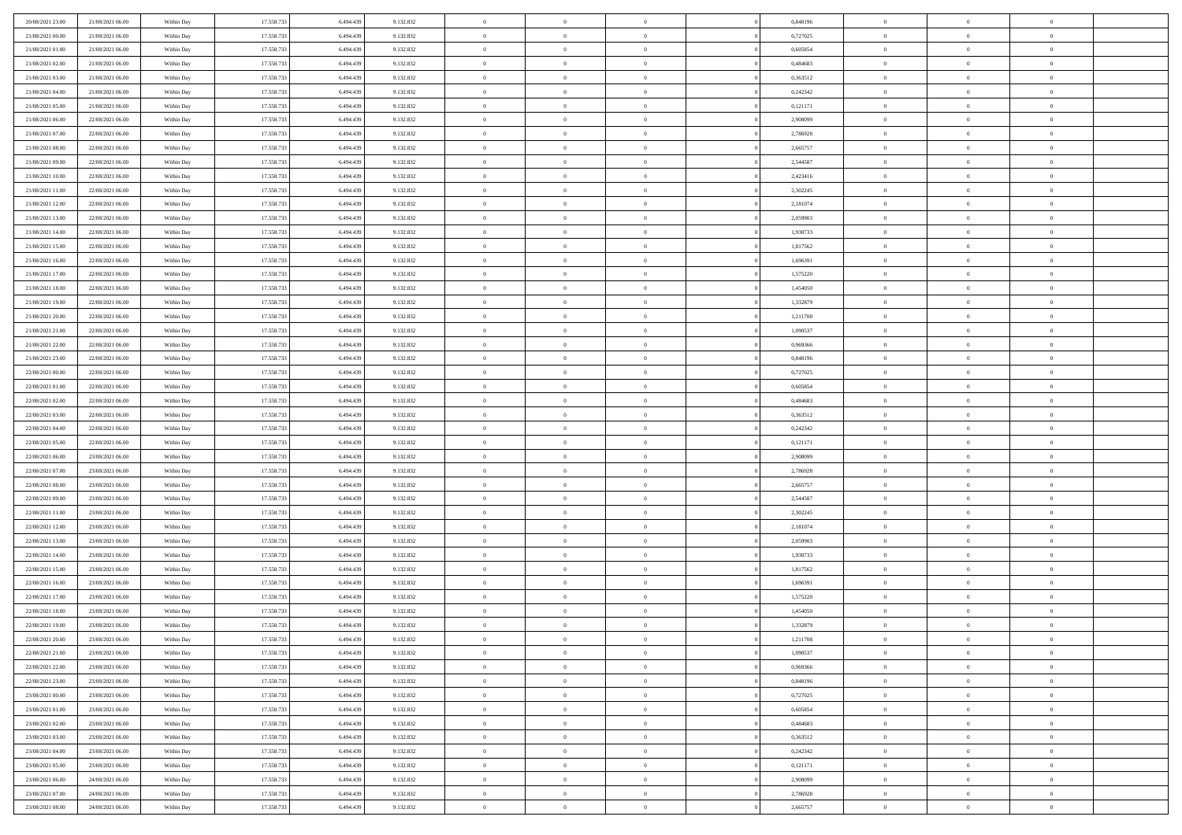| | | | | | | | | | | | | | | |
|---|---|---|---|---|---|---|---|---|---|---|---|---|---|---|
| 20/08/2021 23:00 | 21/08/2021 06:00 | Within Day | 17.558.733 | 6.494.439 | 9.132.832 | 0 | 0 | 0 | | 0,848196 | 0 | 0 | 0 | |
| 21/08/2021 00:00 | 21/08/2021 06:00 | Within Day | 17.558.733 | 6.494.439 | 9.132.832 | 0 | 0 | 0 | | 0,727025 | 0 | 0 | 0 | |
| 21/08/2021 01:00 | 21/08/2021 06:00 | Within Day | 17.558.733 | 6.494.439 | 9.132.832 | 0 | 0 | 0 | | 0,605854 | 0 | 0 | 0 | |
| 21/08/2021 02:00 | 21/08/2021 06:00 | Within Day | 17.558.733 | 6.494.439 | 9.132.832 | 0 | 0 | 0 | | 0,484683 | 0 | 0 | 0 | |
| 21/08/2021 03:00 | 21/08/2021 06:00 | Within Day | 17.558.733 | 6.494.439 | 9.132.832 | 0 | 0 | 0 | | 0,363512 | 0 | 0 | 0 | |
| 21/08/2021 04:00 | 21/08/2021 06:00 | Within Day | 17.558.733 | 6.494.439 | 9.132.832 | 0 | 0 | 0 | | 0,242342 | 0 | 0 | 0 | |
| 21/08/2021 05:00 | 21/08/2021 06:00 | Within Day | 17.558.733 | 6.494.439 | 9.132.832 | 0 | 0 | 0 | | 0,121171 | 0 | 0 | 0 | |
| 21/08/2021 06:00 | 22/08/2021 06:00 | Within Day | 17.558.733 | 6.494.439 | 9.132.832 | 0 | 0 | 0 | | 2,908099 | 0 | 0 | 0 | |
| 21/08/2021 07:00 | 22/08/2021 06:00 | Within Day | 17.558.733 | 6.494.439 | 9.132.832 | 0 | 0 | 0 | | 2,786928 | 0 | 0 | 0 | |
| 21/08/2021 08:00 | 22/08/2021 06:00 | Within Day | 17.558.733 | 6.494.439 | 9.132.832 | 0 | 0 | 0 | | 2,665757 | 0 | 0 | 0 | |
| 21/08/2021 09:00 | 22/08/2021 06:00 | Within Day | 17.558.733 | 6.494.439 | 9.132.832 | 0 | 0 | 0 | | 2,544587 | 0 | 0 | 0 | |
| 21/08/2021 10:00 | 22/08/2021 06:00 | Within Day | 17.558.733 | 6.494.439 | 9.132.832 | 0 | 0 | 0 | | 2,423416 | 0 | 0 | 0 | |
| 21/08/2021 11:00 | 22/08/2021 06:00 | Within Day | 17.558.733 | 6.494.439 | 9.132.832 | 0 | 0 | 0 | | 2,302245 | 0 | 0 | 0 | |
| 21/08/2021 12:00 | 22/08/2021 06:00 | Within Day | 17.558.733 | 6.494.439 | 9.132.832 | 0 | 0 | 0 | | 2,181074 | 0 | 0 | 0 | |
| 21/08/2021 13:00 | 22/08/2021 06:00 | Within Day | 17.558.733 | 6.494.439 | 9.132.832 | 0 | 0 | 0 | | 2,059903 | 0 | 0 | 0 | |
| 21/08/2021 14:00 | 22/08/2021 06:00 | Within Day | 17.558.733 | 6.494.439 | 9.132.832 | 0 | 0 | 0 | | 1,938733 | 0 | 0 | 0 | |
| 21/08/2021 15:00 | 22/08/2021 06:00 | Within Day | 17.558.733 | 6.494.439 | 9.132.832 | 0 | 0 | 0 | | 1,817562 | 0 | 0 | 0 | |
| 21/08/2021 16:00 | 22/08/2021 06:00 | Within Day | 17.558.733 | 6.494.439 | 9.132.832 | 0 | 0 | 0 | | 1,696391 | 0 | 0 | 0 | |
| 21/08/2021 17:00 | 22/08/2021 06:00 | Within Day | 17.558.733 | 6.494.439 | 9.132.832 | 0 | 0 | 0 | | 1,575220 | 0 | 0 | 0 | |
| 21/08/2021 18:00 | 22/08/2021 06:00 | Within Day | 17.558.733 | 6.494.439 | 9.132.832 | 0 | 0 | 0 | | 1,454050 | 0 | 0 | 0 | |
| 21/08/2021 19:00 | 22/08/2021 06:00 | Within Day | 17.558.733 | 6.494.439 | 9.132.832 | 0 | 0 | 0 | | 1,332879 | 0 | 0 | 0 | |
| 21/08/2021 20:00 | 22/08/2021 06:00 | Within Day | 17.558.733 | 6.494.439 | 9.132.832 | 0 | 0 | 0 | | 1,211708 | 0 | 0 | 0 | |
| 21/08/2021 21:00 | 22/08/2021 06:00 | Within Day | 17.558.733 | 6.494.439 | 9.132.832 | 0 | 0 | 0 | | 1,090537 | 0 | 0 | 0 | |
| 21/08/2021 22:00 | 22/08/2021 06:00 | Within Day | 17.558.733 | 6.494.439 | 9.132.832 | 0 | 0 | 0 | | 0,969366 | 0 | 0 | 0 | |
| 21/08/2021 23:00 | 22/08/2021 06:00 | Within Day | 17.558.733 | 6.494.439 | 9.132.832 | 0 | 0 | 0 | | 0,848196 | 0 | 0 | 0 | |
| 22/08/2021 00:00 | 22/08/2021 06:00 | Within Day | 17.558.733 | 6.494.439 | 9.132.832 | 0 | 0 | 0 | | 0,727025 | 0 | 0 | 0 | |
| 22/08/2021 01:00 | 22/08/2021 06:00 | Within Day | 17.558.733 | 6.494.439 | 9.132.832 | 0 | 0 | 0 | | 0,605854 | 0 | 0 | 0 | |
| 22/08/2021 02:00 | 22/08/2021 06:00 | Within Day | 17.558.733 | 6.494.439 | 9.132.832 | 0 | 0 | 0 | | 0,484683 | 0 | 0 | 0 | |
| 22/08/2021 03:00 | 22/08/2021 06:00 | Within Day | 17.558.733 | 6.494.439 | 9.132.832 | 0 | 0 | 0 | | 0,363512 | 0 | 0 | 0 | |
| 22/08/2021 04:00 | 22/08/2021 06:00 | Within Day | 17.558.733 | 6.494.439 | 9.132.832 | 0 | 0 | 0 | | 0,242342 | 0 | 0 | 0 | |
| 22/08/2021 05:00 | 22/08/2021 06:00 | Within Day | 17.558.733 | 6.494.439 | 9.132.832 | 0 | 0 | 0 | | 0,121171 | 0 | 0 | 0 | |
| 22/08/2021 06:00 | 23/08/2021 06:00 | Within Day | 17.558.733 | 6.494.439 | 9.132.832 | 0 | 0 | 0 | | 2,908099 | 0 | 0 | 0 | |
| 22/08/2021 07:00 | 23/08/2021 06:00 | Within Day | 17.558.733 | 6.494.439 | 9.132.832 | 0 | 0 | 0 | | 2,786928 | 0 | 0 | 0 | |
| 22/08/2021 08:00 | 23/08/2021 06:00 | Within Day | 17.558.733 | 6.494.439 | 9.132.832 | 0 | 0 | 0 | | 2,665757 | 0 | 0 | 0 | |
| 22/08/2021 09:00 | 23/08/2021 06:00 | Within Day | 17.558.733 | 6.494.439 | 9.132.832 | 0 | 0 | 0 | | 2,544587 | 0 | 0 | 0 | |
| 22/08/2021 11:00 | 23/08/2021 06:00 | Within Day | 17.558.733 | 6.494.439 | 9.132.832 | 0 | 0 | 0 | | 2,302245 | 0 | 0 | 0 | |
| 22/08/2021 12:00 | 23/08/2021 06:00 | Within Day | 17.558.733 | 6.494.439 | 9.132.832 | 0 | 0 | 0 | | 2,181074 | 0 | 0 | 0 | |
| 22/08/2021 13:00 | 23/08/2021 06:00 | Within Day | 17.558.733 | 6.494.439 | 9.132.832 | 0 | 0 | 0 | | 2,059903 | 0 | 0 | 0 | |
| 22/08/2021 14:00 | 23/08/2021 06:00 | Within Day | 17.558.733 | 6.494.439 | 9.132.832 | 0 | 0 | 0 | | 1,938733 | 0 | 0 | 0 | |
| 22/08/2021 15:00 | 23/08/2021 06:00 | Within Day | 17.558.733 | 6.494.439 | 9.132.832 | 0 | 0 | 0 | | 1,817562 | 0 | 0 | 0 | |
| 22/08/2021 16:00 | 23/08/2021 06:00 | Within Day | 17.558.733 | 6.494.439 | 9.132.832 | 0 | 0 | 0 | | 1,696391 | 0 | 0 | 0 | |
| 22/08/2021 17:00 | 23/08/2021 06:00 | Within Day | 17.558.733 | 6.494.439 | 9.132.832 | 0 | 0 | 0 | | 1,575220 | 0 | 0 | 0 | |
| 22/08/2021 18:00 | 23/08/2021 06:00 | Within Day | 17.558.733 | 6.494.439 | 9.132.832 | 0 | 0 | 0 | | 1,454050 | 0 | 0 | 0 | |
| 22/08/2021 19:00 | 23/08/2021 06:00 | Within Day | 17.558.733 | 6.494.439 | 9.132.832 | 0 | 0 | 0 | | 1,332879 | 0 | 0 | 0 | |
| 22/08/2021 20:00 | 23/08/2021 06:00 | Within Day | 17.558.733 | 6.494.439 | 9.132.832 | 0 | 0 | 0 | | 1,211708 | 0 | 0 | 0 | |
| 22/08/2021 21:00 | 23/08/2021 06:00 | Within Day | 17.558.733 | 6.494.439 | 9.132.832 | 0 | 0 | 0 | | 1,090537 | 0 | 0 | 0 | |
| 22/08/2021 22:00 | 23/08/2021 06:00 | Within Day | 17.558.733 | 6.494.439 | 9.132.832 | 0 | 0 | 0 | | 0,969366 | 0 | 0 | 0 | |
| 22/08/2021 23:00 | 23/08/2021 06:00 | Within Day | 17.558.733 | 6.494.439 | 9.132.832 | 0 | 0 | 0 | | 0,848196 | 0 | 0 | 0 | |
| 23/08/2021 00:00 | 23/08/2021 06:00 | Within Day | 17.558.733 | 6.494.439 | 9.132.832 | 0 | 0 | 0 | | 0,727025 | 0 | 0 | 0 | |
| 23/08/2021 01:00 | 23/08/2021 06:00 | Within Day | 17.558.733 | 6.494.439 | 9.132.832 | 0 | 0 | 0 | | 0,605854 | 0 | 0 | 0 | |
| 23/08/2021 02:00 | 23/08/2021 06:00 | Within Day | 17.558.733 | 6.494.439 | 9.132.832 | 0 | 0 | 0 | | 0,484683 | 0 | 0 | 0 | |
| 23/08/2021 03:00 | 23/08/2021 06:00 | Within Day | 17.558.733 | 6.494.439 | 9.132.832 | 0 | 0 | 0 | | 0,363512 | 0 | 0 | 0 | |
| 23/08/2021 04:00 | 23/08/2021 06:00 | Within Day | 17.558.733 | 6.494.439 | 9.132.832 | 0 | 0 | 0 | | 0,242342 | 0 | 0 | 0 | |
| 23/08/2021 05:00 | 23/08/2021 06:00 | Within Day | 17.558.733 | 6.494.439 | 9.132.832 | 0 | 0 | 0 | | 0,121171 | 0 | 0 | 0 | |
| 23/08/2021 06:00 | 24/08/2021 06:00 | Within Day | 17.558.733 | 6.494.439 | 9.132.832 | 0 | 0 | 0 | | 2,908099 | 0 | 0 | 0 | |
| 23/08/2021 07:00 | 24/08/2021 06:00 | Within Day | 17.558.733 | 6.494.439 | 9.132.832 | 0 | 0 | 0 | | 2,786928 | 0 | 0 | 0 | |
| 23/08/2021 08:00 | 24/08/2021 06:00 | Within Day | 17.558.733 | 6.494.439 | 9.132.832 | 0 | 0 | 0 | | 2,665757 | 0 | 0 | 0 | |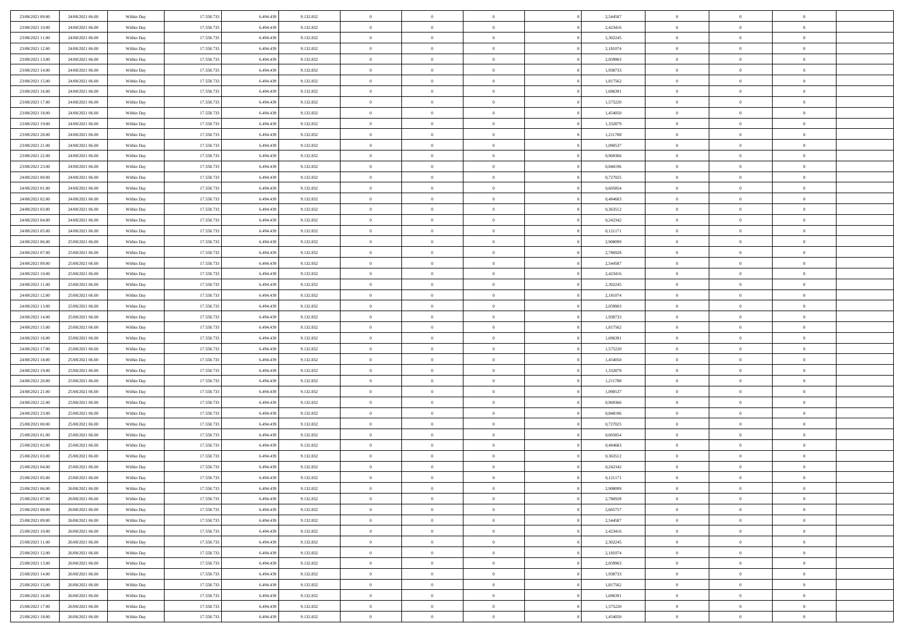| | | | | | | | | | | | | | | |
|---|---|---|---|---|---|---|---|---|---|---|---|---|---|---|
| 23/08/2021 09:00 | 24/08/2021 06:00 | Within Day | 17.558.733 | 6.494.439 | 9.132.832 | 0 | 0 | 0 | | 2,544587 | 0 | 0 | 0 | |
| 23/08/2021 10:00 | 24/08/2021 06:00 | Within Day | 17.558.733 | 6.494.439 | 9.132.832 | 0 | 0 | 0 | | 2,423416 | 0 | 0 | 0 | |
| 23/08/2021 11:00 | 24/08/2021 06:00 | Within Day | 17.558.733 | 6.494.439 | 9.132.832 | 0 | 0 | 0 | | 2,302245 | 0 | 0 | 0 | |
| 23/08/2021 12:00 | 24/08/2021 06:00 | Within Day | 17.558.733 | 6.494.439 | 9.132.832 | 0 | 0 | 0 | | 2,181074 | 0 | 0 | 0 | |
| 23/08/2021 13:00 | 24/08/2021 06:00 | Within Day | 17.558.733 | 6.494.439 | 9.132.832 | 0 | 0 | 0 | | 2,059903 | 0 | 0 | 0 | |
| 23/08/2021 14:00 | 24/08/2021 06:00 | Within Day | 17.558.733 | 6.494.439 | 9.132.832 | 0 | 0 | 0 | | 1,938733 | 0 | 0 | 0 | |
| 23/08/2021 15:00 | 24/08/2021 06:00 | Within Day | 17.558.733 | 6.494.439 | 9.132.832 | 0 | 0 | 0 | | 1,817562 | 0 | 0 | 0 | |
| 23/08/2021 16:00 | 24/08/2021 06:00 | Within Day | 17.558.733 | 6.494.439 | 9.132.832 | 0 | 0 | 0 | | 1,696391 | 0 | 0 | 0 | |
| 23/08/2021 17:00 | 24/08/2021 06:00 | Within Day | 17.558.733 | 6.494.439 | 9.132.832 | 0 | 0 | 0 | | 1,575220 | 0 | 0 | 0 | |
| 23/08/2021 18:00 | 24/08/2021 06:00 | Within Day | 17.558.733 | 6.494.439 | 9.132.832 | 0 | 0 | 0 | | 1,454050 | 0 | 0 | 0 | |
| 23/08/2021 19:00 | 24/08/2021 06:00 | Within Day | 17.558.733 | 6.494.439 | 9.132.832 | 0 | 0 | 0 | | 1,332879 | 0 | 0 | 0 | |
| 23/08/2021 20:00 | 24/08/2021 06:00 | Within Day | 17.558.733 | 6.494.439 | 9.132.832 | 0 | 0 | 0 | | 1,211708 | 0 | 0 | 0 | |
| 23/08/2021 21:00 | 24/08/2021 06:00 | Within Day | 17.558.733 | 6.494.439 | 9.132.832 | 0 | 0 | 0 | | 1,090537 | 0 | 0 | 0 | |
| 23/08/2021 22:00 | 24/08/2021 06:00 | Within Day | 17.558.733 | 6.494.439 | 9.132.832 | 0 | 0 | 0 | | 0,969366 | 0 | 0 | 0 | |
| 23/08/2021 23:00 | 24/08/2021 06:00 | Within Day | 17.558.733 | 6.494.439 | 9.132.832 | 0 | 0 | 0 | | 0,848196 | 0 | 0 | 0 | |
| 24/08/2021 00:00 | 24/08/2021 06:00 | Within Day | 17.558.733 | 6.494.439 | 9.132.832 | 0 | 0 | 0 | | 0,727025 | 0 | 0 | 0 | |
| 24/08/2021 01:00 | 24/08/2021 06:00 | Within Day | 17.558.733 | 6.494.439 | 9.132.832 | 0 | 0 | 0 | | 0,605854 | 0 | 0 | 0 | |
| 24/08/2021 02:00 | 24/08/2021 06:00 | Within Day | 17.558.733 | 6.494.439 | 9.132.832 | 0 | 0 | 0 | | 0,484683 | 0 | 0 | 0 | |
| 24/08/2021 03:00 | 24/08/2021 06:00 | Within Day | 17.558.733 | 6.494.439 | 9.132.832 | 0 | 0 | 0 | | 0,363512 | 0 | 0 | 0 | |
| 24/08/2021 04:00 | 24/08/2021 06:00 | Within Day | 17.558.733 | 6.494.439 | 9.132.832 | 0 | 0 | 0 | | 0,242342 | 0 | 0 | 0 | |
| 24/08/2021 05:00 | 24/08/2021 06:00 | Within Day | 17.558.733 | 6.494.439 | 9.132.832 | 0 | 0 | 0 | | 0,121171 | 0 | 0 | 0 | |
| 24/08/2021 06:00 | 25/08/2021 06:00 | Within Day | 17.558.733 | 6.494.439 | 9.132.832 | 0 | 0 | 0 | | 2,908099 | 0 | 0 | 0 | |
| 24/08/2021 07:00 | 25/08/2021 06:00 | Within Day | 17.558.733 | 6.494.439 | 9.132.832 | 0 | 0 | 0 | | 2,786928 | 0 | 0 | 0 | |
| 24/08/2021 09:00 | 25/08/2021 06:00 | Within Day | 17.558.733 | 6.494.439 | 9.132.832 | 0 | 0 | 0 | | 2,544587 | 0 | 0 | 0 | |
| 24/08/2021 10:00 | 25/08/2021 06:00 | Within Day | 17.558.733 | 6.494.439 | 9.132.832 | 0 | 0 | 0 | | 2,423416 | 0 | 0 | 0 | |
| 24/08/2021 11:00 | 25/08/2021 06:00 | Within Day | 17.558.733 | 6.494.439 | 9.132.832 | 0 | 0 | 0 | | 2,302245 | 0 | 0 | 0 | |
| 24/08/2021 12:00 | 25/08/2021 06:00 | Within Day | 17.558.733 | 6.494.439 | 9.132.832 | 0 | 0 | 0 | | 2,181074 | 0 | 0 | 0 | |
| 24/08/2021 13:00 | 25/08/2021 06:00 | Within Day | 17.558.733 | 6.494.439 | 9.132.832 | 0 | 0 | 0 | | 2,059903 | 0 | 0 | 0 | |
| 24/08/2021 14:00 | 25/08/2021 06:00 | Within Day | 17.558.733 | 6.494.439 | 9.132.832 | 0 | 0 | 0 | | 1,938733 | 0 | 0 | 0 | |
| 24/08/2021 15:00 | 25/08/2021 06:00 | Within Day | 17.558.733 | 6.494.439 | 9.132.832 | 0 | 0 | 0 | | 1,817562 | 0 | 0 | 0 | |
| 24/08/2021 16:00 | 25/08/2021 06:00 | Within Day | 17.558.733 | 6.494.439 | 9.132.832 | 0 | 0 | 0 | | 1,696391 | 0 | 0 | 0 | |
| 24/08/2021 17:00 | 25/08/2021 06:00 | Within Day | 17.558.733 | 6.494.439 | 9.132.832 | 0 | 0 | 0 | | 1,575220 | 0 | 0 | 0 | |
| 24/08/2021 18:00 | 25/08/2021 06:00 | Within Day | 17.558.733 | 6.494.439 | 9.132.832 | 0 | 0 | 0 | | 1,454050 | 0 | 0 | 0 | |
| 24/08/2021 19:00 | 25/08/2021 06:00 | Within Day | 17.558.733 | 6.494.439 | 9.132.832 | 0 | 0 | 0 | | 1,332879 | 0 | 0 | 0 | |
| 24/08/2021 20:00 | 25/08/2021 06:00 | Within Day | 17.558.733 | 6.494.439 | 9.132.832 | 0 | 0 | 0 | | 1,211708 | 0 | 0 | 0 | |
| 24/08/2021 21:00 | 25/08/2021 06:00 | Within Day | 17.558.733 | 6.494.439 | 9.132.832 | 0 | 0 | 0 | | 1,090537 | 0 | 0 | 0 | |
| 24/08/2021 22:00 | 25/08/2021 06:00 | Within Day | 17.558.733 | 6.494.439 | 9.132.832 | 0 | 0 | 0 | | 0,969366 | 0 | 0 | 0 | |
| 24/08/2021 23:00 | 25/08/2021 06:00 | Within Day | 17.558.733 | 6.494.439 | 9.132.832 | 0 | 0 | 0 | | 0,848196 | 0 | 0 | 0 | |
| 25/08/2021 00:00 | 25/08/2021 06:00 | Within Day | 17.558.733 | 6.494.439 | 9.132.832 | 0 | 0 | 0 | | 0,727025 | 0 | 0 | 0 | |
| 25/08/2021 01:00 | 25/08/2021 06:00 | Within Day | 17.558.733 | 6.494.439 | 9.132.832 | 0 | 0 | 0 | | 0,605854 | 0 | 0 | 0 | |
| 25/08/2021 02:00 | 25/08/2021 06:00 | Within Day | 17.558.733 | 6.494.439 | 9.132.832 | 0 | 0 | 0 | | 0,484683 | 0 | 0 | 0 | |
| 25/08/2021 03:00 | 25/08/2021 06:00 | Within Day | 17.558.733 | 6.494.439 | 9.132.832 | 0 | 0 | 0 | | 0,363512 | 0 | 0 | 0 | |
| 25/08/2021 04:00 | 25/08/2021 06:00 | Within Day | 17.558.733 | 6.494.439 | 9.132.832 | 0 | 0 | 0 | | 0,242342 | 0 | 0 | 0 | |
| 25/08/2021 05:00 | 25/08/2021 06:00 | Within Day | 17.558.733 | 6.494.439 | 9.132.832 | 0 | 0 | 0 | | 0,121171 | 0 | 0 | 0 | |
| 25/08/2021 06:00 | 26/08/2021 06:00 | Within Day | 17.558.733 | 6.494.439 | 9.132.832 | 0 | 0 | 0 | | 2,908099 | 0 | 0 | 0 | |
| 25/08/2021 07:00 | 26/08/2021 06:00 | Within Day | 17.558.733 | 6.494.439 | 9.132.832 | 0 | 0 | 0 | | 2,786928 | 0 | 0 | 0 | |
| 25/08/2021 08:00 | 26/08/2021 06:00 | Within Day | 17.558.733 | 6.494.439 | 9.132.832 | 0 | 0 | 0 | | 2,665757 | 0 | 0 | 0 | |
| 25/08/2021 09:00 | 26/08/2021 06:00 | Within Day | 17.558.733 | 6.494.439 | 9.132.832 | 0 | 0 | 0 | | 2,544587 | 0 | 0 | 0 | |
| 25/08/2021 10:00 | 26/08/2021 06:00 | Within Day | 17.558.733 | 6.494.439 | 9.132.832 | 0 | 0 | 0 | | 2,423416 | 0 | 0 | 0 | |
| 25/08/2021 11:00 | 26/08/2021 06:00 | Within Day | 17.558.733 | 6.494.439 | 9.132.832 | 0 | 0 | 0 | | 2,302245 | 0 | 0 | 0 | |
| 25/08/2021 12:00 | 26/08/2021 06:00 | Within Day | 17.558.733 | 6.494.439 | 9.132.832 | 0 | 0 | 0 | | 2,181074 | 0 | 0 | 0 | |
| 25/08/2021 13:00 | 26/08/2021 06:00 | Within Day | 17.558.733 | 6.494.439 | 9.132.832 | 0 | 0 | 0 | | 2,059903 | 0 | 0 | 0 | |
| 25/08/2021 14:00 | 26/08/2021 06:00 | Within Day | 17.558.733 | 6.494.439 | 9.132.832 | 0 | 0 | 0 | | 1,938733 | 0 | 0 | 0 | |
| 25/08/2021 15:00 | 26/08/2021 06:00 | Within Day | 17.558.733 | 6.494.439 | 9.132.832 | 0 | 0 | 0 | | 1,817562 | 0 | 0 | 0 | |
| 25/08/2021 16:00 | 26/08/2021 06:00 | Within Day | 17.558.733 | 6.494.439 | 9.132.832 | 0 | 0 | 0 | | 1,696391 | 0 | 0 | 0 | |
| 25/08/2021 17:00 | 26/08/2021 06:00 | Within Day | 17.558.733 | 6.494.439 | 9.132.832 | 0 | 0 | 0 | | 1,575220 | 0 | 0 | 0 | |
| 25/08/2021 18:00 | 26/08/2021 06:00 | Within Day | 17.558.733 | 6.494.439 | 9.132.832 | 0 | 0 | 0 | | 1,454050 | 0 | 0 | 0 | |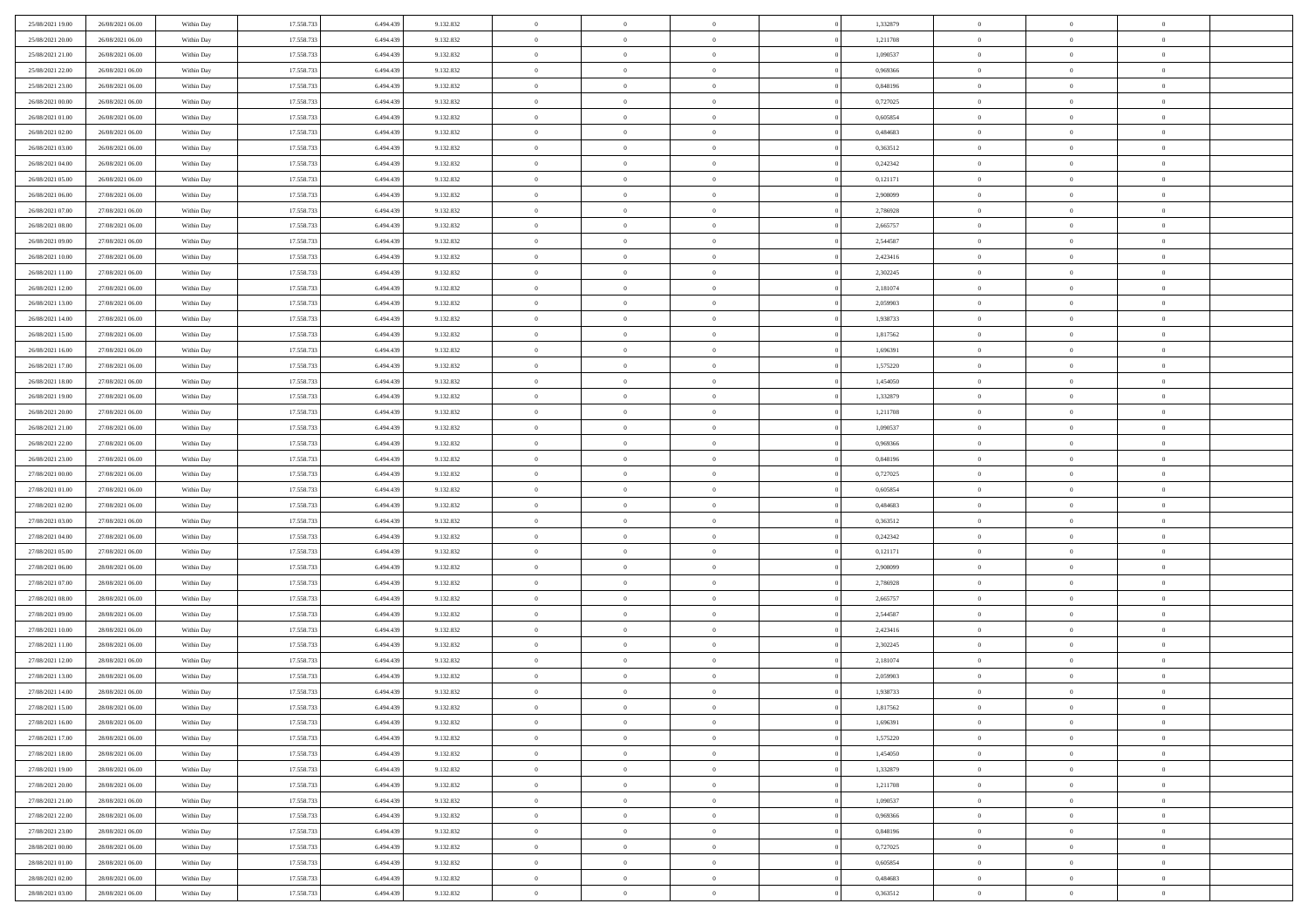| | | | | | | | | | | | | | | |
|---|---|---|---|---|---|---|---|---|---|---|---|---|---|---|
| 25/08/2021 19:00 | 26/08/2021 06:00 | Within Day | 17.558.733 | 6.494.439 | 9.132.832 | 0 | 0 | 0 | | 1,332879 | 0 | 0 | 0 | |
| 25/08/2021 20:00 | 26/08/2021 06:00 | Within Day | 17.558.733 | 6.494.439 | 9.132.832 | 0 | 0 | 0 | | 1,211708 | 0 | 0 | 0 | |
| 25/08/2021 21:00 | 26/08/2021 06:00 | Within Day | 17.558.733 | 6.494.439 | 9.132.832 | 0 | 0 | 0 | | 1,090537 | 0 | 0 | 0 | |
| 25/08/2021 22:00 | 26/08/2021 06:00 | Within Day | 17.558.733 | 6.494.439 | 9.132.832 | 0 | 0 | 0 | | 0,969366 | 0 | 0 | 0 | |
| 25/08/2021 23:00 | 26/08/2021 06:00 | Within Day | 17.558.733 | 6.494.439 | 9.132.832 | 0 | 0 | 0 | | 0,848196 | 0 | 0 | 0 | |
| 26/08/2021 00:00 | 26/08/2021 06:00 | Within Day | 17.558.733 | 6.494.439 | 9.132.832 | 0 | 0 | 0 | | 0,727025 | 0 | 0 | 0 | |
| 26/08/2021 01:00 | 26/08/2021 06:00 | Within Day | 17.558.733 | 6.494.439 | 9.132.832 | 0 | 0 | 0 | | 0,605854 | 0 | 0 | 0 | |
| 26/08/2021 02:00 | 26/08/2021 06:00 | Within Day | 17.558.733 | 6.494.439 | 9.132.832 | 0 | 0 | 0 | | 0,484683 | 0 | 0 | 0 | |
| 26/08/2021 03:00 | 26/08/2021 06:00 | Within Day | 17.558.733 | 6.494.439 | 9.132.832 | 0 | 0 | 0 | | 0,363512 | 0 | 0 | 0 | |
| 26/08/2021 04:00 | 26/08/2021 06:00 | Within Day | 17.558.733 | 6.494.439 | 9.132.832 | 0 | 0 | 0 | | 0,242342 | 0 | 0 | 0 | |
| 26/08/2021 05:00 | 26/08/2021 06:00 | Within Day | 17.558.733 | 6.494.439 | 9.132.832 | 0 | 0 | 0 | | 0,121171 | 0 | 0 | 0 | |
| 26/08/2021 06:00 | 27/08/2021 06:00 | Within Day | 17.558.733 | 6.494.439 | 9.132.832 | 0 | 0 | 0 | | 2,908099 | 0 | 0 | 0 | |
| 26/08/2021 07:00 | 27/08/2021 06:00 | Within Day | 17.558.733 | 6.494.439 | 9.132.832 | 0 | 0 | 0 | | 2,786928 | 0 | 0 | 0 | |
| 26/08/2021 08:00 | 27/08/2021 06:00 | Within Day | 17.558.733 | 6.494.439 | 9.132.832 | 0 | 0 | 0 | | 2,665757 | 0 | 0 | 0 | |
| 26/08/2021 09:00 | 27/08/2021 06:00 | Within Day | 17.558.733 | 6.494.439 | 9.132.832 | 0 | 0 | 0 | | 2,544587 | 0 | 0 | 0 | |
| 26/08/2021 10:00 | 27/08/2021 06:00 | Within Day | 17.558.733 | 6.494.439 | 9.132.832 | 0 | 0 | 0 | | 2,423416 | 0 | 0 | 0 | |
| 26/08/2021 11:00 | 27/08/2021 06:00 | Within Day | 17.558.733 | 6.494.439 | 9.132.832 | 0 | 0 | 0 | | 2,302245 | 0 | 0 | 0 | |
| 26/08/2021 12:00 | 27/08/2021 06:00 | Within Day | 17.558.733 | 6.494.439 | 9.132.832 | 0 | 0 | 0 | | 2,181074 | 0 | 0 | 0 | |
| 26/08/2021 13:00 | 27/08/2021 06:00 | Within Day | 17.558.733 | 6.494.439 | 9.132.832 | 0 | 0 | 0 | | 2,059903 | 0 | 0 | 0 | |
| 26/08/2021 14:00 | 27/08/2021 06:00 | Within Day | 17.558.733 | 6.494.439 | 9.132.832 | 0 | 0 | 0 | | 1,938733 | 0 | 0 | 0 | |
| 26/08/2021 15:00 | 27/08/2021 06:00 | Within Day | 17.558.733 | 6.494.439 | 9.132.832 | 0 | 0 | 0 | | 1,817562 | 0 | 0 | 0 | |
| 26/08/2021 16:00 | 27/08/2021 06:00 | Within Day | 17.558.733 | 6.494.439 | 9.132.832 | 0 | 0 | 0 | | 1,696391 | 0 | 0 | 0 | |
| 26/08/2021 17:00 | 27/08/2021 06:00 | Within Day | 17.558.733 | 6.494.439 | 9.132.832 | 0 | 0 | 0 | | 1,575220 | 0 | 0 | 0 | |
| 26/08/2021 18:00 | 27/08/2021 06:00 | Within Day | 17.558.733 | 6.494.439 | 9.132.832 | 0 | 0 | 0 | | 1,454050 | 0 | 0 | 0 | |
| 26/08/2021 19:00 | 27/08/2021 06:00 | Within Day | 17.558.733 | 6.494.439 | 9.132.832 | 0 | 0 | 0 | | 1,332879 | 0 | 0 | 0 | |
| 26/08/2021 20:00 | 27/08/2021 06:00 | Within Day | 17.558.733 | 6.494.439 | 9.132.832 | 0 | 0 | 0 | | 1,211708 | 0 | 0 | 0 | |
| 26/08/2021 21:00 | 27/08/2021 06:00 | Within Day | 17.558.733 | 6.494.439 | 9.132.832 | 0 | 0 | 0 | | 1,090537 | 0 | 0 | 0 | |
| 26/08/2021 22:00 | 27/08/2021 06:00 | Within Day | 17.558.733 | 6.494.439 | 9.132.832 | 0 | 0 | 0 | | 0,969366 | 0 | 0 | 0 | |
| 26/08/2021 23:00 | 27/08/2021 06:00 | Within Day | 17.558.733 | 6.494.439 | 9.132.832 | 0 | 0 | 0 | | 0,848196 | 0 | 0 | 0 | |
| 27/08/2021 00:00 | 27/08/2021 06:00 | Within Day | 17.558.733 | 6.494.439 | 9.132.832 | 0 | 0 | 0 | | 0,727025 | 0 | 0 | 0 | |
| 27/08/2021 01:00 | 27/08/2021 06:00 | Within Day | 17.558.733 | 6.494.439 | 9.132.832 | 0 | 0 | 0 | | 0,605854 | 0 | 0 | 0 | |
| 27/08/2021 02:00 | 27/08/2021 06:00 | Within Day | 17.558.733 | 6.494.439 | 9.132.832 | 0 | 0 | 0 | | 0,484683 | 0 | 0 | 0 | |
| 27/08/2021 03:00 | 27/08/2021 06:00 | Within Day | 17.558.733 | 6.494.439 | 9.132.832 | 0 | 0 | 0 | | 0,363512 | 0 | 0 | 0 | |
| 27/08/2021 04:00 | 27/08/2021 06:00 | Within Day | 17.558.733 | 6.494.439 | 9.132.832 | 0 | 0 | 0 | | 0,242342 | 0 | 0 | 0 | |
| 27/08/2021 05:00 | 27/08/2021 06:00 | Within Day | 17.558.733 | 6.494.439 | 9.132.832 | 0 | 0 | 0 | | 0,121171 | 0 | 0 | 0 | |
| 27/08/2021 06:00 | 28/08/2021 06:00 | Within Day | 17.558.733 | 6.494.439 | 9.132.832 | 0 | 0 | 0 | | 2,908099 | 0 | 0 | 0 | |
| 27/08/2021 07:00 | 28/08/2021 06:00 | Within Day | 17.558.733 | 6.494.439 | 9.132.832 | 0 | 0 | 0 | | 2,786928 | 0 | 0 | 0 | |
| 27/08/2021 08:00 | 28/08/2021 06:00 | Within Day | 17.558.733 | 6.494.439 | 9.132.832 | 0 | 0 | 0 | | 2,665757 | 0 | 0 | 0 | |
| 27/08/2021 09:00 | 28/08/2021 06:00 | Within Day | 17.558.733 | 6.494.439 | 9.132.832 | 0 | 0 | 0 | | 2,544587 | 0 | 0 | 0 | |
| 27/08/2021 10:00 | 28/08/2021 06:00 | Within Day | 17.558.733 | 6.494.439 | 9.132.832 | 0 | 0 | 0 | | 2,423416 | 0 | 0 | 0 | |
| 27/08/2021 11:00 | 28/08/2021 06:00 | Within Day | 17.558.733 | 6.494.439 | 9.132.832 | 0 | 0 | 0 | | 2,302245 | 0 | 0 | 0 | |
| 27/08/2021 12:00 | 28/08/2021 06:00 | Within Day | 17.558.733 | 6.494.439 | 9.132.832 | 0 | 0 | 0 | | 2,181074 | 0 | 0 | 0 | |
| 27/08/2021 13:00 | 28/08/2021 06:00 | Within Day | 17.558.733 | 6.494.439 | 9.132.832 | 0 | 0 | 0 | | 2,059903 | 0 | 0 | 0 | |
| 27/08/2021 14:00 | 28/08/2021 06:00 | Within Day | 17.558.733 | 6.494.439 | 9.132.832 | 0 | 0 | 0 | | 1,938733 | 0 | 0 | 0 | |
| 27/08/2021 15:00 | 28/08/2021 06:00 | Within Day | 17.558.733 | 6.494.439 | 9.132.832 | 0 | 0 | 0 | | 1,817562 | 0 | 0 | 0 | |
| 27/08/2021 16:00 | 28/08/2021 06:00 | Within Day | 17.558.733 | 6.494.439 | 9.132.832 | 0 | 0 | 0 | | 1,696391 | 0 | 0 | 0 | |
| 27/08/2021 17:00 | 28/08/2021 06:00 | Within Day | 17.558.733 | 6.494.439 | 9.132.832 | 0 | 0 | 0 | | 1,575220 | 0 | 0 | 0 | |
| 27/08/2021 18:00 | 28/08/2021 06:00 | Within Day | 17.558.733 | 6.494.439 | 9.132.832 | 0 | 0 | 0 | | 1,454050 | 0 | 0 | 0 | |
| 27/08/2021 19:00 | 28/08/2021 06:00 | Within Day | 17.558.733 | 6.494.439 | 9.132.832 | 0 | 0 | 0 | | 1,332879 | 0 | 0 | 0 | |
| 27/08/2021 20:00 | 28/08/2021 06:00 | Within Day | 17.558.733 | 6.494.439 | 9.132.832 | 0 | 0 | 0 | | 1,211708 | 0 | 0 | 0 | |
| 27/08/2021 21:00 | 28/08/2021 06:00 | Within Day | 17.558.733 | 6.494.439 | 9.132.832 | 0 | 0 | 0 | | 1,090537 | 0 | 0 | 0 | |
| 27/08/2021 22:00 | 28/08/2021 06:00 | Within Day | 17.558.733 | 6.494.439 | 9.132.832 | 0 | 0 | 0 | | 0,969366 | 0 | 0 | 0 | |
| 27/08/2021 23:00 | 28/08/2021 06:00 | Within Day | 17.558.733 | 6.494.439 | 9.132.832 | 0 | 0 | 0 | | 0,848196 | 0 | 0 | 0 | |
| 28/08/2021 00:00 | 28/08/2021 06:00 | Within Day | 17.558.733 | 6.494.439 | 9.132.832 | 0 | 0 | 0 | | 0,727025 | 0 | 0 | 0 | |
| 28/08/2021 01:00 | 28/08/2021 06:00 | Within Day | 17.558.733 | 6.494.439 | 9.132.832 | 0 | 0 | 0 | | 0,605854 | 0 | 0 | 0 | |
| 28/08/2021 02:00 | 28/08/2021 06:00 | Within Day | 17.558.733 | 6.494.439 | 9.132.832 | 0 | 0 | 0 | | 0,484683 | 0 | 0 | 0 | |
| 28/08/2021 03:00 | 28/08/2021 06:00 | Within Day | 17.558.733 | 6.494.439 | 9.132.832 | 0 | 0 | 0 | | 0,363512 | 0 | 0 | 0 | |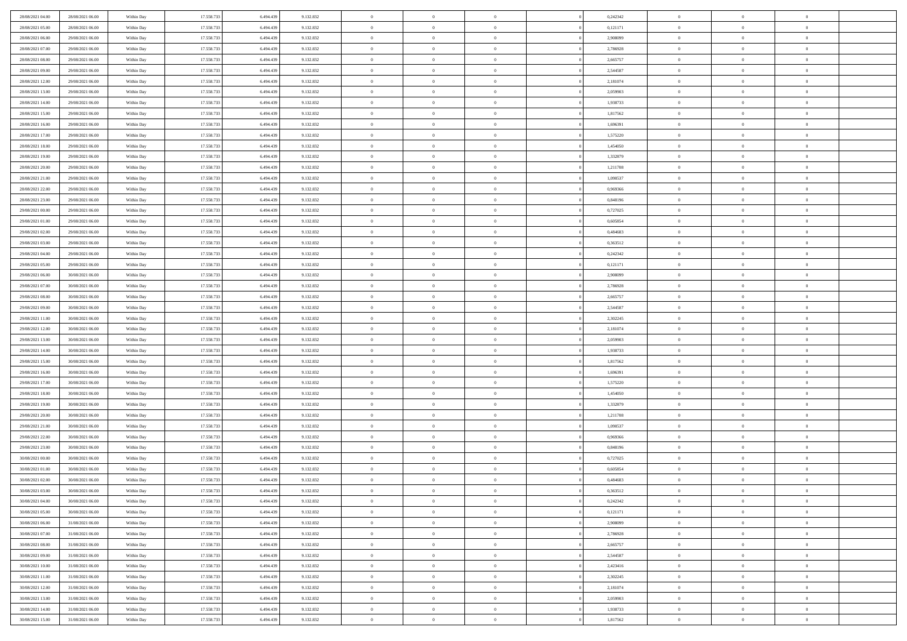| | | | | | | | | | | | | | | | |
|---|---|---|---|---|---|---|---|---|---|---|---|---|---|---|---|
| 28/08/2021 04:00 | 28/08/2021 06:00 | Within Day | 17.558.733 | 6.494.439 | 9.132.832 | 0 | 0 | 0 | | 0 | 0,242342 | 0 | 0 | 0 | |
| 28/08/2021 05:00 | 28/08/2021 06:00 | Within Day | 17.558.733 | 6.494.439 | 9.132.832 | 0 | 0 | 0 | | 0 | 0,121171 | 0 | 0 | 0 | |
| 28/08/2021 06:00 | 29/08/2021 06:00 | Within Day | 17.558.733 | 6.494.439 | 9.132.832 | 0 | 0 | 0 | | 0 | 2,908099 | 0 | 0 | 0 | |
| 28/08/2021 07:00 | 29/08/2021 06:00 | Within Day | 17.558.733 | 6.494.439 | 9.132.832 | 0 | 0 | 0 | | 0 | 2,786928 | 0 | 0 | 0 | |
| 28/08/2021 08:00 | 29/08/2021 06:00 | Within Day | 17.558.733 | 6.494.439 | 9.132.832 | 0 | 0 | 0 | | 0 | 2,665757 | 0 | 0 | 0 | |
| 28/08/2021 09:00 | 29/08/2021 06:00 | Within Day | 17.558.733 | 6.494.439 | 9.132.832 | 0 | 0 | 0 | | 0 | 2,544587 | 0 | 0 | 0 | |
| 28/08/2021 12:00 | 29/08/2021 06:00 | Within Day | 17.558.733 | 6.494.439 | 9.132.832 | 0 | 0 | 0 | | 0 | 2,181074 | 0 | 0 | 0 | |
| 28/08/2021 13:00 | 29/08/2021 06:00 | Within Day | 17.558.733 | 6.494.439 | 9.132.832 | 0 | 0 | 0 | | 0 | 2,059903 | 0 | 0 | 0 | |
| 28/08/2021 14:00 | 29/08/2021 06:00 | Within Day | 17.558.733 | 6.494.439 | 9.132.832 | 0 | 0 | 0 | | 0 | 1,938733 | 0 | 0 | 0 | |
| 28/08/2021 15:00 | 29/08/2021 06:00 | Within Day | 17.558.733 | 6.494.439 | 9.132.832 | 0 | 0 | 0 | | 0 | 1,817562 | 0 | 0 | 0 | |
| 28/08/2021 16:00 | 29/08/2021 06:00 | Within Day | 17.558.733 | 6.494.439 | 9.132.832 | 0 | 0 | 0 | | 0 | 1,696391 | 0 | 0 | 0 | |
| 28/08/2021 17:00 | 29/08/2021 06:00 | Within Day | 17.558.733 | 6.494.439 | 9.132.832 | 0 | 0 | 0 | | 0 | 1,575220 | 0 | 0 | 0 | |
| 28/08/2021 18:00 | 29/08/2021 06:00 | Within Day | 17.558.733 | 6.494.439 | 9.132.832 | 0 | 0 | 0 | | 0 | 1,454050 | 0 | 0 | 0 | |
| 28/08/2021 19:00 | 29/08/2021 06:00 | Within Day | 17.558.733 | 6.494.439 | 9.132.832 | 0 | 0 | 0 | | 0 | 1,332879 | 0 | 0 | 0 | |
| 28/08/2021 20:00 | 29/08/2021 06:00 | Within Day | 17.558.733 | 6.494.439 | 9.132.832 | 0 | 0 | 0 | | 0 | 1,211708 | 0 | 0 | 0 | |
| 28/08/2021 21:00 | 29/08/2021 06:00 | Within Day | 17.558.733 | 6.494.439 | 9.132.832 | 0 | 0 | 0 | | 0 | 1,090537 | 0 | 0 | 0 | |
| 28/08/2021 22:00 | 29/08/2021 06:00 | Within Day | 17.558.733 | 6.494.439 | 9.132.832 | 0 | 0 | 0 | | 0 | 0,969366 | 0 | 0 | 0 | |
| 28/08/2021 23:00 | 29/08/2021 06:00 | Within Day | 17.558.733 | 6.494.439 | 9.132.832 | 0 | 0 | 0 | | 0 | 0,848196 | 0 | 0 | 0 | |
| 29/08/2021 00:00 | 29/08/2021 06:00 | Within Day | 17.558.733 | 6.494.439 | 9.132.832 | 0 | 0 | 0 | | 0 | 0,727025 | 0 | 0 | 0 | |
| 29/08/2021 01:00 | 29/08/2021 06:00 | Within Day | 17.558.733 | 6.494.439 | 9.132.832 | 0 | 0 | 0 | | 0 | 0,605854 | 0 | 0 | 0 | |
| 29/08/2021 02:00 | 29/08/2021 06:00 | Within Day | 17.558.733 | 6.494.439 | 9.132.832 | 0 | 0 | 0 | | 0 | 0,484683 | 0 | 0 | 0 | |
| 29/08/2021 03:00 | 29/08/2021 06:00 | Within Day | 17.558.733 | 6.494.439 | 9.132.832 | 0 | 0 | 0 | | 0 | 0,363512 | 0 | 0 | 0 | |
| 29/08/2021 04:00 | 29/08/2021 06:00 | Within Day | 17.558.733 | 6.494.439 | 9.132.832 | 0 | 0 | 0 | | 0 | 0,242342 | 0 | 0 | 0 | |
| 29/08/2021 05:00 | 29/08/2021 06:00 | Within Day | 17.558.733 | 6.494.439 | 9.132.832 | 0 | 0 | 0 | | 0 | 0,121171 | 0 | 0 | 0 | |
| 29/08/2021 06:00 | 30/08/2021 06:00 | Within Day | 17.558.733 | 6.494.439 | 9.132.832 | 0 | 0 | 0 | | 0 | 2,908099 | 0 | 0 | 0 | |
| 29/08/2021 07:00 | 30/08/2021 06:00 | Within Day | 17.558.733 | 6.494.439 | 9.132.832 | 0 | 0 | 0 | | 0 | 2,786928 | 0 | 0 | 0 | |
| 29/08/2021 08:00 | 30/08/2021 06:00 | Within Day | 17.558.733 | 6.494.439 | 9.132.832 | 0 | 0 | 0 | | 0 | 2,665757 | 0 | 0 | 0 | |
| 29/08/2021 09:00 | 30/08/2021 06:00 | Within Day | 17.558.733 | 6.494.439 | 9.132.832 | 0 | 0 | 0 | | 0 | 2,544587 | 0 | 0 | 0 | |
| 29/08/2021 11:00 | 30/08/2021 06:00 | Within Day | 17.558.733 | 6.494.439 | 9.132.832 | 0 | 0 | 0 | | 0 | 2,302245 | 0 | 0 | 0 | |
| 29/08/2021 12:00 | 30/08/2021 06:00 | Within Day | 17.558.733 | 6.494.439 | 9.132.832 | 0 | 0 | 0 | | 0 | 2,181074 | 0 | 0 | 0 | |
| 29/08/2021 13:00 | 30/08/2021 06:00 | Within Day | 17.558.733 | 6.494.439 | 9.132.832 | 0 | 0 | 0 | | 0 | 2,059903 | 0 | 0 | 0 | |
| 29/08/2021 14:00 | 30/08/2021 06:00 | Within Day | 17.558.733 | 6.494.439 | 9.132.832 | 0 | 0 | 0 | | 0 | 1,938733 | 0 | 0 | 0 | |
| 29/08/2021 15:00 | 30/08/2021 06:00 | Within Day | 17.558.733 | 6.494.439 | 9.132.832 | 0 | 0 | 0 | | 0 | 1,817562 | 0 | 0 | 0 | |
| 29/08/2021 16:00 | 30/08/2021 06:00 | Within Day | 17.558.733 | 6.494.439 | 9.132.832 | 0 | 0 | 0 | | 0 | 1,696391 | 0 | 0 | 0 | |
| 29/08/2021 17:00 | 30/08/2021 06:00 | Within Day | 17.558.733 | 6.494.439 | 9.132.832 | 0 | 0 | 0 | | 0 | 1,575220 | 0 | 0 | 0 | |
| 29/08/2021 18:00 | 30/08/2021 06:00 | Within Day | 17.558.733 | 6.494.439 | 9.132.832 | 0 | 0 | 0 | | 0 | 1,454050 | 0 | 0 | 0 | |
| 29/08/2021 19:00 | 30/08/2021 06:00 | Within Day | 17.558.733 | 6.494.439 | 9.132.832 | 0 | 0 | 0 | | 0 | 1,332879 | 0 | 0 | 0 | |
| 29/08/2021 20:00 | 30/08/2021 06:00 | Within Day | 17.558.733 | 6.494.439 | 9.132.832 | 0 | 0 | 0 | | 0 | 1,211708 | 0 | 0 | 0 | |
| 29/08/2021 21:00 | 30/08/2021 06:00 | Within Day | 17.558.733 | 6.494.439 | 9.132.832 | 0 | 0 | 0 | | 0 | 1,090537 | 0 | 0 | 0 | |
| 29/08/2021 22:00 | 30/08/2021 06:00 | Within Day | 17.558.733 | 6.494.439 | 9.132.832 | 0 | 0 | 0 | | 0 | 0,969366 | 0 | 0 | 0 | |
| 29/08/2021 23:00 | 30/08/2021 06:00 | Within Day | 17.558.733 | 6.494.439 | 9.132.832 | 0 | 0 | 0 | | 0 | 0,848196 | 0 | 0 | 0 | |
| 30/08/2021 00:00 | 30/08/2021 06:00 | Within Day | 17.558.733 | 6.494.439 | 9.132.832 | 0 | 0 | 0 | | 0 | 0,727025 | 0 | 0 | 0 | |
| 30/08/2021 01:00 | 30/08/2021 06:00 | Within Day | 17.558.733 | 6.494.439 | 9.132.832 | 0 | 0 | 0 | | 0 | 0,605854 | 0 | 0 | 0 | |
| 30/08/2021 02:00 | 30/08/2021 06:00 | Within Day | 17.558.733 | 6.494.439 | 9.132.832 | 0 | 0 | 0 | | 0 | 0,484683 | 0 | 0 | 0 | |
| 30/08/2021 03:00 | 30/08/2021 06:00 | Within Day | 17.558.733 | 6.494.439 | 9.132.832 | 0 | 0 | 0 | | 0 | 0,363512 | 0 | 0 | 0 | |
| 30/08/2021 04:00 | 30/08/2021 06:00 | Within Day | 17.558.733 | 6.494.439 | 9.132.832 | 0 | 0 | 0 | | 0 | 0,242342 | 0 | 0 | 0 | |
| 30/08/2021 05:00 | 30/08/2021 06:00 | Within Day | 17.558.733 | 6.494.439 | 9.132.832 | 0 | 0 | 0 | | 0 | 0,121171 | 0 | 0 | 0 | |
| 30/08/2021 06:00 | 31/08/2021 06:00 | Within Day | 17.558.733 | 6.494.439 | 9.132.832 | 0 | 0 | 0 | | 0 | 2,908099 | 0 | 0 | 0 | |
| 30/08/2021 07:00 | 31/08/2021 06:00 | Within Day | 17.558.733 | 6.494.439 | 9.132.832 | 0 | 0 | 0 | | 0 | 2,786928 | 0 | 0 | 0 | |
| 30/08/2021 08:00 | 31/08/2021 06:00 | Within Day | 17.558.733 | 6.494.439 | 9.132.832 | 0 | 0 | 0 | | 0 | 2,665757 | 0 | 0 | 0 | |
| 30/08/2021 09:00 | 31/08/2021 06:00 | Within Day | 17.558.733 | 6.494.439 | 9.132.832 | 0 | 0 | 0 | | 0 | 2,544587 | 0 | 0 | 0 | |
| 30/08/2021 10:00 | 31/08/2021 06:00 | Within Day | 17.558.733 | 6.494.439 | 9.132.832 | 0 | 0 | 0 | | 0 | 2,423416 | 0 | 0 | 0 | |
| 30/08/2021 11:00 | 31/08/2021 06:00 | Within Day | 17.558.733 | 6.494.439 | 9.132.832 | 0 | 0 | 0 | | 0 | 2,302245 | 0 | 0 | 0 | |
| 30/08/2021 12:00 | 31/08/2021 06:00 | Within Day | 17.558.733 | 6.494.439 | 9.132.832 | 0 | 0 | 0 | | 0 | 2,181074 | 0 | 0 | 0 | |
| 30/08/2021 13:00 | 31/08/2021 06:00 | Within Day | 17.558.733 | 6.494.439 | 9.132.832 | 0 | 0 | 0 | | 0 | 2,059903 | 0 | 0 | 0 | |
| 30/08/2021 14:00 | 31/08/2021 06:00 | Within Day | 17.558.733 | 6.494.439 | 9.132.832 | 0 | 0 | 0 | | 0 | 1,938733 | 0 | 0 | 0 | |
| 30/08/2021 15:00 | 31/08/2021 06:00 | Within Day | 17.558.733 | 6.494.439 | 9.132.832 | 0 | 0 | 0 | | 0 | 1,817562 | 0 | 0 | 0 | |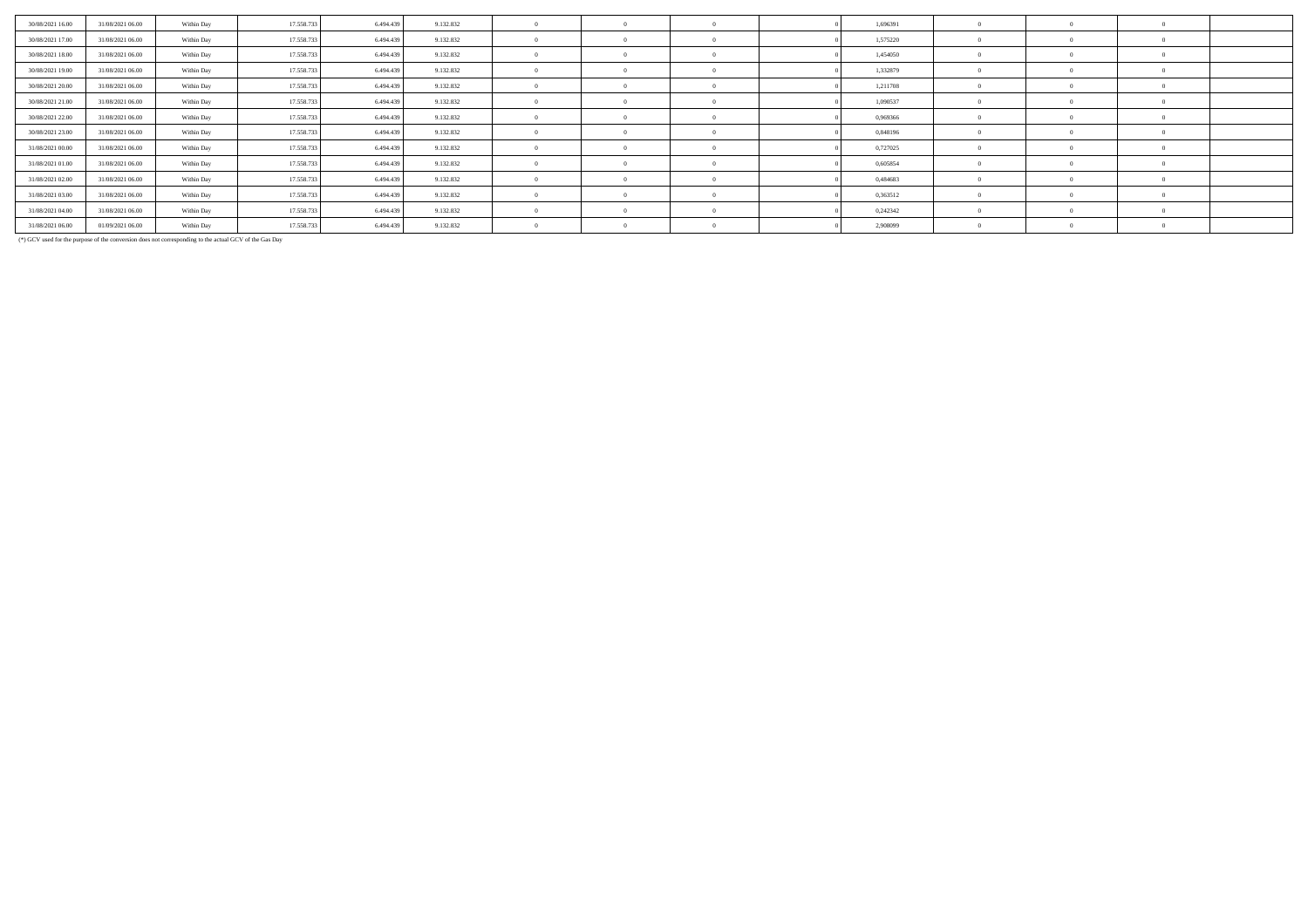| | | | | | | | | | | | | | | |
|---|---|---|---|---|---|---|---|---|---|---|---|---|---|---|
| 30/08/2021 16.00 | 31/08/2021 06.00 | Within Day | 17.558.733 | 6.494.439 | 9.132.832 | 0 | 0 | 0 | 0 | 1,696391 | 0 | 0 | 0 | |
| 30/08/2021 17.00 | 31/08/2021 06.00 | Within Day | 17.558.733 | 6.494.439 | 9.132.832 | 0 | 0 | 0 | 0 | 1,575220 | 0 | 0 | 0 | |
| 30/08/2021 18.00 | 31/08/2021 06.00 | Within Day | 17.558.733 | 6.494.439 | 9.132.832 | 0 | 0 | 0 | 0 | 1,454050 | 0 | 0 | 0 | |
| 30/08/2021 19.00 | 31/08/2021 06.00 | Within Day | 17.558.733 | 6.494.439 | 9.132.832 | 0 | 0 | 0 | 0 | 1,332879 | 0 | 0 | 0 | |
| 30/08/2021 20.00 | 31/08/2021 06.00 | Within Day | 17.558.733 | 6.494.439 | 9.132.832 | 0 | 0 | 0 | 0 | 1,211708 | 0 | 0 | 0 | |
| 30/08/2021 21.00 | 31/08/2021 06.00 | Within Day | 17.558.733 | 6.494.439 | 9.132.832 | 0 | 0 | 0 | 0 | 1,090537 | 0 | 0 | 0 | |
| 30/08/2021 22.00 | 31/08/2021 06.00 | Within Day | 17.558.733 | 6.494.439 | 9.132.832 | 0 | 0 | 0 | 0 | 0,969366 | 0 | 0 | 0 | |
| 30/08/2021 23.00 | 31/08/2021 06.00 | Within Day | 17.558.733 | 6.494.439 | 9.132.832 | 0 | 0 | 0 | 0 | 0,848196 | 0 | 0 | 0 | |
| 31/08/2021 00.00 | 31/08/2021 06.00 | Within Day | 17.558.733 | 6.494.439 | 9.132.832 | 0 | 0 | 0 | 0 | 0,727025 | 0 | 0 | 0 | |
| 31/08/2021 01.00 | 31/08/2021 06.00 | Within Day | 17.558.733 | 6.494.439 | 9.132.832 | 0 | 0 | 0 | 0 | 0,605854 | 0 | 0 | 0 | |
| 31/08/2021 02.00 | 31/08/2021 06.00 | Within Day | 17.558.733 | 6.494.439 | 9.132.832 | 0 | 0 | 0 | 0 | 0,484683 | 0 | 0 | 0 | |
| 31/08/2021 03.00 | 31/08/2021 06.00 | Within Day | 17.558.733 | 6.494.439 | 9.132.832 | 0 | 0 | 0 | 0 | 0,363512 | 0 | 0 | 0 | |
| 31/08/2021 04.00 | 31/08/2021 06.00 | Within Day | 17.558.733 | 6.494.439 | 9.132.832 | 0 | 0 | 0 | 0 | 0,242342 | 0 | 0 | 0 | |
| 31/08/2021 06.00 | 01/09/2021 06.00 | Within Day | 17.558.733 | 6.494.439 | 9.132.832 | 0 | 0 | 0 | 0 | 2,908099 | 0 | 0 | 0 | |

(*) GCV used for the purpose of the conversion does not corresponding to the actual GCV of the Gas Day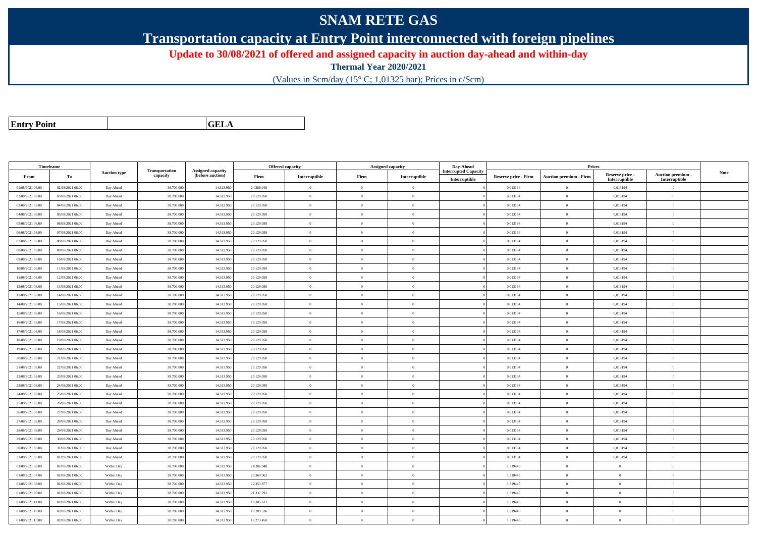# SNAM RETE GAS

## Transportation capacity at Entry Point interconnected with foreign pipelines

### Update to 30/08/2021 of offered and assigned capacity in auction day-ahead and within-day

**Thermal Year 2020/2021**

(Values in Scm/day (15° C; 1,01325 bar); Prices in c/Scm)

| **Entry Point** | | **GELA** |
|---|---|---|

| Timeframe | | Auction type | Transportation capacity | Assigned capacity (before auction) | Offered capacity | | Assigned capacity | | Day-Ahead Interrupted Capacity | Prices | | | | Note |
|---|---|---|---|---|---|---|---|---|---|---|---|---|---|---|
| From | To | | | | Firm | Interruptible | Firm | Interruptible | Interruptible | Reserve price - Firm | Auction premium - Firm | Reserve price - Interruptible | Auction premium - Interruptible | |
| 01/08/2021 06.00 | 02/08/2021 06.00 | Day Ahead | 38.700.000 | 14.313.950 | 24.386.048 | 0 | 0 | 0 | 0 | 0,013194 | 0 | 0,013194 | 0 | |
| 02/08/2021 06.00 | 03/08/2021 06.00 | Day Ahead | 38.700.000 | 14.313.950 | 20.129.050 | 0 | 0 | 0 | 0 | 0,013194 | 0 | 0,013194 | 0 | |
| 03/08/2021 06.00 | 04/08/2021 06.00 | Day Ahead | 38.700.000 | 14.313.950 | 20.129.050 | 0 | 0 | 0 | 0 | 0,013194 | 0 | 0,013194 | 0 | |
| 04/08/2021 06.00 | 05/08/2021 06.00 | Day Ahead | 38.700.000 | 14.313.950 | 20.129.050 | 0 | 0 | 0 | 0 | 0,013194 | 0 | 0,013194 | 0 | |
| 05/08/2021 06.00 | 06/08/2021 06.00 | Day Ahead | 38.700.000 | 14.313.950 | 20.129.050 | 0 | 0 | 0 | 0 | 0,013194 | 0 | 0,013194 | 0 | |
| 06/08/2021 06.00 | 07/08/2021 06.00 | Day Ahead | 38.700.000 | 14.313.950 | 20.129.050 | 0 | 0 | 0 | 0 | 0,013194 | 0 | 0,013194 | 0 | |
| 07/08/2021 06.00 | 08/08/2021 06.00 | Day Ahead | 38.700.000 | 14.313.950 | 20.129.050 | 0 | 0 | 0 | 0 | 0,013194 | 0 | 0,013194 | 0 | |
| 08/08/2021 06.00 | 09/08/2021 06.00 | Day Ahead | 38.700.000 | 14.313.950 | 20.129.050 | 0 | 0 | 0 | 0 | 0,013194 | 0 | 0,013194 | 0 | |
| 09/08/2021 06.00 | 10/08/2021 06.00 | Day Ahead | 38.700.000 | 14.313.950 | 20.129.050 | 0 | 0 | 0 | 0 | 0,013194 | 0 | 0,013194 | 0 | |
| 10/08/2021 06.00 | 11/08/2021 06.00 | Day Ahead | 38.700.000 | 14.313.950 | 20.129.050 | 0 | 0 | 0 | 0 | 0,013194 | 0 | 0,013194 | 0 | |
| 11/08/2021 06.00 | 12/08/2021 06.00 | Day Ahead | 38.700.000 | 14.313.950 | 20.129.050 | 0 | 0 | 0 | 0 | 0,013194 | 0 | 0,013194 | 0 | |
| 12/08/2021 06.00 | 13/08/2021 06.00 | Day Ahead | 38.700.000 | 14.313.950 | 20.129.050 | 0 | 0 | 0 | 0 | 0,013194 | 0 | 0,013194 | 0 | |
| 13/08/2021 06.00 | 14/08/2021 06.00 | Day Ahead | 38.700.000 | 14.313.950 | 20.129.050 | 0 | 0 | 0 | 0 | 0,013194 | 0 | 0,013194 | 0 | |
| 14/08/2021 06.00 | 15/08/2021 06.00 | Day Ahead | 38.700.000 | 14.313.950 | 20.129.050 | 0 | 0 | 0 | 0 | 0,013194 | 0 | 0,013194 | 0 | |
| 15/08/2021 06.00 | 16/08/2021 06.00 | Day Ahead | 38.700.000 | 14.313.950 | 20.129.050 | 0 | 0 | 0 | 0 | 0,013194 | 0 | 0,013194 | 0 | |
| 16/08/2021 06.00 | 17/08/2021 06.00 | Day Ahead | 38.700.000 | 14.313.950 | 20.129.050 | 0 | 0 | 0 | 0 | 0,013194 | 0 | 0,013194 | 0 | |
| 17/08/2021 06.00 | 18/08/2021 06.00 | Day Ahead | 38.700.000 | 14.313.950 | 20.129.050 | 0 | 0 | 0 | 0 | 0,013194 | 0 | 0,013194 | 0 | |
| 18/08/2021 06.00 | 19/08/2021 06.00 | Day Ahead | 38.700.000 | 14.313.950 | 20.129.050 | 0 | 0 | 0 | 0 | 0,013194 | 0 | 0,013194 | 0 | |
| 19/08/2021 06.00 | 20/08/2021 06.00 | Day Ahead | 38.700.000 | 14.313.950 | 20.129.050 | 0 | 0 | 0 | 0 | 0,013194 | 0 | 0,013194 | 0 | |
| 20/08/2021 06.00 | 21/08/2021 06.00 | Day Ahead | 38.700.000 | 14.313.950 | 20.129.050 | 0 | 0 | 0 | 0 | 0,013194 | 0 | 0,013194 | 0 | |
| 21/08/2021 06.00 | 22/08/2021 06.00 | Day Ahead | 38.700.000 | 14.313.950 | 20.129.050 | 0 | 0 | 0 | 0 | 0,013194 | 0 | 0,013194 | 0 | |
| 22/08/2021 06.00 | 23/08/2021 06.00 | Day Ahead | 38.700.000 | 14.313.950 | 20.129.050 | 0 | 0 | 0 | 0 | 0,013194 | 0 | 0,013194 | 0 | |
| 23/08/2021 06.00 | 24/08/2021 06.00 | Day Ahead | 38.700.000 | 14.313.950 | 20.129.050 | 0 | 0 | 0 | 0 | 0,013194 | 0 | 0,013194 | 0 | |
| 24/08/2021 06.00 | 25/08/2021 06.00 | Day Ahead | 38.700.000 | 14.313.950 | 20.129.050 | 0 | 0 | 0 | 0 | 0,013194 | 0 | 0,013194 | 0 | |
| 25/08/2021 06.00 | 26/08/2021 06.00 | Day Ahead | 38.700.000 | 14.313.950 | 20.129.050 | 0 | 0 | 0 | 0 | 0,013194 | 0 | 0,013194 | 0 | |
| 26/08/2021 06.00 | 27/08/2021 06.00 | Day Ahead | 38.700.000 | 14.313.950 | 20.129.050 | 0 | 0 | 0 | 0 | 0,013194 | 0 | 0,013194 | 0 | |
| 27/08/2021 06.00 | 28/08/2021 06.00 | Day Ahead | 38.700.000 | 14.313.950 | 20.129.050 | 0 | 0 | 0 | 0 | 0,013194 | 0 | 0,013194 | 0 | |
| 28/08/2021 06.00 | 29/08/2021 06.00 | Day Ahead | 38.700.000 | 14.313.950 | 20.129.050 | 0 | 0 | 0 | 0 | 0,013194 | 0 | 0,013194 | 0 | |
| 29/08/2021 06.00 | 30/08/2021 06.00 | Day Ahead | 38.700.000 | 14.313.950 | 20.129.050 | 0 | 0 | 0 | 0 | 0,013194 | 0 | 0,013194 | 0 | |
| 30/08/2021 06.00 | 31/08/2021 06.00 | Day Ahead | 38.700.000 | 14.313.950 | 20.129.050 | 0 | 0 | 0 | 0 | 0,013194 | 0 | 0,013194 | 0 | |
| 31/08/2021 06.00 | 01/09/2021 06.00 | Day Ahead | 38.700.000 | 14.313.950 | 20.129.050 | 0 | 0 | 0 | 0 | 0,013194 | 0 | 0,013194 | 0 | |
| 01/08/2021 06.00 | 02/08/2021 06.00 | Within Day | 38.700.000 | 14.313.950 | 24.386.048 | 0 | 0 | 0 | 0 | 1,319445 | 0 | 0 | 0 | |
| 01/08/2021 07.00 | 02/08/2021 06.00 | Within Day | 38.700.000 | 14.313.950 | 23.369.962 | 0 | 0 | 0 | 0 | 1,319445 | 0 | 0 | 0 | |
| 01/08/2021 08.00 | 02/08/2021 06.00 | Within Day | 38.700.000 | 14.313.950 | 22.353.877 | 0 | 0 | 0 | 0 | 1,319445 | 0 | 0 | 0 | |
| 01/08/2021 09.00 | 02/08/2021 06.00 | Within Day | 38.700.000 | 14.313.950 | 21.337.792 | 0 | 0 | 0 | 0 | 1,319445 | 0 | 0 | 0 | |
| 01/08/2021 11.00 | 02/08/2021 06.00 | Within Day | 38.700.000 | 14.313.950 | 19.305.621 | 0 | 0 | 0 | 0 | 1,319445 | 0 | 0 | 0 | |
| 01/08/2021 12.00 | 02/08/2021 06.00 | Within Day | 38.700.000 | 14.313.950 | 18.289.536 | 0 | 0 | 0 | 0 | 1,319445 | 0 | 0 | 0 | |
| 01/08/2021 13.00 | 02/08/2021 06.00 | Within Day | 38.700.000 | 14.313.950 | 17.273.450 | 0 | 0 | 0 | 0 | 1,319445 | 0 | 0 | 0 | |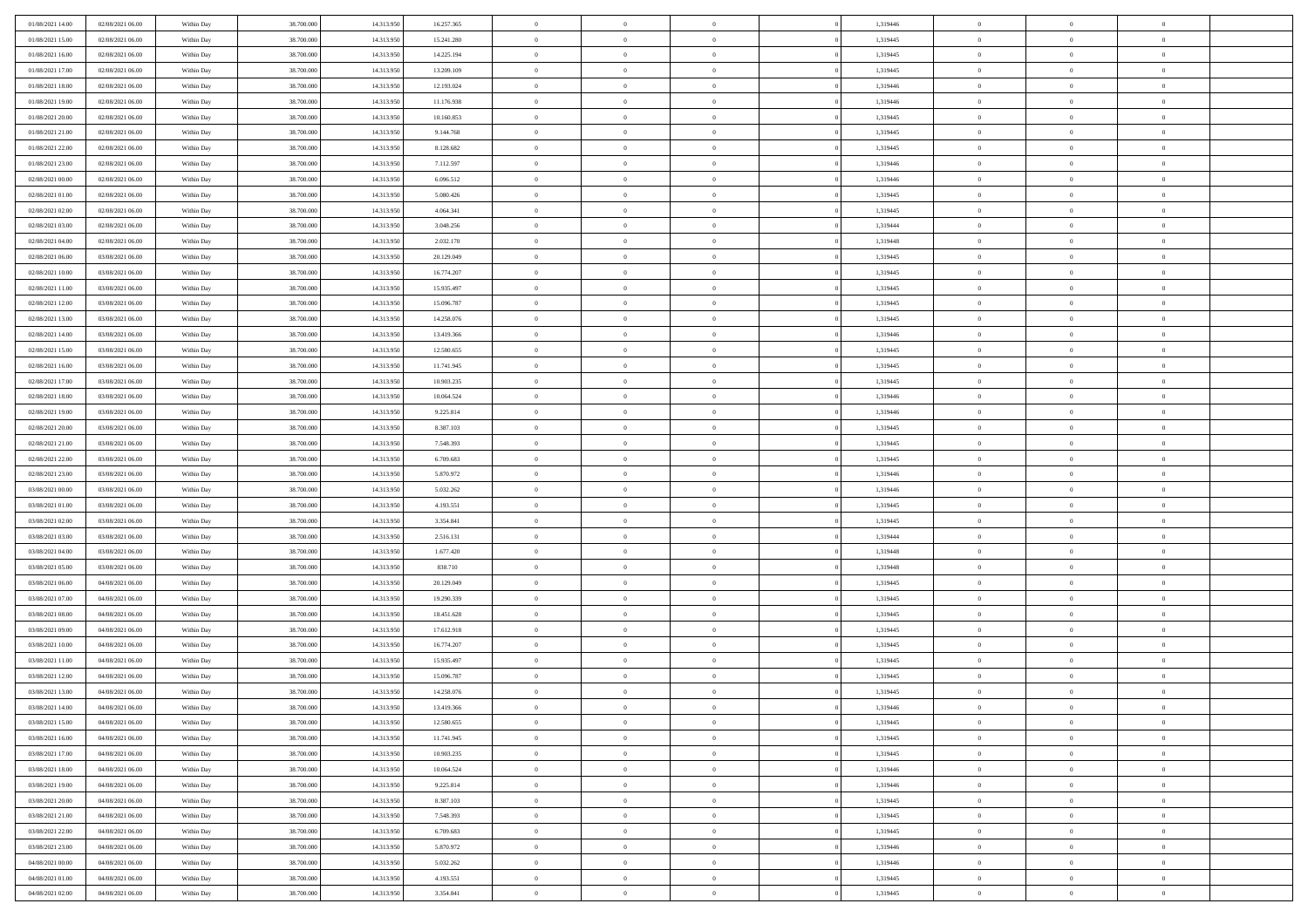| | | | | | | | | | | | | | | |
|---|---|---|---|---|---|---|---|---|---|---|---|---|---|---|
| 01/08/2021 14:00 | 02/08/2021 06:00 | Within Day | 38.700.000 | 14.313.950 | 16.257.365 | 0 | 0 | 0 | | 1,319446 | 0 | 0 | 0 | |
| 01/08/2021 15:00 | 02/08/2021 06:00 | Within Day | 38.700.000 | 14.313.950 | 15.241.280 | 0 | 0 | 0 | | 1,319445 | 0 | 0 | 0 | |
| 01/08/2021 16:00 | 02/08/2021 06:00 | Within Day | 38.700.000 | 14.313.950 | 14.225.194 | 0 | 0 | 0 | | 1,319445 | 0 | 0 | 0 | |
| 01/08/2021 17:00 | 02/08/2021 06:00 | Within Day | 38.700.000 | 14.313.950 | 13.209.109 | 0 | 0 | 0 | | 1,319445 | 0 | 0 | 0 | |
| 01/08/2021 18:00 | 02/08/2021 06:00 | Within Day | 38.700.000 | 14.313.950 | 12.193.024 | 0 | 0 | 0 | | 1,319446 | 0 | 0 | 0 | |
| 01/08/2021 19:00 | 02/08/2021 06:00 | Within Day | 38.700.000 | 14.313.950 | 11.176.938 | 0 | 0 | 0 | | 1,319446 | 0 | 0 | 0 | |
| 01/08/2021 20:00 | 02/08/2021 06:00 | Within Day | 38.700.000 | 14.313.950 | 10.160.853 | 0 | 0 | 0 | | 1,319445 | 0 | 0 | 0 | |
| 01/08/2021 21:00 | 02/08/2021 06:00 | Within Day | 38.700.000 | 14.313.950 | 9.144.768 | 0 | 0 | 0 | | 1,319445 | 0 | 0 | 0 | |
| 01/08/2021 22:00 | 02/08/2021 06:00 | Within Day | 38.700.000 | 14.313.950 | 8.128.682 | 0 | 0 | 0 | | 1,319445 | 0 | 0 | 0 | |
| 01/08/2021 23:00 | 02/08/2021 06:00 | Within Day | 38.700.000 | 14.313.950 | 7.112.597 | 0 | 0 | 0 | | 1,319446 | 0 | 0 | 0 | |
| 02/08/2021 00:00 | 02/08/2021 06:00 | Within Day | 38.700.000 | 14.313.950 | 6.096.512 | 0 | 0 | 0 | | 1,319446 | 0 | 0 | 0 | |
| 02/08/2021 01:00 | 02/08/2021 06:00 | Within Day | 38.700.000 | 14.313.950 | 5.080.426 | 0 | 0 | 0 | | 1,319445 | 0 | 0 | 0 | |
| 02/08/2021 02:00 | 02/08/2021 06:00 | Within Day | 38.700.000 | 14.313.950 | 4.064.341 | 0 | 0 | 0 | | 1,319445 | 0 | 0 | 0 | |
| 02/08/2021 03:00 | 02/08/2021 06:00 | Within Day | 38.700.000 | 14.313.950 | 3.048.256 | 0 | 0 | 0 | | 1,319444 | 0 | 0 | 0 | |
| 02/08/2021 04:00 | 02/08/2021 06:00 | Within Day | 38.700.000 | 14.313.950 | 2.032.170 | 0 | 0 | 0 | | 1,319448 | 0 | 0 | 0 | |
| 02/08/2021 06:00 | 03/08/2021 06:00 | Within Day | 38.700.000 | 14.313.950 | 20.129.049 | 0 | 0 | 0 | | 1,319445 | 0 | 0 | 0 | |
| 02/08/2021 10:00 | 03/08/2021 06:00 | Within Day | 38.700.000 | 14.313.950 | 16.774.207 | 0 | 0 | 0 | | 1,319445 | 0 | 0 | 0 | |
| 02/08/2021 11:00 | 03/08/2021 06:00 | Within Day | 38.700.000 | 14.313.950 | 15.935.497 | 0 | 0 | 0 | | 1,319445 | 0 | 0 | 0 | |
| 02/08/2021 12:00 | 03/08/2021 06:00 | Within Day | 38.700.000 | 14.313.950 | 15.096.787 | 0 | 0 | 0 | | 1,319445 | 0 | 0 | 0 | |
| 02/08/2021 13:00 | 03/08/2021 06:00 | Within Day | 38.700.000 | 14.313.950 | 14.258.076 | 0 | 0 | 0 | | 1,319445 | 0 | 0 | 0 | |
| 02/08/2021 14:00 | 03/08/2021 06:00 | Within Day | 38.700.000 | 14.313.950 | 13.419.366 | 0 | 0 | 0 | | 1,319446 | 0 | 0 | 0 | |
| 02/08/2021 15:00 | 03/08/2021 06:00 | Within Day | 38.700.000 | 14.313.950 | 12.580.655 | 0 | 0 | 0 | | 1,319445 | 0 | 0 | 0 | |
| 02/08/2021 16:00 | 03/08/2021 06:00 | Within Day | 38.700.000 | 14.313.950 | 11.741.945 | 0 | 0 | 0 | | 1,319445 | 0 | 0 | 0 | |
| 02/08/2021 17:00 | 03/08/2021 06:00 | Within Day | 38.700.000 | 14.313.950 | 10.903.235 | 0 | 0 | 0 | | 1,319445 | 0 | 0 | 0 | |
| 02/08/2021 18:00 | 03/08/2021 06:00 | Within Day | 38.700.000 | 14.313.950 | 10.064.524 | 0 | 0 | 0 | | 1,319446 | 0 | 0 | 0 | |
| 02/08/2021 19:00 | 03/08/2021 06:00 | Within Day | 38.700.000 | 14.313.950 | 9.225.814 | 0 | 0 | 0 | | 1,319446 | 0 | 0 | 0 | |
| 02/08/2021 20:00 | 03/08/2021 06:00 | Within Day | 38.700.000 | 14.313.950 | 8.387.103 | 0 | 0 | 0 | | 1,319445 | 0 | 0 | 0 | |
| 02/08/2021 21:00 | 03/08/2021 06:00 | Within Day | 38.700.000 | 14.313.950 | 7.548.393 | 0 | 0 | 0 | | 1,319445 | 0 | 0 | 0 | |
| 02/08/2021 22:00 | 03/08/2021 06:00 | Within Day | 38.700.000 | 14.313.950 | 6.709.683 | 0 | 0 | 0 | | 1,319445 | 0 | 0 | 0 | |
| 02/08/2021 23:00 | 03/08/2021 06:00 | Within Day | 38.700.000 | 14.313.950 | 5.870.972 | 0 | 0 | 0 | | 1,319446 | 0 | 0 | 0 | |
| 03/08/2021 00:00 | 03/08/2021 06:00 | Within Day | 38.700.000 | 14.313.950 | 5.032.262 | 0 | 0 | 0 | | 1,319446 | 0 | 0 | 0 | |
| 03/08/2021 01:00 | 03/08/2021 06:00 | Within Day | 38.700.000 | 14.313.950 | 4.193.551 | 0 | 0 | 0 | | 1,319445 | 0 | 0 | 0 | |
| 03/08/2021 02:00 | 03/08/2021 06:00 | Within Day | 38.700.000 | 14.313.950 | 3.354.841 | 0 | 0 | 0 | | 1,319445 | 0 | 0 | 0 | |
| 03/08/2021 03:00 | 03/08/2021 06:00 | Within Day | 38.700.000 | 14.313.950 | 2.516.131 | 0 | 0 | 0 | | 1,319444 | 0 | 0 | 0 | |
| 03/08/2021 04:00 | 03/08/2021 06:00 | Within Day | 38.700.000 | 14.313.950 | 1.677.420 | 0 | 0 | 0 | | 1,319448 | 0 | 0 | 0 | |
| 03/08/2021 05:00 | 03/08/2021 06:00 | Within Day | 38.700.000 | 14.313.950 | 838.710 | 0 | 0 | 0 | | 1,319448 | 0 | 0 | 0 | |
| 03/08/2021 06:00 | 04/08/2021 06:00 | Within Day | 38.700.000 | 14.313.950 | 20.129.049 | 0 | 0 | 0 | | 1,319445 | 0 | 0 | 0 | |
| 03/08/2021 07:00 | 04/08/2021 06:00 | Within Day | 38.700.000 | 14.313.950 | 19.290.339 | 0 | 0 | 0 | | 1,319445 | 0 | 0 | 0 | |
| 03/08/2021 08:00 | 04/08/2021 06:00 | Within Day | 38.700.000 | 14.313.950 | 18.451.628 | 0 | 0 | 0 | | 1,319445 | 0 | 0 | 0 | |
| 03/08/2021 09:00 | 04/08/2021 06:00 | Within Day | 38.700.000 | 14.313.950 | 17.612.918 | 0 | 0 | 0 | | 1,319445 | 0 | 0 | 0 | |
| 03/08/2021 10:00 | 04/08/2021 06:00 | Within Day | 38.700.000 | 14.313.950 | 16.774.207 | 0 | 0 | 0 | | 1,319445 | 0 | 0 | 0 | |
| 03/08/2021 11:00 | 04/08/2021 06:00 | Within Day | 38.700.000 | 14.313.950 | 15.935.497 | 0 | 0 | 0 | | 1,319445 | 0 | 0 | 0 | |
| 03/08/2021 12:00 | 04/08/2021 06:00 | Within Day | 38.700.000 | 14.313.950 | 15.096.787 | 0 | 0 | 0 | | 1,319445 | 0 | 0 | 0 | |
| 03/08/2021 13:00 | 04/08/2021 06:00 | Within Day | 38.700.000 | 14.313.950 | 14.258.076 | 0 | 0 | 0 | | 1,319445 | 0 | 0 | 0 | |
| 03/08/2021 14:00 | 04/08/2021 06:00 | Within Day | 38.700.000 | 14.313.950 | 13.419.366 | 0 | 0 | 0 | | 1,319446 | 0 | 0 | 0 | |
| 03/08/2021 15:00 | 04/08/2021 06:00 | Within Day | 38.700.000 | 14.313.950 | 12.580.655 | 0 | 0 | 0 | | 1,319445 | 0 | 0 | 0 | |
| 03/08/2021 16:00 | 04/08/2021 06:00 | Within Day | 38.700.000 | 14.313.950 | 11.741.945 | 0 | 0 | 0 | | 1,319445 | 0 | 0 | 0 | |
| 03/08/2021 17:00 | 04/08/2021 06:00 | Within Day | 38.700.000 | 14.313.950 | 10.903.235 | 0 | 0 | 0 | | 1,319445 | 0 | 0 | 0 | |
| 03/08/2021 18:00 | 04/08/2021 06:00 | Within Day | 38.700.000 | 14.313.950 | 10.064.524 | 0 | 0 | 0 | | 1,319446 | 0 | 0 | 0 | |
| 03/08/2021 19:00 | 04/08/2021 06:00 | Within Day | 38.700.000 | 14.313.950 | 9.225.814 | 0 | 0 | 0 | | 1,319446 | 0 | 0 | 0 | |
| 03/08/2021 20:00 | 04/08/2021 06:00 | Within Day | 38.700.000 | 14.313.950 | 8.387.103 | 0 | 0 | 0 | | 1,319445 | 0 | 0 | 0 | |
| 03/08/2021 21:00 | 04/08/2021 06:00 | Within Day | 38.700.000 | 14.313.950 | 7.548.393 | 0 | 0 | 0 | | 1,319445 | 0 | 0 | 0 | |
| 03/08/2021 22:00 | 04/08/2021 06:00 | Within Day | 38.700.000 | 14.313.950 | 6.709.683 | 0 | 0 | 0 | | 1,319445 | 0 | 0 | 0 | |
| 03/08/2021 23:00 | 04/08/2021 06:00 | Within Day | 38.700.000 | 14.313.950 | 5.870.972 | 0 | 0 | 0 | | 1,319446 | 0 | 0 | 0 | |
| 04/08/2021 00:00 | 04/08/2021 06:00 | Within Day | 38.700.000 | 14.313.950 | 5.032.262 | 0 | 0 | 0 | | 1,319446 | 0 | 0 | 0 | |
| 04/08/2021 01:00 | 04/08/2021 06:00 | Within Day | 38.700.000 | 14.313.950 | 4.193.551 | 0 | 0 | 0 | | 1,319445 | 0 | 0 | 0 | |
| 04/08/2021 02:00 | 04/08/2021 06:00 | Within Day | 38.700.000 | 14.313.950 | 3.354.841 | 0 | 0 | 0 | | 1,319445 | 0 | 0 | 0 | |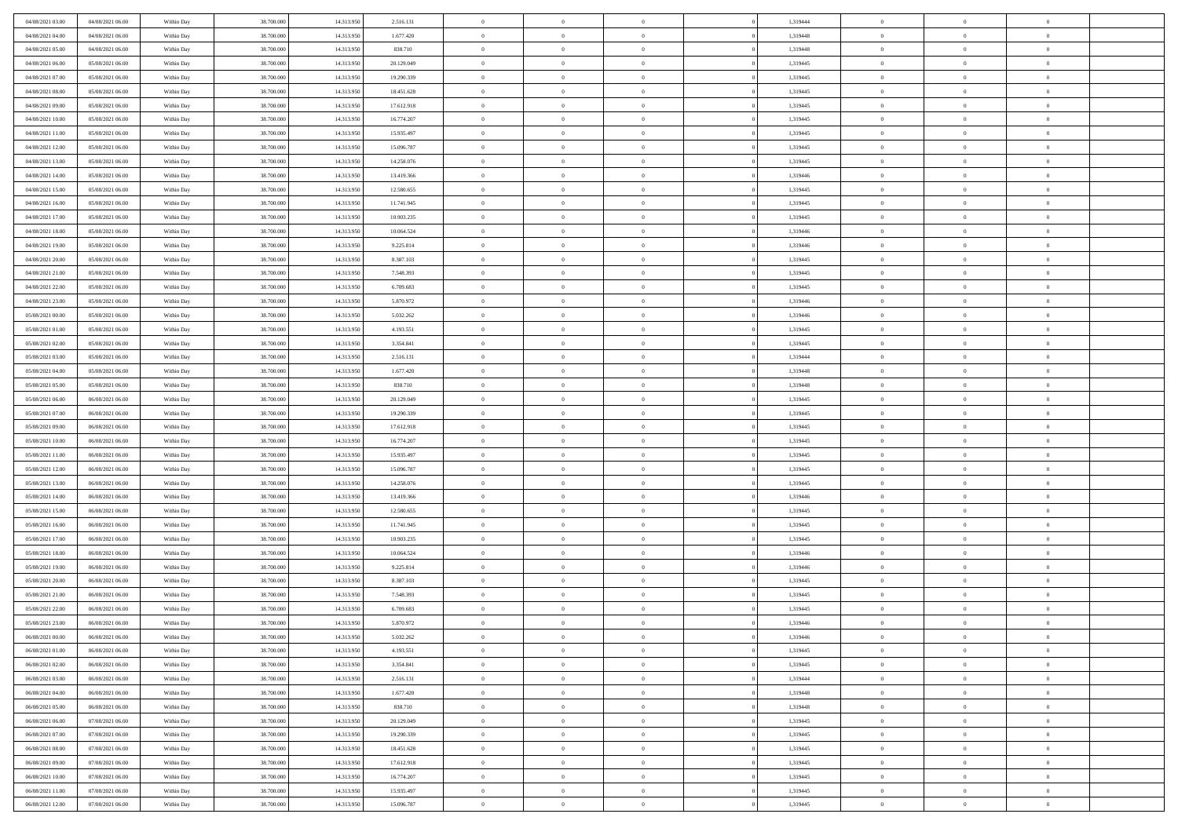| | | | | | | | | | | | | | | |
|---|---|---|---|---|---|---|---|---|---|---|---|---|---|---|
| 04/08/2021 03.00 | 04/08/2021 06.00 | Within Day | 38.700.000 | 14.313.950 | 2.516.131 | 0 | 0 | 0 | | 1,319444 | 0 | 0 | 0 | |
| 04/08/2021 04.00 | 04/08/2021 06.00 | Within Day | 38.700.000 | 14.313.950 | 1.677.420 | 0 | 0 | 0 | | 1,319448 | 0 | 0 | 0 | |
| 04/08/2021 05.00 | 04/08/2021 06.00 | Within Day | 38.700.000 | 14.313.950 | 838.710 | 0 | 0 | 0 | | 1,319448 | 0 | 0 | 0 | |
| 04/08/2021 06.00 | 05/08/2021 06.00 | Within Day | 38.700.000 | 14.313.950 | 20.129.049 | 0 | 0 | 0 | | 1,319445 | 0 | 0 | 0 | |
| 04/08/2021 07.00 | 05/08/2021 06.00 | Within Day | 38.700.000 | 14.313.950 | 19.290.339 | 0 | 0 | 0 | | 1,319445 | 0 | 0 | 0 | |
| 04/08/2021 08.00 | 05/08/2021 06.00 | Within Day | 38.700.000 | 14.313.950 | 18.451.628 | 0 | 0 | 0 | | 1,319445 | 0 | 0 | 0 | |
| 04/08/2021 09.00 | 05/08/2021 06.00 | Within Day | 38.700.000 | 14.313.950 | 17.612.918 | 0 | 0 | 0 | | 1,319445 | 0 | 0 | 0 | |
| 04/08/2021 10.00 | 05/08/2021 06.00 | Within Day | 38.700.000 | 14.313.950 | 16.774.207 | 0 | 0 | 0 | | 1,319445 | 0 | 0 | 0 | |
| 04/08/2021 11.00 | 05/08/2021 06.00 | Within Day | 38.700.000 | 14.313.950 | 15.935.497 | 0 | 0 | 0 | | 1,319445 | 0 | 0 | 0 | |
| 04/08/2021 12.00 | 05/08/2021 06.00 | Within Day | 38.700.000 | 14.313.950 | 15.096.787 | 0 | 0 | 0 | | 1,319445 | 0 | 0 | 0 | |
| 04/08/2021 13.00 | 05/08/2021 06.00 | Within Day | 38.700.000 | 14.313.950 | 14.258.076 | 0 | 0 | 0 | | 1,319445 | 0 | 0 | 0 | |
| 04/08/2021 14.00 | 05/08/2021 06.00 | Within Day | 38.700.000 | 14.313.950 | 13.419.366 | 0 | 0 | 0 | | 1,319446 | 0 | 0 | 0 | |
| 04/08/2021 15.00 | 05/08/2021 06.00 | Within Day | 38.700.000 | 14.313.950 | 12.580.655 | 0 | 0 | 0 | | 1,319445 | 0 | 0 | 0 | |
| 04/08/2021 16.00 | 05/08/2021 06.00 | Within Day | 38.700.000 | 14.313.950 | 11.741.945 | 0 | 0 | 0 | | 1,319445 | 0 | 0 | 0 | |
| 04/08/2021 17.00 | 05/08/2021 06.00 | Within Day | 38.700.000 | 14.313.950 | 10.903.235 | 0 | 0 | 0 | | 1,319445 | 0 | 0 | 0 | |
| 04/08/2021 18.00 | 05/08/2021 06.00 | Within Day | 38.700.000 | 14.313.950 | 10.064.524 | 0 | 0 | 0 | | 1,319446 | 0 | 0 | 0 | |
| 04/08/2021 19.00 | 05/08/2021 06.00 | Within Day | 38.700.000 | 14.313.950 | 9.225.814 | 0 | 0 | 0 | | 1,319446 | 0 | 0 | 0 | |
| 04/08/2021 20.00 | 05/08/2021 06.00 | Within Day | 38.700.000 | 14.313.950 | 8.387.103 | 0 | 0 | 0 | | 1,319445 | 0 | 0 | 0 | |
| 04/08/2021 21.00 | 05/08/2021 06.00 | Within Day | 38.700.000 | 14.313.950 | 7.548.393 | 0 | 0 | 0 | | 1,319445 | 0 | 0 | 0 | |
| 04/08/2021 22.00 | 05/08/2021 06.00 | Within Day | 38.700.000 | 14.313.950 | 6.709.683 | 0 | 0 | 0 | | 1,319445 | 0 | 0 | 0 | |
| 04/08/2021 23.00 | 05/08/2021 06.00 | Within Day | 38.700.000 | 14.313.950 | 5.870.972 | 0 | 0 | 0 | | 1,319446 | 0 | 0 | 0 | |
| 05/08/2021 00.00 | 05/08/2021 06.00 | Within Day | 38.700.000 | 14.313.950 | 5.032.262 | 0 | 0 | 0 | | 1,319446 | 0 | 0 | 0 | |
| 05/08/2021 01.00 | 05/08/2021 06.00 | Within Day | 38.700.000 | 14.313.950 | 4.193.551 | 0 | 0 | 0 | | 1,319445 | 0 | 0 | 0 | |
| 05/08/2021 02.00 | 05/08/2021 06.00 | Within Day | 38.700.000 | 14.313.950 | 3.354.841 | 0 | 0 | 0 | | 1,319445 | 0 | 0 | 0 | |
| 05/08/2021 03.00 | 05/08/2021 06.00 | Within Day | 38.700.000 | 14.313.950 | 2.516.131 | 0 | 0 | 0 | | 1,319444 | 0 | 0 | 0 | |
| 05/08/2021 04.00 | 05/08/2021 06.00 | Within Day | 38.700.000 | 14.313.950 | 1.677.420 | 0 | 0 | 0 | | 1,319448 | 0 | 0 | 0 | |
| 05/08/2021 05.00 | 05/08/2021 06.00 | Within Day | 38.700.000 | 14.313.950 | 838.710 | 0 | 0 | 0 | | 1,319448 | 0 | 0 | 0 | |
| 05/08/2021 06.00 | 06/08/2021 06.00 | Within Day | 38.700.000 | 14.313.950 | 20.129.049 | 0 | 0 | 0 | | 1,319445 | 0 | 0 | 0 | |
| 05/08/2021 07.00 | 06/08/2021 06.00 | Within Day | 38.700.000 | 14.313.950 | 19.290.339 | 0 | 0 | 0 | | 1,319445 | 0 | 0 | 0 | |
| 05/08/2021 09.00 | 06/08/2021 06.00 | Within Day | 38.700.000 | 14.313.950 | 17.612.918 | 0 | 0 | 0 | | 1,319445 | 0 | 0 | 0 | |
| 05/08/2021 10.00 | 06/08/2021 06.00 | Within Day | 38.700.000 | 14.313.950 | 16.774.207 | 0 | 0 | 0 | | 1,319445 | 0 | 0 | 0 | |
| 05/08/2021 11.00 | 06/08/2021 06.00 | Within Day | 38.700.000 | 14.313.950 | 15.935.497 | 0 | 0 | 0 | | 1,319445 | 0 | 0 | 0 | |
| 05/08/2021 12.00 | 06/08/2021 06.00 | Within Day | 38.700.000 | 14.313.950 | 15.096.787 | 0 | 0 | 0 | | 1,319445 | 0 | 0 | 0 | |
| 05/08/2021 13.00 | 06/08/2021 06.00 | Within Day | 38.700.000 | 14.313.950 | 14.258.076 | 0 | 0 | 0 | | 1,319445 | 0 | 0 | 0 | |
| 05/08/2021 14.00 | 06/08/2021 06.00 | Within Day | 38.700.000 | 14.313.950 | 13.419.366 | 0 | 0 | 0 | | 1,319446 | 0 | 0 | 0 | |
| 05/08/2021 15.00 | 06/08/2021 06.00 | Within Day | 38.700.000 | 14.313.950 | 12.580.655 | 0 | 0 | 0 | | 1,319445 | 0 | 0 | 0 | |
| 05/08/2021 16.00 | 06/08/2021 06.00 | Within Day | 38.700.000 | 14.313.950 | 11.741.945 | 0 | 0 | 0 | | 1,319445 | 0 | 0 | 0 | |
| 05/08/2021 17.00 | 06/08/2021 06.00 | Within Day | 38.700.000 | 14.313.950 | 10.903.235 | 0 | 0 | 0 | | 1,319445 | 0 | 0 | 0 | |
| 05/08/2021 18.00 | 06/08/2021 06.00 | Within Day | 38.700.000 | 14.313.950 | 10.064.524 | 0 | 0 | 0 | | 1,319446 | 0 | 0 | 0 | |
| 05/08/2021 19.00 | 06/08/2021 06.00 | Within Day | 38.700.000 | 14.313.950 | 9.225.814 | 0 | 0 | 0 | | 1,319446 | 0 | 0 | 0 | |
| 05/08/2021 20.00 | 06/08/2021 06.00 | Within Day | 38.700.000 | 14.313.950 | 8.387.103 | 0 | 0 | 0 | | 1,319445 | 0 | 0 | 0 | |
| 05/08/2021 21.00 | 06/08/2021 06.00 | Within Day | 38.700.000 | 14.313.950 | 7.548.393 | 0 | 0 | 0 | | 1,319445 | 0 | 0 | 0 | |
| 05/08/2021 22.00 | 06/08/2021 06.00 | Within Day | 38.700.000 | 14.313.950 | 6.709.683 | 0 | 0 | 0 | | 1,319445 | 0 | 0 | 0 | |
| 05/08/2021 23.00 | 06/08/2021 06.00 | Within Day | 38.700.000 | 14.313.950 | 5.870.972 | 0 | 0 | 0 | | 1,319446 | 0 | 0 | 0 | |
| 06/08/2021 00.00 | 06/08/2021 06.00 | Within Day | 38.700.000 | 14.313.950 | 5.032.262 | 0 | 0 | 0 | | 1,319446 | 0 | 0 | 0 | |
| 06/08/2021 01.00 | 06/08/2021 06.00 | Within Day | 38.700.000 | 14.313.950 | 4.193.551 | 0 | 0 | 0 | | 1,319445 | 0 | 0 | 0 | |
| 06/08/2021 02.00 | 06/08/2021 06.00 | Within Day | 38.700.000 | 14.313.950 | 3.354.841 | 0 | 0 | 0 | | 1,319445 | 0 | 0 | 0 | |
| 06/08/2021 03.00 | 06/08/2021 06.00 | Within Day | 38.700.000 | 14.313.950 | 2.516.131 | 0 | 0 | 0 | | 1,319444 | 0 | 0 | 0 | |
| 06/08/2021 04.00 | 06/08/2021 06.00 | Within Day | 38.700.000 | 14.313.950 | 1.677.420 | 0 | 0 | 0 | | 1,319448 | 0 | 0 | 0 | |
| 06/08/2021 05.00 | 06/08/2021 06.00 | Within Day | 38.700.000 | 14.313.950 | 838.710 | 0 | 0 | 0 | | 1,319448 | 0 | 0 | 0 | |
| 06/08/2021 06.00 | 07/08/2021 06.00 | Within Day | 38.700.000 | 14.313.950 | 20.129.049 | 0 | 0 | 0 | | 1,319445 | 0 | 0 | 0 | |
| 06/08/2021 07.00 | 07/08/2021 06.00 | Within Day | 38.700.000 | 14.313.950 | 19.290.339 | 0 | 0 | 0 | | 1,319445 | 0 | 0 | 0 | |
| 06/08/2021 08.00 | 07/08/2021 06.00 | Within Day | 38.700.000 | 14.313.950 | 18.451.628 | 0 | 0 | 0 | | 1,319445 | 0 | 0 | 0 | |
| 06/08/2021 09.00 | 07/08/2021 06.00 | Within Day | 38.700.000 | 14.313.950 | 17.612.918 | 0 | 0 | 0 | | 1,319445 | 0 | 0 | 0 | |
| 06/08/2021 10.00 | 07/08/2021 06.00 | Within Day | 38.700.000 | 14.313.950 | 16.774.207 | 0 | 0 | 0 | | 1,319445 | 0 | 0 | 0 | |
| 06/08/2021 11.00 | 07/08/2021 06.00 | Within Day | 38.700.000 | 14.313.950 | 15.935.497 | 0 | 0 | 0 | | 1,319445 | 0 | 0 | 0 | |
| 06/08/2021 12.00 | 07/08/2021 06.00 | Within Day | 38.700.000 | 14.313.950 | 15.096.787 | 0 | 0 | 0 | | 1,319445 | 0 | 0 | 0 | |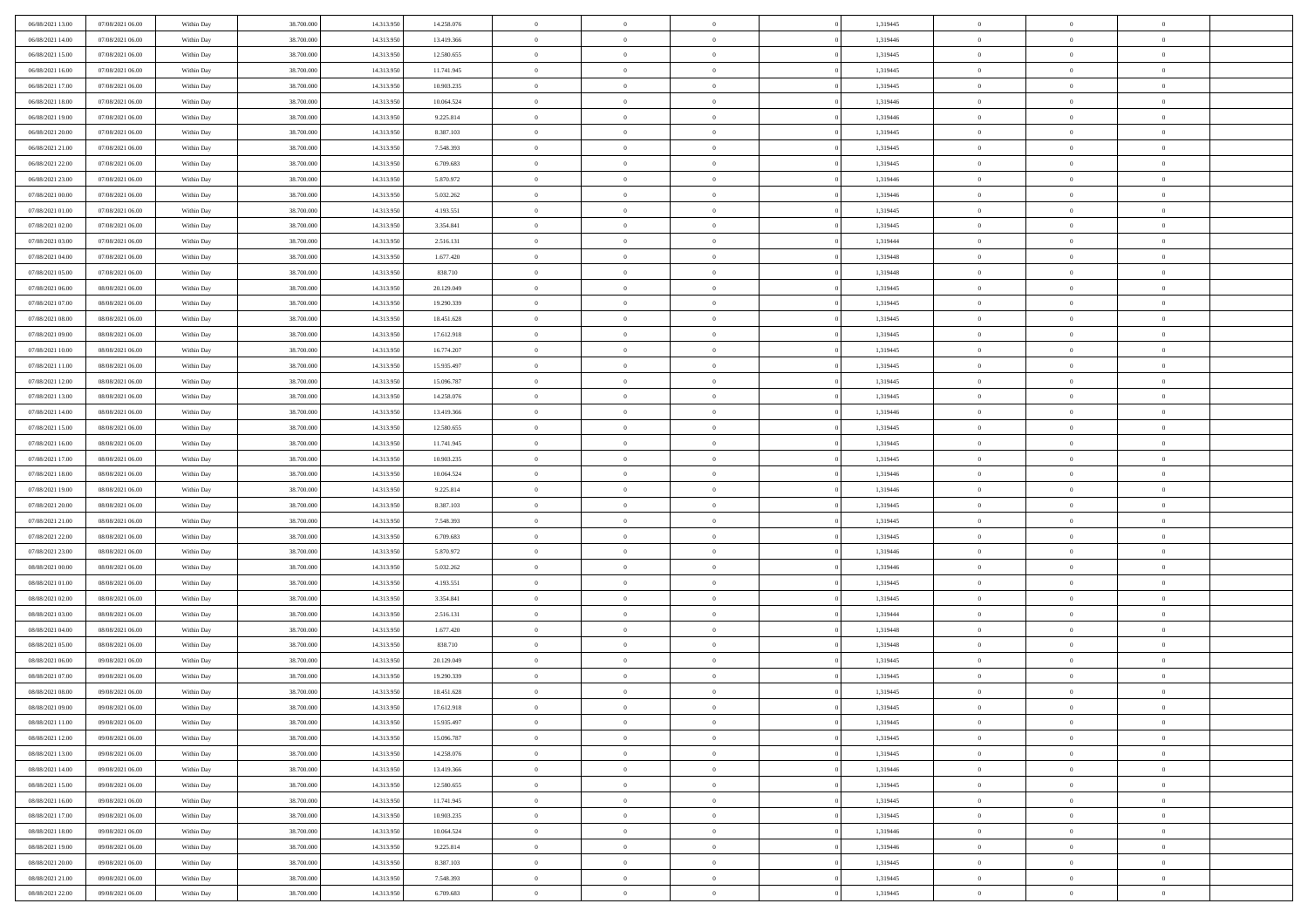| | | | | | | | | | | | | | | |
|---|---|---|---|---|---|---|---|---|---|---|---|---|---|---|
| 06/08/2021 13:00 | 07/08/2021 06:00 | Within Day | 38.700.000 | 14.313.950 | 14.258.076 | 0 | 0 | 0 | | 1,319445 | 0 | 0 | 0 | |
| 06/08/2021 14:00 | 07/08/2021 06:00 | Within Day | 38.700.000 | 14.313.950 | 13.419.366 | 0 | 0 | 0 | | 1,319446 | 0 | 0 | 0 | |
| 06/08/2021 15:00 | 07/08/2021 06:00 | Within Day | 38.700.000 | 14.313.950 | 12.580.655 | 0 | 0 | 0 | | 1,319445 | 0 | 0 | 0 | |
| 06/08/2021 16:00 | 07/08/2021 06:00 | Within Day | 38.700.000 | 14.313.950 | 11.741.945 | 0 | 0 | 0 | | 1,319445 | 0 | 0 | 0 | |
| 06/08/2021 17:00 | 07/08/2021 06:00 | Within Day | 38.700.000 | 14.313.950 | 10.903.235 | 0 | 0 | 0 | | 1,319445 | 0 | 0 | 0 | |
| 06/08/2021 18:00 | 07/08/2021 06:00 | Within Day | 38.700.000 | 14.313.950 | 10.064.524 | 0 | 0 | 0 | | 1,319446 | 0 | 0 | 0 | |
| 06/08/2021 19:00 | 07/08/2021 06:00 | Within Day | 38.700.000 | 14.313.950 | 9.225.814 | 0 | 0 | 0 | | 1,319446 | 0 | 0 | 0 | |
| 06/08/2021 20:00 | 07/08/2021 06:00 | Within Day | 38.700.000 | 14.313.950 | 8.387.103 | 0 | 0 | 0 | | 1,319445 | 0 | 0 | 0 | |
| 06/08/2021 21:00 | 07/08/2021 06:00 | Within Day | 38.700.000 | 14.313.950 | 7.548.393 | 0 | 0 | 0 | | 1,319445 | 0 | 0 | 0 | |
| 06/08/2021 22:00 | 07/08/2021 06:00 | Within Day | 38.700.000 | 14.313.950 | 6.709.683 | 0 | 0 | 0 | | 1,319445 | 0 | 0 | 0 | |
| 06/08/2021 23:00 | 07/08/2021 06:00 | Within Day | 38.700.000 | 14.313.950 | 5.870.972 | 0 | 0 | 0 | | 1,319446 | 0 | 0 | 0 | |
| 07/08/2021 00:00 | 07/08/2021 06:00 | Within Day | 38.700.000 | 14.313.950 | 5.032.262 | 0 | 0 | 0 | | 1,319446 | 0 | 0 | 0 | |
| 07/08/2021 01:00 | 07/08/2021 06:00 | Within Day | 38.700.000 | 14.313.950 | 4.193.551 | 0 | 0 | 0 | | 1,319445 | 0 | 0 | 0 | |
| 07/08/2021 02:00 | 07/08/2021 06:00 | Within Day | 38.700.000 | 14.313.950 | 3.354.841 | 0 | 0 | 0 | | 1,319445 | 0 | 0 | 0 | |
| 07/08/2021 03:00 | 07/08/2021 06:00 | Within Day | 38.700.000 | 14.313.950 | 2.516.131 | 0 | 0 | 0 | | 1,319444 | 0 | 0 | 0 | |
| 07/08/2021 04:00 | 07/08/2021 06:00 | Within Day | 38.700.000 | 14.313.950 | 1.677.420 | 0 | 0 | 0 | | 1,319448 | 0 | 0 | 0 | |
| 07/08/2021 05:00 | 07/08/2021 06:00 | Within Day | 38.700.000 | 14.313.950 | 838.710 | 0 | 0 | 0 | | 1,319448 | 0 | 0 | 0 | |
| 07/08/2021 06:00 | 08/08/2021 06:00 | Within Day | 38.700.000 | 14.313.950 | 20.129.049 | 0 | 0 | 0 | | 1,319445 | 0 | 0 | 0 | |
| 07/08/2021 07:00 | 08/08/2021 06:00 | Within Day | 38.700.000 | 14.313.950 | 19.290.339 | 0 | 0 | 0 | | 1,319445 | 0 | 0 | 0 | |
| 07/08/2021 08:00 | 08/08/2021 06:00 | Within Day | 38.700.000 | 14.313.950 | 18.451.628 | 0 | 0 | 0 | | 1,319445 | 0 | 0 | 0 | |
| 07/08/2021 09:00 | 08/08/2021 06:00 | Within Day | 38.700.000 | 14.313.950 | 17.612.918 | 0 | 0 | 0 | | 1,319445 | 0 | 0 | 0 | |
| 07/08/2021 10:00 | 08/08/2021 06:00 | Within Day | 38.700.000 | 14.313.950 | 16.774.207 | 0 | 0 | 0 | | 1,319445 | 0 | 0 | 0 | |
| 07/08/2021 11:00 | 08/08/2021 06:00 | Within Day | 38.700.000 | 14.313.950 | 15.935.497 | 0 | 0 | 0 | | 1,319445 | 0 | 0 | 0 | |
| 07/08/2021 12:00 | 08/08/2021 06:00 | Within Day | 38.700.000 | 14.313.950 | 15.096.787 | 0 | 0 | 0 | | 1,319445 | 0 | 0 | 0 | |
| 07/08/2021 13:00 | 08/08/2021 06:00 | Within Day | 38.700.000 | 14.313.950 | 14.258.076 | 0 | 0 | 0 | | 1,319445 | 0 | 0 | 0 | |
| 07/08/2021 14:00 | 08/08/2021 06:00 | Within Day | 38.700.000 | 14.313.950 | 13.419.366 | 0 | 0 | 0 | | 1,319446 | 0 | 0 | 0 | |
| 07/08/2021 15:00 | 08/08/2021 06:00 | Within Day | 38.700.000 | 14.313.950 | 12.580.655 | 0 | 0 | 0 | | 1,319445 | 0 | 0 | 0 | |
| 07/08/2021 16:00 | 08/08/2021 06:00 | Within Day | 38.700.000 | 14.313.950 | 11.741.945 | 0 | 0 | 0 | | 1,319445 | 0 | 0 | 0 | |
| 07/08/2021 17:00 | 08/08/2021 06:00 | Within Day | 38.700.000 | 14.313.950 | 10.903.235 | 0 | 0 | 0 | | 1,319445 | 0 | 0 | 0 | |
| 07/08/2021 18:00 | 08/08/2021 06:00 | Within Day | 38.700.000 | 14.313.950 | 10.064.524 | 0 | 0 | 0 | | 1,319446 | 0 | 0 | 0 | |
| 07/08/2021 19:00 | 08/08/2021 06:00 | Within Day | 38.700.000 | 14.313.950 | 9.225.814 | 0 | 0 | 0 | | 1,319446 | 0 | 0 | 0 | |
| 07/08/2021 20:00 | 08/08/2021 06:00 | Within Day | 38.700.000 | 14.313.950 | 8.387.103 | 0 | 0 | 0 | | 1,319445 | 0 | 0 | 0 | |
| 07/08/2021 21:00 | 08/08/2021 06:00 | Within Day | 38.700.000 | 14.313.950 | 7.548.393 | 0 | 0 | 0 | | 1,319445 | 0 | 0 | 0 | |
| 07/08/2021 22:00 | 08/08/2021 06:00 | Within Day | 38.700.000 | 14.313.950 | 6.709.683 | 0 | 0 | 0 | | 1,319445 | 0 | 0 | 0 | |
| 07/08/2021 23:00 | 08/08/2021 06:00 | Within Day | 38.700.000 | 14.313.950 | 5.870.972 | 0 | 0 | 0 | | 1,319446 | 0 | 0 | 0 | |
| 08/08/2021 00:00 | 08/08/2021 06:00 | Within Day | 38.700.000 | 14.313.950 | 5.032.262 | 0 | 0 | 0 | | 1,319446 | 0 | 0 | 0 | |
| 08/08/2021 01:00 | 08/08/2021 06:00 | Within Day | 38.700.000 | 14.313.950 | 4.193.551 | 0 | 0 | 0 | | 1,319445 | 0 | 0 | 0 | |
| 08/08/2021 02:00 | 08/08/2021 06:00 | Within Day | 38.700.000 | 14.313.950 | 3.354.841 | 0 | 0 | 0 | | 1,319445 | 0 | 0 | 0 | |
| 08/08/2021 03:00 | 08/08/2021 06:00 | Within Day | 38.700.000 | 14.313.950 | 2.516.131 | 0 | 0 | 0 | | 1,319444 | 0 | 0 | 0 | |
| 08/08/2021 04:00 | 08/08/2021 06:00 | Within Day | 38.700.000 | 14.313.950 | 1.677.420 | 0 | 0 | 0 | | 1,319448 | 0 | 0 | 0 | |
| 08/08/2021 05:00 | 08/08/2021 06:00 | Within Day | 38.700.000 | 14.313.950 | 838.710 | 0 | 0 | 0 | | 1,319448 | 0 | 0 | 0 | |
| 08/08/2021 06:00 | 09/08/2021 06:00 | Within Day | 38.700.000 | 14.313.950 | 20.129.049 | 0 | 0 | 0 | | 1,319445 | 0 | 0 | 0 | |
| 08/08/2021 07:00 | 09/08/2021 06:00 | Within Day | 38.700.000 | 14.313.950 | 19.290.339 | 0 | 0 | 0 | | 1,319445 | 0 | 0 | 0 | |
| 08/08/2021 08:00 | 09/08/2021 06:00 | Within Day | 38.700.000 | 14.313.950 | 18.451.628 | 0 | 0 | 0 | | 1,319445 | 0 | 0 | 0 | |
| 08/08/2021 09:00 | 09/08/2021 06:00 | Within Day | 38.700.000 | 14.313.950 | 17.612.918 | 0 | 0 | 0 | | 1,319445 | 0 | 0 | 0 | |
| 08/08/2021 11:00 | 09/08/2021 06:00 | Within Day | 38.700.000 | 14.313.950 | 15.935.497 | 0 | 0 | 0 | | 1,319445 | 0 | 0 | 0 | |
| 08/08/2021 12:00 | 09/08/2021 06:00 | Within Day | 38.700.000 | 14.313.950 | 15.096.787 | 0 | 0 | 0 | | 1,319445 | 0 | 0 | 0 | |
| 08/08/2021 13:00 | 09/08/2021 06:00 | Within Day | 38.700.000 | 14.313.950 | 14.258.076 | 0 | 0 | 0 | | 1,319445 | 0 | 0 | 0 | |
| 08/08/2021 14:00 | 09/08/2021 06:00 | Within Day | 38.700.000 | 14.313.950 | 13.419.366 | 0 | 0 | 0 | | 1,319446 | 0 | 0 | 0 | |
| 08/08/2021 15:00 | 09/08/2021 06:00 | Within Day | 38.700.000 | 14.313.950 | 12.580.655 | 0 | 0 | 0 | | 1,319445 | 0 | 0 | 0 | |
| 08/08/2021 16:00 | 09/08/2021 06:00 | Within Day | 38.700.000 | 14.313.950 | 11.741.945 | 0 | 0 | 0 | | 1,319445 | 0 | 0 | 0 | |
| 08/08/2021 17:00 | 09/08/2021 06:00 | Within Day | 38.700.000 | 14.313.950 | 10.903.235 | 0 | 0 | 0 | | 1,319445 | 0 | 0 | 0 | |
| 08/08/2021 18:00 | 09/08/2021 06:00 | Within Day | 38.700.000 | 14.313.950 | 10.064.524 | 0 | 0 | 0 | | 1,319446 | 0 | 0 | 0 | |
| 08/08/2021 19:00 | 09/08/2021 06:00 | Within Day | 38.700.000 | 14.313.950 | 9.225.814 | 0 | 0 | 0 | | 1,319446 | 0 | 0 | 0 | |
| 08/08/2021 20:00 | 09/08/2021 06:00 | Within Day | 38.700.000 | 14.313.950 | 8.387.103 | 0 | 0 | 0 | | 1,319445 | 0 | 0 | 0 | |
| 08/08/2021 21:00 | 09/08/2021 06:00 | Within Day | 38.700.000 | 14.313.950 | 7.548.393 | 0 | 0 | 0 | | 1,319445 | 0 | 0 | 0 | |
| 08/08/2021 22:00 | 09/08/2021 06:00 | Within Day | 38.700.000 | 14.313.950 | 6.709.683 | 0 | 0 | 0 | | 1,319445 | 0 | 0 | 0 | |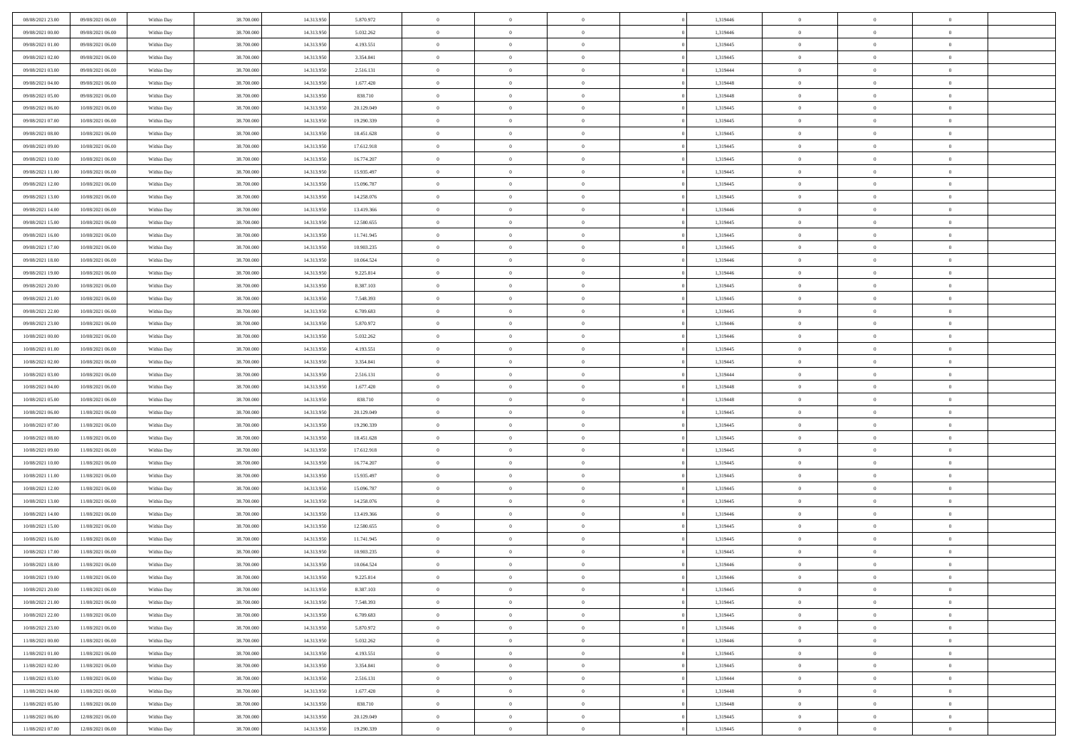| | | | | | | | | | | | | | | |
|---|---|---|---|---|---|---|---|---|---|---|---|---|---|---|
| 08/08/2021 23:00 | 09/08/2021 06:00 | Within Day | 38.700.000 | 14.313.950 | 5.870.972 | 0 | 0 | 0 | 0 | 1,319446 | 0 | 0 | 0 | |
| 09/08/2021 00:00 | 09/08/2021 06:00 | Within Day | 38.700.000 | 14.313.950 | 5.032.262 | 0 | 0 | 0 | 0 | 1,319446 | 0 | 0 | 0 | |
| 09/08/2021 01:00 | 09/08/2021 06:00 | Within Day | 38.700.000 | 14.313.950 | 4.193.551 | 0 | 0 | 0 | 0 | 1,319445 | 0 | 0 | 0 | |
| 09/08/2021 02:00 | 09/08/2021 06:00 | Within Day | 38.700.000 | 14.313.950 | 3.354.841 | 0 | 0 | 0 | 0 | 1,319445 | 0 | 0 | 0 | |
| 09/08/2021 03:00 | 09/08/2021 06:00 | Within Day | 38.700.000 | 14.313.950 | 2.516.131 | 0 | 0 | 0 | 0 | 1,319444 | 0 | 0 | 0 | |
| 09/08/2021 04:00 | 09/08/2021 06:00 | Within Day | 38.700.000 | 14.313.950 | 1.677.420 | 0 | 0 | 0 | 0 | 1,319448 | 0 | 0 | 0 | |
| 09/08/2021 05:00 | 09/08/2021 06:00 | Within Day | 38.700.000 | 14.313.950 | 838.710 | 0 | 0 | 0 | 0 | 1,319448 | 0 | 0 | 0 | |
| 09/08/2021 06:00 | 10/08/2021 06:00 | Within Day | 38.700.000 | 14.313.950 | 20.129.049 | 0 | 0 | 0 | 0 | 1,319445 | 0 | 0 | 0 | |
| 09/08/2021 07:00 | 10/08/2021 06:00 | Within Day | 38.700.000 | 14.313.950 | 19.290.339 | 0 | 0 | 0 | 0 | 1,319445 | 0 | 0 | 0 | |
| 09/08/2021 08:00 | 10/08/2021 06:00 | Within Day | 38.700.000 | 14.313.950 | 18.451.628 | 0 | 0 | 0 | 0 | 1,319445 | 0 | 0 | 0 | |
| 09/08/2021 09:00 | 10/08/2021 06:00 | Within Day | 38.700.000 | 14.313.950 | 17.612.918 | 0 | 0 | 0 | 0 | 1,319445 | 0 | 0 | 0 | |
| 09/08/2021 10:00 | 10/08/2021 06:00 | Within Day | 38.700.000 | 14.313.950 | 16.774.207 | 0 | 0 | 0 | 0 | 1,319445 | 0 | 0 | 0 | |
| 09/08/2021 11:00 | 10/08/2021 06:00 | Within Day | 38.700.000 | 14.313.950 | 15.935.497 | 0 | 0 | 0 | 0 | 1,319445 | 0 | 0 | 0 | |
| 09/08/2021 12:00 | 10/08/2021 06:00 | Within Day | 38.700.000 | 14.313.950 | 15.096.787 | 0 | 0 | 0 | 0 | 1,319445 | 0 | 0 | 0 | |
| 09/08/2021 13:00 | 10/08/2021 06:00 | Within Day | 38.700.000 | 14.313.950 | 14.258.076 | 0 | 0 | 0 | 0 | 1,319445 | 0 | 0 | 0 | |
| 09/08/2021 14:00 | 10/08/2021 06:00 | Within Day | 38.700.000 | 14.313.950 | 13.419.366 | 0 | 0 | 0 | 0 | 1,319446 | 0 | 0 | 0 | |
| 09/08/2021 15:00 | 10/08/2021 06:00 | Within Day | 38.700.000 | 14.313.950 | 12.580.655 | 0 | 0 | 0 | 0 | 1,319445 | 0 | 0 | 0 | |
| 09/08/2021 16:00 | 10/08/2021 06:00 | Within Day | 38.700.000 | 14.313.950 | 11.741.945 | 0 | 0 | 0 | 0 | 1,319445 | 0 | 0 | 0 | |
| 09/08/2021 17:00 | 10/08/2021 06:00 | Within Day | 38.700.000 | 14.313.950 | 10.903.235 | 0 | 0 | 0 | 0 | 1,319445 | 0 | 0 | 0 | |
| 09/08/2021 18:00 | 10/08/2021 06:00 | Within Day | 38.700.000 | 14.313.950 | 10.064.524 | 0 | 0 | 0 | 0 | 1,319446 | 0 | 0 | 0 | |
| 09/08/2021 19:00 | 10/08/2021 06:00 | Within Day | 38.700.000 | 14.313.950 | 9.225.814 | 0 | 0 | 0 | 0 | 1,319446 | 0 | 0 | 0 | |
| 09/08/2021 20:00 | 10/08/2021 06:00 | Within Day | 38.700.000 | 14.313.950 | 8.387.103 | 0 | 0 | 0 | 0 | 1,319445 | 0 | 0 | 0 | |
| 09/08/2021 21:00 | 10/08/2021 06:00 | Within Day | 38.700.000 | 14.313.950 | 7.548.393 | 0 | 0 | 0 | 0 | 1,319445 | 0 | 0 | 0 | |
| 09/08/2021 22:00 | 10/08/2021 06:00 | Within Day | 38.700.000 | 14.313.950 | 6.709.683 | 0 | 0 | 0 | 0 | 1,319445 | 0 | 0 | 0 | |
| 09/08/2021 23:00 | 10/08/2021 06:00 | Within Day | 38.700.000 | 14.313.950 | 5.870.972 | 0 | 0 | 0 | 0 | 1,319446 | 0 | 0 | 0 | |
| 10/08/2021 00:00 | 10/08/2021 06:00 | Within Day | 38.700.000 | 14.313.950 | 5.032.262 | 0 | 0 | 0 | 0 | 1,319446 | 0 | 0 | 0 | |
| 10/08/2021 01:00 | 10/08/2021 06:00 | Within Day | 38.700.000 | 14.313.950 | 4.193.551 | 0 | 0 | 0 | 0 | 1,319445 | 0 | 0 | 0 | |
| 10/08/2021 02:00 | 10/08/2021 06:00 | Within Day | 38.700.000 | 14.313.950 | 3.354.841 | 0 | 0 | 0 | 0 | 1,319445 | 0 | 0 | 0 | |
| 10/08/2021 03:00 | 10/08/2021 06:00 | Within Day | 38.700.000 | 14.313.950 | 2.516.131 | 0 | 0 | 0 | 0 | 1,319444 | 0 | 0 | 0 | |
| 10/08/2021 04:00 | 10/08/2021 06:00 | Within Day | 38.700.000 | 14.313.950 | 1.677.420 | 0 | 0 | 0 | 0 | 1,319448 | 0 | 0 | 0 | |
| 10/08/2021 05:00 | 10/08/2021 06:00 | Within Day | 38.700.000 | 14.313.950 | 838.710 | 0 | 0 | 0 | 0 | 1,319448 | 0 | 0 | 0 | |
| 10/08/2021 06:00 | 11/08/2021 06:00 | Within Day | 38.700.000 | 14.313.950 | 20.129.049 | 0 | 0 | 0 | 0 | 1,319445 | 0 | 0 | 0 | |
| 10/08/2021 07:00 | 11/08/2021 06:00 | Within Day | 38.700.000 | 14.313.950 | 19.290.339 | 0 | 0 | 0 | 0 | 1,319445 | 0 | 0 | 0 | |
| 10/08/2021 08:00 | 11/08/2021 06:00 | Within Day | 38.700.000 | 14.313.950 | 18.451.628 | 0 | 0 | 0 | 0 | 1,319445 | 0 | 0 | 0 | |
| 10/08/2021 09:00 | 11/08/2021 06:00 | Within Day | 38.700.000 | 14.313.950 | 17.612.918 | 0 | 0 | 0 | 0 | 1,319445 | 0 | 0 | 0 | |
| 10/08/2021 10:00 | 11/08/2021 06:00 | Within Day | 38.700.000 | 14.313.950 | 16.774.207 | 0 | 0 | 0 | 0 | 1,319445 | 0 | 0 | 0 | |
| 10/08/2021 11:00 | 11/08/2021 06:00 | Within Day | 38.700.000 | 14.313.950 | 15.935.497 | 0 | 0 | 0 | 0 | 1,319445 | 0 | 0 | 0 | |
| 10/08/2021 12:00 | 11/08/2021 06:00 | Within Day | 38.700.000 | 14.313.950 | 15.096.787 | 0 | 0 | 0 | 0 | 1,319445 | 0 | 0 | 0 | |
| 10/08/2021 13:00 | 11/08/2021 06:00 | Within Day | 38.700.000 | 14.313.950 | 14.258.076 | 0 | 0 | 0 | 0 | 1,319445 | 0 | 0 | 0 | |
| 10/08/2021 14:00 | 11/08/2021 06:00 | Within Day | 38.700.000 | 14.313.950 | 13.419.366 | 0 | 0 | 0 | 0 | 1,319446 | 0 | 0 | 0 | |
| 10/08/2021 15:00 | 11/08/2021 06:00 | Within Day | 38.700.000 | 14.313.950 | 12.580.655 | 0 | 0 | 0 | 0 | 1,319445 | 0 | 0 | 0 | |
| 10/08/2021 16:00 | 11/08/2021 06:00 | Within Day | 38.700.000 | 14.313.950 | 11.741.945 | 0 | 0 | 0 | 0 | 1,319445 | 0 | 0 | 0 | |
| 10/08/2021 17:00 | 11/08/2021 06:00 | Within Day | 38.700.000 | 14.313.950 | 10.903.235 | 0 | 0 | 0 | 0 | 1,319445 | 0 | 0 | 0 | |
| 10/08/2021 18:00 | 11/08/2021 06:00 | Within Day | 38.700.000 | 14.313.950 | 10.064.524 | 0 | 0 | 0 | 0 | 1,319446 | 0 | 0 | 0 | |
| 10/08/2021 19:00 | 11/08/2021 06:00 | Within Day | 38.700.000 | 14.313.950 | 9.225.814 | 0 | 0 | 0 | 0 | 1,319446 | 0 | 0 | 0 | |
| 10/08/2021 20:00 | 11/08/2021 06:00 | Within Day | 38.700.000 | 14.313.950 | 8.387.103 | 0 | 0 | 0 | 0 | 1,319445 | 0 | 0 | 0 | |
| 10/08/2021 21:00 | 11/08/2021 06:00 | Within Day | 38.700.000 | 14.313.950 | 7.548.393 | 0 | 0 | 0 | 0 | 1,319445 | 0 | 0 | 0 | |
| 10/08/2021 22:00 | 11/08/2021 06:00 | Within Day | 38.700.000 | 14.313.950 | 6.709.683 | 0 | 0 | 0 | 0 | 1,319445 | 0 | 0 | 0 | |
| 10/08/2021 23:00 | 11/08/2021 06:00 | Within Day | 38.700.000 | 14.313.950 | 5.870.972 | 0 | 0 | 0 | 0 | 1,319446 | 0 | 0 | 0 | |
| 11/08/2021 00:00 | 11/08/2021 06:00 | Within Day | 38.700.000 | 14.313.950 | 5.032.262 | 0 | 0 | 0 | 0 | 1,319446 | 0 | 0 | 0 | |
| 11/08/2021 01:00 | 11/08/2021 06:00 | Within Day | 38.700.000 | 14.313.950 | 4.193.551 | 0 | 0 | 0 | 0 | 1,319445 | 0 | 0 | 0 | |
| 11/08/2021 02:00 | 11/08/2021 06:00 | Within Day | 38.700.000 | 14.313.950 | 3.354.841 | 0 | 0 | 0 | 0 | 1,319445 | 0 | 0 | 0 | |
| 11/08/2021 03:00 | 11/08/2021 06:00 | Within Day | 38.700.000 | 14.313.950 | 2.516.131 | 0 | 0 | 0 | 0 | 1,319444 | 0 | 0 | 0 | |
| 11/08/2021 04:00 | 11/08/2021 06:00 | Within Day | 38.700.000 | 14.313.950 | 1.677.420 | 0 | 0 | 0 | 0 | 1,319448 | 0 | 0 | 0 | |
| 11/08/2021 05:00 | 11/08/2021 06:00 | Within Day | 38.700.000 | 14.313.950 | 838.710 | 0 | 0 | 0 | 0 | 1,319448 | 0 | 0 | 0 | |
| 11/08/2021 06:00 | 12/08/2021 06:00 | Within Day | 38.700.000 | 14.313.950 | 20.129.049 | 0 | 0 | 0 | 0 | 1,319445 | 0 | 0 | 0 | |
| 11/08/2021 07:00 | 12/08/2021 06:00 | Within Day | 38.700.000 | 14.313.950 | 19.290.339 | 0 | 0 | 0 | 0 | 1,319445 | 0 | 0 | 0 | |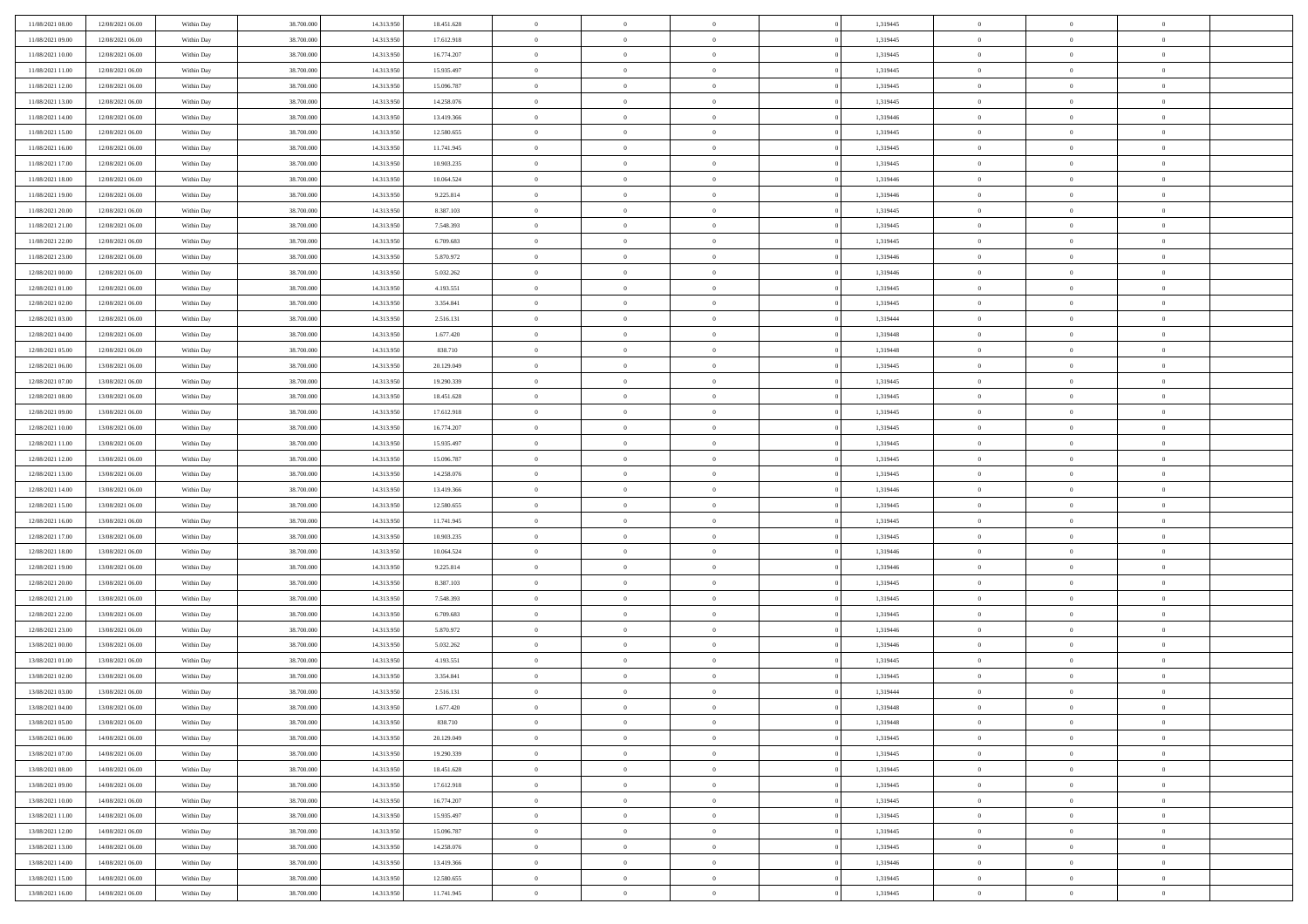| | | | | | | | | | | | | | | |
|---|---|---|---|---|---|---|---|---|---|---|---|---|---|---|
| 11/08/2021 08:00 | 12/08/2021 06:00 | Within Day | 38.700.000 | 14.313.950 | 18.451.628 | 0 | 0 | 0 | | 1,319445 | 0 | 0 | 0 | |
| 11/08/2021 09:00 | 12/08/2021 06:00 | Within Day | 38.700.000 | 14.313.950 | 17.612.918 | 0 | 0 | 0 | | 1,319445 | 0 | 0 | 0 | |
| 11/08/2021 10:00 | 12/08/2021 06:00 | Within Day | 38.700.000 | 14.313.950 | 16.774.207 | 0 | 0 | 0 | | 1,319445 | 0 | 0 | 0 | |
| 11/08/2021 11:00 | 12/08/2021 06:00 | Within Day | 38.700.000 | 14.313.950 | 15.935.497 | 0 | 0 | 0 | | 1,319445 | 0 | 0 | 0 | |
| 11/08/2021 12:00 | 12/08/2021 06:00 | Within Day | 38.700.000 | 14.313.950 | 15.096.787 | 0 | 0 | 0 | | 1,319445 | 0 | 0 | 0 | |
| 11/08/2021 13:00 | 12/08/2021 06:00 | Within Day | 38.700.000 | 14.313.950 | 14.258.076 | 0 | 0 | 0 | | 1,319445 | 0 | 0 | 0 | |
| 11/08/2021 14:00 | 12/08/2021 06:00 | Within Day | 38.700.000 | 14.313.950 | 13.419.366 | 0 | 0 | 0 | | 1,319446 | 0 | 0 | 0 | |
| 11/08/2021 15:00 | 12/08/2021 06:00 | Within Day | 38.700.000 | 14.313.950 | 12.580.655 | 0 | 0 | 0 | | 1,319445 | 0 | 0 | 0 | |
| 11/08/2021 16:00 | 12/08/2021 06:00 | Within Day | 38.700.000 | 14.313.950 | 11.741.945 | 0 | 0 | 0 | | 1,319445 | 0 | 0 | 0 | |
| 11/08/2021 17:00 | 12/08/2021 06:00 | Within Day | 38.700.000 | 14.313.950 | 10.903.235 | 0 | 0 | 0 | | 1,319445 | 0 | 0 | 0 | |
| 11/08/2021 18:00 | 12/08/2021 06:00 | Within Day | 38.700.000 | 14.313.950 | 10.064.524 | 0 | 0 | 0 | | 1,319446 | 0 | 0 | 0 | |
| 11/08/2021 19:00 | 12/08/2021 06:00 | Within Day | 38.700.000 | 14.313.950 | 9.225.814 | 0 | 0 | 0 | | 1,319446 | 0 | 0 | 0 | |
| 11/08/2021 20:00 | 12/08/2021 06:00 | Within Day | 38.700.000 | 14.313.950 | 8.387.103 | 0 | 0 | 0 | | 1,319445 | 0 | 0 | 0 | |
| 11/08/2021 21:00 | 12/08/2021 06:00 | Within Day | 38.700.000 | 14.313.950 | 7.548.393 | 0 | 0 | 0 | | 1,319445 | 0 | 0 | 0 | |
| 11/08/2021 22:00 | 12/08/2021 06:00 | Within Day | 38.700.000 | 14.313.950 | 6.709.683 | 0 | 0 | 0 | | 1,319445 | 0 | 0 | 0 | |
| 11/08/2021 23:00 | 12/08/2021 06:00 | Within Day | 38.700.000 | 14.313.950 | 5.870.972 | 0 | 0 | 0 | | 1,319446 | 0 | 0 | 0 | |
| 12/08/2021 00:00 | 12/08/2021 06:00 | Within Day | 38.700.000 | 14.313.950 | 5.032.262 | 0 | 0 | 0 | | 1,319446 | 0 | 0 | 0 | |
| 12/08/2021 01:00 | 12/08/2021 06:00 | Within Day | 38.700.000 | 14.313.950 | 4.193.551 | 0 | 0 | 0 | | 1,319445 | 0 | 0 | 0 | |
| 12/08/2021 02:00 | 12/08/2021 06:00 | Within Day | 38.700.000 | 14.313.950 | 3.354.841 | 0 | 0 | 0 | | 1,319445 | 0 | 0 | 0 | |
| 12/08/2021 03:00 | 12/08/2021 06:00 | Within Day | 38.700.000 | 14.313.950 | 2.516.131 | 0 | 0 | 0 | | 1,319444 | 0 | 0 | 0 | |
| 12/08/2021 04:00 | 12/08/2021 06:00 | Within Day | 38.700.000 | 14.313.950 | 1.677.420 | 0 | 0 | 0 | | 1,319448 | 0 | 0 | 0 | |
| 12/08/2021 05:00 | 12/08/2021 06:00 | Within Day | 38.700.000 | 14.313.950 | 838.710 | 0 | 0 | 0 | | 1,319448 | 0 | 0 | 0 | |
| 12/08/2021 06:00 | 13/08/2021 06:00 | Within Day | 38.700.000 | 14.313.950 | 20.129.049 | 0 | 0 | 0 | | 1,319445 | 0 | 0 | 0 | |
| 12/08/2021 07:00 | 13/08/2021 06:00 | Within Day | 38.700.000 | 14.313.950 | 19.290.339 | 0 | 0 | 0 | | 1,319445 | 0 | 0 | 0 | |
| 12/08/2021 08:00 | 13/08/2021 06:00 | Within Day | 38.700.000 | 14.313.950 | 18.451.628 | 0 | 0 | 0 | | 1,319445 | 0 | 0 | 0 | |
| 12/08/2021 09:00 | 13/08/2021 06:00 | Within Day | 38.700.000 | 14.313.950 | 17.612.918 | 0 | 0 | 0 | | 1,319445 | 0 | 0 | 0 | |
| 12/08/2021 10:00 | 13/08/2021 06:00 | Within Day | 38.700.000 | 14.313.950 | 16.774.207 | 0 | 0 | 0 | | 1,319445 | 0 | 0 | 0 | |
| 12/08/2021 11:00 | 13/08/2021 06:00 | Within Day | 38.700.000 | 14.313.950 | 15.935.497 | 0 | 0 | 0 | | 1,319445 | 0 | 0 | 0 | |
| 12/08/2021 12:00 | 13/08/2021 06:00 | Within Day | 38.700.000 | 14.313.950 | 15.096.787 | 0 | 0 | 0 | | 1,319445 | 0 | 0 | 0 | |
| 12/08/2021 13:00 | 13/08/2021 06:00 | Within Day | 38.700.000 | 14.313.950 | 14.258.076 | 0 | 0 | 0 | | 1,319445 | 0 | 0 | 0 | |
| 12/08/2021 14:00 | 13/08/2021 06:00 | Within Day | 38.700.000 | 14.313.950 | 13.419.366 | 0 | 0 | 0 | | 1,319446 | 0 | 0 | 0 | |
| 12/08/2021 15:00 | 13/08/2021 06:00 | Within Day | 38.700.000 | 14.313.950 | 12.580.655 | 0 | 0 | 0 | | 1,319445 | 0 | 0 | 0 | |
| 12/08/2021 16:00 | 13/08/2021 06:00 | Within Day | 38.700.000 | 14.313.950 | 11.741.945 | 0 | 0 | 0 | | 1,319445 | 0 | 0 | 0 | |
| 12/08/2021 17:00 | 13/08/2021 06:00 | Within Day | 38.700.000 | 14.313.950 | 10.903.235 | 0 | 0 | 0 | | 1,319445 | 0 | 0 | 0 | |
| 12/08/2021 18:00 | 13/08/2021 06:00 | Within Day | 38.700.000 | 14.313.950 | 10.064.524 | 0 | 0 | 0 | | 1,319446 | 0 | 0 | 0 | |
| 12/08/2021 19:00 | 13/08/2021 06:00 | Within Day | 38.700.000 | 14.313.950 | 9.225.814 | 0 | 0 | 0 | | 1,319446 | 0 | 0 | 0 | |
| 12/08/2021 20:00 | 13/08/2021 06:00 | Within Day | 38.700.000 | 14.313.950 | 8.387.103 | 0 | 0 | 0 | | 1,319445 | 0 | 0 | 0 | |
| 12/08/2021 21:00 | 13/08/2021 06:00 | Within Day | 38.700.000 | 14.313.950 | 7.548.393 | 0 | 0 | 0 | | 1,319445 | 0 | 0 | 0 | |
| 12/08/2021 22:00 | 13/08/2021 06:00 | Within Day | 38.700.000 | 14.313.950 | 6.709.683 | 0 | 0 | 0 | | 1,319445 | 0 | 0 | 0 | |
| 12/08/2021 23:00 | 13/08/2021 06:00 | Within Day | 38.700.000 | 14.313.950 | 5.870.972 | 0 | 0 | 0 | | 1,319446 | 0 | 0 | 0 | |
| 13/08/2021 00:00 | 13/08/2021 06:00 | Within Day | 38.700.000 | 14.313.950 | 5.032.262 | 0 | 0 | 0 | | 1,319446 | 0 | 0 | 0 | |
| 13/08/2021 01:00 | 13/08/2021 06:00 | Within Day | 38.700.000 | 14.313.950 | 4.193.551 | 0 | 0 | 0 | | 1,319445 | 0 | 0 | 0 | |
| 13/08/2021 02:00 | 13/08/2021 06:00 | Within Day | 38.700.000 | 14.313.950 | 3.354.841 | 0 | 0 | 0 | | 1,319445 | 0 | 0 | 0 | |
| 13/08/2021 03:00 | 13/08/2021 06:00 | Within Day | 38.700.000 | 14.313.950 | 2.516.131 | 0 | 0 | 0 | | 1,319444 | 0 | 0 | 0 | |
| 13/08/2021 04:00 | 13/08/2021 06:00 | Within Day | 38.700.000 | 14.313.950 | 1.677.420 | 0 | 0 | 0 | | 1,319448 | 0 | 0 | 0 | |
| 13/08/2021 05:00 | 13/08/2021 06:00 | Within Day | 38.700.000 | 14.313.950 | 838.710 | 0 | 0 | 0 | | 1,319448 | 0 | 0 | 0 | |
| 13/08/2021 06:00 | 14/08/2021 06:00 | Within Day | 38.700.000 | 14.313.950 | 20.129.049 | 0 | 0 | 0 | | 1,319445 | 0 | 0 | 0 | |
| 13/08/2021 07:00 | 14/08/2021 06:00 | Within Day | 38.700.000 | 14.313.950 | 19.290.339 | 0 | 0 | 0 | | 1,319445 | 0 | 0 | 0 | |
| 13/08/2021 08:00 | 14/08/2021 06:00 | Within Day | 38.700.000 | 14.313.950 | 18.451.628 | 0 | 0 | 0 | | 1,319445 | 0 | 0 | 0 | |
| 13/08/2021 09:00 | 14/08/2021 06:00 | Within Day | 38.700.000 | 14.313.950 | 17.612.918 | 0 | 0 | 0 | | 1,319445 | 0 | 0 | 0 | |
| 13/08/2021 10:00 | 14/08/2021 06:00 | Within Day | 38.700.000 | 14.313.950 | 16.774.207 | 0 | 0 | 0 | | 1,319445 | 0 | 0 | 0 | |
| 13/08/2021 11:00 | 14/08/2021 06:00 | Within Day | 38.700.000 | 14.313.950 | 15.935.497 | 0 | 0 | 0 | | 1,319445 | 0 | 0 | 0 | |
| 13/08/2021 12:00 | 14/08/2021 06:00 | Within Day | 38.700.000 | 14.313.950 | 15.096.787 | 0 | 0 | 0 | | 1,319445 | 0 | 0 | 0 | |
| 13/08/2021 13:00 | 14/08/2021 06:00 | Within Day | 38.700.000 | 14.313.950 | 14.258.076 | 0 | 0 | 0 | | 1,319445 | 0 | 0 | 0 | |
| 13/08/2021 14:00 | 14/08/2021 06:00 | Within Day | 38.700.000 | 14.313.950 | 13.419.366 | 0 | 0 | 0 | | 1,319446 | 0 | 0 | 0 | |
| 13/08/2021 15:00 | 14/08/2021 06:00 | Within Day | 38.700.000 | 14.313.950 | 12.580.655 | 0 | 0 | 0 | | 1,319445 | 0 | 0 | 0 | |
| 13/08/2021 16:00 | 14/08/2021 06:00 | Within Day | 38.700.000 | 14.313.950 | 11.741.945 | 0 | 0 | 0 | | 1,319445 | 0 | 0 | 0 | |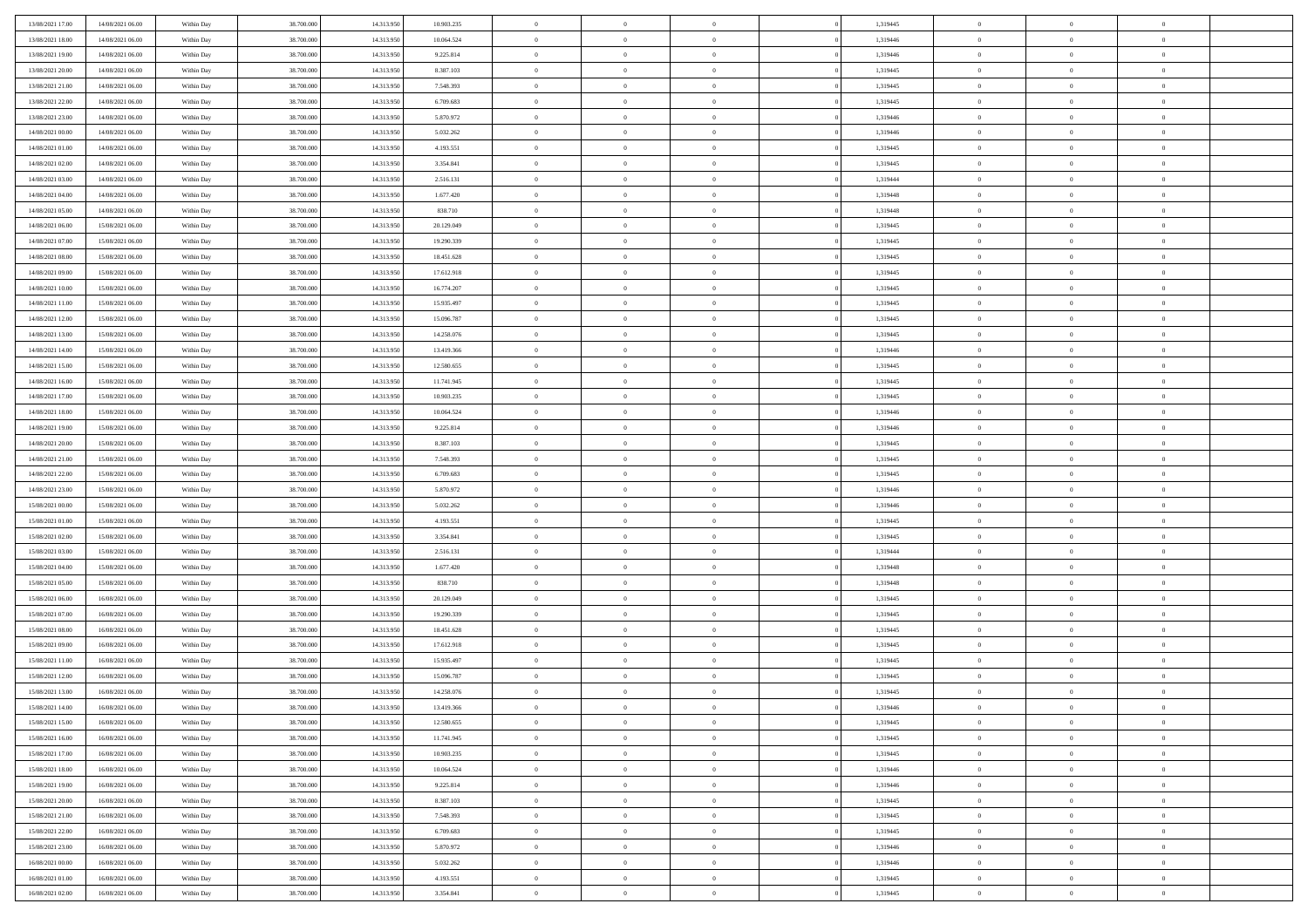| | | | | | | | | | | | | | | |
|---|---|---|---|---|---|---|---|---|---|---|---|---|---|---|
| 13/08/2021 17:00 | 14/08/2021 06:00 | Within Day | 38.700.000 | 14.313.950 | 10.903.235 | 0 | 0 | 0 | | 1,319445 | 0 | 0 | 0 | |
| 13/08/2021 18:00 | 14/08/2021 06:00 | Within Day | 38.700.000 | 14.313.950 | 10.064.524 | 0 | 0 | 0 | | 1,319446 | 0 | 0 | 0 | |
| 13/08/2021 19:00 | 14/08/2021 06:00 | Within Day | 38.700.000 | 14.313.950 | 9.225.814 | 0 | 0 | 0 | | 1,319446 | 0 | 0 | 0 | |
| 13/08/2021 20:00 | 14/08/2021 06:00 | Within Day | 38.700.000 | 14.313.950 | 8.387.103 | 0 | 0 | 0 | | 1,319445 | 0 | 0 | 0 | |
| 13/08/2021 21:00 | 14/08/2021 06:00 | Within Day | 38.700.000 | 14.313.950 | 7.548.393 | 0 | 0 | 0 | | 1,319445 | 0 | 0 | 0 | |
| 13/08/2021 22:00 | 14/08/2021 06:00 | Within Day | 38.700.000 | 14.313.950 | 6.709.683 | 0 | 0 | 0 | | 1,319445 | 0 | 0 | 0 | |
| 13/08/2021 23:00 | 14/08/2021 06:00 | Within Day | 38.700.000 | 14.313.950 | 5.870.972 | 0 | 0 | 0 | | 1,319446 | 0 | 0 | 0 | |
| 14/08/2021 00:00 | 14/08/2021 06:00 | Within Day | 38.700.000 | 14.313.950 | 5.032.262 | 0 | 0 | 0 | | 1,319446 | 0 | 0 | 0 | |
| 14/08/2021 01:00 | 14/08/2021 06:00 | Within Day | 38.700.000 | 14.313.950 | 4.193.551 | 0 | 0 | 0 | | 1,319445 | 0 | 0 | 0 | |
| 14/08/2021 02:00 | 14/08/2021 06:00 | Within Day | 38.700.000 | 14.313.950 | 3.354.841 | 0 | 0 | 0 | | 1,319445 | 0 | 0 | 0 | |
| 14/08/2021 03:00 | 14/08/2021 06:00 | Within Day | 38.700.000 | 14.313.950 | 2.516.131 | 0 | 0 | 0 | | 1,319444 | 0 | 0 | 0 | |
| 14/08/2021 04:00 | 14/08/2021 06:00 | Within Day | 38.700.000 | 14.313.950 | 1.677.420 | 0 | 0 | 0 | | 1,319448 | 0 | 0 | 0 | |
| 14/08/2021 05:00 | 14/08/2021 06:00 | Within Day | 38.700.000 | 14.313.950 | 838.710 | 0 | 0 | 0 | | 1,319448 | 0 | 0 | 0 | |
| 14/08/2021 06:00 | 15/08/2021 06:00 | Within Day | 38.700.000 | 14.313.950 | 20.129.049 | 0 | 0 | 0 | | 1,319445 | 0 | 0 | 0 | |
| 14/08/2021 07:00 | 15/08/2021 06:00 | Within Day | 38.700.000 | 14.313.950 | 19.290.339 | 0 | 0 | 0 | | 1,319445 | 0 | 0 | 0 | |
| 14/08/2021 08:00 | 15/08/2021 06:00 | Within Day | 38.700.000 | 14.313.950 | 18.451.628 | 0 | 0 | 0 | | 1,319445 | 0 | 0 | 0 | |
| 14/08/2021 09:00 | 15/08/2021 06:00 | Within Day | 38.700.000 | 14.313.950 | 17.612.918 | 0 | 0 | 0 | | 1,319445 | 0 | 0 | 0 | |
| 14/08/2021 10:00 | 15/08/2021 06:00 | Within Day | 38.700.000 | 14.313.950 | 16.774.207 | 0 | 0 | 0 | | 1,319445 | 0 | 0 | 0 | |
| 14/08/2021 11:00 | 15/08/2021 06:00 | Within Day | 38.700.000 | 14.313.950 | 15.935.497 | 0 | 0 | 0 | | 1,319445 | 0 | 0 | 0 | |
| 14/08/2021 12:00 | 15/08/2021 06:00 | Within Day | 38.700.000 | 14.313.950 | 15.096.787 | 0 | 0 | 0 | | 1,319445 | 0 | 0 | 0 | |
| 14/08/2021 13:00 | 15/08/2021 06:00 | Within Day | 38.700.000 | 14.313.950 | 14.258.076 | 0 | 0 | 0 | | 1,319445 | 0 | 0 | 0 | |
| 14/08/2021 14:00 | 15/08/2021 06:00 | Within Day | 38.700.000 | 14.313.950 | 13.419.366 | 0 | 0 | 0 | | 1,319446 | 0 | 0 | 0 | |
| 14/08/2021 15:00 | 15/08/2021 06:00 | Within Day | 38.700.000 | 14.313.950 | 12.580.655 | 0 | 0 | 0 | | 1,319445 | 0 | 0 | 0 | |
| 14/08/2021 16:00 | 15/08/2021 06:00 | Within Day | 38.700.000 | 14.313.950 | 11.741.945 | 0 | 0 | 0 | | 1,319445 | 0 | 0 | 0 | |
| 14/08/2021 17:00 | 15/08/2021 06:00 | Within Day | 38.700.000 | 14.313.950 | 10.903.235 | 0 | 0 | 0 | | 1,319445 | 0 | 0 | 0 | |
| 14/08/2021 18:00 | 15/08/2021 06:00 | Within Day | 38.700.000 | 14.313.950 | 10.064.524 | 0 | 0 | 0 | | 1,319446 | 0 | 0 | 0 | |
| 14/08/2021 19:00 | 15/08/2021 06:00 | Within Day | 38.700.000 | 14.313.950 | 9.225.814 | 0 | 0 | 0 | | 1,319446 | 0 | 0 | 0 | |
| 14/08/2021 20:00 | 15/08/2021 06:00 | Within Day | 38.700.000 | 14.313.950 | 8.387.103 | 0 | 0 | 0 | | 1,319445 | 0 | 0 | 0 | |
| 14/08/2021 21:00 | 15/08/2021 06:00 | Within Day | 38.700.000 | 14.313.950 | 7.548.393 | 0 | 0 | 0 | | 1,319445 | 0 | 0 | 0 | |
| 14/08/2021 22:00 | 15/08/2021 06:00 | Within Day | 38.700.000 | 14.313.950 | 6.709.683 | 0 | 0 | 0 | | 1,319445 | 0 | 0 | 0 | |
| 14/08/2021 23:00 | 15/08/2021 06:00 | Within Day | 38.700.000 | 14.313.950 | 5.870.972 | 0 | 0 | 0 | | 1,319446 | 0 | 0 | 0 | |
| 15/08/2021 00:00 | 15/08/2021 06:00 | Within Day | 38.700.000 | 14.313.950 | 5.032.262 | 0 | 0 | 0 | | 1,319446 | 0 | 0 | 0 | |
| 15/08/2021 01:00 | 15/08/2021 06:00 | Within Day | 38.700.000 | 14.313.950 | 4.193.551 | 0 | 0 | 0 | | 1,319445 | 0 | 0 | 0 | |
| 15/08/2021 02:00 | 15/08/2021 06:00 | Within Day | 38.700.000 | 14.313.950 | 3.354.841 | 0 | 0 | 0 | | 1,319445 | 0 | 0 | 0 | |
| 15/08/2021 03:00 | 15/08/2021 06:00 | Within Day | 38.700.000 | 14.313.950 | 2.516.131 | 0 | 0 | 0 | | 1,319444 | 0 | 0 | 0 | |
| 15/08/2021 04:00 | 15/08/2021 06:00 | Within Day | 38.700.000 | 14.313.950 | 1.677.420 | 0 | 0 | 0 | | 1,319448 | 0 | 0 | 0 | |
| 15/08/2021 05:00 | 15/08/2021 06:00 | Within Day | 38.700.000 | 14.313.950 | 838.710 | 0 | 0 | 0 | | 1,319448 | 0 | 0 | 0 | |
| 15/08/2021 06:00 | 16/08/2021 06:00 | Within Day | 38.700.000 | 14.313.950 | 20.129.049 | 0 | 0 | 0 | | 1,319445 | 0 | 0 | 0 | |
| 15/08/2021 07:00 | 16/08/2021 06:00 | Within Day | 38.700.000 | 14.313.950 | 19.290.339 | 0 | 0 | 0 | | 1,319445 | 0 | 0 | 0 | |
| 15/08/2021 08:00 | 16/08/2021 06:00 | Within Day | 38.700.000 | 14.313.950 | 18.451.628 | 0 | 0 | 0 | | 1,319445 | 0 | 0 | 0 | |
| 15/08/2021 09:00 | 16/08/2021 06:00 | Within Day | 38.700.000 | 14.313.950 | 17.612.918 | 0 | 0 | 0 | | 1,319445 | 0 | 0 | 0 | |
| 15/08/2021 11:00 | 16/08/2021 06:00 | Within Day | 38.700.000 | 14.313.950 | 15.935.497 | 0 | 0 | 0 | | 1,319445 | 0 | 0 | 0 | |
| 15/08/2021 12:00 | 16/08/2021 06:00 | Within Day | 38.700.000 | 14.313.950 | 15.096.787 | 0 | 0 | 0 | | 1,319445 | 0 | 0 | 0 | |
| 15/08/2021 13:00 | 16/08/2021 06:00 | Within Day | 38.700.000 | 14.313.950 | 14.258.076 | 0 | 0 | 0 | | 1,319445 | 0 | 0 | 0 | |
| 15/08/2021 14:00 | 16/08/2021 06:00 | Within Day | 38.700.000 | 14.313.950 | 13.419.366 | 0 | 0 | 0 | | 1,319446 | 0 | 0 | 0 | |
| 15/08/2021 15:00 | 16/08/2021 06:00 | Within Day | 38.700.000 | 14.313.950 | 12.580.655 | 0 | 0 | 0 | | 1,319445 | 0 | 0 | 0 | |
| 15/08/2021 16:00 | 16/08/2021 06:00 | Within Day | 38.700.000 | 14.313.950 | 11.741.945 | 0 | 0 | 0 | | 1,319445 | 0 | 0 | 0 | |
| 15/08/2021 17:00 | 16/08/2021 06:00 | Within Day | 38.700.000 | 14.313.950 | 10.903.235 | 0 | 0 | 0 | | 1,319445 | 0 | 0 | 0 | |
| 15/08/2021 18:00 | 16/08/2021 06:00 | Within Day | 38.700.000 | 14.313.950 | 10.064.524 | 0 | 0 | 0 | | 1,319446 | 0 | 0 | 0 | |
| 15/08/2021 19:00 | 16/08/2021 06:00 | Within Day | 38.700.000 | 14.313.950 | 9.225.814 | 0 | 0 | 0 | | 1,319446 | 0 | 0 | 0 | |
| 15/08/2021 20:00 | 16/08/2021 06:00 | Within Day | 38.700.000 | 14.313.950 | 8.387.103 | 0 | 0 | 0 | | 1,319445 | 0 | 0 | 0 | |
| 15/08/2021 21:00 | 16/08/2021 06:00 | Within Day | 38.700.000 | 14.313.950 | 7.548.393 | 0 | 0 | 0 | | 1,319445 | 0 | 0 | 0 | |
| 15/08/2021 22:00 | 16/08/2021 06:00 | Within Day | 38.700.000 | 14.313.950 | 6.709.683 | 0 | 0 | 0 | | 1,319445 | 0 | 0 | 0 | |
| 15/08/2021 23:00 | 16/08/2021 06:00 | Within Day | 38.700.000 | 14.313.950 | 5.870.972 | 0 | 0 | 0 | | 1,319446 | 0 | 0 | 0 | |
| 16/08/2021 00:00 | 16/08/2021 06:00 | Within Day | 38.700.000 | 14.313.950 | 5.032.262 | 0 | 0 | 0 | | 1,319446 | 0 | 0 | 0 | |
| 16/08/2021 01:00 | 16/08/2021 06:00 | Within Day | 38.700.000 | 14.313.950 | 4.193.551 | 0 | 0 | 0 | | 1,319445 | 0 | 0 | 0 | |
| 16/08/2021 02:00 | 16/08/2021 06:00 | Within Day | 38.700.000 | 14.313.950 | 3.354.841 | 0 | 0 | 0 | | 1,319445 | 0 | 0 | 0 | |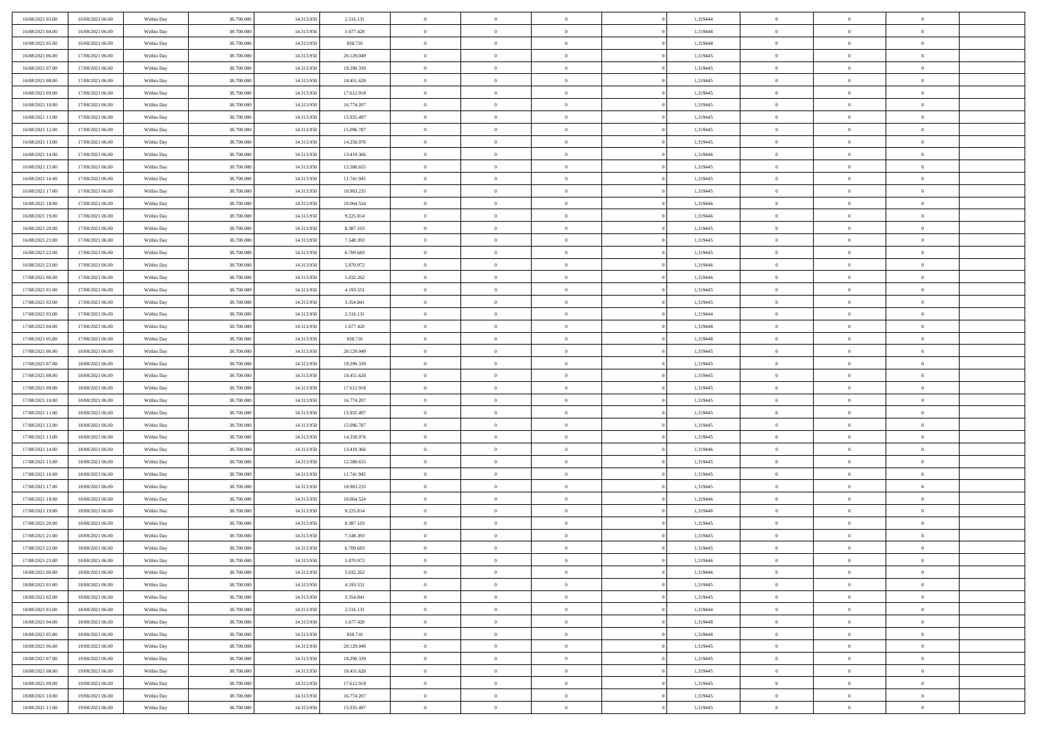| | | | | | | | | | | | | | | |
|---|---|---|---|---|---|---|---|---|---|---|---|---|---|---|
| 16/08/2021 03:00 | 16/08/2021 06:00 | Within Day | 38.700.000 | 14.313.950 | 2.516.131 | 0 | 0 | 0 | | 1,319444 | 0 | 0 | 0 | |
| 16/08/2021 04:00 | 16/08/2021 06:00 | Within Day | 38.700.000 | 14.313.950 | 1.677.420 | 0 | 0 | 0 | | 1,319448 | 0 | 0 | 0 | |
| 16/08/2021 05:00 | 16/08/2021 06:00 | Within Day | 38.700.000 | 14.313.950 | 838.710 | 0 | 0 | 0 | | 1,319448 | 0 | 0 | 0 | |
| 16/08/2021 06:00 | 17/08/2021 06:00 | Within Day | 38.700.000 | 14.313.950 | 20.129.049 | 0 | 0 | 0 | | 1,319445 | 0 | 0 | 0 | |
| 16/08/2021 07:00 | 17/08/2021 06:00 | Within Day | 38.700.000 | 14.313.950 | 19.290.339 | 0 | 0 | 0 | | 1,319445 | 0 | 0 | 0 | |
| 16/08/2021 08:00 | 17/08/2021 06:00 | Within Day | 38.700.000 | 14.313.950 | 18.451.628 | 0 | 0 | 0 | | 1,319445 | 0 | 0 | 0 | |
| 16/08/2021 09:00 | 17/08/2021 06:00 | Within Day | 38.700.000 | 14.313.950 | 17.612.918 | 0 | 0 | 0 | | 1,319445 | 0 | 0 | 0 | |
| 16/08/2021 10:00 | 17/08/2021 06:00 | Within Day | 38.700.000 | 14.313.950 | 16.774.207 | 0 | 0 | 0 | | 1,319445 | 0 | 0 | 0 | |
| 16/08/2021 11:00 | 17/08/2021 06:00 | Within Day | 38.700.000 | 14.313.950 | 15.935.497 | 0 | 0 | 0 | | 1,319445 | 0 | 0 | 0 | |
| 16/08/2021 12:00 | 17/08/2021 06:00 | Within Day | 38.700.000 | 14.313.950 | 15.096.787 | 0 | 0 | 0 | | 1,319445 | 0 | 0 | 0 | |
| 16/08/2021 13:00 | 17/08/2021 06:00 | Within Day | 38.700.000 | 14.313.950 | 14.258.076 | 0 | 0 | 0 | | 1,319445 | 0 | 0 | 0 | |
| 16/08/2021 14:00 | 17/08/2021 06:00 | Within Day | 38.700.000 | 14.313.950 | 13.419.366 | 0 | 0 | 0 | | 1,319446 | 0 | 0 | 0 | |
| 16/08/2021 15:00 | 17/08/2021 06:00 | Within Day | 38.700.000 | 14.313.950 | 12.580.655 | 0 | 0 | 0 | | 1,319445 | 0 | 0 | 0 | |
| 16/08/2021 16:00 | 17/08/2021 06:00 | Within Day | 38.700.000 | 14.313.950 | 11.741.945 | 0 | 0 | 0 | | 1,319445 | 0 | 0 | 0 | |
| 16/08/2021 17:00 | 17/08/2021 06:00 | Within Day | 38.700.000 | 14.313.950 | 10.903.235 | 0 | 0 | 0 | | 1,319445 | 0 | 0 | 0 | |
| 16/08/2021 18:00 | 17/08/2021 06:00 | Within Day | 38.700.000 | 14.313.950 | 10.064.524 | 0 | 0 | 0 | | 1,319446 | 0 | 0 | 0 | |
| 16/08/2021 19:00 | 17/08/2021 06:00 | Within Day | 38.700.000 | 14.313.950 | 9.225.814 | 0 | 0 | 0 | | 1,319446 | 0 | 0 | 0 | |
| 16/08/2021 20:00 | 17/08/2021 06:00 | Within Day | 38.700.000 | 14.313.950 | 8.387.103 | 0 | 0 | 0 | | 1,319445 | 0 | 0 | 0 | |
| 16/08/2021 21:00 | 17/08/2021 06:00 | Within Day | 38.700.000 | 14.313.950 | 7.548.393 | 0 | 0 | 0 | | 1,319445 | 0 | 0 | 0 | |
| 16/08/2021 22:00 | 17/08/2021 06:00 | Within Day | 38.700.000 | 14.313.950 | 6.709.683 | 0 | 0 | 0 | | 1,319445 | 0 | 0 | 0 | |
| 16/08/2021 23:00 | 17/08/2021 06:00 | Within Day | 38.700.000 | 14.313.950 | 5.870.972 | 0 | 0 | 0 | | 1,319446 | 0 | 0 | 0 | |
| 17/08/2021 00:00 | 17/08/2021 06:00 | Within Day | 38.700.000 | 14.313.950 | 5.032.262 | 0 | 0 | 0 | | 1,319446 | 0 | 0 | 0 | |
| 17/08/2021 01:00 | 17/08/2021 06:00 | Within Day | 38.700.000 | 14.313.950 | 4.193.551 | 0 | 0 | 0 | | 1,319445 | 0 | 0 | 0 | |
| 17/08/2021 02:00 | 17/08/2021 06:00 | Within Day | 38.700.000 | 14.313.950 | 3.354.841 | 0 | 0 | 0 | | 1,319445 | 0 | 0 | 0 | |
| 17/08/2021 03:00 | 17/08/2021 06:00 | Within Day | 38.700.000 | 14.313.950 | 2.516.131 | 0 | 0 | 0 | | 1,319444 | 0 | 0 | 0 | |
| 17/08/2021 04:00 | 17/08/2021 06:00 | Within Day | 38.700.000 | 14.313.950 | 1.677.420 | 0 | 0 | 0 | | 1,319448 | 0 | 0 | 0 | |
| 17/08/2021 05:00 | 17/08/2021 06:00 | Within Day | 38.700.000 | 14.313.950 | 838.710 | 0 | 0 | 0 | | 1,319448 | 0 | 0 | 0 | |
| 17/08/2021 06:00 | 18/08/2021 06:00 | Within Day | 38.700.000 | 14.313.950 | 20.129.049 | 0 | 0 | 0 | | 1,319445 | 0 | 0 | 0 | |
| 17/08/2021 07:00 | 18/08/2021 06:00 | Within Day | 38.700.000 | 14.313.950 | 19.290.339 | 0 | 0 | 0 | | 1,319445 | 0 | 0 | 0 | |
| 17/08/2021 08:00 | 18/08/2021 06:00 | Within Day | 38.700.000 | 14.313.950 | 18.451.628 | 0 | 0 | 0 | | 1,319445 | 0 | 0 | 0 | |
| 17/08/2021 09:00 | 18/08/2021 06:00 | Within Day | 38.700.000 | 14.313.950 | 17.612.918 | 0 | 0 | 0 | | 1,319445 | 0 | 0 | 0 | |
| 17/08/2021 10:00 | 18/08/2021 06:00 | Within Day | 38.700.000 | 14.313.950 | 16.774.207 | 0 | 0 | 0 | | 1,319445 | 0 | 0 | 0 | |
| 17/08/2021 11:00 | 18/08/2021 06:00 | Within Day | 38.700.000 | 14.313.950 | 15.935.497 | 0 | 0 | 0 | | 1,319445 | 0 | 0 | 0 | |
| 17/08/2021 12:00 | 18/08/2021 06:00 | Within Day | 38.700.000 | 14.313.950 | 15.096.787 | 0 | 0 | 0 | | 1,319445 | 0 | 0 | 0 | |
| 17/08/2021 13:00 | 18/08/2021 06:00 | Within Day | 38.700.000 | 14.313.950 | 14.258.076 | 0 | 0 | 0 | | 1,319445 | 0 | 0 | 0 | |
| 17/08/2021 14:00 | 18/08/2021 06:00 | Within Day | 38.700.000 | 14.313.950 | 13.419.366 | 0 | 0 | 0 | | 1,319446 | 0 | 0 | 0 | |
| 17/08/2021 15:00 | 18/08/2021 06:00 | Within Day | 38.700.000 | 14.313.950 | 12.580.655 | 0 | 0 | 0 | | 1,319445 | 0 | 0 | 0 | |
| 17/08/2021 16:00 | 18/08/2021 06:00 | Within Day | 38.700.000 | 14.313.950 | 11.741.945 | 0 | 0 | 0 | | 1,319445 | 0 | 0 | 0 | |
| 17/08/2021 17:00 | 18/08/2021 06:00 | Within Day | 38.700.000 | 14.313.950 | 10.903.235 | 0 | 0 | 0 | | 1,319445 | 0 | 0 | 0 | |
| 17/08/2021 18:00 | 18/08/2021 06:00 | Within Day | 38.700.000 | 14.313.950 | 10.064.524 | 0 | 0 | 0 | | 1,319446 | 0 | 0 | 0 | |
| 17/08/2021 19:00 | 18/08/2021 06:00 | Within Day | 38.700.000 | 14.313.950 | 9.225.814 | 0 | 0 | 0 | | 1,319446 | 0 | 0 | 0 | |
| 17/08/2021 20:00 | 18/08/2021 06:00 | Within Day | 38.700.000 | 14.313.950 | 8.387.103 | 0 | 0 | 0 | | 1,319445 | 0 | 0 | 0 | |
| 17/08/2021 21:00 | 18/08/2021 06:00 | Within Day | 38.700.000 | 14.313.950 | 7.548.393 | 0 | 0 | 0 | | 1,319445 | 0 | 0 | 0 | |
| 17/08/2021 22:00 | 18/08/2021 06:00 | Within Day | 38.700.000 | 14.313.950 | 6.709.683 | 0 | 0 | 0 | | 1,319445 | 0 | 0 | 0 | |
| 17/08/2021 23:00 | 18/08/2021 06:00 | Within Day | 38.700.000 | 14.313.950 | 5.870.972 | 0 | 0 | 0 | | 1,319446 | 0 | 0 | 0 | |
| 18/08/2021 00:00 | 18/08/2021 06:00 | Within Day | 38.700.000 | 14.313.950 | 5.032.262 | 0 | 0 | 0 | | 1,319446 | 0 | 0 | 0 | |
| 18/08/2021 01:00 | 18/08/2021 06:00 | Within Day | 38.700.000 | 14.313.950 | 4.193.551 | 0 | 0 | 0 | | 1,319445 | 0 | 0 | 0 | |
| 18/08/2021 02:00 | 18/08/2021 06:00 | Within Day | 38.700.000 | 14.313.950 | 3.354.841 | 0 | 0 | 0 | | 1,319445 | 0 | 0 | 0 | |
| 18/08/2021 03:00 | 18/08/2021 06:00 | Within Day | 38.700.000 | 14.313.950 | 2.516.131 | 0 | 0 | 0 | | 1,319444 | 0 | 0 | 0 | |
| 18/08/2021 04:00 | 18/08/2021 06:00 | Within Day | 38.700.000 | 14.313.950 | 1.677.420 | 0 | 0 | 0 | | 1,319448 | 0 | 0 | 0 | |
| 18/08/2021 05:00 | 18/08/2021 06:00 | Within Day | 38.700.000 | 14.313.950 | 838.710 | 0 | 0 | 0 | | 1,319448 | 0 | 0 | 0 | |
| 18/08/2021 06:00 | 19/08/2021 06:00 | Within Day | 38.700.000 | 14.313.950 | 20.129.049 | 0 | 0 | 0 | | 1,319445 | 0 | 0 | 0 | |
| 18/08/2021 07:00 | 19/08/2021 06:00 | Within Day | 38.700.000 | 14.313.950 | 19.290.339 | 0 | 0 | 0 | | 1,319445 | 0 | 0 | 0 | |
| 18/08/2021 08:00 | 19/08/2021 06:00 | Within Day | 38.700.000 | 14.313.950 | 18.451.628 | 0 | 0 | 0 | | 1,319445 | 0 | 0 | 0 | |
| 18/08/2021 09:00 | 19/08/2021 06:00 | Within Day | 38.700.000 | 14.313.950 | 17.612.918 | 0 | 0 | 0 | | 1,319445 | 0 | 0 | 0 | |
| 18/08/2021 10:00 | 19/08/2021 06:00 | Within Day | 38.700.000 | 14.313.950 | 16.774.207 | 0 | 0 | 0 | | 1,319445 | 0 | 0 | 0 | |
| 18/08/2021 11:00 | 19/08/2021 06:00 | Within Day | 38.700.000 | 14.313.950 | 15.935.497 | 0 | 0 | 0 | | 1,319445 | 0 | 0 | 0 | |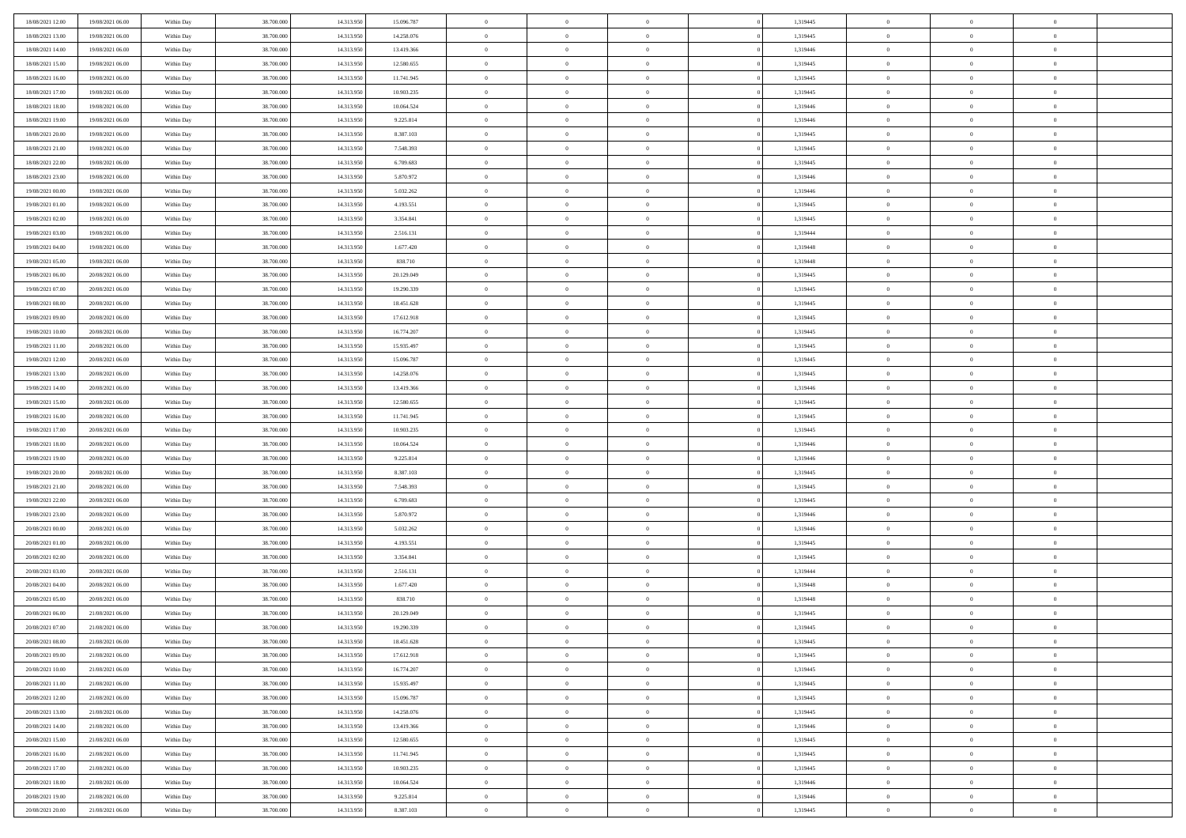| | | | | | | | | | | | | | | |
|---|---|---|---|---|---|---|---|---|---|---|---|---|---|---|
| 18/08/2021 12:00 | 19/08/2021 06:00 | Within Day | 38.700.000 | 14.313.950 | 15.096.787 | 0 | 0 | 0 | | 1,319445 | 0 | 0 | 0 | |
| 18/08/2021 13:00 | 19/08/2021 06:00 | Within Day | 38.700.000 | 14.313.950 | 14.258.076 | 0 | 0 | 0 | | 1,319445 | 0 | 0 | 0 | |
| 18/08/2021 14:00 | 19/08/2021 06:00 | Within Day | 38.700.000 | 14.313.950 | 13.419.366 | 0 | 0 | 0 | | 1,319446 | 0 | 0 | 0 | |
| 18/08/2021 15:00 | 19/08/2021 06:00 | Within Day | 38.700.000 | 14.313.950 | 12.580.655 | 0 | 0 | 0 | | 1,319445 | 0 | 0 | 0 | |
| 18/08/2021 16:00 | 19/08/2021 06:00 | Within Day | 38.700.000 | 14.313.950 | 11.741.945 | 0 | 0 | 0 | | 1,319445 | 0 | 0 | 0 | |
| 18/08/2021 17:00 | 19/08/2021 06:00 | Within Day | 38.700.000 | 14.313.950 | 10.903.235 | 0 | 0 | 0 | | 1,319445 | 0 | 0 | 0 | |
| 18/08/2021 18:00 | 19/08/2021 06:00 | Within Day | 38.700.000 | 14.313.950 | 10.064.524 | 0 | 0 | 0 | | 1,319446 | 0 | 0 | 0 | |
| 18/08/2021 19:00 | 19/08/2021 06:00 | Within Day | 38.700.000 | 14.313.950 | 9.225.814 | 0 | 0 | 0 | | 1,319446 | 0 | 0 | 0 | |
| 18/08/2021 20:00 | 19/08/2021 06:00 | Within Day | 38.700.000 | 14.313.950 | 8.387.103 | 0 | 0 | 0 | | 1,319445 | 0 | 0 | 0 | |
| 18/08/2021 21:00 | 19/08/2021 06:00 | Within Day | 38.700.000 | 14.313.950 | 7.548.393 | 0 | 0 | 0 | | 1,319445 | 0 | 0 | 0 | |
| 18/08/2021 22:00 | 19/08/2021 06:00 | Within Day | 38.700.000 | 14.313.950 | 6.709.683 | 0 | 0 | 0 | | 1,319445 | 0 | 0 | 0 | |
| 18/08/2021 23:00 | 19/08/2021 06:00 | Within Day | 38.700.000 | 14.313.950 | 5.870.972 | 0 | 0 | 0 | | 1,319446 | 0 | 0 | 0 | |
| 19/08/2021 00:00 | 19/08/2021 06:00 | Within Day | 38.700.000 | 14.313.950 | 5.032.262 | 0 | 0 | 0 | | 1,319446 | 0 | 0 | 0 | |
| 19/08/2021 01:00 | 19/08/2021 06:00 | Within Day | 38.700.000 | 14.313.950 | 4.193.551 | 0 | 0 | 0 | | 1,319445 | 0 | 0 | 0 | |
| 19/08/2021 02:00 | 19/08/2021 06:00 | Within Day | 38.700.000 | 14.313.950 | 3.354.841 | 0 | 0 | 0 | | 1,319445 | 0 | 0 | 0 | |
| 19/08/2021 03:00 | 19/08/2021 06:00 | Within Day | 38.700.000 | 14.313.950 | 2.516.131 | 0 | 0 | 0 | | 1,319444 | 0 | 0 | 0 | |
| 19/08/2021 04:00 | 19/08/2021 06:00 | Within Day | 38.700.000 | 14.313.950 | 1.677.420 | 0 | 0 | 0 | | 1,319448 | 0 | 0 | 0 | |
| 19/08/2021 05:00 | 19/08/2021 06:00 | Within Day | 38.700.000 | 14.313.950 | 838.710 | 0 | 0 | 0 | | 1,319448 | 0 | 0 | 0 | |
| 19/08/2021 06:00 | 20/08/2021 06:00 | Within Day | 38.700.000 | 14.313.950 | 20.129.049 | 0 | 0 | 0 | | 1,319445 | 0 | 0 | 0 | |
| 19/08/2021 07:00 | 20/08/2021 06:00 | Within Day | 38.700.000 | 14.313.950 | 19.290.339 | 0 | 0 | 0 | | 1,319445 | 0 | 0 | 0 | |
| 19/08/2021 08:00 | 20/08/2021 06:00 | Within Day | 38.700.000 | 14.313.950 | 18.451.628 | 0 | 0 | 0 | | 1,319445 | 0 | 0 | 0 | |
| 19/08/2021 09:00 | 20/08/2021 06:00 | Within Day | 38.700.000 | 14.313.950 | 17.612.918 | 0 | 0 | 0 | | 1,319445 | 0 | 0 | 0 | |
| 19/08/2021 10:00 | 20/08/2021 06:00 | Within Day | 38.700.000 | 14.313.950 | 16.774.207 | 0 | 0 | 0 | | 1,319445 | 0 | 0 | 0 | |
| 19/08/2021 11:00 | 20/08/2021 06:00 | Within Day | 38.700.000 | 14.313.950 | 15.935.497 | 0 | 0 | 0 | | 1,319445 | 0 | 0 | 0 | |
| 19/08/2021 12:00 | 20/08/2021 06:00 | Within Day | 38.700.000 | 14.313.950 | 15.096.787 | 0 | 0 | 0 | | 1,319445 | 0 | 0 | 0 | |
| 19/08/2021 13:00 | 20/08/2021 06:00 | Within Day | 38.700.000 | 14.313.950 | 14.258.076 | 0 | 0 | 0 | | 1,319445 | 0 | 0 | 0 | |
| 19/08/2021 14:00 | 20/08/2021 06:00 | Within Day | 38.700.000 | 14.313.950 | 13.419.366 | 0 | 0 | 0 | | 1,319446 | 0 | 0 | 0 | |
| 19/08/2021 15:00 | 20/08/2021 06:00 | Within Day | 38.700.000 | 14.313.950 | 12.580.655 | 0 | 0 | 0 | | 1,319445 | 0 | 0 | 0 | |
| 19/08/2021 16:00 | 20/08/2021 06:00 | Within Day | 38.700.000 | 14.313.950 | 11.741.945 | 0 | 0 | 0 | | 1,319445 | 0 | 0 | 0 | |
| 19/08/2021 17:00 | 20/08/2021 06:00 | Within Day | 38.700.000 | 14.313.950 | 10.903.235 | 0 | 0 | 0 | | 1,319445 | 0 | 0 | 0 | |
| 19/08/2021 18:00 | 20/08/2021 06:00 | Within Day | 38.700.000 | 14.313.950 | 10.064.524 | 0 | 0 | 0 | | 1,319446 | 0 | 0 | 0 | |
| 19/08/2021 19:00 | 20/08/2021 06:00 | Within Day | 38.700.000 | 14.313.950 | 9.225.814 | 0 | 0 | 0 | | 1,319446 | 0 | 0 | 0 | |
| 19/08/2021 20:00 | 20/08/2021 06:00 | Within Day | 38.700.000 | 14.313.950 | 8.387.103 | 0 | 0 | 0 | | 1,319445 | 0 | 0 | 0 | |
| 19/08/2021 21:00 | 20/08/2021 06:00 | Within Day | 38.700.000 | 14.313.950 | 7.548.393 | 0 | 0 | 0 | | 1,319445 | 0 | 0 | 0 | |
| 19/08/2021 22:00 | 20/08/2021 06:00 | Within Day | 38.700.000 | 14.313.950 | 6.709.683 | 0 | 0 | 0 | | 1,319445 | 0 | 0 | 0 | |
| 19/08/2021 23:00 | 20/08/2021 06:00 | Within Day | 38.700.000 | 14.313.950 | 5.870.972 | 0 | 0 | 0 | | 1,319446 | 0 | 0 | 0 | |
| 20/08/2021 00:00 | 20/08/2021 06:00 | Within Day | 38.700.000 | 14.313.950 | 5.032.262 | 0 | 0 | 0 | | 1,319446 | 0 | 0 | 0 | |
| 20/08/2021 01:00 | 20/08/2021 06:00 | Within Day | 38.700.000 | 14.313.950 | 4.193.551 | 0 | 0 | 0 | | 1,319445 | 0 | 0 | 0 | |
| 20/08/2021 02:00 | 20/08/2021 06:00 | Within Day | 38.700.000 | 14.313.950 | 3.354.841 | 0 | 0 | 0 | | 1,319445 | 0 | 0 | 0 | |
| 20/08/2021 03:00 | 20/08/2021 06:00 | Within Day | 38.700.000 | 14.313.950 | 2.516.131 | 0 | 0 | 0 | | 1,319444 | 0 | 0 | 0 | |
| 20/08/2021 04:00 | 20/08/2021 06:00 | Within Day | 38.700.000 | 14.313.950 | 1.677.420 | 0 | 0 | 0 | | 1,319448 | 0 | 0 | 0 | |
| 20/08/2021 05:00 | 20/08/2021 06:00 | Within Day | 38.700.000 | 14.313.950 | 838.710 | 0 | 0 | 0 | | 1,319448 | 0 | 0 | 0 | |
| 20/08/2021 06:00 | 21/08/2021 06:00 | Within Day | 38.700.000 | 14.313.950 | 20.129.049 | 0 | 0 | 0 | | 1,319445 | 0 | 0 | 0 | |
| 20/08/2021 07:00 | 21/08/2021 06:00 | Within Day | 38.700.000 | 14.313.950 | 19.290.339 | 0 | 0 | 0 | | 1,319445 | 0 | 0 | 0 | |
| 20/08/2021 08:00 | 21/08/2021 06:00 | Within Day | 38.700.000 | 14.313.950 | 18.451.628 | 0 | 0 | 0 | | 1,319445 | 0 | 0 | 0 | |
| 20/08/2021 09:00 | 21/08/2021 06:00 | Within Day | 38.700.000 | 14.313.950 | 17.612.918 | 0 | 0 | 0 | | 1,319445 | 0 | 0 | 0 | |
| 20/08/2021 10:00 | 21/08/2021 06:00 | Within Day | 38.700.000 | 14.313.950 | 16.774.207 | 0 | 0 | 0 | | 1,319445 | 0 | 0 | 0 | |
| 20/08/2021 11:00 | 21/08/2021 06:00 | Within Day | 38.700.000 | 14.313.950 | 15.935.497 | 0 | 0 | 0 | | 1,319445 | 0 | 0 | 0 | |
| 20/08/2021 12:00 | 21/08/2021 06:00 | Within Day | 38.700.000 | 14.313.950 | 15.096.787 | 0 | 0 | 0 | | 1,319445 | 0 | 0 | 0 | |
| 20/08/2021 13:00 | 21/08/2021 06:00 | Within Day | 38.700.000 | 14.313.950 | 14.258.076 | 0 | 0 | 0 | | 1,319445 | 0 | 0 | 0 | |
| 20/08/2021 14:00 | 21/08/2021 06:00 | Within Day | 38.700.000 | 14.313.950 | 13.419.366 | 0 | 0 | 0 | | 1,319446 | 0 | 0 | 0 | |
| 20/08/2021 15:00 | 21/08/2021 06:00 | Within Day | 38.700.000 | 14.313.950 | 12.580.655 | 0 | 0 | 0 | | 1,319445 | 0 | 0 | 0 | |
| 20/08/2021 16:00 | 21/08/2021 06:00 | Within Day | 38.700.000 | 14.313.950 | 11.741.945 | 0 | 0 | 0 | | 1,319445 | 0 | 0 | 0 | |
| 20/08/2021 17:00 | 21/08/2021 06:00 | Within Day | 38.700.000 | 14.313.950 | 10.903.235 | 0 | 0 | 0 | | 1,319445 | 0 | 0 | 0 | |
| 20/08/2021 18:00 | 21/08/2021 06:00 | Within Day | 38.700.000 | 14.313.950 | 10.064.524 | 0 | 0 | 0 | | 1,319446 | 0 | 0 | 0 | |
| 20/08/2021 19:00 | 21/08/2021 06:00 | Within Day | 38.700.000 | 14.313.950 | 9.225.814 | 0 | 0 | 0 | | 1,319446 | 0 | 0 | 0 | |
| 20/08/2021 20:00 | 21/08/2021 06:00 | Within Day | 38.700.000 | 14.313.950 | 8.387.103 | 0 | 0 | 0 | | 1,319445 | 0 | 0 | 0 | |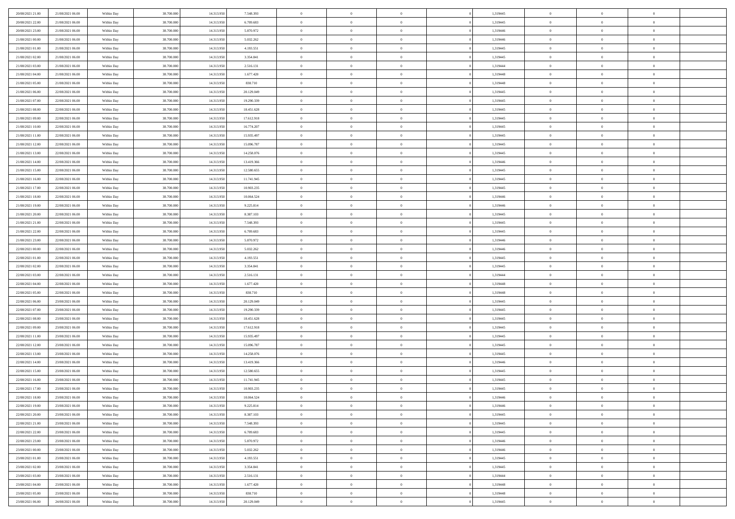| | | | | | | | | | | | | | | |
|---|---|---|---|---|---|---|---|---|---|---|---|---|---|---|
| 20/08/2021 21:00 | 21/08/2021 06:00 | Within Day | 38.700.000 | 14.313.950 | 7.548.393 | 0 | 0 | 0 | | 1,319445 | 0 | 0 | 0 | |
| 20/08/2021 22:00 | 21/08/2021 06:00 | Within Day | 38.700.000 | 14.313.950 | 6.709.683 | 0 | 0 | 0 | | 1,319445 | 0 | 0 | 0 | |
| 20/08/2021 23:00 | 21/08/2021 06:00 | Within Day | 38.700.000 | 14.313.950 | 5.870.972 | 0 | 0 | 0 | | 1,319446 | 0 | 0 | 0 | |
| 21/08/2021 00:00 | 21/08/2021 06:00 | Within Day | 38.700.000 | 14.313.950 | 5.032.262 | 0 | 0 | 0 | | 1,319446 | 0 | 0 | 0 | |
| 21/08/2021 01:00 | 21/08/2021 06:00 | Within Day | 38.700.000 | 14.313.950 | 4.193.551 | 0 | 0 | 0 | | 1,319445 | 0 | 0 | 0 | |
| 21/08/2021 02:00 | 21/08/2021 06:00 | Within Day | 38.700.000 | 14.313.950 | 3.354.841 | 0 | 0 | 0 | | 1,319445 | 0 | 0 | 0 | |
| 21/08/2021 03:00 | 21/08/2021 06:00 | Within Day | 38.700.000 | 14.313.950 | 2.516.131 | 0 | 0 | 0 | | 1,319444 | 0 | 0 | 0 | |
| 21/08/2021 04:00 | 21/08/2021 06:00 | Within Day | 38.700.000 | 14.313.950 | 1.677.420 | 0 | 0 | 0 | | 1,319448 | 0 | 0 | 0 | |
| 21/08/2021 05:00 | 21/08/2021 06:00 | Within Day | 38.700.000 | 14.313.950 | 838.710 | 0 | 0 | 0 | | 1,319448 | 0 | 0 | 0 | |
| 21/08/2021 06:00 | 22/08/2021 06:00 | Within Day | 38.700.000 | 14.313.950 | 20.129.049 | 0 | 0 | 0 | | 1,319445 | 0 | 0 | 0 | |
| 21/08/2021 07:00 | 22/08/2021 06:00 | Within Day | 38.700.000 | 14.313.950 | 19.290.339 | 0 | 0 | 0 | | 1,319445 | 0 | 0 | 0 | |
| 21/08/2021 08:00 | 22/08/2021 06:00 | Within Day | 38.700.000 | 14.313.950 | 18.451.628 | 0 | 0 | 0 | | 1,319445 | 0 | 0 | 0 | |
| 21/08/2021 09:00 | 22/08/2021 06:00 | Within Day | 38.700.000 | 14.313.950 | 17.612.918 | 0 | 0 | 0 | | 1,319445 | 0 | 0 | 0 | |
| 21/08/2021 10:00 | 22/08/2021 06:00 | Within Day | 38.700.000 | 14.313.950 | 16.774.207 | 0 | 0 | 0 | | 1,319445 | 0 | 0 | 0 | |
| 21/08/2021 11:00 | 22/08/2021 06:00 | Within Day | 38.700.000 | 14.313.950 | 15.935.497 | 0 | 0 | 0 | | 1,319445 | 0 | 0 | 0 | |
| 21/08/2021 12:00 | 22/08/2021 06:00 | Within Day | 38.700.000 | 14.313.950 | 15.096.787 | 0 | 0 | 0 | | 1,319445 | 0 | 0 | 0 | |
| 21/08/2021 13:00 | 22/08/2021 06:00 | Within Day | 38.700.000 | 14.313.950 | 14.258.076 | 0 | 0 | 0 | | 1,319445 | 0 | 0 | 0 | |
| 21/08/2021 14:00 | 22/08/2021 06:00 | Within Day | 38.700.000 | 14.313.950 | 13.419.366 | 0 | 0 | 0 | | 1,319446 | 0 | 0 | 0 | |
| 21/08/2021 15:00 | 22/08/2021 06:00 | Within Day | 38.700.000 | 14.313.950 | 12.580.655 | 0 | 0 | 0 | | 1,319445 | 0 | 0 | 0 | |
| 21/08/2021 16:00 | 22/08/2021 06:00 | Within Day | 38.700.000 | 14.313.950 | 11.741.945 | 0 | 0 | 0 | | 1,319445 | 0 | 0 | 0 | |
| 21/08/2021 17:00 | 22/08/2021 06:00 | Within Day | 38.700.000 | 14.313.950 | 10.903.235 | 0 | 0 | 0 | | 1,319445 | 0 | 0 | 0 | |
| 21/08/2021 18:00 | 22/08/2021 06:00 | Within Day | 38.700.000 | 14.313.950 | 10.064.524 | 0 | 0 | 0 | | 1,319446 | 0 | 0 | 0 | |
| 21/08/2021 19:00 | 22/08/2021 06:00 | Within Day | 38.700.000 | 14.313.950 | 9.225.814 | 0 | 0 | 0 | | 1,319446 | 0 | 0 | 0 | |
| 21/08/2021 20:00 | 22/08/2021 06:00 | Within Day | 38.700.000 | 14.313.950 | 8.387.103 | 0 | 0 | 0 | | 1,319445 | 0 | 0 | 0 | |
| 21/08/2021 21:00 | 22/08/2021 06:00 | Within Day | 38.700.000 | 14.313.950 | 7.548.393 | 0 | 0 | 0 | | 1,319445 | 0 | 0 | 0 | |
| 21/08/2021 22:00 | 22/08/2021 06:00 | Within Day | 38.700.000 | 14.313.950 | 6.709.683 | 0 | 0 | 0 | | 1,319445 | 0 | 0 | 0 | |
| 21/08/2021 23:00 | 22/08/2021 06:00 | Within Day | 38.700.000 | 14.313.950 | 5.870.972 | 0 | 0 | 0 | | 1,319446 | 0 | 0 | 0 | |
| 22/08/2021 00:00 | 22/08/2021 06:00 | Within Day | 38.700.000 | 14.313.950 | 5.032.262 | 0 | 0 | 0 | | 1,319446 | 0 | 0 | 0 | |
| 22/08/2021 01:00 | 22/08/2021 06:00 | Within Day | 38.700.000 | 14.313.950 | 4.193.551 | 0 | 0 | 0 | | 1,319445 | 0 | 0 | 0 | |
| 22/08/2021 02:00 | 22/08/2021 06:00 | Within Day | 38.700.000 | 14.313.950 | 3.354.841 | 0 | 0 | 0 | | 1,319445 | 0 | 0 | 0 | |
| 22/08/2021 03:00 | 22/08/2021 06:00 | Within Day | 38.700.000 | 14.313.950 | 2.516.131 | 0 | 0 | 0 | | 1,319444 | 0 | 0 | 0 | |
| 22/08/2021 04:00 | 22/08/2021 06:00 | Within Day | 38.700.000 | 14.313.950 | 1.677.420 | 0 | 0 | 0 | | 1,319448 | 0 | 0 | 0 | |
| 22/08/2021 05:00 | 22/08/2021 06:00 | Within Day | 38.700.000 | 14.313.950 | 838.710 | 0 | 0 | 0 | | 1,319448 | 0 | 0 | 0 | |
| 22/08/2021 06:00 | 23/08/2021 06:00 | Within Day | 38.700.000 | 14.313.950 | 20.129.049 | 0 | 0 | 0 | | 1,319445 | 0 | 0 | 0 | |
| 22/08/2021 07:00 | 23/08/2021 06:00 | Within Day | 38.700.000 | 14.313.950 | 19.290.339 | 0 | 0 | 0 | | 1,319445 | 0 | 0 | 0 | |
| 22/08/2021 08:00 | 23/08/2021 06:00 | Within Day | 38.700.000 | 14.313.950 | 18.451.628 | 0 | 0 | 0 | | 1,319445 | 0 | 0 | 0 | |
| 22/08/2021 09:00 | 23/08/2021 06:00 | Within Day | 38.700.000 | 14.313.950 | 17.612.918 | 0 | 0 | 0 | | 1,319445 | 0 | 0 | 0 | |
| 22/08/2021 11:00 | 23/08/2021 06:00 | Within Day | 38.700.000 | 14.313.950 | 15.935.497 | 0 | 0 | 0 | | 1,319445 | 0 | 0 | 0 | |
| 22/08/2021 12:00 | 23/08/2021 06:00 | Within Day | 38.700.000 | 14.313.950 | 15.096.787 | 0 | 0 | 0 | | 1,319445 | 0 | 0 | 0 | |
| 22/08/2021 13:00 | 23/08/2021 06:00 | Within Day | 38.700.000 | 14.313.950 | 14.258.076 | 0 | 0 | 0 | | 1,319445 | 0 | 0 | 0 | |
| 22/08/2021 14:00 | 23/08/2021 06:00 | Within Day | 38.700.000 | 14.313.950 | 13.419.366 | 0 | 0 | 0 | | 1,319446 | 0 | 0 | 0 | |
| 22/08/2021 15:00 | 23/08/2021 06:00 | Within Day | 38.700.000 | 14.313.950 | 12.580.655 | 0 | 0 | 0 | | 1,319445 | 0 | 0 | 0 | |
| 22/08/2021 16:00 | 23/08/2021 06:00 | Within Day | 38.700.000 | 14.313.950 | 11.741.945 | 0 | 0 | 0 | | 1,319445 | 0 | 0 | 0 | |
| 22/08/2021 17:00 | 23/08/2021 06:00 | Within Day | 38.700.000 | 14.313.950 | 10.903.235 | 0 | 0 | 0 | | 1,319445 | 0 | 0 | 0 | |
| 22/08/2021 18:00 | 23/08/2021 06:00 | Within Day | 38.700.000 | 14.313.950 | 10.064.524 | 0 | 0 | 0 | | 1,319446 | 0 | 0 | 0 | |
| 22/08/2021 19:00 | 23/08/2021 06:00 | Within Day | 38.700.000 | 14.313.950 | 9.225.814 | 0 | 0 | 0 | | 1,319446 | 0 | 0 | 0 | |
| 22/08/2021 20:00 | 23/08/2021 06:00 | Within Day | 38.700.000 | 14.313.950 | 8.387.103 | 0 | 0 | 0 | | 1,319445 | 0 | 0 | 0 | |
| 22/08/2021 21:00 | 23/08/2021 06:00 | Within Day | 38.700.000 | 14.313.950 | 7.548.393 | 0 | 0 | 0 | | 1,319445 | 0 | 0 | 0 | |
| 22/08/2021 22:00 | 23/08/2021 06:00 | Within Day | 38.700.000 | 14.313.950 | 6.709.683 | 0 | 0 | 0 | | 1,319445 | 0 | 0 | 0 | |
| 22/08/2021 23:00 | 23/08/2021 06:00 | Within Day | 38.700.000 | 14.313.950 | 5.870.972 | 0 | 0 | 0 | | 1,319446 | 0 | 0 | 0 | |
| 23/08/2021 00:00 | 23/08/2021 06:00 | Within Day | 38.700.000 | 14.313.950 | 5.032.262 | 0 | 0 | 0 | | 1,319446 | 0 | 0 | 0 | |
| 23/08/2021 01:00 | 23/08/2021 06:00 | Within Day | 38.700.000 | 14.313.950 | 4.193.551 | 0 | 0 | 0 | | 1,319445 | 0 | 0 | 0 | |
| 23/08/2021 02:00 | 23/08/2021 06:00 | Within Day | 38.700.000 | 14.313.950 | 3.354.841 | 0 | 0 | 0 | | 1,319445 | 0 | 0 | 0 | |
| 23/08/2021 03:00 | 23/08/2021 06:00 | Within Day | 38.700.000 | 14.313.950 | 2.516.131 | 0 | 0 | 0 | | 1,319444 | 0 | 0 | 0 | |
| 23/08/2021 04:00 | 23/08/2021 06:00 | Within Day | 38.700.000 | 14.313.950 | 1.677.420 | 0 | 0 | 0 | | 1,319448 | 0 | 0 | 0 | |
| 23/08/2021 05:00 | 23/08/2021 06:00 | Within Day | 38.700.000 | 14.313.950 | 838.710 | 0 | 0 | 0 | | 1,319448 | 0 | 0 | 0 | |
| 23/08/2021 06:00 | 24/08/2021 06:00 | Within Day | 38.700.000 | 14.313.950 | 20.129.049 | 0 | 0 | 0 | | 1,319445 | 0 | 0 | 0 | |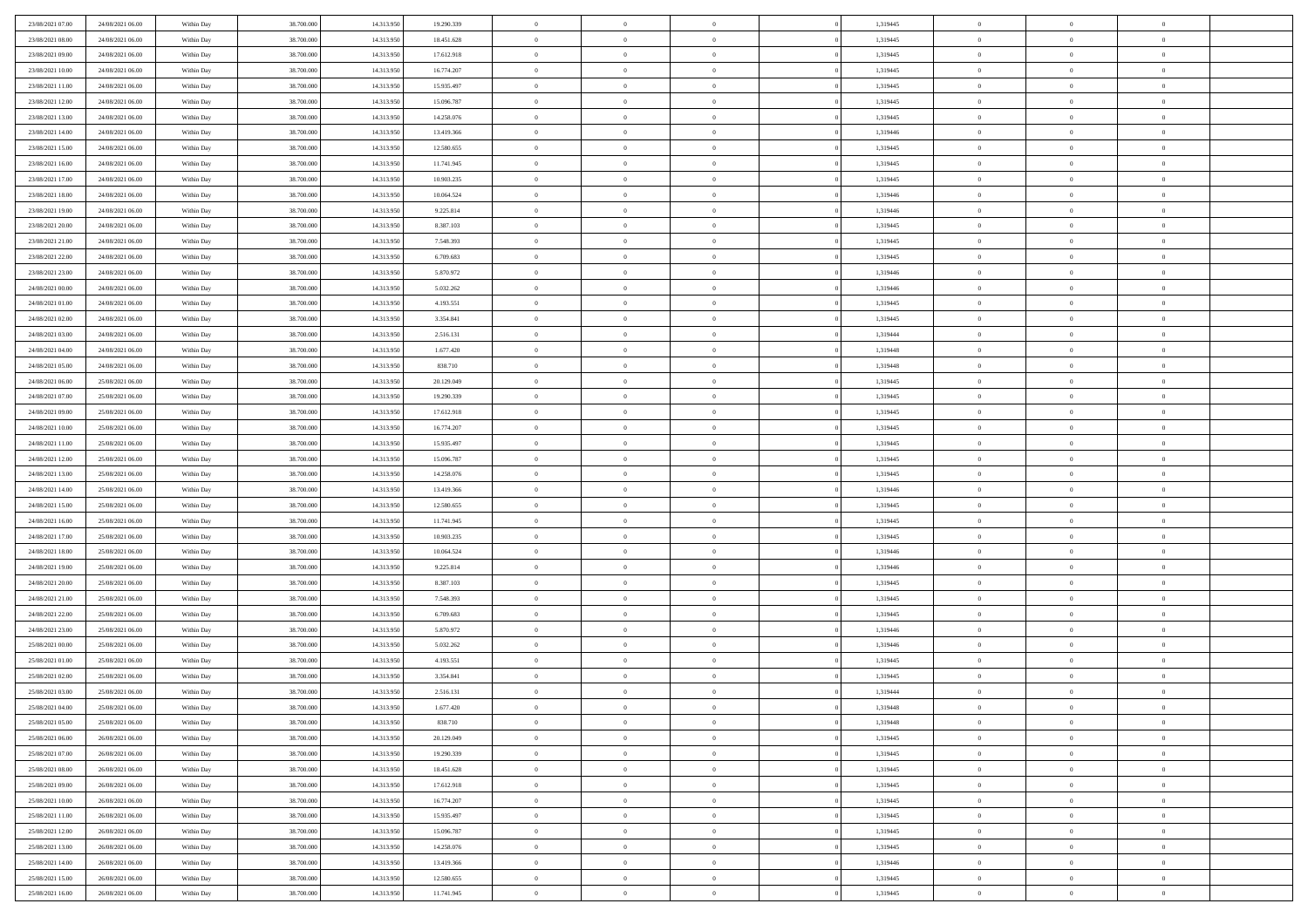| | | | | | | | | | | | | | | |
|---|---|---|---|---|---|---|---|---|---|---|---|---|---|---|
| 23/08/2021 07:00 | 24/08/2021 06:00 | Within Day | 38.700.000 | 14.313.950 | 19.290.339 | 0 | 0 | 0 | | 1,319445 | 0 | 0 | 0 | |
| 23/08/2021 08:00 | 24/08/2021 06:00 | Within Day | 38.700.000 | 14.313.950 | 18.451.628 | 0 | 0 | 0 | | 1,319445 | 0 | 0 | 0 | |
| 23/08/2021 09:00 | 24/08/2021 06:00 | Within Day | 38.700.000 | 14.313.950 | 17.612.918 | 0 | 0 | 0 | | 1,319445 | 0 | 0 | 0 | |
| 23/08/2021 10:00 | 24/08/2021 06:00 | Within Day | 38.700.000 | 14.313.950 | 16.774.207 | 0 | 0 | 0 | | 1,319445 | 0 | 0 | 0 | |
| 23/08/2021 11:00 | 24/08/2021 06:00 | Within Day | 38.700.000 | 14.313.950 | 15.935.497 | 0 | 0 | 0 | | 1,319445 | 0 | 0 | 0 | |
| 23/08/2021 12:00 | 24/08/2021 06:00 | Within Day | 38.700.000 | 14.313.950 | 15.096.787 | 0 | 0 | 0 | | 1,319445 | 0 | 0 | 0 | |
| 23/08/2021 13:00 | 24/08/2021 06:00 | Within Day | 38.700.000 | 14.313.950 | 14.258.076 | 0 | 0 | 0 | | 1,319445 | 0 | 0 | 0 | |
| 23/08/2021 14:00 | 24/08/2021 06:00 | Within Day | 38.700.000 | 14.313.950 | 13.419.366 | 0 | 0 | 0 | | 1,319446 | 0 | 0 | 0 | |
| 23/08/2021 15:00 | 24/08/2021 06:00 | Within Day | 38.700.000 | 14.313.950 | 12.580.655 | 0 | 0 | 0 | | 1,319445 | 0 | 0 | 0 | |
| 23/08/2021 16:00 | 24/08/2021 06:00 | Within Day | 38.700.000 | 14.313.950 | 11.741.945 | 0 | 0 | 0 | | 1,319445 | 0 | 0 | 0 | |
| 23/08/2021 17:00 | 24/08/2021 06:00 | Within Day | 38.700.000 | 14.313.950 | 10.903.235 | 0 | 0 | 0 | | 1,319445 | 0 | 0 | 0 | |
| 23/08/2021 18:00 | 24/08/2021 06:00 | Within Day | 38.700.000 | 14.313.950 | 10.064.524 | 0 | 0 | 0 | | 1,319446 | 0 | 0 | 0 | |
| 23/08/2021 19:00 | 24/08/2021 06:00 | Within Day | 38.700.000 | 14.313.950 | 9.225.814 | 0 | 0 | 0 | | 1,319446 | 0 | 0 | 0 | |
| 23/08/2021 20:00 | 24/08/2021 06:00 | Within Day | 38.700.000 | 14.313.950 | 8.387.103 | 0 | 0 | 0 | | 1,319445 | 0 | 0 | 0 | |
| 23/08/2021 21:00 | 24/08/2021 06:00 | Within Day | 38.700.000 | 14.313.950 | 7.548.393 | 0 | 0 | 0 | | 1,319445 | 0 | 0 | 0 | |
| 23/08/2021 22:00 | 24/08/2021 06:00 | Within Day | 38.700.000 | 14.313.950 | 6.709.683 | 0 | 0 | 0 | | 1,319445 | 0 | 0 | 0 | |
| 23/08/2021 23:00 | 24/08/2021 06:00 | Within Day | 38.700.000 | 14.313.950 | 5.870.972 | 0 | 0 | 0 | | 1,319446 | 0 | 0 | 0 | |
| 24/08/2021 00:00 | 24/08/2021 06:00 | Within Day | 38.700.000 | 14.313.950 | 5.032.262 | 0 | 0 | 0 | | 1,319446 | 0 | 0 | 0 | |
| 24/08/2021 01:00 | 24/08/2021 06:00 | Within Day | 38.700.000 | 14.313.950 | 4.193.551 | 0 | 0 | 0 | | 1,319445 | 0 | 0 | 0 | |
| 24/08/2021 02:00 | 24/08/2021 06:00 | Within Day | 38.700.000 | 14.313.950 | 3.354.841 | 0 | 0 | 0 | | 1,319445 | 0 | 0 | 0 | |
| 24/08/2021 03:00 | 24/08/2021 06:00 | Within Day | 38.700.000 | 14.313.950 | 2.516.131 | 0 | 0 | 0 | | 1,319444 | 0 | 0 | 0 | |
| 24/08/2021 04:00 | 24/08/2021 06:00 | Within Day | 38.700.000 | 14.313.950 | 1.677.420 | 0 | 0 | 0 | | 1,319448 | 0 | 0 | 0 | |
| 24/08/2021 05:00 | 24/08/2021 06:00 | Within Day | 38.700.000 | 14.313.950 | 838.710 | 0 | 0 | 0 | | 1,319448 | 0 | 0 | 0 | |
| 24/08/2021 06:00 | 25/08/2021 06:00 | Within Day | 38.700.000 | 14.313.950 | 20.129.049 | 0 | 0 | 0 | | 1,319445 | 0 | 0 | 0 | |
| 24/08/2021 07:00 | 25/08/2021 06:00 | Within Day | 38.700.000 | 14.313.950 | 19.290.339 | 0 | 0 | 0 | | 1,319445 | 0 | 0 | 0 | |
| 24/08/2021 09:00 | 25/08/2021 06:00 | Within Day | 38.700.000 | 14.313.950 | 17.612.918 | 0 | 0 | 0 | | 1,319445 | 0 | 0 | 0 | |
| 24/08/2021 10:00 | 25/08/2021 06:00 | Within Day | 38.700.000 | 14.313.950 | 16.774.207 | 0 | 0 | 0 | | 1,319445 | 0 | 0 | 0 | |
| 24/08/2021 11:00 | 25/08/2021 06:00 | Within Day | 38.700.000 | 14.313.950 | 15.935.497 | 0 | 0 | 0 | | 1,319445 | 0 | 0 | 0 | |
| 24/08/2021 12:00 | 25/08/2021 06:00 | Within Day | 38.700.000 | 14.313.950 | 15.096.787 | 0 | 0 | 0 | | 1,319445 | 0 | 0 | 0 | |
| 24/08/2021 13:00 | 25/08/2021 06:00 | Within Day | 38.700.000 | 14.313.950 | 14.258.076 | 0 | 0 | 0 | | 1,319445 | 0 | 0 | 0 | |
| 24/08/2021 14:00 | 25/08/2021 06:00 | Within Day | 38.700.000 | 14.313.950 | 13.419.366 | 0 | 0 | 0 | | 1,319446 | 0 | 0 | 0 | |
| 24/08/2021 15:00 | 25/08/2021 06:00 | Within Day | 38.700.000 | 14.313.950 | 12.580.655 | 0 | 0 | 0 | | 1,319445 | 0 | 0 | 0 | |
| 24/08/2021 16:00 | 25/08/2021 06:00 | Within Day | 38.700.000 | 14.313.950 | 11.741.945 | 0 | 0 | 0 | | 1,319445 | 0 | 0 | 0 | |
| 24/08/2021 17:00 | 25/08/2021 06:00 | Within Day | 38.700.000 | 14.313.950 | 10.903.235 | 0 | 0 | 0 | | 1,319445 | 0 | 0 | 0 | |
| 24/08/2021 18:00 | 25/08/2021 06:00 | Within Day | 38.700.000 | 14.313.950 | 10.064.524 | 0 | 0 | 0 | | 1,319446 | 0 | 0 | 0 | |
| 24/08/2021 19:00 | 25/08/2021 06:00 | Within Day | 38.700.000 | 14.313.950 | 9.225.814 | 0 | 0 | 0 | | 1,319446 | 0 | 0 | 0 | |
| 24/08/2021 20:00 | 25/08/2021 06:00 | Within Day | 38.700.000 | 14.313.950 | 8.387.103 | 0 | 0 | 0 | | 1,319445 | 0 | 0 | 0 | |
| 24/08/2021 21:00 | 25/08/2021 06:00 | Within Day | 38.700.000 | 14.313.950 | 7.548.393 | 0 | 0 | 0 | | 1,319445 | 0 | 0 | 0 | |
| 24/08/2021 22:00 | 25/08/2021 06:00 | Within Day | 38.700.000 | 14.313.950 | 6.709.683 | 0 | 0 | 0 | | 1,319445 | 0 | 0 | 0 | |
| 24/08/2021 23:00 | 25/08/2021 06:00 | Within Day | 38.700.000 | 14.313.950 | 5.870.972 | 0 | 0 | 0 | | 1,319446 | 0 | 0 | 0 | |
| 25/08/2021 00:00 | 25/08/2021 06:00 | Within Day | 38.700.000 | 14.313.950 | 5.032.262 | 0 | 0 | 0 | | 1,319446 | 0 | 0 | 0 | |
| 25/08/2021 01:00 | 25/08/2021 06:00 | Within Day | 38.700.000 | 14.313.950 | 4.193.551 | 0 | 0 | 0 | | 1,319445 | 0 | 0 | 0 | |
| 25/08/2021 02:00 | 25/08/2021 06:00 | Within Day | 38.700.000 | 14.313.950 | 3.354.841 | 0 | 0 | 0 | | 1,319445 | 0 | 0 | 0 | |
| 25/08/2021 03:00 | 25/08/2021 06:00 | Within Day | 38.700.000 | 14.313.950 | 2.516.131 | 0 | 0 | 0 | | 1,319444 | 0 | 0 | 0 | |
| 25/08/2021 04:00 | 25/08/2021 06:00 | Within Day | 38.700.000 | 14.313.950 | 1.677.420 | 0 | 0 | 0 | | 1,319448 | 0 | 0 | 0 | |
| 25/08/2021 05:00 | 25/08/2021 06:00 | Within Day | 38.700.000 | 14.313.950 | 838.710 | 0 | 0 | 0 | | 1,319448 | 0 | 0 | 0 | |
| 25/08/2021 06:00 | 26/08/2021 06:00 | Within Day | 38.700.000 | 14.313.950 | 20.129.049 | 0 | 0 | 0 | | 1,319445 | 0 | 0 | 0 | |
| 25/08/2021 07:00 | 26/08/2021 06:00 | Within Day | 38.700.000 | 14.313.950 | 19.290.339 | 0 | 0 | 0 | | 1,319445 | 0 | 0 | 0 | |
| 25/08/2021 08:00 | 26/08/2021 06:00 | Within Day | 38.700.000 | 14.313.950 | 18.451.628 | 0 | 0 | 0 | | 1,319445 | 0 | 0 | 0 | |
| 25/08/2021 09:00 | 26/08/2021 06:00 | Within Day | 38.700.000 | 14.313.950 | 17.612.918 | 0 | 0 | 0 | | 1,319445 | 0 | 0 | 0 | |
| 25/08/2021 10:00 | 26/08/2021 06:00 | Within Day | 38.700.000 | 14.313.950 | 16.774.207 | 0 | 0 | 0 | | 1,319445 | 0 | 0 | 0 | |
| 25/08/2021 11:00 | 26/08/2021 06:00 | Within Day | 38.700.000 | 14.313.950 | 15.935.497 | 0 | 0 | 0 | | 1,319445 | 0 | 0 | 0 | |
| 25/08/2021 12:00 | 26/08/2021 06:00 | Within Day | 38.700.000 | 14.313.950 | 15.096.787 | 0 | 0 | 0 | | 1,319445 | 0 | 0 | 0 | |
| 25/08/2021 13:00 | 26/08/2021 06:00 | Within Day | 38.700.000 | 14.313.950 | 14.258.076 | 0 | 0 | 0 | | 1,319445 | 0 | 0 | 0 | |
| 25/08/2021 14:00 | 26/08/2021 06:00 | Within Day | 38.700.000 | 14.313.950 | 13.419.366 | 0 | 0 | 0 | | 1,319446 | 0 | 0 | 0 | |
| 25/08/2021 15:00 | 26/08/2021 06:00 | Within Day | 38.700.000 | 14.313.950 | 12.580.655 | 0 | 0 | 0 | | 1,319445 | 0 | 0 | 0 | |
| 25/08/2021 16:00 | 26/08/2021 06:00 | Within Day | 38.700.000 | 14.313.950 | 11.741.945 | 0 | 0 | 0 | | 1,319445 | 0 | 0 | 0 | |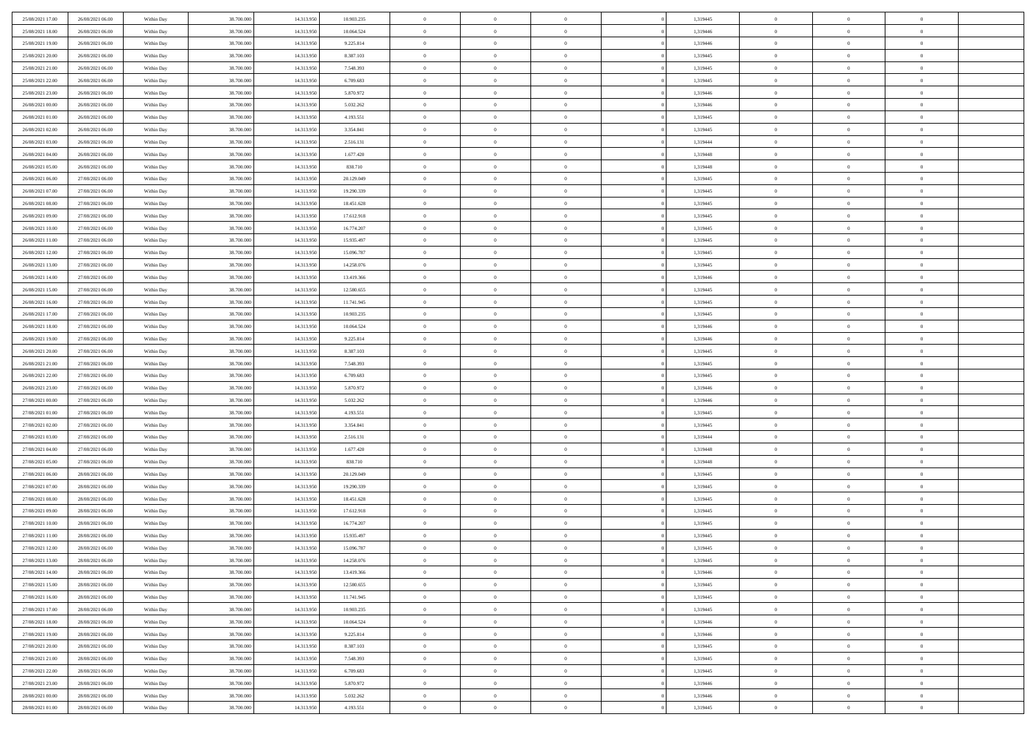| | | | | | | | | | | | | | | |
|---|---|---|---|---|---|---|---|---|---|---|---|---|---|---|
| 25/08/2021 17:00 | 26/08/2021 06:00 | Within Day | 38.700.000 | 14.313.950 | 10.903.235 | 0 | 0 | 0 | | 1,319445 | 0 | 0 | 0 | |
| 25/08/2021 18:00 | 26/08/2021 06:00 | Within Day | 38.700.000 | 14.313.950 | 10.064.524 | 0 | 0 | 0 | | 1,319446 | 0 | 0 | 0 | |
| 25/08/2021 19:00 | 26/08/2021 06:00 | Within Day | 38.700.000 | 14.313.950 | 9.225.814 | 0 | 0 | 0 | | 1,319446 | 0 | 0 | 0 | |
| 25/08/2021 20:00 | 26/08/2021 06:00 | Within Day | 38.700.000 | 14.313.950 | 8.387.103 | 0 | 0 | 0 | | 1,319445 | 0 | 0 | 0 | |
| 25/08/2021 21:00 | 26/08/2021 06:00 | Within Day | 38.700.000 | 14.313.950 | 7.548.393 | 0 | 0 | 0 | | 1,319445 | 0 | 0 | 0 | |
| 25/08/2021 22:00 | 26/08/2021 06:00 | Within Day | 38.700.000 | 14.313.950 | 6.709.683 | 0 | 0 | 0 | | 1,319445 | 0 | 0 | 0 | |
| 25/08/2021 23:00 | 26/08/2021 06:00 | Within Day | 38.700.000 | 14.313.950 | 5.870.972 | 0 | 0 | 0 | | 1,319446 | 0 | 0 | 0 | |
| 26/08/2021 00:00 | 26/08/2021 06:00 | Within Day | 38.700.000 | 14.313.950 | 5.032.262 | 0 | 0 | 0 | | 1,319446 | 0 | 0 | 0 | |
| 26/08/2021 01:00 | 26/08/2021 06:00 | Within Day | 38.700.000 | 14.313.950 | 4.193.551 | 0 | 0 | 0 | | 1,319445 | 0 | 0 | 0 | |
| 26/08/2021 02:00 | 26/08/2021 06:00 | Within Day | 38.700.000 | 14.313.950 | 3.354.841 | 0 | 0 | 0 | | 1,319445 | 0 | 0 | 0 | |
| 26/08/2021 03:00 | 26/08/2021 06:00 | Within Day | 38.700.000 | 14.313.950 | 2.516.131 | 0 | 0 | 0 | | 1,319444 | 0 | 0 | 0 | |
| 26/08/2021 04:00 | 26/08/2021 06:00 | Within Day | 38.700.000 | 14.313.950 | 1.677.420 | 0 | 0 | 0 | | 1,319448 | 0 | 0 | 0 | |
| 26/08/2021 05:00 | 26/08/2021 06:00 | Within Day | 38.700.000 | 14.313.950 | 838.710 | 0 | 0 | 0 | | 1,319448 | 0 | 0 | 0 | |
| 26/08/2021 06:00 | 27/08/2021 06:00 | Within Day | 38.700.000 | 14.313.950 | 20.129.049 | 0 | 0 | 0 | | 1,319445 | 0 | 0 | 0 | |
| 26/08/2021 07:00 | 27/08/2021 06:00 | Within Day | 38.700.000 | 14.313.950 | 19.290.339 | 0 | 0 | 0 | | 1,319445 | 0 | 0 | 0 | |
| 26/08/2021 08:00 | 27/08/2021 06:00 | Within Day | 38.700.000 | 14.313.950 | 18.451.628 | 0 | 0 | 0 | | 1,319445 | 0 | 0 | 0 | |
| 26/08/2021 09:00 | 27/08/2021 06:00 | Within Day | 38.700.000 | 14.313.950 | 17.612.918 | 0 | 0 | 0 | | 1,319445 | 0 | 0 | 0 | |
| 26/08/2021 10:00 | 27/08/2021 06:00 | Within Day | 38.700.000 | 14.313.950 | 16.774.207 | 0 | 0 | 0 | | 1,319445 | 0 | 0 | 0 | |
| 26/08/2021 11:00 | 27/08/2021 06:00 | Within Day | 38.700.000 | 14.313.950 | 15.935.497 | 0 | 0 | 0 | | 1,319445 | 0 | 0 | 0 | |
| 26/08/2021 12:00 | 27/08/2021 06:00 | Within Day | 38.700.000 | 14.313.950 | 15.096.787 | 0 | 0 | 0 | | 1,319445 | 0 | 0 | 0 | |
| 26/08/2021 13:00 | 27/08/2021 06:00 | Within Day | 38.700.000 | 14.313.950 | 14.258.076 | 0 | 0 | 0 | | 1,319445 | 0 | 0 | 0 | |
| 26/08/2021 14:00 | 27/08/2021 06:00 | Within Day | 38.700.000 | 14.313.950 | 13.419.366 | 0 | 0 | 0 | | 1,319446 | 0 | 0 | 0 | |
| 26/08/2021 15:00 | 27/08/2021 06:00 | Within Day | 38.700.000 | 14.313.950 | 12.580.655 | 0 | 0 | 0 | | 1,319445 | 0 | 0 | 0 | |
| 26/08/2021 16:00 | 27/08/2021 06:00 | Within Day | 38.700.000 | 14.313.950 | 11.741.945 | 0 | 0 | 0 | | 1,319445 | 0 | 0 | 0 | |
| 26/08/2021 17:00 | 27/08/2021 06:00 | Within Day | 38.700.000 | 14.313.950 | 10.903.235 | 0 | 0 | 0 | | 1,319445 | 0 | 0 | 0 | |
| 26/08/2021 18:00 | 27/08/2021 06:00 | Within Day | 38.700.000 | 14.313.950 | 10.064.524 | 0 | 0 | 0 | | 1,319446 | 0 | 0 | 0 | |
| 26/08/2021 19:00 | 27/08/2021 06:00 | Within Day | 38.700.000 | 14.313.950 | 9.225.814 | 0 | 0 | 0 | | 1,319446 | 0 | 0 | 0 | |
| 26/08/2021 20:00 | 27/08/2021 06:00 | Within Day | 38.700.000 | 14.313.950 | 8.387.103 | 0 | 0 | 0 | | 1,319445 | 0 | 0 | 0 | |
| 26/08/2021 21:00 | 27/08/2021 06:00 | Within Day | 38.700.000 | 14.313.950 | 7.548.393 | 0 | 0 | 0 | | 1,319445 | 0 | 0 | 0 | |
| 26/08/2021 22:00 | 27/08/2021 06:00 | Within Day | 38.700.000 | 14.313.950 | 6.709.683 | 0 | 0 | 0 | | 1,319445 | 0 | 0 | 0 | |
| 26/08/2021 23:00 | 27/08/2021 06:00 | Within Day | 38.700.000 | 14.313.950 | 5.870.972 | 0 | 0 | 0 | | 1,319446 | 0 | 0 | 0 | |
| 27/08/2021 00:00 | 27/08/2021 06:00 | Within Day | 38.700.000 | 14.313.950 | 5.032.262 | 0 | 0 | 0 | | 1,319446 | 0 | 0 | 0 | |
| 27/08/2021 01:00 | 27/08/2021 06:00 | Within Day | 38.700.000 | 14.313.950 | 4.193.551 | 0 | 0 | 0 | | 1,319445 | 0 | 0 | 0 | |
| 27/08/2021 02:00 | 27/08/2021 06:00 | Within Day | 38.700.000 | 14.313.950 | 3.354.841 | 0 | 0 | 0 | | 1,319445 | 0 | 0 | 0 | |
| 27/08/2021 03:00 | 27/08/2021 06:00 | Within Day | 38.700.000 | 14.313.950 | 2.516.131 | 0 | 0 | 0 | | 1,319444 | 0 | 0 | 0 | |
| 27/08/2021 04:00 | 27/08/2021 06:00 | Within Day | 38.700.000 | 14.313.950 | 1.677.420 | 0 | 0 | 0 | | 1,319448 | 0 | 0 | 0 | |
| 27/08/2021 05:00 | 27/08/2021 06:00 | Within Day | 38.700.000 | 14.313.950 | 838.710 | 0 | 0 | 0 | | 1,319448 | 0 | 0 | 0 | |
| 27/08/2021 06:00 | 28/08/2021 06:00 | Within Day | 38.700.000 | 14.313.950 | 20.129.049 | 0 | 0 | 0 | | 1,319445 | 0 | 0 | 0 | |
| 27/08/2021 07:00 | 28/08/2021 06:00 | Within Day | 38.700.000 | 14.313.950 | 19.290.339 | 0 | 0 | 0 | | 1,319445 | 0 | 0 | 0 | |
| 27/08/2021 08:00 | 28/08/2021 06:00 | Within Day | 38.700.000 | 14.313.950 | 18.451.628 | 0 | 0 | 0 | | 1,319445 | 0 | 0 | 0 | |
| 27/08/2021 09:00 | 28/08/2021 06:00 | Within Day | 38.700.000 | 14.313.950 | 17.612.918 | 0 | 0 | 0 | | 1,319445 | 0 | 0 | 0 | |
| 27/08/2021 10:00 | 28/08/2021 06:00 | Within Day | 38.700.000 | 14.313.950 | 16.774.207 | 0 | 0 | 0 | | 1,319445 | 0 | 0 | 0 | |
| 27/08/2021 11:00 | 28/08/2021 06:00 | Within Day | 38.700.000 | 14.313.950 | 15.935.497 | 0 | 0 | 0 | | 1,319445 | 0 | 0 | 0 | |
| 27/08/2021 12:00 | 28/08/2021 06:00 | Within Day | 38.700.000 | 14.313.950 | 15.096.787 | 0 | 0 | 0 | | 1,319445 | 0 | 0 | 0 | |
| 27/08/2021 13:00 | 28/08/2021 06:00 | Within Day | 38.700.000 | 14.313.950 | 14.258.076 | 0 | 0 | 0 | | 1,319445 | 0 | 0 | 0 | |
| 27/08/2021 14:00 | 28/08/2021 06:00 | Within Day | 38.700.000 | 14.313.950 | 13.419.366 | 0 | 0 | 0 | | 1,319446 | 0 | 0 | 0 | |
| 27/08/2021 15:00 | 28/08/2021 06:00 | Within Day | 38.700.000 | 14.313.950 | 12.580.655 | 0 | 0 | 0 | | 1,319445 | 0 | 0 | 0 | |
| 27/08/2021 16:00 | 28/08/2021 06:00 | Within Day | 38.700.000 | 14.313.950 | 11.741.945 | 0 | 0 | 0 | | 1,319445 | 0 | 0 | 0 | |
| 27/08/2021 17:00 | 28/08/2021 06:00 | Within Day | 38.700.000 | 14.313.950 | 10.903.235 | 0 | 0 | 0 | | 1,319445 | 0 | 0 | 0 | |
| 27/08/2021 18:00 | 28/08/2021 06:00 | Within Day | 38.700.000 | 14.313.950 | 10.064.524 | 0 | 0 | 0 | | 1,319446 | 0 | 0 | 0 | |
| 27/08/2021 19:00 | 28/08/2021 06:00 | Within Day | 38.700.000 | 14.313.950 | 9.225.814 | 0 | 0 | 0 | | 1,319446 | 0 | 0 | 0 | |
| 27/08/2021 20:00 | 28/08/2021 06:00 | Within Day | 38.700.000 | 14.313.950 | 8.387.103 | 0 | 0 | 0 | | 1,319445 | 0 | 0 | 0 | |
| 27/08/2021 21:00 | 28/08/2021 06:00 | Within Day | 38.700.000 | 14.313.950 | 7.548.393 | 0 | 0 | 0 | | 1,319445 | 0 | 0 | 0 | |
| 27/08/2021 22:00 | 28/08/2021 06:00 | Within Day | 38.700.000 | 14.313.950 | 6.709.683 | 0 | 0 | 0 | | 1,319445 | 0 | 0 | 0 | |
| 27/08/2021 23:00 | 28/08/2021 06:00 | Within Day | 38.700.000 | 14.313.950 | 5.870.972 | 0 | 0 | 0 | | 1,319446 | 0 | 0 | 0 | |
| 28/08/2021 00:00 | 28/08/2021 06:00 | Within Day | 38.700.000 | 14.313.950 | 5.032.262 | 0 | 0 | 0 | | 1,319446 | 0 | 0 | 0 | |
| 28/08/2021 01:00 | 28/08/2021 06:00 | Within Day | 38.700.000 | 14.313.950 | 4.193.551 | 0 | 0 | 0 | | 1,319445 | 0 | 0 | 0 | |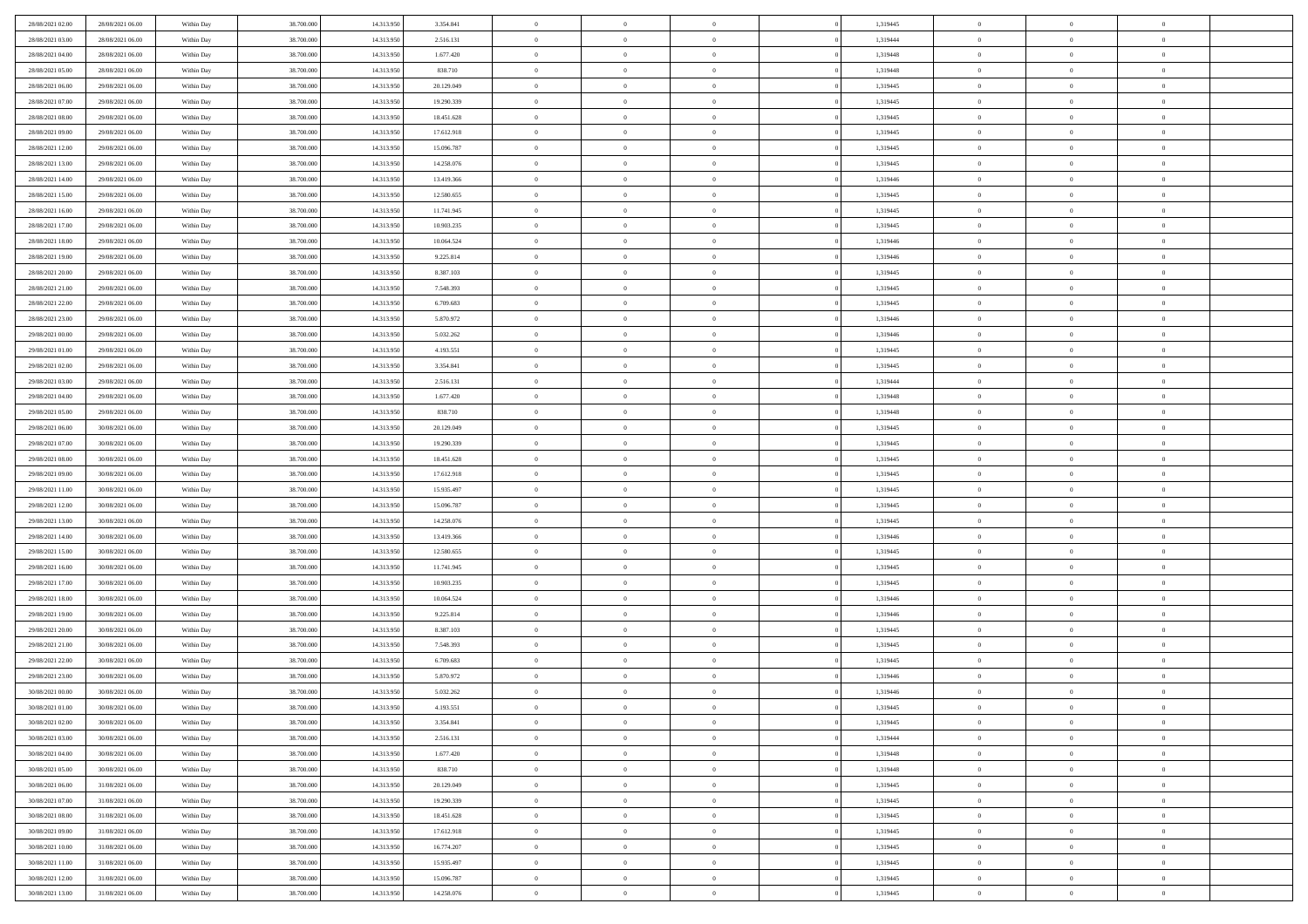| | | | | | | | | | | | | | | |
|---|---|---|---|---|---|---|---|---|---|---|---|---|---|---|
| 28/08/2021 02:00 | 28/08/2021 06:00 | Within Day | 38.700.000 | 14.313.950 | 3.354.841 | 0 | 0 | 0 | | 1,319445 | 0 | 0 | 0 | |
| 28/08/2021 03:00 | 28/08/2021 06:00 | Within Day | 38.700.000 | 14.313.950 | 2.516.131 | 0 | 0 | 0 | | 1,319444 | 0 | 0 | 0 | |
| 28/08/2021 04:00 | 28/08/2021 06:00 | Within Day | 38.700.000 | 14.313.950 | 1.677.420 | 0 | 0 | 0 | | 1,319448 | 0 | 0 | 0 | |
| 28/08/2021 05:00 | 28/08/2021 06:00 | Within Day | 38.700.000 | 14.313.950 | 838.710 | 0 | 0 | 0 | | 1,319448 | 0 | 0 | 0 | |
| 28/08/2021 06:00 | 29/08/2021 06:00 | Within Day | 38.700.000 | 14.313.950 | 20.129.049 | 0 | 0 | 0 | | 1,319445 | 0 | 0 | 0 | |
| 28/08/2021 07:00 | 29/08/2021 06:00 | Within Day | 38.700.000 | 14.313.950 | 19.290.339 | 0 | 0 | 0 | | 1,319445 | 0 | 0 | 0 | |
| 28/08/2021 08:00 | 29/08/2021 06:00 | Within Day | 38.700.000 | 14.313.950 | 18.451.628 | 0 | 0 | 0 | | 1,319445 | 0 | 0 | 0 | |
| 28/08/2021 09:00 | 29/08/2021 06:00 | Within Day | 38.700.000 | 14.313.950 | 17.612.918 | 0 | 0 | 0 | | 1,319445 | 0 | 0 | 0 | |
| 28/08/2021 12:00 | 29/08/2021 06:00 | Within Day | 38.700.000 | 14.313.950 | 15.096.787 | 0 | 0 | 0 | | 1,319445 | 0 | 0 | 0 | |
| 28/08/2021 13:00 | 29/08/2021 06:00 | Within Day | 38.700.000 | 14.313.950 | 14.258.076 | 0 | 0 | 0 | | 1,319445 | 0 | 0 | 0 | |
| 28/08/2021 14:00 | 29/08/2021 06:00 | Within Day | 38.700.000 | 14.313.950 | 13.419.366 | 0 | 0 | 0 | | 1,319446 | 0 | 0 | 0 | |
| 28/08/2021 15:00 | 29/08/2021 06:00 | Within Day | 38.700.000 | 14.313.950 | 12.580.655 | 0 | 0 | 0 | | 1,319445 | 0 | 0 | 0 | |
| 28/08/2021 16:00 | 29/08/2021 06:00 | Within Day | 38.700.000 | 14.313.950 | 11.741.945 | 0 | 0 | 0 | | 1,319445 | 0 | 0 | 0 | |
| 28/08/2021 17:00 | 29/08/2021 06:00 | Within Day | 38.700.000 | 14.313.950 | 10.903.235 | 0 | 0 | 0 | | 1,319445 | 0 | 0 | 0 | |
| 28/08/2021 18:00 | 29/08/2021 06:00 | Within Day | 38.700.000 | 14.313.950 | 10.064.524 | 0 | 0 | 0 | | 1,319446 | 0 | 0 | 0 | |
| 28/08/2021 19:00 | 29/08/2021 06:00 | Within Day | 38.700.000 | 14.313.950 | 9.225.814 | 0 | 0 | 0 | | 1,319446 | 0 | 0 | 0 | |
| 28/08/2021 20:00 | 29/08/2021 06:00 | Within Day | 38.700.000 | 14.313.950 | 8.387.103 | 0 | 0 | 0 | | 1,319445 | 0 | 0 | 0 | |
| 28/08/2021 21:00 | 29/08/2021 06:00 | Within Day | 38.700.000 | 14.313.950 | 7.548.393 | 0 | 0 | 0 | | 1,319445 | 0 | 0 | 0 | |
| 28/08/2021 22:00 | 29/08/2021 06:00 | Within Day | 38.700.000 | 14.313.950 | 6.709.683 | 0 | 0 | 0 | | 1,319445 | 0 | 0 | 0 | |
| 28/08/2021 23:00 | 29/08/2021 06:00 | Within Day | 38.700.000 | 14.313.950 | 5.870.972 | 0 | 0 | 0 | | 1,319446 | 0 | 0 | 0 | |
| 29/08/2021 00:00 | 29/08/2021 06:00 | Within Day | 38.700.000 | 14.313.950 | 5.032.262 | 0 | 0 | 0 | | 1,319446 | 0 | 0 | 0 | |
| 29/08/2021 01:00 | 29/08/2021 06:00 | Within Day | 38.700.000 | 14.313.950 | 4.193.551 | 0 | 0 | 0 | | 1,319445 | 0 | 0 | 0 | |
| 29/08/2021 02:00 | 29/08/2021 06:00 | Within Day | 38.700.000 | 14.313.950 | 3.354.841 | 0 | 0 | 0 | | 1,319445 | 0 | 0 | 0 | |
| 29/08/2021 03:00 | 29/08/2021 06:00 | Within Day | 38.700.000 | 14.313.950 | 2.516.131 | 0 | 0 | 0 | | 1,319444 | 0 | 0 | 0 | |
| 29/08/2021 04:00 | 29/08/2021 06:00 | Within Day | 38.700.000 | 14.313.950 | 1.677.420 | 0 | 0 | 0 | | 1,319448 | 0 | 0 | 0 | |
| 29/08/2021 05:00 | 29/08/2021 06:00 | Within Day | 38.700.000 | 14.313.950 | 838.710 | 0 | 0 | 0 | | 1,319448 | 0 | 0 | 0 | |
| 29/08/2021 06:00 | 30/08/2021 06:00 | Within Day | 38.700.000 | 14.313.950 | 20.129.049 | 0 | 0 | 0 | | 1,319445 | 0 | 0 | 0 | |
| 29/08/2021 07:00 | 30/08/2021 06:00 | Within Day | 38.700.000 | 14.313.950 | 19.290.339 | 0 | 0 | 0 | | 1,319445 | 0 | 0 | 0 | |
| 29/08/2021 08:00 | 30/08/2021 06:00 | Within Day | 38.700.000 | 14.313.950 | 18.451.628 | 0 | 0 | 0 | | 1,319445 | 0 | 0 | 0 | |
| 29/08/2021 09:00 | 30/08/2021 06:00 | Within Day | 38.700.000 | 14.313.950 | 17.612.918 | 0 | 0 | 0 | | 1,319445 | 0 | 0 | 0 | |
| 29/08/2021 11:00 | 30/08/2021 06:00 | Within Day | 38.700.000 | 14.313.950 | 15.935.497 | 0 | 0 | 0 | | 1,319445 | 0 | 0 | 0 | |
| 29/08/2021 12:00 | 30/08/2021 06:00 | Within Day | 38.700.000 | 14.313.950 | 15.096.787 | 0 | 0 | 0 | | 1,319445 | 0 | 0 | 0 | |
| 29/08/2021 13:00 | 30/08/2021 06:00 | Within Day | 38.700.000 | 14.313.950 | 14.258.076 | 0 | 0 | 0 | | 1,319445 | 0 | 0 | 0 | |
| 29/08/2021 14:00 | 30/08/2021 06:00 | Within Day | 38.700.000 | 14.313.950 | 13.419.366 | 0 | 0 | 0 | | 1,319446 | 0 | 0 | 0 | |
| 29/08/2021 15:00 | 30/08/2021 06:00 | Within Day | 38.700.000 | 14.313.950 | 12.580.655 | 0 | 0 | 0 | | 1,319445 | 0 | 0 | 0 | |
| 29/08/2021 16:00 | 30/08/2021 06:00 | Within Day | 38.700.000 | 14.313.950 | 11.741.945 | 0 | 0 | 0 | | 1,319445 | 0 | 0 | 0 | |
| 29/08/2021 17:00 | 30/08/2021 06:00 | Within Day | 38.700.000 | 14.313.950 | 10.903.235 | 0 | 0 | 0 | | 1,319445 | 0 | 0 | 0 | |
| 29/08/2021 18:00 | 30/08/2021 06:00 | Within Day | 38.700.000 | 14.313.950 | 10.064.524 | 0 | 0 | 0 | | 1,319446 | 0 | 0 | 0 | |
| 29/08/2021 19:00 | 30/08/2021 06:00 | Within Day | 38.700.000 | 14.313.950 | 9.225.814 | 0 | 0 | 0 | | 1,319446 | 0 | 0 | 0 | |
| 29/08/2021 20:00 | 30/08/2021 06:00 | Within Day | 38.700.000 | 14.313.950 | 8.387.103 | 0 | 0 | 0 | | 1,319445 | 0 | 0 | 0 | |
| 29/08/2021 21:00 | 30/08/2021 06:00 | Within Day | 38.700.000 | 14.313.950 | 7.548.393 | 0 | 0 | 0 | | 1,319445 | 0 | 0 | 0 | |
| 29/08/2021 22:00 | 30/08/2021 06:00 | Within Day | 38.700.000 | 14.313.950 | 6.709.683 | 0 | 0 | 0 | | 1,319445 | 0 | 0 | 0 | |
| 29/08/2021 23:00 | 30/08/2021 06:00 | Within Day | 38.700.000 | 14.313.950 | 5.870.972 | 0 | 0 | 0 | | 1,319446 | 0 | 0 | 0 | |
| 30/08/2021 00:00 | 30/08/2021 06:00 | Within Day | 38.700.000 | 14.313.950 | 5.032.262 | 0 | 0 | 0 | | 1,319446 | 0 | 0 | 0 | |
| 30/08/2021 01:00 | 30/08/2021 06:00 | Within Day | 38.700.000 | 14.313.950 | 4.193.551 | 0 | 0 | 0 | | 1,319445 | 0 | 0 | 0 | |
| 30/08/2021 02:00 | 30/08/2021 06:00 | Within Day | 38.700.000 | 14.313.950 | 3.354.841 | 0 | 0 | 0 | | 1,319445 | 0 | 0 | 0 | |
| 30/08/2021 03:00 | 30/08/2021 06:00 | Within Day | 38.700.000 | 14.313.950 | 2.516.131 | 0 | 0 | 0 | | 1,319444 | 0 | 0 | 0 | |
| 30/08/2021 04:00 | 30/08/2021 06:00 | Within Day | 38.700.000 | 14.313.950 | 1.677.420 | 0 | 0 | 0 | | 1,319448 | 0 | 0 | 0 | |
| 30/08/2021 05:00 | 30/08/2021 06:00 | Within Day | 38.700.000 | 14.313.950 | 838.710 | 0 | 0 | 0 | | 1,319448 | 0 | 0 | 0 | |
| 30/08/2021 06:00 | 31/08/2021 06:00 | Within Day | 38.700.000 | 14.313.950 | 20.129.049 | 0 | 0 | 0 | | 1,319445 | 0 | 0 | 0 | |
| 30/08/2021 07:00 | 31/08/2021 06:00 | Within Day | 38.700.000 | 14.313.950 | 19.290.339 | 0 | 0 | 0 | | 1,319445 | 0 | 0 | 0 | |
| 30/08/2021 08:00 | 31/08/2021 06:00 | Within Day | 38.700.000 | 14.313.950 | 18.451.628 | 0 | 0 | 0 | | 1,319445 | 0 | 0 | 0 | |
| 30/08/2021 09:00 | 31/08/2021 06:00 | Within Day | 38.700.000 | 14.313.950 | 17.612.918 | 0 | 0 | 0 | | 1,319445 | 0 | 0 | 0 | |
| 30/08/2021 10:00 | 31/08/2021 06:00 | Within Day | 38.700.000 | 14.313.950 | 16.774.207 | 0 | 0 | 0 | | 1,319445 | 0 | 0 | 0 | |
| 30/08/2021 11:00 | 31/08/2021 06:00 | Within Day | 38.700.000 | 14.313.950 | 15.935.497 | 0 | 0 | 0 | | 1,319445 | 0 | 0 | 0 | |
| 30/08/2021 12:00 | 31/08/2021 06:00 | Within Day | 38.700.000 | 14.313.950 | 15.096.787 | 0 | 0 | 0 | | 1,319445 | 0 | 0 | 0 | |
| 30/08/2021 13:00 | 31/08/2021 06:00 | Within Day | 38.700.000 | 14.313.950 | 14.258.076 | 0 | 0 | 0 | | 1,319445 | 0 | 0 | 0 | |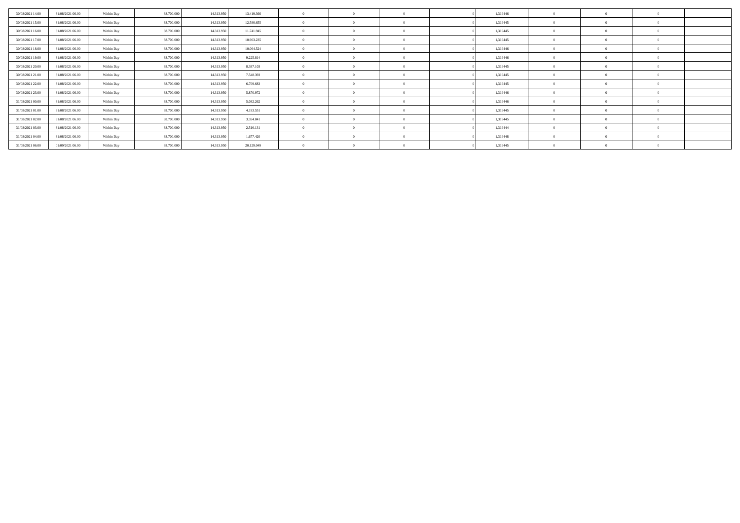| | | | | | | | | | | | | | | |
|---|---|---|---|---|---|---|---|---|---|---|---|---|---|---|
| 30/08/2021 14:00 | 31/08/2021 06:00 | Within Day | 38.700.000 | 14.313.950 | 13.419.366 | 0 | 0 | 0 | 0 | 1,319446 | 0 | 0 | 0 | |
| 30/08/2021 15:00 | 31/08/2021 06:00 | Within Day | 38.700.000 | 14.313.950 | 12.580.655 | 0 | 0 | 0 | 0 | 1,319445 | 0 | 0 | 0 | |
| 30/08/2021 16:00 | 31/08/2021 06:00 | Within Day | 38.700.000 | 14.313.950 | 11.741.945 | 0 | 0 | 0 | 0 | 1,319445 | 0 | 0 | 0 | |
| 30/08/2021 17:00 | 31/08/2021 06:00 | Within Day | 38.700.000 | 14.313.950 | 10.903.235 | 0 | 0 | 0 | 0 | 1,319445 | 0 | 0 | 0 | |
| 30/08/2021 18:00 | 31/08/2021 06:00 | Within Day | 38.700.000 | 14.313.950 | 10.064.524 | 0 | 0 | 0 | 0 | 1,319446 | 0 | 0 | 0 | |
| 30/08/2021 19:00 | 31/08/2021 06:00 | Within Day | 38.700.000 | 14.313.950 | 9.225.814 | 0 | 0 | 0 | 0 | 1,319446 | 0 | 0 | 0 | |
| 30/08/2021 20:00 | 31/08/2021 06:00 | Within Day | 38.700.000 | 14.313.950 | 8.387.103 | 0 | 0 | 0 | 0 | 1,319445 | 0 | 0 | 0 | |
| 30/08/2021 21:00 | 31/08/2021 06:00 | Within Day | 38.700.000 | 14.313.950 | 7.548.393 | 0 | 0 | 0 | 0 | 1,319445 | 0 | 0 | 0 | |
| 30/08/2021 22:00 | 31/08/2021 06:00 | Within Day | 38.700.000 | 14.313.950 | 6.709.683 | 0 | 0 | 0 | 0 | 1,319445 | 0 | 0 | 0 | |
| 30/08/2021 23:00 | 31/08/2021 06:00 | Within Day | 38.700.000 | 14.313.950 | 5.870.972 | 0 | 0 | 0 | 0 | 1,319446 | 0 | 0 | 0 | |
| 31/08/2021 00:00 | 31/08/2021 06:00 | Within Day | 38.700.000 | 14.313.950 | 5.032.262 | 0 | 0 | 0 | 0 | 1,319446 | 0 | 0 | 0 | |
| 31/08/2021 01:00 | 31/08/2021 06:00 | Within Day | 38.700.000 | 14.313.950 | 4.193.551 | 0 | 0 | 0 | 0 | 1,319445 | 0 | 0 | 0 | |
| 31/08/2021 02:00 | 31/08/2021 06:00 | Within Day | 38.700.000 | 14.313.950 | 3.354.841 | 0 | 0 | 0 | 0 | 1,319445 | 0 | 0 | 0 | |
| 31/08/2021 03:00 | 31/08/2021 06:00 | Within Day | 38.700.000 | 14.313.950 | 2.516.131 | 0 | 0 | 0 | 0 | 1,319444 | 0 | 0 | 0 | |
| 31/08/2021 04:00 | 31/08/2021 06:00 | Within Day | 38.700.000 | 14.313.950 | 1.677.420 | 0 | 0 | 0 | 0 | 1,319448 | 0 | 0 | 0 | |
| 31/08/2021 06:00 | 01/09/2021 06:00 | Within Day | 38.700.000 | 14.313.950 | 20.129.049 | 0 | 0 | 0 | 0 | 1,319445 | 0 | 0 | 0 | |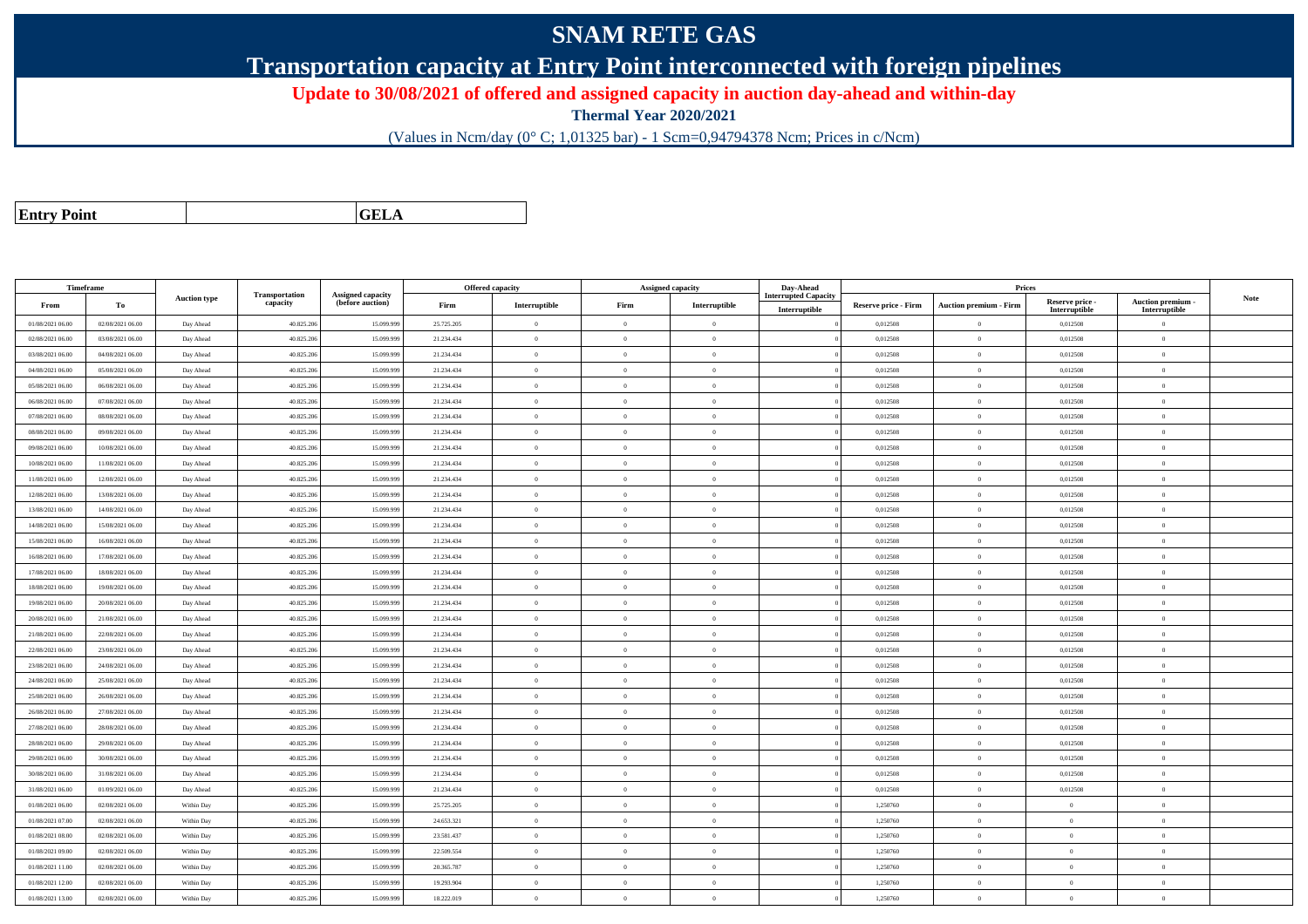# SNAM RETE GAS

## Transportation capacity at Entry Point interconnected with foreign pipelines

**Update to 30/08/2021 of offered and assigned capacity in auction day-ahead and within-day**

**Thermal Year 2020/2021**

(Values in Ncm/day (0° C; 1,01325 bar) - 1 Scm=0,94794378 Ncm; Prices in c/Ncm)

| Entry Point | GELA |
|---|---|

| Timeframe | | Auction type | Transportation capacity | Assigned capacity (before auction) | Offered capacity | | Assigned capacity | | Day-Ahead Interrupted Capacity | Prices | | | | Note |
|---|---|---|---|---|---|---|---|---|---|---|---|---|---|---|
| From | To | | | | Firm | Interruptible | Firm | Interruptible | Interruptible | Reserve price - Firm | Auction premium - Firm | Reserve price - Interruptible | Auction premium - Interruptible | |
| 01/08/2021 06.00 | 02/08/2021 06.00 | Day Ahead | 40.825.206 | 15.099.999 | 25.725.205 | 0 | 0 | 0 | 0 | 0,012508 | 0 | 0,012508 | 0 | |
| 02/08/2021 06.00 | 03/08/2021 06.00 | Day Ahead | 40.825.206 | 15.099.999 | 21.234.434 | 0 | 0 | 0 | 0 | 0,012508 | 0 | 0,012508 | 0 | |
| 03/08/2021 06.00 | 04/08/2021 06.00 | Day Ahead | 40.825.206 | 15.099.999 | 21.234.434 | 0 | 0 | 0 | 0 | 0,012508 | 0 | 0,012508 | 0 | |
| 04/08/2021 06.00 | 05/08/2021 06.00 | Day Ahead | 40.825.206 | 15.099.999 | 21.234.434 | 0 | 0 | 0 | 0 | 0,012508 | 0 | 0,012508 | 0 | |
| 05/08/2021 06.00 | 06/08/2021 06.00 | Day Ahead | 40.825.206 | 15.099.999 | 21.234.434 | 0 | 0 | 0 | 0 | 0,012508 | 0 | 0,012508 | 0 | |
| 06/08/2021 06.00 | 07/08/2021 06.00 | Day Ahead | 40.825.206 | 15.099.999 | 21.234.434 | 0 | 0 | 0 | 0 | 0,012508 | 0 | 0,012508 | 0 | |
| 07/08/2021 06.00 | 08/08/2021 06.00 | Day Ahead | 40.825.206 | 15.099.999 | 21.234.434 | 0 | 0 | 0 | 0 | 0,012508 | 0 | 0,012508 | 0 | |
| 08/08/2021 06.00 | 09/08/2021 06.00 | Day Ahead | 40.825.206 | 15.099.999 | 21.234.434 | 0 | 0 | 0 | 0 | 0,012508 | 0 | 0,012508 | 0 | |
| 09/08/2021 06.00 | 10/08/2021 06.00 | Day Ahead | 40.825.206 | 15.099.999 | 21.234.434 | 0 | 0 | 0 | 0 | 0,012508 | 0 | 0,012508 | 0 | |
| 10/08/2021 06.00 | 11/08/2021 06.00 | Day Ahead | 40.825.206 | 15.099.999 | 21.234.434 | 0 | 0 | 0 | 0 | 0,012508 | 0 | 0,012508 | 0 | |
| 11/08/2021 06.00 | 12/08/2021 06.00 | Day Ahead | 40.825.206 | 15.099.999 | 21.234.434 | 0 | 0 | 0 | 0 | 0,012508 | 0 | 0,012508 | 0 | |
| 12/08/2021 06.00 | 13/08/2021 06.00 | Day Ahead | 40.825.206 | 15.099.999 | 21.234.434 | 0 | 0 | 0 | 0 | 0,012508 | 0 | 0,012508 | 0 | |
| 13/08/2021 06.00 | 14/08/2021 06.00 | Day Ahead | 40.825.206 | 15.099.999 | 21.234.434 | 0 | 0 | 0 | 0 | 0,012508 | 0 | 0,012508 | 0 | |
| 14/08/2021 06.00 | 15/08/2021 06.00 | Day Ahead | 40.825.206 | 15.099.999 | 21.234.434 | 0 | 0 | 0 | 0 | 0,012508 | 0 | 0,012508 | 0 | |
| 15/08/2021 06.00 | 16/08/2021 06.00 | Day Ahead | 40.825.206 | 15.099.999 | 21.234.434 | 0 | 0 | 0 | 0 | 0,012508 | 0 | 0,012508 | 0 | |
| 16/08/2021 06.00 | 17/08/2021 06.00 | Day Ahead | 40.825.206 | 15.099.999 | 21.234.434 | 0 | 0 | 0 | 0 | 0,012508 | 0 | 0,012508 | 0 | |
| 17/08/2021 06.00 | 18/08/2021 06.00 | Day Ahead | 40.825.206 | 15.099.999 | 21.234.434 | 0 | 0 | 0 | 0 | 0,012508 | 0 | 0,012508 | 0 | |
| 18/08/2021 06.00 | 19/08/2021 06.00 | Day Ahead | 40.825.206 | 15.099.999 | 21.234.434 | 0 | 0 | 0 | 0 | 0,012508 | 0 | 0,012508 | 0 | |
| 19/08/2021 06.00 | 20/08/2021 06.00 | Day Ahead | 40.825.206 | 15.099.999 | 21.234.434 | 0 | 0 | 0 | 0 | 0,012508 | 0 | 0,012508 | 0 | |
| 20/08/2021 06.00 | 21/08/2021 06.00 | Day Ahead | 40.825.206 | 15.099.999 | 21.234.434 | 0 | 0 | 0 | 0 | 0,012508 | 0 | 0,012508 | 0 | |
| 21/08/2021 06.00 | 22/08/2021 06.00 | Day Ahead | 40.825.206 | 15.099.999 | 21.234.434 | 0 | 0 | 0 | 0 | 0,012508 | 0 | 0,012508 | 0 | |
| 22/08/2021 06.00 | 23/08/2021 06.00 | Day Ahead | 40.825.206 | 15.099.999 | 21.234.434 | 0 | 0 | 0 | 0 | 0,012508 | 0 | 0,012508 | 0 | |
| 23/08/2021 06.00 | 24/08/2021 06.00 | Day Ahead | 40.825.206 | 15.099.999 | 21.234.434 | 0 | 0 | 0 | 0 | 0,012508 | 0 | 0,012508 | 0 | |
| 24/08/2021 06.00 | 25/08/2021 06.00 | Day Ahead | 40.825.206 | 15.099.999 | 21.234.434 | 0 | 0 | 0 | 0 | 0,012508 | 0 | 0,012508 | 0 | |
| 25/08/2021 06.00 | 26/08/2021 06.00 | Day Ahead | 40.825.206 | 15.099.999 | 21.234.434 | 0 | 0 | 0 | 0 | 0,012508 | 0 | 0,012508 | 0 | |
| 26/08/2021 06.00 | 27/08/2021 06.00 | Day Ahead | 40.825.206 | 15.099.999 | 21.234.434 | 0 | 0 | 0 | 0 | 0,012508 | 0 | 0,012508 | 0 | |
| 27/08/2021 06.00 | 28/08/2021 06.00 | Day Ahead | 40.825.206 | 15.099.999 | 21.234.434 | 0 | 0 | 0 | 0 | 0,012508 | 0 | 0,012508 | 0 | |
| 28/08/2021 06.00 | 29/08/2021 06.00 | Day Ahead | 40.825.206 | 15.099.999 | 21.234.434 | 0 | 0 | 0 | 0 | 0,012508 | 0 | 0,012508 | 0 | |
| 29/08/2021 06.00 | 30/08/2021 06.00 | Day Ahead | 40.825.206 | 15.099.999 | 21.234.434 | 0 | 0 | 0 | 0 | 0,012508 | 0 | 0,012508 | 0 | |
| 30/08/2021 06.00 | 31/08/2021 06.00 | Day Ahead | 40.825.206 | 15.099.999 | 21.234.434 | 0 | 0 | 0 | 0 | 0,012508 | 0 | 0,012508 | 0 | |
| 31/08/2021 06.00 | 01/09/2021 06.00 | Day Ahead | 40.825.206 | 15.099.999 | 21.234.434 | 0 | 0 | 0 | 0 | 0,012508 | 0 | 0,012508 | 0 | |
| 01/08/2021 06.00 | 02/08/2021 06.00 | Within Day | 40.825.206 | 15.099.999 | 25.725.205 | 0 | 0 | 0 | 0 | 1,250760 | 0 | 0 | 0 | |
| 01/08/2021 07.00 | 02/08/2021 06.00 | Within Day | 40.825.206 | 15.099.999 | 24.653.321 | 0 | 0 | 0 | 0 | 1,250760 | 0 | 0 | 0 | |
| 01/08/2021 08.00 | 02/08/2021 06.00 | Within Day | 40.825.206 | 15.099.999 | 23.581.437 | 0 | 0 | 0 | 0 | 1,250760 | 0 | 0 | 0 | |
| 01/08/2021 09.00 | 02/08/2021 06.00 | Within Day | 40.825.206 | 15.099.999 | 22.509.554 | 0 | 0 | 0 | 0 | 1,250760 | 0 | 0 | 0 | |
| 01/08/2021 11.00 | 02/08/2021 06.00 | Within Day | 40.825.206 | 15.099.999 | 20.365.787 | 0 | 0 | 0 | 0 | 1,250760 | 0 | 0 | 0 | |
| 01/08/2021 12.00 | 02/08/2021 06.00 | Within Day | 40.825.206 | 15.099.999 | 19.293.904 | 0 | 0 | 0 | 0 | 1,250760 | 0 | 0 | 0 | |
| 01/08/2021 13.00 | 02/08/2021 06.00 | Within Day | 40.825.206 | 15.099.999 | 18.222.019 | 0 | 0 | 0 | 0 | 1,250760 | 0 | 0 | 0 | |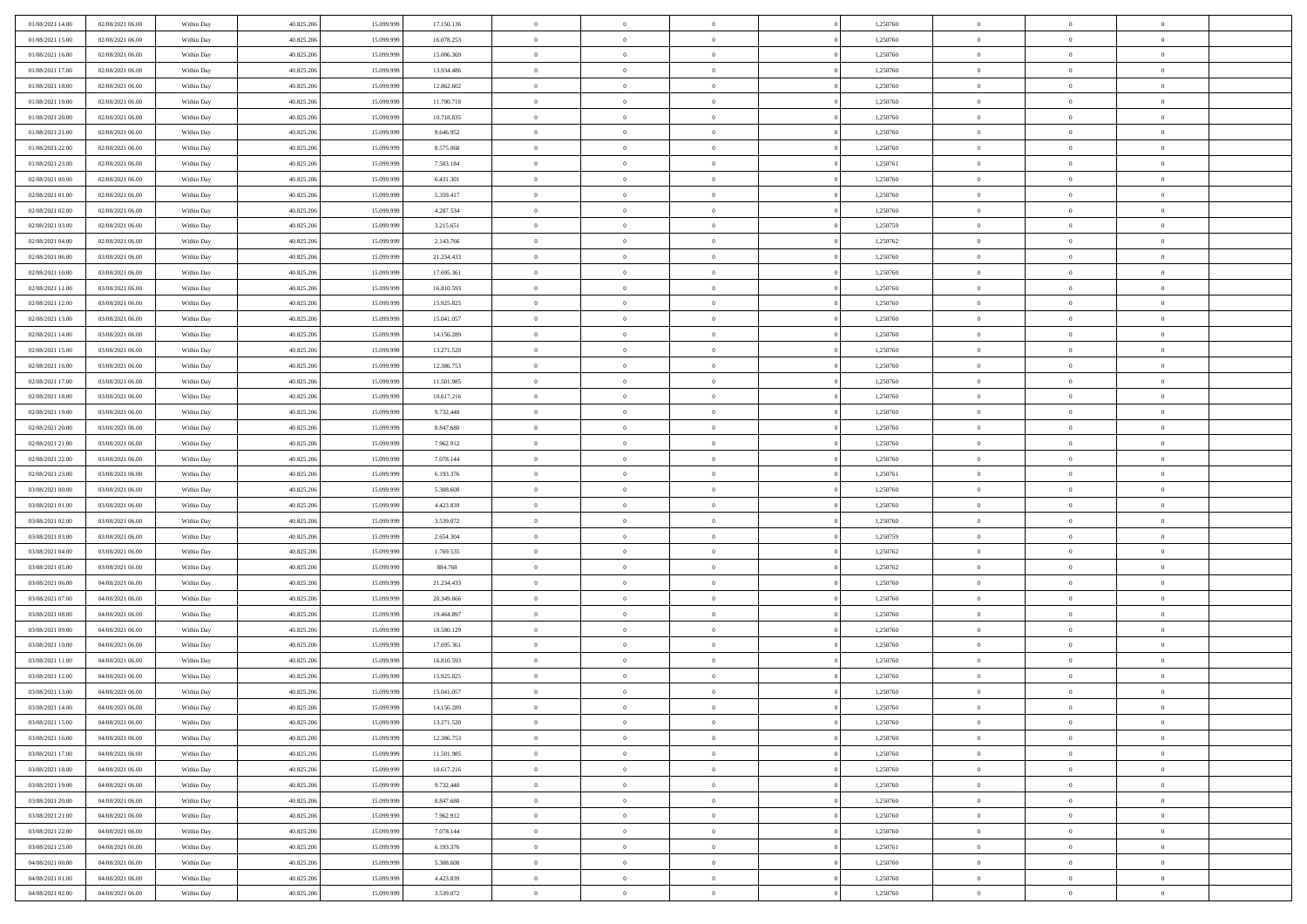| | | | | | | | | | | | | | | |
|---|---|---|---|---|---|---|---|---|---|---|---|---|---|---|
| 01/08/2021 14:00 | 02/08/2021 06:00 | Within Day | 40.825.206 | 15.099.999 | 17.150.136 | 0 | 0 | 0 | | 1,250760 | 0 | 0 | 0 | |
| 01/08/2021 15:00 | 02/08/2021 06:00 | Within Day | 40.825.206 | 15.099.999 | 16.078.253 | 0 | 0 | 0 | | 1,250760 | 0 | 0 | 0 | |
| 01/08/2021 16:00 | 02/08/2021 06:00 | Within Day | 40.825.206 | 15.099.999 | 15.006.369 | 0 | 0 | 0 | | 1,250760 | 0 | 0 | 0 | |
| 01/08/2021 17:00 | 02/08/2021 06:00 | Within Day | 40.825.206 | 15.099.999 | 13.934.486 | 0 | 0 | 0 | | 1,250760 | 0 | 0 | 0 | |
| 01/08/2021 18:00 | 02/08/2021 06:00 | Within Day | 40.825.206 | 15.099.999 | 12.862.602 | 0 | 0 | 0 | | 1,250760 | 0 | 0 | 0 | |
| 01/08/2021 19:00 | 02/08/2021 06:00 | Within Day | 40.825.206 | 15.099.999 | 11.790.718 | 0 | 0 | 0 | | 1,250760 | 0 | 0 | 0 | |
| 01/08/2021 20:00 | 02/08/2021 06:00 | Within Day | 40.825.206 | 15.099.999 | 10.718.835 | 0 | 0 | 0 | | 1,250760 | 0 | 0 | 0 | |
| 01/08/2021 21:00 | 02/08/2021 06:00 | Within Day | 40.825.206 | 15.099.999 | 9.646.952 | 0 | 0 | 0 | | 1,250760 | 0 | 0 | 0 | |
| 01/08/2021 22:00 | 02/08/2021 06:00 | Within Day | 40.825.206 | 15.099.999 | 8.575.068 | 0 | 0 | 0 | | 1,250760 | 0 | 0 | 0 | |
| 01/08/2021 23:00 | 02/08/2021 06:00 | Within Day | 40.825.206 | 15.099.999 | 7.503.184 | 0 | 0 | 0 | | 1,250761 | 0 | 0 | 0 | |
| 02/08/2021 00:00 | 02/08/2021 06:00 | Within Day | 40.825.206 | 15.099.999 | 6.431.301 | 0 | 0 | 0 | | 1,250760 | 0 | 0 | 0 | |
| 02/08/2021 01:00 | 02/08/2021 06:00 | Within Day | 40.825.206 | 15.099.999 | 5.359.417 | 0 | 0 | 0 | | 1,250760 | 0 | 0 | 0 | |
| 02/08/2021 02:00 | 02/08/2021 06:00 | Within Day | 40.825.206 | 15.099.999 | 4.287.534 | 0 | 0 | 0 | | 1,250760 | 0 | 0 | 0 | |
| 02/08/2021 03:00 | 02/08/2021 06:00 | Within Day | 40.825.206 | 15.099.999 | 3.215.651 | 0 | 0 | 0 | | 1,250759 | 0 | 0 | 0 | |
| 02/08/2021 04:00 | 02/08/2021 06:00 | Within Day | 40.825.206 | 15.099.999 | 2.143.766 | 0 | 0 | 0 | | 1,250762 | 0 | 0 | 0 | |
| 02/08/2021 06:00 | 03/08/2021 06:00 | Within Day | 40.825.206 | 15.099.999 | 21.234.433 | 0 | 0 | 0 | | 1,250760 | 0 | 0 | 0 | |
| 02/08/2021 10:00 | 03/08/2021 06:00 | Within Day | 40.825.206 | 15.099.999 | 17.695.361 | 0 | 0 | 0 | | 1,250760 | 0 | 0 | 0 | |
| 02/08/2021 11:00 | 03/08/2021 06:00 | Within Day | 40.825.206 | 15.099.999 | 16.810.593 | 0 | 0 | 0 | | 1,250760 | 0 | 0 | 0 | |
| 02/08/2021 12:00 | 03/08/2021 06:00 | Within Day | 40.825.206 | 15.099.999 | 15.925.825 | 0 | 0 | 0 | | 1,250760 | 0 | 0 | 0 | |
| 02/08/2021 13:00 | 03/08/2021 06:00 | Within Day | 40.825.206 | 15.099.999 | 15.041.057 | 0 | 0 | 0 | | 1,250760 | 0 | 0 | 0 | |
| 02/08/2021 14:00 | 03/08/2021 06:00 | Within Day | 40.825.206 | 15.099.999 | 14.156.289 | 0 | 0 | 0 | | 1,250760 | 0 | 0 | 0 | |
| 02/08/2021 15:00 | 03/08/2021 06:00 | Within Day | 40.825.206 | 15.099.999 | 13.271.520 | 0 | 0 | 0 | | 1,250760 | 0 | 0 | 0 | |
| 02/08/2021 16:00 | 03/08/2021 06:00 | Within Day | 40.825.206 | 15.099.999 | 12.386.753 | 0 | 0 | 0 | | 1,250760 | 0 | 0 | 0 | |
| 02/08/2021 17:00 | 03/08/2021 06:00 | Within Day | 40.825.206 | 15.099.999 | 11.501.985 | 0 | 0 | 0 | | 1,250760 | 0 | 0 | 0 | |
| 02/08/2021 18:00 | 03/08/2021 06:00 | Within Day | 40.825.206 | 15.099.999 | 10.617.216 | 0 | 0 | 0 | | 1,250760 | 0 | 0 | 0 | |
| 02/08/2021 19:00 | 03/08/2021 06:00 | Within Day | 40.825.206 | 15.099.999 | 9.732.448 | 0 | 0 | 0 | | 1,250760 | 0 | 0 | 0 | |
| 02/08/2021 20:00 | 03/08/2021 06:00 | Within Day | 40.825.206 | 15.099.999 | 8.847.680 | 0 | 0 | 0 | | 1,250760 | 0 | 0 | 0 | |
| 02/08/2021 21:00 | 03/08/2021 06:00 | Within Day | 40.825.206 | 15.099.999 | 7.962.912 | 0 | 0 | 0 | | 1,250760 | 0 | 0 | 0 | |
| 02/08/2021 22:00 | 03/08/2021 06:00 | Within Day | 40.825.206 | 15.099.999 | 7.078.144 | 0 | 0 | 0 | | 1,250760 | 0 | 0 | 0 | |
| 02/08/2021 23:00 | 03/08/2021 06:00 | Within Day | 40.825.206 | 15.099.999 | 6.193.376 | 0 | 0 | 0 | | 1,250761 | 0 | 0 | 0 | |
| 03/08/2021 00:00 | 03/08/2021 06:00 | Within Day | 40.825.206 | 15.099.999 | 5.308.608 | 0 | 0 | 0 | | 1,250760 | 0 | 0 | 0 | |
| 03/08/2021 01:00 | 03/08/2021 06:00 | Within Day | 40.825.206 | 15.099.999 | 4.423.839 | 0 | 0 | 0 | | 1,250760 | 0 | 0 | 0 | |
| 03/08/2021 02:00 | 03/08/2021 06:00 | Within Day | 40.825.206 | 15.099.999 | 3.539.072 | 0 | 0 | 0 | | 1,250760 | 0 | 0 | 0 | |
| 03/08/2021 03:00 | 03/08/2021 06:00 | Within Day | 40.825.206 | 15.099.999 | 2.654.304 | 0 | 0 | 0 | | 1,250759 | 0 | 0 | 0 | |
| 03/08/2021 04:00 | 03/08/2021 06:00 | Within Day | 40.825.206 | 15.099.999 | 1.769.535 | 0 | 0 | 0 | | 1,250762 | 0 | 0 | 0 | |
| 03/08/2021 05:00 | 03/08/2021 06:00 | Within Day | 40.825.206 | 15.099.999 | 884.768 | 0 | 0 | 0 | | 1,250762 | 0 | 0 | 0 | |
| 03/08/2021 06:00 | 04/08/2021 06:00 | Within Day | 40.825.206 | 15.099.999 | 21.234.433 | 0 | 0 | 0 | | 1,250760 | 0 | 0 | 0 | |
| 03/08/2021 07:00 | 04/08/2021 06:00 | Within Day | 40.825.206 | 15.099.999 | 20.349.666 | 0 | 0 | 0 | | 1,250760 | 0 | 0 | 0 | |
| 03/08/2021 08:00 | 04/08/2021 06:00 | Within Day | 40.825.206 | 15.099.999 | 19.464.897 | 0 | 0 | 0 | | 1,250760 | 0 | 0 | 0 | |
| 03/08/2021 09:00 | 04/08/2021 06:00 | Within Day | 40.825.206 | 15.099.999 | 18.580.129 | 0 | 0 | 0 | | 1,250760 | 0 | 0 | 0 | |
| 03/08/2021 10:00 | 04/08/2021 06:00 | Within Day | 40.825.206 | 15.099.999 | 17.695.361 | 0 | 0 | 0 | | 1,250760 | 0 | 0 | 0 | |
| 03/08/2021 11:00 | 04/08/2021 06:00 | Within Day | 40.825.206 | 15.099.999 | 16.810.593 | 0 | 0 | 0 | | 1,250760 | 0 | 0 | 0 | |
| 03/08/2021 12:00 | 04/08/2021 06:00 | Within Day | 40.825.206 | 15.099.999 | 15.925.825 | 0 | 0 | 0 | | 1,250760 | 0 | 0 | 0 | |
| 03/08/2021 13:00 | 04/08/2021 06:00 | Within Day | 40.825.206 | 15.099.999 | 15.041.057 | 0 | 0 | 0 | | 1,250760 | 0 | 0 | 0 | |
| 03/08/2021 14:00 | 04/08/2021 06:00 | Within Day | 40.825.206 | 15.099.999 | 14.156.289 | 0 | 0 | 0 | | 1,250760 | 0 | 0 | 0 | |
| 03/08/2021 15:00 | 04/08/2021 06:00 | Within Day | 40.825.206 | 15.099.999 | 13.271.520 | 0 | 0 | 0 | | 1,250760 | 0 | 0 | 0 | |
| 03/08/2021 16:00 | 04/08/2021 06:00 | Within Day | 40.825.206 | 15.099.999 | 12.386.753 | 0 | 0 | 0 | | 1,250760 | 0 | 0 | 0 | |
| 03/08/2021 17:00 | 04/08/2021 06:00 | Within Day | 40.825.206 | 15.099.999 | 11.501.985 | 0 | 0 | 0 | | 1,250760 | 0 | 0 | 0 | |
| 03/08/2021 18:00 | 04/08/2021 06:00 | Within Day | 40.825.206 | 15.099.999 | 10.617.216 | 0 | 0 | 0 | | 1,250760 | 0 | 0 | 0 | |
| 03/08/2021 19:00 | 04/08/2021 06:00 | Within Day | 40.825.206 | 15.099.999 | 9.732.448 | 0 | 0 | 0 | | 1,250760 | 0 | 0 | 0 | |
| 03/08/2021 20:00 | 04/08/2021 06:00 | Within Day | 40.825.206 | 15.099.999 | 8.847.680 | 0 | 0 | 0 | | 1,250760 | 0 | 0 | 0 | |
| 03/08/2021 21:00 | 04/08/2021 06:00 | Within Day | 40.825.206 | 15.099.999 | 7.962.912 | 0 | 0 | 0 | | 1,250760 | 0 | 0 | 0 | |
| 03/08/2021 22:00 | 04/08/2021 06:00 | Within Day | 40.825.206 | 15.099.999 | 7.078.144 | 0 | 0 | 0 | | 1,250760 | 0 | 0 | 0 | |
| 03/08/2021 23:00 | 04/08/2021 06:00 | Within Day | 40.825.206 | 15.099.999 | 6.193.376 | 0 | 0 | 0 | | 1,250761 | 0 | 0 | 0 | |
| 04/08/2021 00:00 | 04/08/2021 06:00 | Within Day | 40.825.206 | 15.099.999 | 5.308.608 | 0 | 0 | 0 | | 1,250760 | 0 | 0 | 0 | |
| 04/08/2021 01:00 | 04/08/2021 06:00 | Within Day | 40.825.206 | 15.099.999 | 4.423.839 | 0 | 0 | 0 | | 1,250760 | 0 | 0 | 0 | |
| 04/08/2021 02:00 | 04/08/2021 06:00 | Within Day | 40.825.206 | 15.099.999 | 3.539.072 | 0 | 0 | 0 | | 1,250760 | 0 | 0 | 0 | |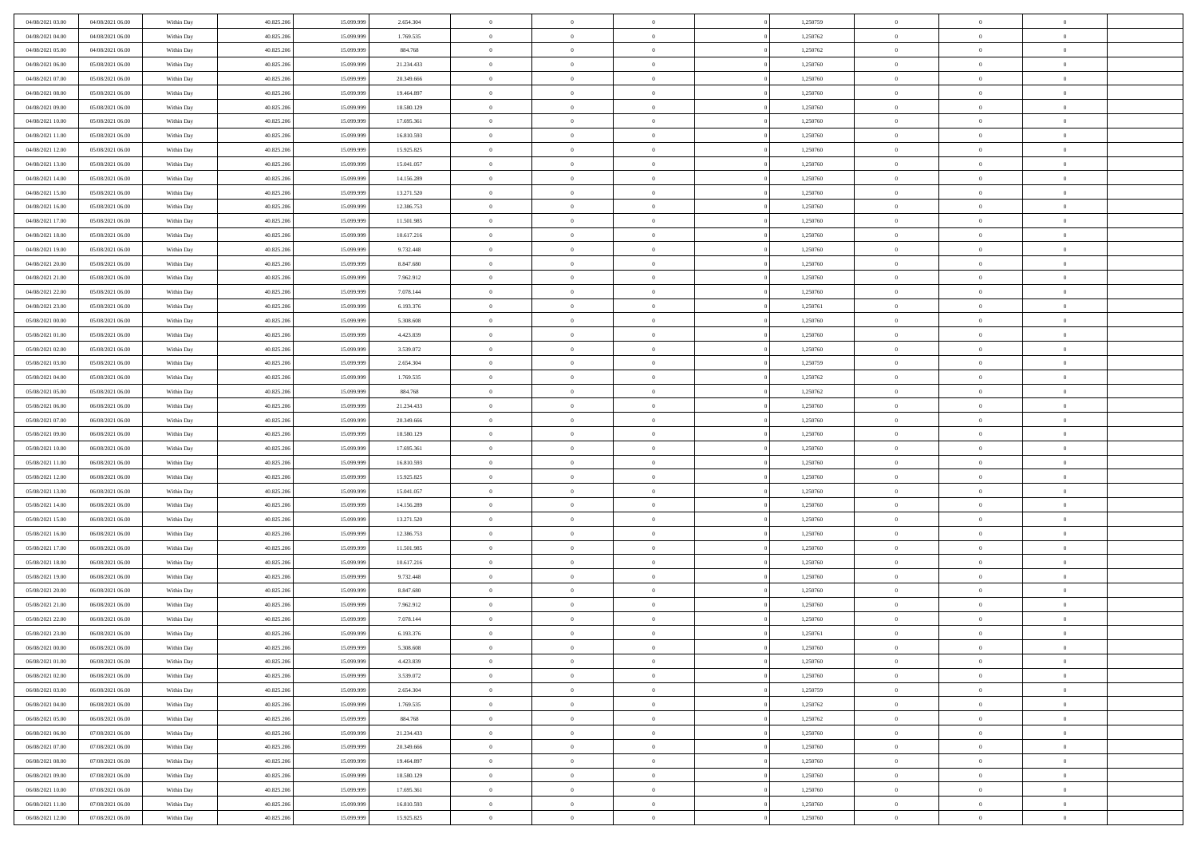| | | | | | | | | | | | | | | |
|---|---|---|---|---|---|---|---|---|---|---|---|---|---|---|
| 04/08/2021 03.00 | 04/08/2021 06.00 | Within Day | 40.825.206 | 15.099.999 | 2.654.304 | 0 | 0 | 0 | | 1,250759 | 0 | 0 | 0 | |
| 04/08/2021 04.00 | 04/08/2021 06.00 | Within Day | 40.825.206 | 15.099.999 | 1.769.535 | 0 | 0 | 0 | | 1,250762 | 0 | 0 | 0 | |
| 04/08/2021 05.00 | 04/08/2021 06.00 | Within Day | 40.825.206 | 15.099.999 | 884.768 | 0 | 0 | 0 | | 1,250762 | 0 | 0 | 0 | |
| 04/08/2021 06.00 | 05/08/2021 06.00 | Within Day | 40.825.206 | 15.099.999 | 21.234.433 | 0 | 0 | 0 | | 1,250760 | 0 | 0 | 0 | |
| 04/08/2021 07.00 | 05/08/2021 06.00 | Within Day | 40.825.206 | 15.099.999 | 20.349.666 | 0 | 0 | 0 | | 1,250760 | 0 | 0 | 0 | |
| 04/08/2021 08.00 | 05/08/2021 06.00 | Within Day | 40.825.206 | 15.099.999 | 19.464.897 | 0 | 0 | 0 | | 1,250760 | 0 | 0 | 0 | |
| 04/08/2021 09.00 | 05/08/2021 06.00 | Within Day | 40.825.206 | 15.099.999 | 18.580.129 | 0 | 0 | 0 | | 1,250760 | 0 | 0 | 0 | |
| 04/08/2021 10.00 | 05/08/2021 06.00 | Within Day | 40.825.206 | 15.099.999 | 17.695.361 | 0 | 0 | 0 | | 1,250760 | 0 | 0 | 0 | |
| 04/08/2021 11.00 | 05/08/2021 06.00 | Within Day | 40.825.206 | 15.099.999 | 16.810.593 | 0 | 0 | 0 | | 1,250760 | 0 | 0 | 0 | |
| 04/08/2021 12.00 | 05/08/2021 06.00 | Within Day | 40.825.206 | 15.099.999 | 15.925.825 | 0 | 0 | 0 | | 1,250760 | 0 | 0 | 0 | |
| 04/08/2021 13.00 | 05/08/2021 06.00 | Within Day | 40.825.206 | 15.099.999 | 15.041.057 | 0 | 0 | 0 | | 1,250760 | 0 | 0 | 0 | |
| 04/08/2021 14.00 | 05/08/2021 06.00 | Within Day | 40.825.206 | 15.099.999 | 14.156.289 | 0 | 0 | 0 | | 1,250760 | 0 | 0 | 0 | |
| 04/08/2021 15.00 | 05/08/2021 06.00 | Within Day | 40.825.206 | 15.099.999 | 13.271.520 | 0 | 0 | 0 | | 1,250760 | 0 | 0 | 0 | |
| 04/08/2021 16.00 | 05/08/2021 06.00 | Within Day | 40.825.206 | 15.099.999 | 12.386.753 | 0 | 0 | 0 | | 1,250760 | 0 | 0 | 0 | |
| 04/08/2021 17.00 | 05/08/2021 06.00 | Within Day | 40.825.206 | 15.099.999 | 11.501.985 | 0 | 0 | 0 | | 1,250760 | 0 | 0 | 0 | |
| 04/08/2021 18.00 | 05/08/2021 06.00 | Within Day | 40.825.206 | 15.099.999 | 10.617.216 | 0 | 0 | 0 | | 1,250760 | 0 | 0 | 0 | |
| 04/08/2021 19.00 | 05/08/2021 06.00 | Within Day | 40.825.206 | 15.099.999 | 9.732.448 | 0 | 0 | 0 | | 1,250760 | 0 | 0 | 0 | |
| 04/08/2021 20.00 | 05/08/2021 06.00 | Within Day | 40.825.206 | 15.099.999 | 8.847.680 | 0 | 0 | 0 | | 1,250760 | 0 | 0 | 0 | |
| 04/08/2021 21.00 | 05/08/2021 06.00 | Within Day | 40.825.206 | 15.099.999 | 7.962.912 | 0 | 0 | 0 | | 1,250760 | 0 | 0 | 0 | |
| 04/08/2021 22.00 | 05/08/2021 06.00 | Within Day | 40.825.206 | 15.099.999 | 7.078.144 | 0 | 0 | 0 | | 1,250760 | 0 | 0 | 0 | |
| 04/08/2021 23.00 | 05/08/2021 06.00 | Within Day | 40.825.206 | 15.099.999 | 6.193.376 | 0 | 0 | 0 | | 1,250761 | 0 | 0 | 0 | |
| 05/08/2021 00.00 | 05/08/2021 06.00 | Within Day | 40.825.206 | 15.099.999 | 5.308.608 | 0 | 0 | 0 | | 1,250760 | 0 | 0 | 0 | |
| 05/08/2021 01.00 | 05/08/2021 06.00 | Within Day | 40.825.206 | 15.099.999 | 4.423.839 | 0 | 0 | 0 | | 1,250760 | 0 | 0 | 0 | |
| 05/08/2021 02.00 | 05/08/2021 06.00 | Within Day | 40.825.206 | 15.099.999 | 3.539.072 | 0 | 0 | 0 | | 1,250760 | 0 | 0 | 0 | |
| 05/08/2021 03.00 | 05/08/2021 06.00 | Within Day | 40.825.206 | 15.099.999 | 2.654.304 | 0 | 0 | 0 | | 1,250759 | 0 | 0 | 0 | |
| 05/08/2021 04.00 | 05/08/2021 06.00 | Within Day | 40.825.206 | 15.099.999 | 1.769.535 | 0 | 0 | 0 | | 1,250762 | 0 | 0 | 0 | |
| 05/08/2021 05.00 | 05/08/2021 06.00 | Within Day | 40.825.206 | 15.099.999 | 884.768 | 0 | 0 | 0 | | 1,250762 | 0 | 0 | 0 | |
| 05/08/2021 06.00 | 06/08/2021 06.00 | Within Day | 40.825.206 | 15.099.999 | 21.234.433 | 0 | 0 | 0 | | 1,250760 | 0 | 0 | 0 | |
| 05/08/2021 07.00 | 06/08/2021 06.00 | Within Day | 40.825.206 | 15.099.999 | 20.349.666 | 0 | 0 | 0 | | 1,250760 | 0 | 0 | 0 | |
| 05/08/2021 09.00 | 06/08/2021 06.00 | Within Day | 40.825.206 | 15.099.999 | 18.580.129 | 0 | 0 | 0 | | 1,250760 | 0 | 0 | 0 | |
| 05/08/2021 10.00 | 06/08/2021 06.00 | Within Day | 40.825.206 | 15.099.999 | 17.695.361 | 0 | 0 | 0 | | 1,250760 | 0 | 0 | 0 | |
| 05/08/2021 11.00 | 06/08/2021 06.00 | Within Day | 40.825.206 | 15.099.999 | 16.810.593 | 0 | 0 | 0 | | 1,250760 | 0 | 0 | 0 | |
| 05/08/2021 12.00 | 06/08/2021 06.00 | Within Day | 40.825.206 | 15.099.999 | 15.925.825 | 0 | 0 | 0 | | 1,250760 | 0 | 0 | 0 | |
| 05/08/2021 13.00 | 06/08/2021 06.00 | Within Day | 40.825.206 | 15.099.999 | 15.041.057 | 0 | 0 | 0 | | 1,250760 | 0 | 0 | 0 | |
| 05/08/2021 14.00 | 06/08/2021 06.00 | Within Day | 40.825.206 | 15.099.999 | 14.156.289 | 0 | 0 | 0 | | 1,250760 | 0 | 0 | 0 | |
| 05/08/2021 15.00 | 06/08/2021 06.00 | Within Day | 40.825.206 | 15.099.999 | 13.271.520 | 0 | 0 | 0 | | 1,250760 | 0 | 0 | 0 | |
| 05/08/2021 16.00 | 06/08/2021 06.00 | Within Day | 40.825.206 | 15.099.999 | 12.386.753 | 0 | 0 | 0 | | 1,250760 | 0 | 0 | 0 | |
| 05/08/2021 17.00 | 06/08/2021 06.00 | Within Day | 40.825.206 | 15.099.999 | 11.501.985 | 0 | 0 | 0 | | 1,250760 | 0 | 0 | 0 | |
| 05/08/2021 18.00 | 06/08/2021 06.00 | Within Day | 40.825.206 | 15.099.999 | 10.617.216 | 0 | 0 | 0 | | 1,250760 | 0 | 0 | 0 | |
| 05/08/2021 19.00 | 06/08/2021 06.00 | Within Day | 40.825.206 | 15.099.999 | 9.732.448 | 0 | 0 | 0 | | 1,250760 | 0 | 0 | 0 | |
| 05/08/2021 20.00 | 06/08/2021 06.00 | Within Day | 40.825.206 | 15.099.999 | 8.847.680 | 0 | 0 | 0 | | 1,250760 | 0 | 0 | 0 | |
| 05/08/2021 21.00 | 06/08/2021 06.00 | Within Day | 40.825.206 | 15.099.999 | 7.962.912 | 0 | 0 | 0 | | 1,250760 | 0 | 0 | 0 | |
| 05/08/2021 22.00 | 06/08/2021 06.00 | Within Day | 40.825.206 | 15.099.999 | 7.078.144 | 0 | 0 | 0 | | 1,250760 | 0 | 0 | 0 | |
| 05/08/2021 23.00 | 06/08/2021 06.00 | Within Day | 40.825.206 | 15.099.999 | 6.193.376 | 0 | 0 | 0 | | 1,250761 | 0 | 0 | 0 | |
| 06/08/2021 00.00 | 06/08/2021 06.00 | Within Day | 40.825.206 | 15.099.999 | 5.308.608 | 0 | 0 | 0 | | 1,250760 | 0 | 0 | 0 | |
| 06/08/2021 01.00 | 06/08/2021 06.00 | Within Day | 40.825.206 | 15.099.999 | 4.423.839 | 0 | 0 | 0 | | 1,250760 | 0 | 0 | 0 | |
| 06/08/2021 02.00 | 06/08/2021 06.00 | Within Day | 40.825.206 | 15.099.999 | 3.539.072 | 0 | 0 | 0 | | 1,250760 | 0 | 0 | 0 | |
| 06/08/2021 03.00 | 06/08/2021 06.00 | Within Day | 40.825.206 | 15.099.999 | 2.654.304 | 0 | 0 | 0 | | 1,250759 | 0 | 0 | 0 | |
| 06/08/2021 04.00 | 06/08/2021 06.00 | Within Day | 40.825.206 | 15.099.999 | 1.769.535 | 0 | 0 | 0 | | 1,250762 | 0 | 0 | 0 | |
| 06/08/2021 05.00 | 06/08/2021 06.00 | Within Day | 40.825.206 | 15.099.999 | 884.768 | 0 | 0 | 0 | | 1,250762 | 0 | 0 | 0 | |
| 06/08/2021 06.00 | 07/08/2021 06.00 | Within Day | 40.825.206 | 15.099.999 | 21.234.433 | 0 | 0 | 0 | | 1,250760 | 0 | 0 | 0 | |
| 06/08/2021 07.00 | 07/08/2021 06.00 | Within Day | 40.825.206 | 15.099.999 | 20.349.666 | 0 | 0 | 0 | | 1,250760 | 0 | 0 | 0 | |
| 06/08/2021 08.00 | 07/08/2021 06.00 | Within Day | 40.825.206 | 15.099.999 | 19.464.897 | 0 | 0 | 0 | | 1,250760 | 0 | 0 | 0 | |
| 06/08/2021 09.00 | 07/08/2021 06.00 | Within Day | 40.825.206 | 15.099.999 | 18.580.129 | 0 | 0 | 0 | | 1,250760 | 0 | 0 | 0 | |
| 06/08/2021 10.00 | 07/08/2021 06.00 | Within Day | 40.825.206 | 15.099.999 | 17.695.361 | 0 | 0 | 0 | | 1,250760 | 0 | 0 | 0 | |
| 06/08/2021 11.00 | 07/08/2021 06.00 | Within Day | 40.825.206 | 15.099.999 | 16.810.593 | 0 | 0 | 0 | | 1,250760 | 0 | 0 | 0 | |
| 06/08/2021 12.00 | 07/08/2021 06.00 | Within Day | 40.825.206 | 15.099.999 | 15.925.825 | 0 | 0 | 0 | | 1,250760 | 0 | 0 | 0 | |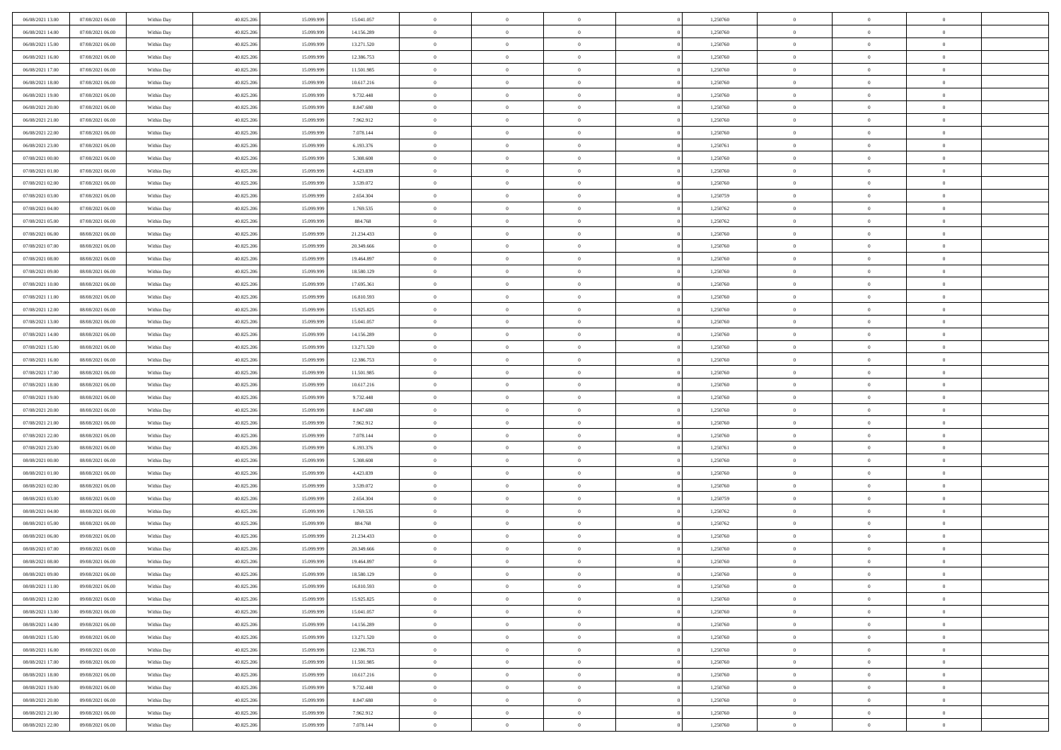| | | | | | | | | | | | | | | |
|---|---|---|---|---|---|---|---|---|---|---|---|---|---|---|
| 06/08/2021 13:00 | 07/08/2021 06:00 | Within Day | 40.825.206 | 15.099.999 | 15.041.057 | 0 | 0 | 0 | | 1,250760 | 0 | 0 | 0 | |
| 06/08/2021 14:00 | 07/08/2021 06:00 | Within Day | 40.825.206 | 15.099.999 | 14.156.289 | 0 | 0 | 0 | | 1,250760 | 0 | 0 | 0 | |
| 06/08/2021 15:00 | 07/08/2021 06:00 | Within Day | 40.825.206 | 15.099.999 | 13.271.520 | 0 | 0 | 0 | | 1,250760 | 0 | 0 | 0 | |
| 06/08/2021 16:00 | 07/08/2021 06:00 | Within Day | 40.825.206 | 15.099.999 | 12.386.753 | 0 | 0 | 0 | | 1,250760 | 0 | 0 | 0 | |
| 06/08/2021 17:00 | 07/08/2021 06:00 | Within Day | 40.825.206 | 15.099.999 | 11.501.985 | 0 | 0 | 0 | | 1,250760 | 0 | 0 | 0 | |
| 06/08/2021 18:00 | 07/08/2021 06:00 | Within Day | 40.825.206 | 15.099.999 | 10.617.216 | 0 | 0 | 0 | | 1,250760 | 0 | 0 | 0 | |
| 06/08/2021 19:00 | 07/08/2021 06:00 | Within Day | 40.825.206 | 15.099.999 | 9.732.448 | 0 | 0 | 0 | | 1,250760 | 0 | 0 | 0 | |
| 06/08/2021 20:00 | 07/08/2021 06:00 | Within Day | 40.825.206 | 15.099.999 | 8.847.680 | 0 | 0 | 0 | | 1,250760 | 0 | 0 | 0 | |
| 06/08/2021 21:00 | 07/08/2021 06:00 | Within Day | 40.825.206 | 15.099.999 | 7.962.912 | 0 | 0 | 0 | | 1,250760 | 0 | 0 | 0 | |
| 06/08/2021 22:00 | 07/08/2021 06:00 | Within Day | 40.825.206 | 15.099.999 | 7.078.144 | 0 | 0 | 0 | | 1,250760 | 0 | 0 | 0 | |
| 06/08/2021 23:00 | 07/08/2021 06:00 | Within Day | 40.825.206 | 15.099.999 | 6.193.376 | 0 | 0 | 0 | | 1,250761 | 0 | 0 | 0 | |
| 07/08/2021 00:00 | 07/08/2021 06:00 | Within Day | 40.825.206 | 15.099.999 | 5.308.608 | 0 | 0 | 0 | | 1,250760 | 0 | 0 | 0 | |
| 07/08/2021 01:00 | 07/08/2021 06:00 | Within Day | 40.825.206 | 15.099.999 | 4.423.839 | 0 | 0 | 0 | | 1,250760 | 0 | 0 | 0 | |
| 07/08/2021 02:00 | 07/08/2021 06:00 | Within Day | 40.825.206 | 15.099.999 | 3.539.072 | 0 | 0 | 0 | | 1,250760 | 0 | 0 | 0 | |
| 07/08/2021 03:00 | 07/08/2021 06:00 | Within Day | 40.825.206 | 15.099.999 | 2.654.304 | 0 | 0 | 0 | | 1,250759 | 0 | 0 | 0 | |
| 07/08/2021 04:00 | 07/08/2021 06:00 | Within Day | 40.825.206 | 15.099.999 | 1.769.535 | 0 | 0 | 0 | | 1,250762 | 0 | 0 | 0 | |
| 07/08/2021 05:00 | 07/08/2021 06:00 | Within Day | 40.825.206 | 15.099.999 | 884.768 | 0 | 0 | 0 | | 1,250762 | 0 | 0 | 0 | |
| 07/08/2021 06:00 | 08/08/2021 06:00 | Within Day | 40.825.206 | 15.099.999 | 21.234.433 | 0 | 0 | 0 | | 1,250760 | 0 | 0 | 0 | |
| 07/08/2021 07:00 | 08/08/2021 06:00 | Within Day | 40.825.206 | 15.099.999 | 20.349.666 | 0 | 0 | 0 | | 1,250760 | 0 | 0 | 0 | |
| 07/08/2021 08:00 | 08/08/2021 06:00 | Within Day | 40.825.206 | 15.099.999 | 19.464.897 | 0 | 0 | 0 | | 1,250760 | 0 | 0 | 0 | |
| 07/08/2021 09:00 | 08/08/2021 06:00 | Within Day | 40.825.206 | 15.099.999 | 18.580.129 | 0 | 0 | 0 | | 1,250760 | 0 | 0 | 0 | |
| 07/08/2021 10:00 | 08/08/2021 06:00 | Within Day | 40.825.206 | 15.099.999 | 17.695.361 | 0 | 0 | 0 | | 1,250760 | 0 | 0 | 0 | |
| 07/08/2021 11:00 | 08/08/2021 06:00 | Within Day | 40.825.206 | 15.099.999 | 16.810.593 | 0 | 0 | 0 | | 1,250760 | 0 | 0 | 0 | |
| 07/08/2021 12:00 | 08/08/2021 06:00 | Within Day | 40.825.206 | 15.099.999 | 15.925.825 | 0 | 0 | 0 | | 1,250760 | 0 | 0 | 0 | |
| 07/08/2021 13:00 | 08/08/2021 06:00 | Within Day | 40.825.206 | 15.099.999 | 15.041.057 | 0 | 0 | 0 | | 1,250760 | 0 | 0 | 0 | |
| 07/08/2021 14:00 | 08/08/2021 06:00 | Within Day | 40.825.206 | 15.099.999 | 14.156.289 | 0 | 0 | 0 | | 1,250760 | 0 | 0 | 0 | |
| 07/08/2021 15:00 | 08/08/2021 06:00 | Within Day | 40.825.206 | 15.099.999 | 13.271.520 | 0 | 0 | 0 | | 1,250760 | 0 | 0 | 0 | |
| 07/08/2021 16:00 | 08/08/2021 06:00 | Within Day | 40.825.206 | 15.099.999 | 12.386.753 | 0 | 0 | 0 | | 1,250760 | 0 | 0 | 0 | |
| 07/08/2021 17:00 | 08/08/2021 06:00 | Within Day | 40.825.206 | 15.099.999 | 11.501.985 | 0 | 0 | 0 | | 1,250760 | 0 | 0 | 0 | |
| 07/08/2021 18:00 | 08/08/2021 06:00 | Within Day | 40.825.206 | 15.099.999 | 10.617.216 | 0 | 0 | 0 | | 1,250760 | 0 | 0 | 0 | |
| 07/08/2021 19:00 | 08/08/2021 06:00 | Within Day | 40.825.206 | 15.099.999 | 9.732.448 | 0 | 0 | 0 | | 1,250760 | 0 | 0 | 0 | |
| 07/08/2021 20:00 | 08/08/2021 06:00 | Within Day | 40.825.206 | 15.099.999 | 8.847.680 | 0 | 0 | 0 | | 1,250760 | 0 | 0 | 0 | |
| 07/08/2021 21:00 | 08/08/2021 06:00 | Within Day | 40.825.206 | 15.099.999 | 7.962.912 | 0 | 0 | 0 | | 1,250760 | 0 | 0 | 0 | |
| 07/08/2021 22:00 | 08/08/2021 06:00 | Within Day | 40.825.206 | 15.099.999 | 7.078.144 | 0 | 0 | 0 | | 1,250760 | 0 | 0 | 0 | |
| 07/08/2021 23:00 | 08/08/2021 06:00 | Within Day | 40.825.206 | 15.099.999 | 6.193.376 | 0 | 0 | 0 | | 1,250761 | 0 | 0 | 0 | |
| 08/08/2021 00:00 | 08/08/2021 06:00 | Within Day | 40.825.206 | 15.099.999 | 5.308.608 | 0 | 0 | 0 | | 1,250760 | 0 | 0 | 0 | |
| 08/08/2021 01:00 | 08/08/2021 06:00 | Within Day | 40.825.206 | 15.099.999 | 4.423.839 | 0 | 0 | 0 | | 1,250760 | 0 | 0 | 0 | |
| 08/08/2021 02:00 | 08/08/2021 06:00 | Within Day | 40.825.206 | 15.099.999 | 3.539.072 | 0 | 0 | 0 | | 1,250760 | 0 | 0 | 0 | |
| 08/08/2021 03:00 | 08/08/2021 06:00 | Within Day | 40.825.206 | 15.099.999 | 2.654.304 | 0 | 0 | 0 | | 1,250759 | 0 | 0 | 0 | |
| 08/08/2021 04:00 | 08/08/2021 06:00 | Within Day | 40.825.206 | 15.099.999 | 1.769.535 | 0 | 0 | 0 | | 1,250762 | 0 | 0 | 0 | |
| 08/08/2021 05:00 | 08/08/2021 06:00 | Within Day | 40.825.206 | 15.099.999 | 884.768 | 0 | 0 | 0 | | 1,250762 | 0 | 0 | 0 | |
| 08/08/2021 06:00 | 09/08/2021 06:00 | Within Day | 40.825.206 | 15.099.999 | 21.234.433 | 0 | 0 | 0 | | 1,250760 | 0 | 0 | 0 | |
| 08/08/2021 07:00 | 09/08/2021 06:00 | Within Day | 40.825.206 | 15.099.999 | 20.349.666 | 0 | 0 | 0 | | 1,250760 | 0 | 0 | 0 | |
| 08/08/2021 08:00 | 09/08/2021 06:00 | Within Day | 40.825.206 | 15.099.999 | 19.464.897 | 0 | 0 | 0 | | 1,250760 | 0 | 0 | 0 | |
| 08/08/2021 09:00 | 09/08/2021 06:00 | Within Day | 40.825.206 | 15.099.999 | 18.580.129 | 0 | 0 | 0 | | 1,250760 | 0 | 0 | 0 | |
| 08/08/2021 11:00 | 09/08/2021 06:00 | Within Day | 40.825.206 | 15.099.999 | 16.810.593 | 0 | 0 | 0 | | 1,250760 | 0 | 0 | 0 | |
| 08/08/2021 12:00 | 09/08/2021 06:00 | Within Day | 40.825.206 | 15.099.999 | 15.925.825 | 0 | 0 | 0 | | 1,250760 | 0 | 0 | 0 | |
| 08/08/2021 13:00 | 09/08/2021 06:00 | Within Day | 40.825.206 | 15.099.999 | 15.041.057 | 0 | 0 | 0 | | 1,250760 | 0 | 0 | 0 | |
| 08/08/2021 14:00 | 09/08/2021 06:00 | Within Day | 40.825.206 | 15.099.999 | 14.156.289 | 0 | 0 | 0 | | 1,250760 | 0 | 0 | 0 | |
| 08/08/2021 15:00 | 09/08/2021 06:00 | Within Day | 40.825.206 | 15.099.999 | 13.271.520 | 0 | 0 | 0 | | 1,250760 | 0 | 0 | 0 | |
| 08/08/2021 16:00 | 09/08/2021 06:00 | Within Day | 40.825.206 | 15.099.999 | 12.386.753 | 0 | 0 | 0 | | 1,250760 | 0 | 0 | 0 | |
| 08/08/2021 17:00 | 09/08/2021 06:00 | Within Day | 40.825.206 | 15.099.999 | 11.501.985 | 0 | 0 | 0 | | 1,250760 | 0 | 0 | 0 | |
| 08/08/2021 18:00 | 09/08/2021 06:00 | Within Day | 40.825.206 | 15.099.999 | 10.617.216 | 0 | 0 | 0 | | 1,250760 | 0 | 0 | 0 | |
| 08/08/2021 19:00 | 09/08/2021 06:00 | Within Day | 40.825.206 | 15.099.999 | 9.732.448 | 0 | 0 | 0 | | 1,250760 | 0 | 0 | 0 | |
| 08/08/2021 20:00 | 09/08/2021 06:00 | Within Day | 40.825.206 | 15.099.999 | 8.847.680 | 0 | 0 | 0 | | 1,250760 | 0 | 0 | 0 | |
| 08/08/2021 21:00 | 09/08/2021 06:00 | Within Day | 40.825.206 | 15.099.999 | 7.962.912 | 0 | 0 | 0 | | 1,250760 | 0 | 0 | 0 | |
| 08/08/2021 22:00 | 09/08/2021 06:00 | Within Day | 40.825.206 | 15.099.999 | 7.078.144 | 0 | 0 | 0 | | 1,250760 | 0 | 0 | 0 | |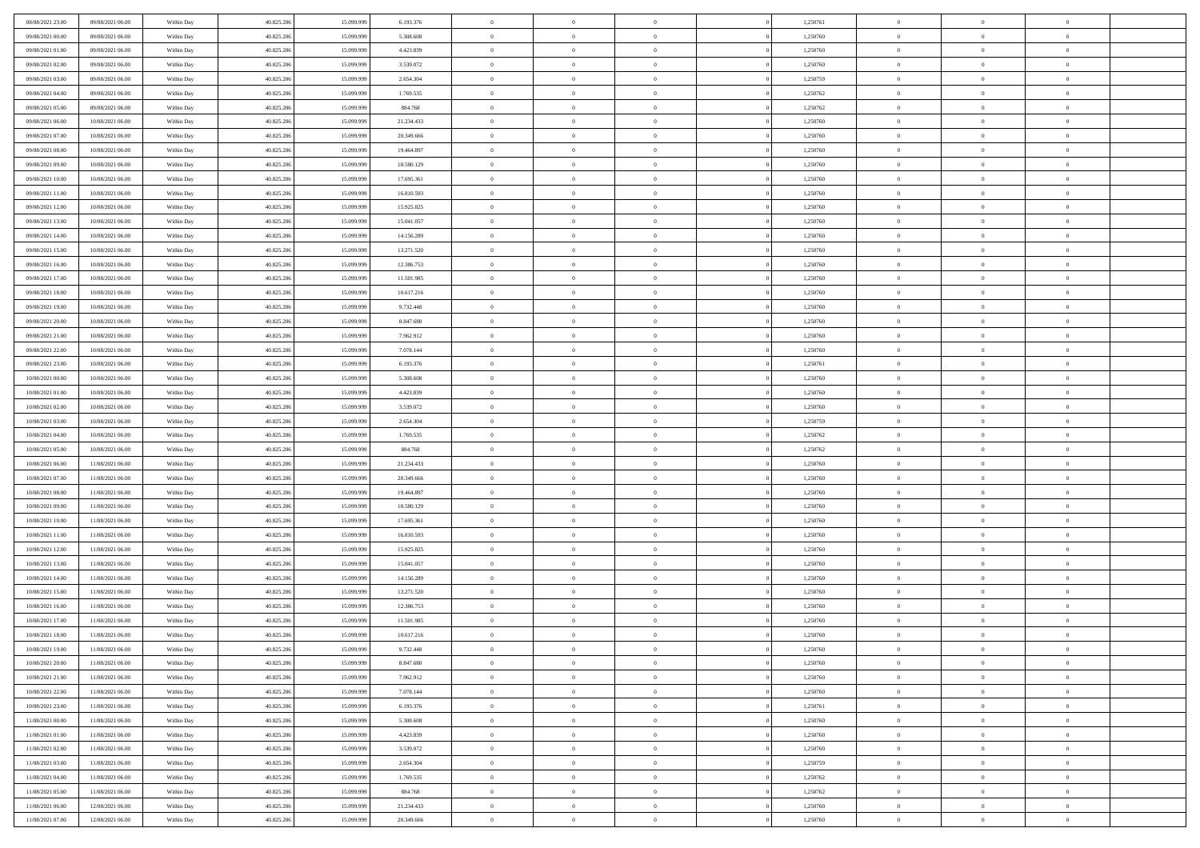| | | | | | | | | | | | | | | |
|---|---|---|---|---|---|---|---|---|---|---|---|---|---|---|
| 08/08/2021 23:00 | 09/08/2021 06:00 | Within Day | 40.825.206 | 15.099.999 | 6.193.376 | 0 | 0 | 0 | | 1,250761 | 0 | 0 | 0 | |
| 09/08/2021 00:00 | 09/08/2021 06:00 | Within Day | 40.825.206 | 15.099.999 | 5.308.608 | 0 | 0 | 0 | | 1,250760 | 0 | 0 | 0 | |
| 09/08/2021 01:00 | 09/08/2021 06:00 | Within Day | 40.825.206 | 15.099.999 | 4.423.839 | 0 | 0 | 0 | | 1,250760 | 0 | 0 | 0 | |
| 09/08/2021 02:00 | 09/08/2021 06:00 | Within Day | 40.825.206 | 15.099.999 | 3.539.072 | 0 | 0 | 0 | | 1,250760 | 0 | 0 | 0 | |
| 09/08/2021 03:00 | 09/08/2021 06:00 | Within Day | 40.825.206 | 15.099.999 | 2.654.304 | 0 | 0 | 0 | | 1,250759 | 0 | 0 | 0 | |
| 09/08/2021 04:00 | 09/08/2021 06:00 | Within Day | 40.825.206 | 15.099.999 | 1.769.535 | 0 | 0 | 0 | | 1,250762 | 0 | 0 | 0 | |
| 09/08/2021 05:00 | 09/08/2021 06:00 | Within Day | 40.825.206 | 15.099.999 | 884.768 | 0 | 0 | 0 | | 1,250762 | 0 | 0 | 0 | |
| 09/08/2021 06:00 | 10/08/2021 06:00 | Within Day | 40.825.206 | 15.099.999 | 21.234.433 | 0 | 0 | 0 | | 1,250760 | 0 | 0 | 0 | |
| 09/08/2021 07:00 | 10/08/2021 06:00 | Within Day | 40.825.206 | 15.099.999 | 20.349.666 | 0 | 0 | 0 | | 1,250760 | 0 | 0 | 0 | |
| 09/08/2021 08:00 | 10/08/2021 06:00 | Within Day | 40.825.206 | 15.099.999 | 19.464.897 | 0 | 0 | 0 | | 1,250760 | 0 | 0 | 0 | |
| 09/08/2021 09:00 | 10/08/2021 06:00 | Within Day | 40.825.206 | 15.099.999 | 18.580.129 | 0 | 0 | 0 | | 1,250760 | 0 | 0 | 0 | |
| 09/08/2021 10:00 | 10/08/2021 06:00 | Within Day | 40.825.206 | 15.099.999 | 17.695.361 | 0 | 0 | 0 | | 1,250760 | 0 | 0 | 0 | |
| 09/08/2021 11:00 | 10/08/2021 06:00 | Within Day | 40.825.206 | 15.099.999 | 16.810.593 | 0 | 0 | 0 | | 1,250760 | 0 | 0 | 0 | |
| 09/08/2021 12:00 | 10/08/2021 06:00 | Within Day | 40.825.206 | 15.099.999 | 15.925.825 | 0 | 0 | 0 | | 1,250760 | 0 | 0 | 0 | |
| 09/08/2021 13:00 | 10/08/2021 06:00 | Within Day | 40.825.206 | 15.099.999 | 15.041.057 | 0 | 0 | 0 | | 1,250760 | 0 | 0 | 0 | |
| 09/08/2021 14:00 | 10/08/2021 06:00 | Within Day | 40.825.206 | 15.099.999 | 14.156.289 | 0 | 0 | 0 | | 1,250760 | 0 | 0 | 0 | |
| 09/08/2021 15:00 | 10/08/2021 06:00 | Within Day | 40.825.206 | 15.099.999 | 13.271.520 | 0 | 0 | 0 | | 1,250760 | 0 | 0 | 0 | |
| 09/08/2021 16:00 | 10/08/2021 06:00 | Within Day | 40.825.206 | 15.099.999 | 12.386.753 | 0 | 0 | 0 | | 1,250760 | 0 | 0 | 0 | |
| 09/08/2021 17:00 | 10/08/2021 06:00 | Within Day | 40.825.206 | 15.099.999 | 11.501.985 | 0 | 0 | 0 | | 1,250760 | 0 | 0 | 0 | |
| 09/08/2021 18:00 | 10/08/2021 06:00 | Within Day | 40.825.206 | 15.099.999 | 10.617.216 | 0 | 0 | 0 | | 1,250760 | 0 | 0 | 0 | |
| 09/08/2021 19:00 | 10/08/2021 06:00 | Within Day | 40.825.206 | 15.099.999 | 9.732.448 | 0 | 0 | 0 | | 1,250760 | 0 | 0 | 0 | |
| 09/08/2021 20:00 | 10/08/2021 06:00 | Within Day | 40.825.206 | 15.099.999 | 8.847.680 | 0 | 0 | 0 | | 1,250760 | 0 | 0 | 0 | |
| 09/08/2021 21:00 | 10/08/2021 06:00 | Within Day | 40.825.206 | 15.099.999 | 7.962.912 | 0 | 0 | 0 | | 1,250760 | 0 | 0 | 0 | |
| 09/08/2021 22:00 | 10/08/2021 06:00 | Within Day | 40.825.206 | 15.099.999 | 7.078.144 | 0 | 0 | 0 | | 1,250760 | 0 | 0 | 0 | |
| 09/08/2021 23:00 | 10/08/2021 06:00 | Within Day | 40.825.206 | 15.099.999 | 6.193.376 | 0 | 0 | 0 | | 1,250761 | 0 | 0 | 0 | |
| 10/08/2021 00:00 | 10/08/2021 06:00 | Within Day | 40.825.206 | 15.099.999 | 5.308.608 | 0 | 0 | 0 | | 1,250760 | 0 | 0 | 0 | |
| 10/08/2021 01:00 | 10/08/2021 06:00 | Within Day | 40.825.206 | 15.099.999 | 4.423.839 | 0 | 0 | 0 | | 1,250760 | 0 | 0 | 0 | |
| 10/08/2021 02:00 | 10/08/2021 06:00 | Within Day | 40.825.206 | 15.099.999 | 3.539.072 | 0 | 0 | 0 | | 1,250760 | 0 | 0 | 0 | |
| 10/08/2021 03:00 | 10/08/2021 06:00 | Within Day | 40.825.206 | 15.099.999 | 2.654.304 | 0 | 0 | 0 | | 1,250759 | 0 | 0 | 0 | |
| 10/08/2021 04:00 | 10/08/2021 06:00 | Within Day | 40.825.206 | 15.099.999 | 1.769.535 | 0 | 0 | 0 | | 1,250762 | 0 | 0 | 0 | |
| 10/08/2021 05:00 | 10/08/2021 06:00 | Within Day | 40.825.206 | 15.099.999 | 884.768 | 0 | 0 | 0 | | 1,250762 | 0 | 0 | 0 | |
| 10/08/2021 06:00 | 11/08/2021 06:00 | Within Day | 40.825.206 | 15.099.999 | 21.234.433 | 0 | 0 | 0 | | 1,250760 | 0 | 0 | 0 | |
| 10/08/2021 07:00 | 11/08/2021 06:00 | Within Day | 40.825.206 | 15.099.999 | 20.349.666 | 0 | 0 | 0 | | 1,250760 | 0 | 0 | 0 | |
| 10/08/2021 08:00 | 11/08/2021 06:00 | Within Day | 40.825.206 | 15.099.999 | 19.464.897 | 0 | 0 | 0 | | 1,250760 | 0 | 0 | 0 | |
| 10/08/2021 09:00 | 11/08/2021 06:00 | Within Day | 40.825.206 | 15.099.999 | 18.580.129 | 0 | 0 | 0 | | 1,250760 | 0 | 0 | 0 | |
| 10/08/2021 10:00 | 11/08/2021 06:00 | Within Day | 40.825.206 | 15.099.999 | 17.695.361 | 0 | 0 | 0 | | 1,250760 | 0 | 0 | 0 | |
| 10/08/2021 11:00 | 11/08/2021 06:00 | Within Day | 40.825.206 | 15.099.999 | 16.810.593 | 0 | 0 | 0 | | 1,250760 | 0 | 0 | 0 | |
| 10/08/2021 12:00 | 11/08/2021 06:00 | Within Day | 40.825.206 | 15.099.999 | 15.925.825 | 0 | 0 | 0 | | 1,250760 | 0 | 0 | 0 | |
| 10/08/2021 13:00 | 11/08/2021 06:00 | Within Day | 40.825.206 | 15.099.999 | 15.041.057 | 0 | 0 | 0 | | 1,250760 | 0 | 0 | 0 | |
| 10/08/2021 14:00 | 11/08/2021 06:00 | Within Day | 40.825.206 | 15.099.999 | 14.156.289 | 0 | 0 | 0 | | 1,250760 | 0 | 0 | 0 | |
| 10/08/2021 15:00 | 11/08/2021 06:00 | Within Day | 40.825.206 | 15.099.999 | 13.271.520 | 0 | 0 | 0 | | 1,250760 | 0 | 0 | 0 | |
| 10/08/2021 16:00 | 11/08/2021 06:00 | Within Day | 40.825.206 | 15.099.999 | 12.386.753 | 0 | 0 | 0 | | 1,250760 | 0 | 0 | 0 | |
| 10/08/2021 17:00 | 11/08/2021 06:00 | Within Day | 40.825.206 | 15.099.999 | 11.501.985 | 0 | 0 | 0 | | 1,250760 | 0 | 0 | 0 | |
| 10/08/2021 18:00 | 11/08/2021 06:00 | Within Day | 40.825.206 | 15.099.999 | 10.617.216 | 0 | 0 | 0 | | 1,250760 | 0 | 0 | 0 | |
| 10/08/2021 19:00 | 11/08/2021 06:00 | Within Day | 40.825.206 | 15.099.999 | 9.732.448 | 0 | 0 | 0 | | 1,250760 | 0 | 0 | 0 | |
| 10/08/2021 20:00 | 11/08/2021 06:00 | Within Day | 40.825.206 | 15.099.999 | 8.847.680 | 0 | 0 | 0 | | 1,250760 | 0 | 0 | 0 | |
| 10/08/2021 21:00 | 11/08/2021 06:00 | Within Day | 40.825.206 | 15.099.999 | 7.962.912 | 0 | 0 | 0 | | 1,250760 | 0 | 0 | 0 | |
| 10/08/2021 22:00 | 11/08/2021 06:00 | Within Day | 40.825.206 | 15.099.999 | 7.078.144 | 0 | 0 | 0 | | 1,250760 | 0 | 0 | 0 | |
| 10/08/2021 23:00 | 11/08/2021 06:00 | Within Day | 40.825.206 | 15.099.999 | 6.193.376 | 0 | 0 | 0 | | 1,250761 | 0 | 0 | 0 | |
| 11/08/2021 00:00 | 11/08/2021 06:00 | Within Day | 40.825.206 | 15.099.999 | 5.308.608 | 0 | 0 | 0 | | 1,250760 | 0 | 0 | 0 | |
| 11/08/2021 01:00 | 11/08/2021 06:00 | Within Day | 40.825.206 | 15.099.999 | 4.423.839 | 0 | 0 | 0 | | 1,250760 | 0 | 0 | 0 | |
| 11/08/2021 02:00 | 11/08/2021 06:00 | Within Day | 40.825.206 | 15.099.999 | 3.539.072 | 0 | 0 | 0 | | 1,250760 | 0 | 0 | 0 | |
| 11/08/2021 03:00 | 11/08/2021 06:00 | Within Day | 40.825.206 | 15.099.999 | 2.654.304 | 0 | 0 | 0 | | 1,250759 | 0 | 0 | 0 | |
| 11/08/2021 04:00 | 11/08/2021 06:00 | Within Day | 40.825.206 | 15.099.999 | 1.769.535 | 0 | 0 | 0 | | 1,250762 | 0 | 0 | 0 | |
| 11/08/2021 05:00 | 11/08/2021 06:00 | Within Day | 40.825.206 | 15.099.999 | 884.768 | 0 | 0 | 0 | | 1,250762 | 0 | 0 | 0 | |
| 11/08/2021 06:00 | 12/08/2021 06:00 | Within Day | 40.825.206 | 15.099.999 | 21.234.433 | 0 | 0 | 0 | | 1,250760 | 0 | 0 | 0 | |
| 11/08/2021 07:00 | 12/08/2021 06:00 | Within Day | 40.825.206 | 15.099.999 | 20.349.666 | 0 | 0 | 0 | | 1,250760 | 0 | 0 | 0 | |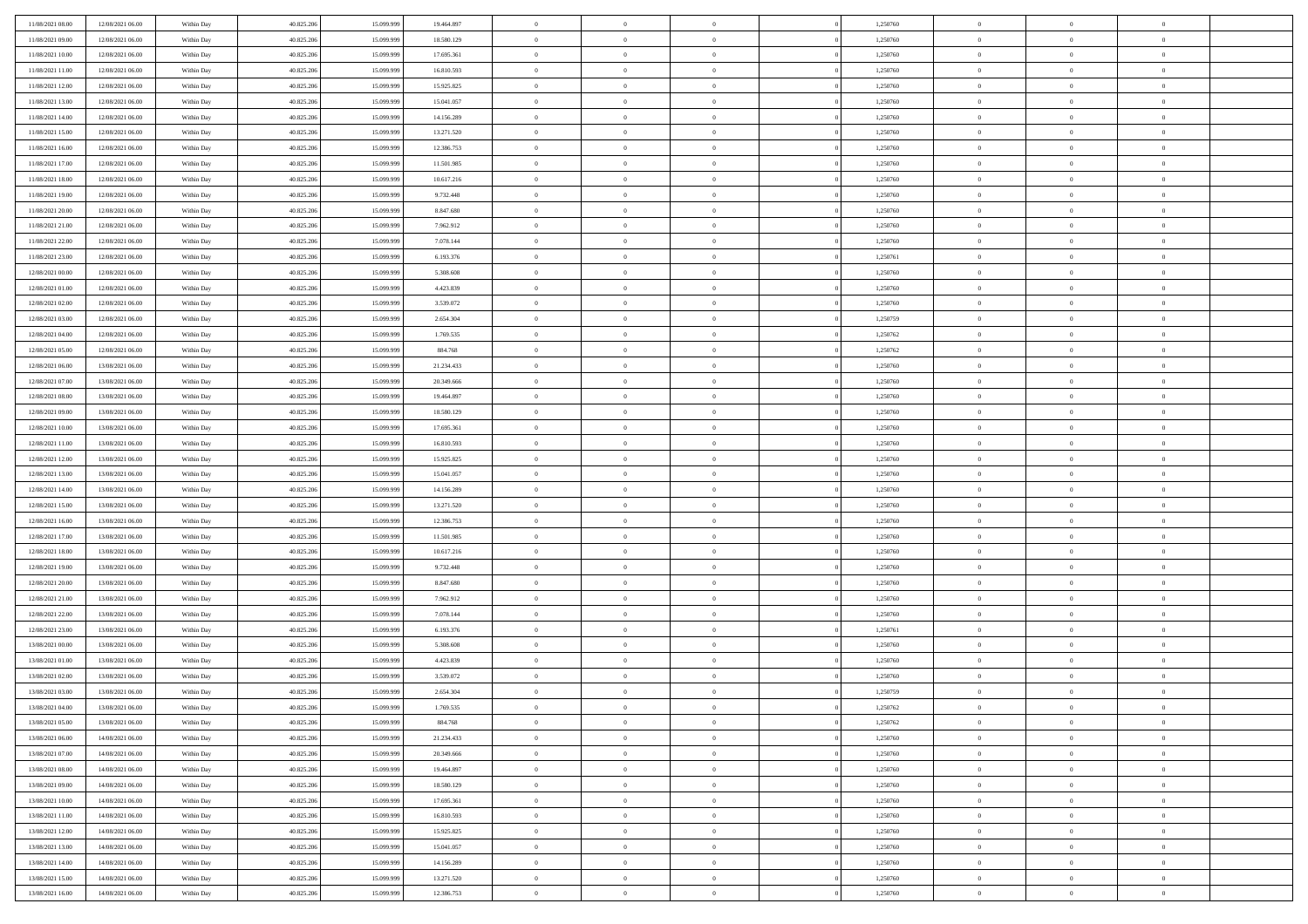| | | | | | | | | | | | | | | |
|---|---|---|---|---|---|---|---|---|---|---|---|---|---|---|
| 11/08/2021 08:00 | 12/08/2021 06:00 | Within Day | 40.825.206 | 15.099.999 | 19.464.897 | 0 | 0 | 0 | | 1,250760 | 0 | 0 | 0 | |
| 11/08/2021 09:00 | 12/08/2021 06:00 | Within Day | 40.825.206 | 15.099.999 | 18.580.129 | 0 | 0 | 0 | | 1,250760 | 0 | 0 | 0 | |
| 11/08/2021 10:00 | 12/08/2021 06:00 | Within Day | 40.825.206 | 15.099.999 | 17.695.361 | 0 | 0 | 0 | | 1,250760 | 0 | 0 | 0 | |
| 11/08/2021 11:00 | 12/08/2021 06:00 | Within Day | 40.825.206 | 15.099.999 | 16.810.593 | 0 | 0 | 0 | | 1,250760 | 0 | 0 | 0 | |
| 11/08/2021 12:00 | 12/08/2021 06:00 | Within Day | 40.825.206 | 15.099.999 | 15.925.825 | 0 | 0 | 0 | | 1,250760 | 0 | 0 | 0 | |
| 11/08/2021 13:00 | 12/08/2021 06:00 | Within Day | 40.825.206 | 15.099.999 | 15.041.057 | 0 | 0 | 0 | | 1,250760 | 0 | 0 | 0 | |
| 11/08/2021 14:00 | 12/08/2021 06:00 | Within Day | 40.825.206 | 15.099.999 | 14.156.289 | 0 | 0 | 0 | | 1,250760 | 0 | 0 | 0 | |
| 11/08/2021 15:00 | 12/08/2021 06:00 | Within Day | 40.825.206 | 15.099.999 | 13.271.520 | 0 | 0 | 0 | | 1,250760 | 0 | 0 | 0 | |
| 11/08/2021 16:00 | 12/08/2021 06:00 | Within Day | 40.825.206 | 15.099.999 | 12.386.753 | 0 | 0 | 0 | | 1,250760 | 0 | 0 | 0 | |
| 11/08/2021 17:00 | 12/08/2021 06:00 | Within Day | 40.825.206 | 15.099.999 | 11.501.985 | 0 | 0 | 0 | | 1,250760 | 0 | 0 | 0 | |
| 11/08/2021 18:00 | 12/08/2021 06:00 | Within Day | 40.825.206 | 15.099.999 | 10.617.216 | 0 | 0 | 0 | | 1,250760 | 0 | 0 | 0 | |
| 11/08/2021 19:00 | 12/08/2021 06:00 | Within Day | 40.825.206 | 15.099.999 | 9.732.448 | 0 | 0 | 0 | | 1,250760 | 0 | 0 | 0 | |
| 11/08/2021 20:00 | 12/08/2021 06:00 | Within Day | 40.825.206 | 15.099.999 | 8.847.680 | 0 | 0 | 0 | | 1,250760 | 0 | 0 | 0 | |
| 11/08/2021 21:00 | 12/08/2021 06:00 | Within Day | 40.825.206 | 15.099.999 | 7.962.912 | 0 | 0 | 0 | | 1,250760 | 0 | 0 | 0 | |
| 11/08/2021 22:00 | 12/08/2021 06:00 | Within Day | 40.825.206 | 15.099.999 | 7.078.144 | 0 | 0 | 0 | | 1,250760 | 0 | 0 | 0 | |
| 11/08/2021 23:00 | 12/08/2021 06:00 | Within Day | 40.825.206 | 15.099.999 | 6.193.376 | 0 | 0 | 0 | | 1,250761 | 0 | 0 | 0 | |
| 12/08/2021 00:00 | 12/08/2021 06:00 | Within Day | 40.825.206 | 15.099.999 | 5.308.608 | 0 | 0 | 0 | | 1,250760 | 0 | 0 | 0 | |
| 12/08/2021 01:00 | 12/08/2021 06:00 | Within Day | 40.825.206 | 15.099.999 | 4.423.839 | 0 | 0 | 0 | | 1,250760 | 0 | 0 | 0 | |
| 12/08/2021 02:00 | 12/08/2021 06:00 | Within Day | 40.825.206 | 15.099.999 | 3.539.072 | 0 | 0 | 0 | | 1,250760 | 0 | 0 | 0 | |
| 12/08/2021 03:00 | 12/08/2021 06:00 | Within Day | 40.825.206 | 15.099.999 | 2.654.304 | 0 | 0 | 0 | | 1,250759 | 0 | 0 | 0 | |
| 12/08/2021 04:00 | 12/08/2021 06:00 | Within Day | 40.825.206 | 15.099.999 | 1.769.535 | 0 | 0 | 0 | | 1,250762 | 0 | 0 | 0 | |
| 12/08/2021 05:00 | 12/08/2021 06:00 | Within Day | 40.825.206 | 15.099.999 | 884.768 | 0 | 0 | 0 | | 1,250762 | 0 | 0 | 0 | |
| 12/08/2021 06:00 | 13/08/2021 06:00 | Within Day | 40.825.206 | 15.099.999 | 21.234.433 | 0 | 0 | 0 | | 1,250760 | 0 | 0 | 0 | |
| 12/08/2021 07:00 | 13/08/2021 06:00 | Within Day | 40.825.206 | 15.099.999 | 20.349.666 | 0 | 0 | 0 | | 1,250760 | 0 | 0 | 0 | |
| 12/08/2021 08:00 | 13/08/2021 06:00 | Within Day | 40.825.206 | 15.099.999 | 19.464.897 | 0 | 0 | 0 | | 1,250760 | 0 | 0 | 0 | |
| 12/08/2021 09:00 | 13/08/2021 06:00 | Within Day | 40.825.206 | 15.099.999 | 18.580.129 | 0 | 0 | 0 | | 1,250760 | 0 | 0 | 0 | |
| 12/08/2021 10:00 | 13/08/2021 06:00 | Within Day | 40.825.206 | 15.099.999 | 17.695.361 | 0 | 0 | 0 | | 1,250760 | 0 | 0 | 0 | |
| 12/08/2021 11:00 | 13/08/2021 06:00 | Within Day | 40.825.206 | 15.099.999 | 16.810.593 | 0 | 0 | 0 | | 1,250760 | 0 | 0 | 0 | |
| 12/08/2021 12:00 | 13/08/2021 06:00 | Within Day | 40.825.206 | 15.099.999 | 15.925.825 | 0 | 0 | 0 | | 1,250760 | 0 | 0 | 0 | |
| 12/08/2021 13:00 | 13/08/2021 06:00 | Within Day | 40.825.206 | 15.099.999 | 15.041.057 | 0 | 0 | 0 | | 1,250760 | 0 | 0 | 0 | |
| 12/08/2021 14:00 | 13/08/2021 06:00 | Within Day | 40.825.206 | 15.099.999 | 14.156.289 | 0 | 0 | 0 | | 1,250760 | 0 | 0 | 0 | |
| 12/08/2021 15:00 | 13/08/2021 06:00 | Within Day | 40.825.206 | 15.099.999 | 13.271.520 | 0 | 0 | 0 | | 1,250760 | 0 | 0 | 0 | |
| 12/08/2021 16:00 | 13/08/2021 06:00 | Within Day | 40.825.206 | 15.099.999 | 12.386.753 | 0 | 0 | 0 | | 1,250760 | 0 | 0 | 0 | |
| 12/08/2021 17:00 | 13/08/2021 06:00 | Within Day | 40.825.206 | 15.099.999 | 11.501.985 | 0 | 0 | 0 | | 1,250760 | 0 | 0 | 0 | |
| 12/08/2021 18:00 | 13/08/2021 06:00 | Within Day | 40.825.206 | 15.099.999 | 10.617.216 | 0 | 0 | 0 | | 1,250760 | 0 | 0 | 0 | |
| 12/08/2021 19:00 | 13/08/2021 06:00 | Within Day | 40.825.206 | 15.099.999 | 9.732.448 | 0 | 0 | 0 | | 1,250760 | 0 | 0 | 0 | |
| 12/08/2021 20:00 | 13/08/2021 06:00 | Within Day | 40.825.206 | 15.099.999 | 8.847.680 | 0 | 0 | 0 | | 1,250760 | 0 | 0 | 0 | |
| 12/08/2021 21:00 | 13/08/2021 06:00 | Within Day | 40.825.206 | 15.099.999 | 7.962.912 | 0 | 0 | 0 | | 1,250760 | 0 | 0 | 0 | |
| 12/08/2021 22:00 | 13/08/2021 06:00 | Within Day | 40.825.206 | 15.099.999 | 7.078.144 | 0 | 0 | 0 | | 1,250760 | 0 | 0 | 0 | |
| 12/08/2021 23:00 | 13/08/2021 06:00 | Within Day | 40.825.206 | 15.099.999 | 6.193.376 | 0 | 0 | 0 | | 1,250761 | 0 | 0 | 0 | |
| 13/08/2021 00:00 | 13/08/2021 06:00 | Within Day | 40.825.206 | 15.099.999 | 5.308.608 | 0 | 0 | 0 | | 1,250760 | 0 | 0 | 0 | |
| 13/08/2021 01:00 | 13/08/2021 06:00 | Within Day | 40.825.206 | 15.099.999 | 4.423.839 | 0 | 0 | 0 | | 1,250760 | 0 | 0 | 0 | |
| 13/08/2021 02:00 | 13/08/2021 06:00 | Within Day | 40.825.206 | 15.099.999 | 3.539.072 | 0 | 0 | 0 | | 1,250760 | 0 | 0 | 0 | |
| 13/08/2021 03:00 | 13/08/2021 06:00 | Within Day | 40.825.206 | 15.099.999 | 2.654.304 | 0 | 0 | 0 | | 1,250759 | 0 | 0 | 0 | |
| 13/08/2021 04:00 | 13/08/2021 06:00 | Within Day | 40.825.206 | 15.099.999 | 1.769.535 | 0 | 0 | 0 | | 1,250762 | 0 | 0 | 0 | |
| 13/08/2021 05:00 | 13/08/2021 06:00 | Within Day | 40.825.206 | 15.099.999 | 884.768 | 0 | 0 | 0 | | 1,250762 | 0 | 0 | 0 | |
| 13/08/2021 06:00 | 14/08/2021 06:00 | Within Day | 40.825.206 | 15.099.999 | 21.234.433 | 0 | 0 | 0 | | 1,250760 | 0 | 0 | 0 | |
| 13/08/2021 07:00 | 14/08/2021 06:00 | Within Day | 40.825.206 | 15.099.999 | 20.349.666 | 0 | 0 | 0 | | 1,250760 | 0 | 0 | 0 | |
| 13/08/2021 08:00 | 14/08/2021 06:00 | Within Day | 40.825.206 | 15.099.999 | 19.464.897 | 0 | 0 | 0 | | 1,250760 | 0 | 0 | 0 | |
| 13/08/2021 09:00 | 14/08/2021 06:00 | Within Day | 40.825.206 | 15.099.999 | 18.580.129 | 0 | 0 | 0 | | 1,250760 | 0 | 0 | 0 | |
| 13/08/2021 10:00 | 14/08/2021 06:00 | Within Day | 40.825.206 | 15.099.999 | 17.695.361 | 0 | 0 | 0 | | 1,250760 | 0 | 0 | 0 | |
| 13/08/2021 11:00 | 14/08/2021 06:00 | Within Day | 40.825.206 | 15.099.999 | 16.810.593 | 0 | 0 | 0 | | 1,250760 | 0 | 0 | 0 | |
| 13/08/2021 12:00 | 14/08/2021 06:00 | Within Day | 40.825.206 | 15.099.999 | 15.925.825 | 0 | 0 | 0 | | 1,250760 | 0 | 0 | 0 | |
| 13/08/2021 13:00 | 14/08/2021 06:00 | Within Day | 40.825.206 | 15.099.999 | 15.041.057 | 0 | 0 | 0 | | 1,250760 | 0 | 0 | 0 | |
| 13/08/2021 14:00 | 14/08/2021 06:00 | Within Day | 40.825.206 | 15.099.999 | 14.156.289 | 0 | 0 | 0 | | 1,250760 | 0 | 0 | 0 | |
| 13/08/2021 15:00 | 14/08/2021 06:00 | Within Day | 40.825.206 | 15.099.999 | 13.271.520 | 0 | 0 | 0 | | 1,250760 | 0 | 0 | 0 | |
| 13/08/2021 16:00 | 14/08/2021 06:00 | Within Day | 40.825.206 | 15.099.999 | 12.386.753 | 0 | 0 | 0 | | 1,250760 | 0 | 0 | 0 | |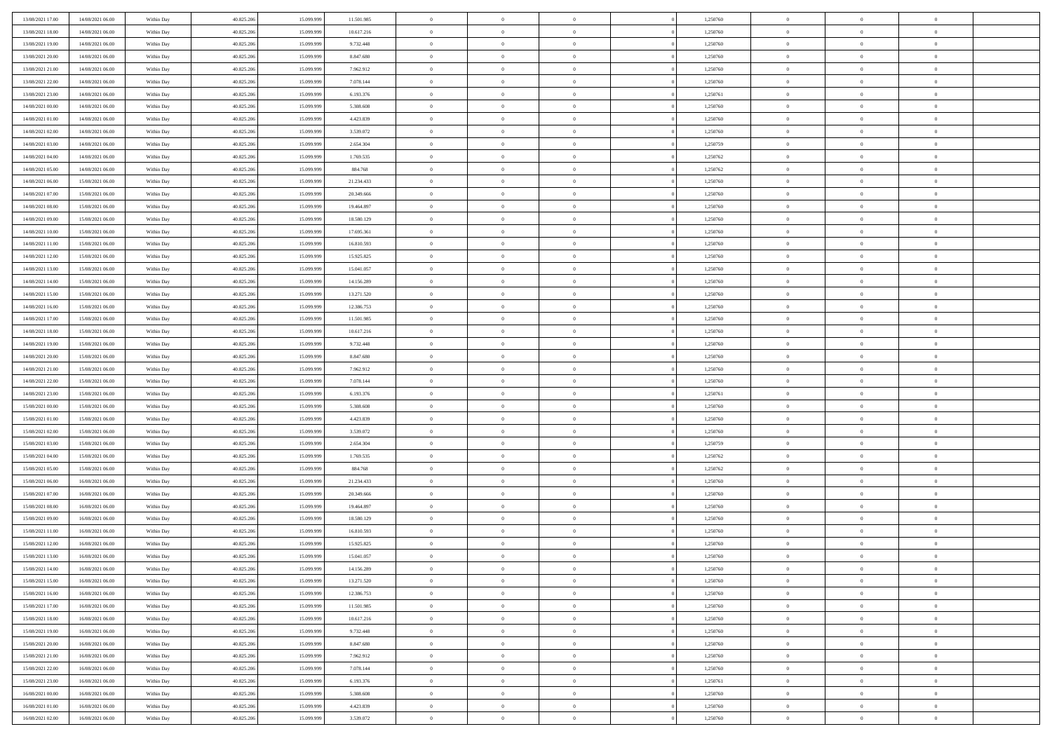| | | | | | | | | | | | | | | |
|---|---|---|---|---|---|---|---|---|---|---|---|---|---|---|
| 13/08/2021 17:00 | 14/08/2021 06:00 | Within Day | 40.825.206 | 15.099.999 | 11.501.985 | 0 | 0 | 0 | | 1,250760 | 0 | 0 | 0 | |
| 13/08/2021 18:00 | 14/08/2021 06:00 | Within Day | 40.825.206 | 15.099.999 | 10.617.216 | 0 | 0 | 0 | | 1,250760 | 0 | 0 | 0 | |
| 13/08/2021 19:00 | 14/08/2021 06:00 | Within Day | 40.825.206 | 15.099.999 | 9.732.448 | 0 | 0 | 0 | | 1,250760 | 0 | 0 | 0 | |
| 13/08/2021 20:00 | 14/08/2021 06:00 | Within Day | 40.825.206 | 15.099.999 | 8.847.680 | 0 | 0 | 0 | | 1,250760 | 0 | 0 | 0 | |
| 13/08/2021 21:00 | 14/08/2021 06:00 | Within Day | 40.825.206 | 15.099.999 | 7.962.912 | 0 | 0 | 0 | | 1,250760 | 0 | 0 | 0 | |
| 13/08/2021 22:00 | 14/08/2021 06:00 | Within Day | 40.825.206 | 15.099.999 | 7.078.144 | 0 | 0 | 0 | | 1,250760 | 0 | 0 | 0 | |
| 13/08/2021 23:00 | 14/08/2021 06:00 | Within Day | 40.825.206 | 15.099.999 | 6.193.376 | 0 | 0 | 0 | | 1,250761 | 0 | 0 | 0 | |
| 14/08/2021 00:00 | 14/08/2021 06:00 | Within Day | 40.825.206 | 15.099.999 | 5.308.608 | 0 | 0 | 0 | | 1,250760 | 0 | 0 | 0 | |
| 14/08/2021 01:00 | 14/08/2021 06:00 | Within Day | 40.825.206 | 15.099.999 | 4.423.839 | 0 | 0 | 0 | | 1,250760 | 0 | 0 | 0 | |
| 14/08/2021 02:00 | 14/08/2021 06:00 | Within Day | 40.825.206 | 15.099.999 | 3.539.072 | 0 | 0 | 0 | | 1,250760 | 0 | 0 | 0 | |
| 14/08/2021 03:00 | 14/08/2021 06:00 | Within Day | 40.825.206 | 15.099.999 | 2.654.304 | 0 | 0 | 0 | | 1,250759 | 0 | 0 | 0 | |
| 14/08/2021 04:00 | 14/08/2021 06:00 | Within Day | 40.825.206 | 15.099.999 | 1.769.535 | 0 | 0 | 0 | | 1,250762 | 0 | 0 | 0 | |
| 14/08/2021 05:00 | 14/08/2021 06:00 | Within Day | 40.825.206 | 15.099.999 | 884.768 | 0 | 0 | 0 | | 1,250762 | 0 | 0 | 0 | |
| 14/08/2021 06:00 | 15/08/2021 06:00 | Within Day | 40.825.206 | 15.099.999 | 21.234.433 | 0 | 0 | 0 | | 1,250760 | 0 | 0 | 0 | |
| 14/08/2021 07:00 | 15/08/2021 06:00 | Within Day | 40.825.206 | 15.099.999 | 20.349.666 | 0 | 0 | 0 | | 1,250760 | 0 | 0 | 0 | |
| 14/08/2021 08:00 | 15/08/2021 06:00 | Within Day | 40.825.206 | 15.099.999 | 19.464.897 | 0 | 0 | 0 | | 1,250760 | 0 | 0 | 0 | |
| 14/08/2021 09:00 | 15/08/2021 06:00 | Within Day | 40.825.206 | 15.099.999 | 18.580.129 | 0 | 0 | 0 | | 1,250760 | 0 | 0 | 0 | |
| 14/08/2021 10:00 | 15/08/2021 06:00 | Within Day | 40.825.206 | 15.099.999 | 17.695.361 | 0 | 0 | 0 | | 1,250760 | 0 | 0 | 0 | |
| 14/08/2021 11:00 | 15/08/2021 06:00 | Within Day | 40.825.206 | 15.099.999 | 16.810.593 | 0 | 0 | 0 | | 1,250760 | 0 | 0 | 0 | |
| 14/08/2021 12:00 | 15/08/2021 06:00 | Within Day | 40.825.206 | 15.099.999 | 15.925.825 | 0 | 0 | 0 | | 1,250760 | 0 | 0 | 0 | |
| 14/08/2021 13:00 | 15/08/2021 06:00 | Within Day | 40.825.206 | 15.099.999 | 15.041.057 | 0 | 0 | 0 | | 1,250760 | 0 | 0 | 0 | |
| 14/08/2021 14:00 | 15/08/2021 06:00 | Within Day | 40.825.206 | 15.099.999 | 14.156.289 | 0 | 0 | 0 | | 1,250760 | 0 | 0 | 0 | |
| 14/08/2021 15:00 | 15/08/2021 06:00 | Within Day | 40.825.206 | 15.099.999 | 13.271.520 | 0 | 0 | 0 | | 1,250760 | 0 | 0 | 0 | |
| 14/08/2021 16:00 | 15/08/2021 06:00 | Within Day | 40.825.206 | 15.099.999 | 12.386.753 | 0 | 0 | 0 | | 1,250760 | 0 | 0 | 0 | |
| 14/08/2021 17:00 | 15/08/2021 06:00 | Within Day | 40.825.206 | 15.099.999 | 11.501.985 | 0 | 0 | 0 | | 1,250760 | 0 | 0 | 0 | |
| 14/08/2021 18:00 | 15/08/2021 06:00 | Within Day | 40.825.206 | 15.099.999 | 10.617.216 | 0 | 0 | 0 | | 1,250760 | 0 | 0 | 0 | |
| 14/08/2021 19:00 | 15/08/2021 06:00 | Within Day | 40.825.206 | 15.099.999 | 9.732.448 | 0 | 0 | 0 | | 1,250760 | 0 | 0 | 0 | |
| 14/08/2021 20:00 | 15/08/2021 06:00 | Within Day | 40.825.206 | 15.099.999 | 8.847.680 | 0 | 0 | 0 | | 1,250760 | 0 | 0 | 0 | |
| 14/08/2021 21:00 | 15/08/2021 06:00 | Within Day | 40.825.206 | 15.099.999 | 7.962.912 | 0 | 0 | 0 | | 1,250760 | 0 | 0 | 0 | |
| 14/08/2021 22:00 | 15/08/2021 06:00 | Within Day | 40.825.206 | 15.099.999 | 7.078.144 | 0 | 0 | 0 | | 1,250760 | 0 | 0 | 0 | |
| 14/08/2021 23:00 | 15/08/2021 06:00 | Within Day | 40.825.206 | 15.099.999 | 6.193.376 | 0 | 0 | 0 | | 1,250761 | 0 | 0 | 0 | |
| 15/08/2021 00:00 | 15/08/2021 06:00 | Within Day | 40.825.206 | 15.099.999 | 5.308.608 | 0 | 0 | 0 | | 1,250760 | 0 | 0 | 0 | |
| 15/08/2021 01:00 | 15/08/2021 06:00 | Within Day | 40.825.206 | 15.099.999 | 4.423.839 | 0 | 0 | 0 | | 1,250760 | 0 | 0 | 0 | |
| 15/08/2021 02:00 | 15/08/2021 06:00 | Within Day | 40.825.206 | 15.099.999 | 3.539.072 | 0 | 0 | 0 | | 1,250760 | 0 | 0 | 0 | |
| 15/08/2021 03:00 | 15/08/2021 06:00 | Within Day | 40.825.206 | 15.099.999 | 2.654.304 | 0 | 0 | 0 | | 1,250759 | 0 | 0 | 0 | |
| 15/08/2021 04:00 | 15/08/2021 06:00 | Within Day | 40.825.206 | 15.099.999 | 1.769.535 | 0 | 0 | 0 | | 1,250762 | 0 | 0 | 0 | |
| 15/08/2021 05:00 | 15/08/2021 06:00 | Within Day | 40.825.206 | 15.099.999 | 884.768 | 0 | 0 | 0 | | 1,250762 | 0 | 0 | 0 | |
| 15/08/2021 06:00 | 16/08/2021 06:00 | Within Day | 40.825.206 | 15.099.999 | 21.234.433 | 0 | 0 | 0 | | 1,250760 | 0 | 0 | 0 | |
| 15/08/2021 07:00 | 16/08/2021 06:00 | Within Day | 40.825.206 | 15.099.999 | 20.349.666 | 0 | 0 | 0 | | 1,250760 | 0 | 0 | 0 | |
| 15/08/2021 08:00 | 16/08/2021 06:00 | Within Day | 40.825.206 | 15.099.999 | 19.464.897 | 0 | 0 | 0 | | 1,250760 | 0 | 0 | 0 | |
| 15/08/2021 09:00 | 16/08/2021 06:00 | Within Day | 40.825.206 | 15.099.999 | 18.580.129 | 0 | 0 | 0 | | 1,250760 | 0 | 0 | 0 | |
| 15/08/2021 11:00 | 16/08/2021 06:00 | Within Day | 40.825.206 | 15.099.999 | 16.810.593 | 0 | 0 | 0 | | 1,250760 | 0 | 0 | 0 | |
| 15/08/2021 12:00 | 16/08/2021 06:00 | Within Day | 40.825.206 | 15.099.999 | 15.925.825 | 0 | 0 | 0 | | 1,250760 | 0 | 0 | 0 | |
| 15/08/2021 13:00 | 16/08/2021 06:00 | Within Day | 40.825.206 | 15.099.999 | 15.041.057 | 0 | 0 | 0 | | 1,250760 | 0 | 0 | 0 | |
| 15/08/2021 14:00 | 16/08/2021 06:00 | Within Day | 40.825.206 | 15.099.999 | 14.156.289 | 0 | 0 | 0 | | 1,250760 | 0 | 0 | 0 | |
| 15/08/2021 15:00 | 16/08/2021 06:00 | Within Day | 40.825.206 | 15.099.999 | 13.271.520 | 0 | 0 | 0 | | 1,250760 | 0 | 0 | 0 | |
| 15/08/2021 16:00 | 16/08/2021 06:00 | Within Day | 40.825.206 | 15.099.999 | 12.386.753 | 0 | 0 | 0 | | 1,250760 | 0 | 0 | 0 | |
| 15/08/2021 17:00 | 16/08/2021 06:00 | Within Day | 40.825.206 | 15.099.999 | 11.501.985 | 0 | 0 | 0 | | 1,250760 | 0 | 0 | 0 | |
| 15/08/2021 18:00 | 16/08/2021 06:00 | Within Day | 40.825.206 | 15.099.999 | 10.617.216 | 0 | 0 | 0 | | 1,250760 | 0 | 0 | 0 | |
| 15/08/2021 19:00 | 16/08/2021 06:00 | Within Day | 40.825.206 | 15.099.999 | 9.732.448 | 0 | 0 | 0 | | 1,250760 | 0 | 0 | 0 | |
| 15/08/2021 20:00 | 16/08/2021 06:00 | Within Day | 40.825.206 | 15.099.999 | 8.847.680 | 0 | 0 | 0 | | 1,250760 | 0 | 0 | 0 | |
| 15/08/2021 21:00 | 16/08/2021 06:00 | Within Day | 40.825.206 | 15.099.999 | 7.962.912 | 0 | 0 | 0 | | 1,250760 | 0 | 0 | 0 | |
| 15/08/2021 22:00 | 16/08/2021 06:00 | Within Day | 40.825.206 | 15.099.999 | 7.078.144 | 0 | 0 | 0 | | 1,250760 | 0 | 0 | 0 | |
| 15/08/2021 23:00 | 16/08/2021 06:00 | Within Day | 40.825.206 | 15.099.999 | 6.193.376 | 0 | 0 | 0 | | 1,250761 | 0 | 0 | 0 | |
| 16/08/2021 00:00 | 16/08/2021 06:00 | Within Day | 40.825.206 | 15.099.999 | 5.308.608 | 0 | 0 | 0 | | 1,250760 | 0 | 0 | 0 | |
| 16/08/2021 01:00 | 16/08/2021 06:00 | Within Day | 40.825.206 | 15.099.999 | 4.423.839 | 0 | 0 | 0 | | 1,250760 | 0 | 0 | 0 | |
| 16/08/2021 02:00 | 16/08/2021 06:00 | Within Day | 40.825.206 | 15.099.999 | 3.539.072 | 0 | 0 | 0 | | 1,250760 | 0 | 0 | 0 | |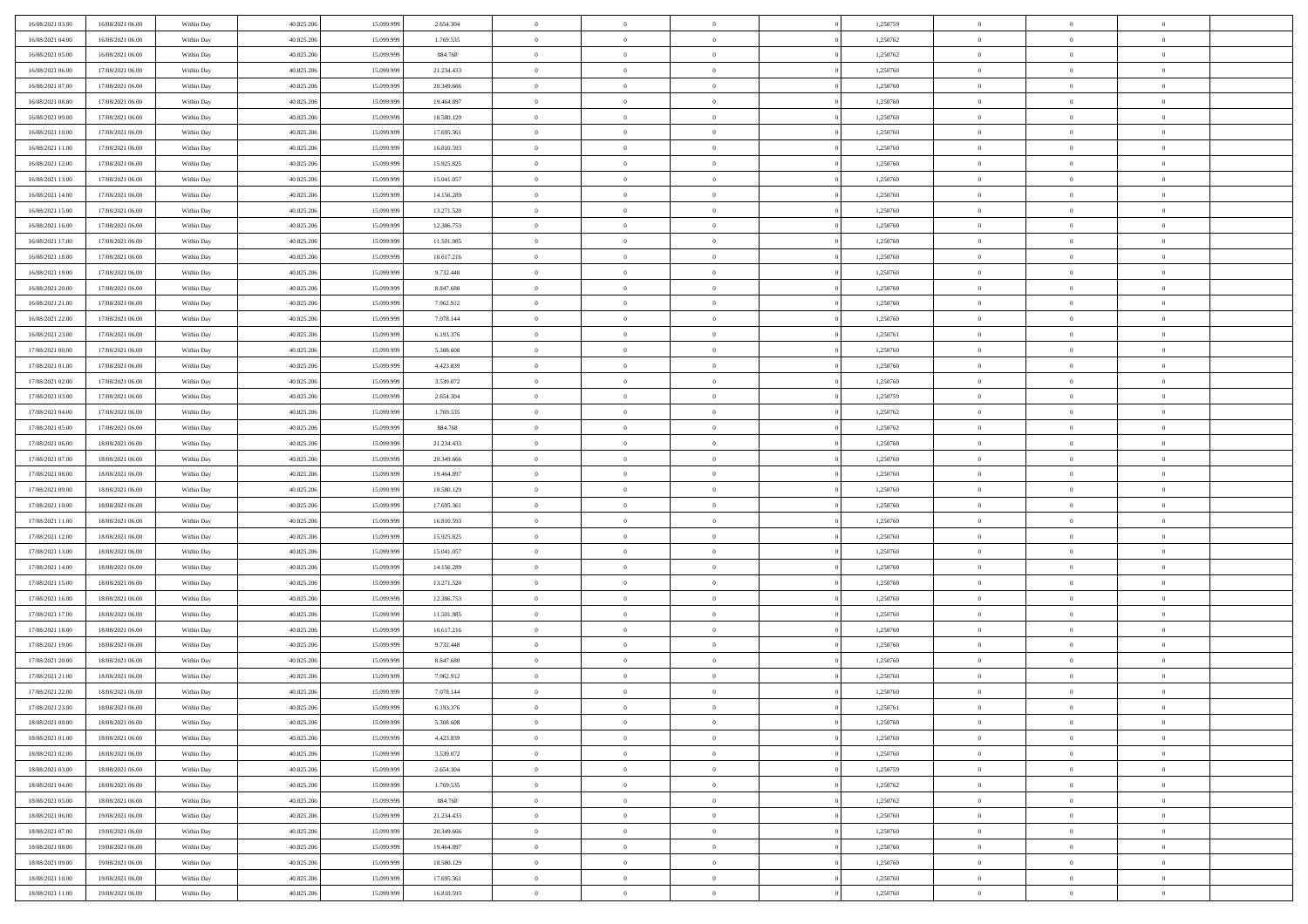| | | | | | | | | | | | | | | |
|---|---|---|---|---|---|---|---|---|---|---|---|---|---|---|
| 16/08/2021 03:00 | 16/08/2021 06:00 | Within Day | 40.825.206 | 15.099.999 | 2.654.304 | 0 | 0 | 0 | | 1,250759 | 0 | 0 | 0 | |
| 16/08/2021 04:00 | 16/08/2021 06:00 | Within Day | 40.825.206 | 15.099.999 | 1.769.535 | 0 | 0 | 0 | | 1,250762 | 0 | 0 | 0 | |
| 16/08/2021 05:00 | 16/08/2021 06:00 | Within Day | 40.825.206 | 15.099.999 | 884.768 | 0 | 0 | 0 | | 1,250762 | 0 | 0 | 0 | |
| 16/08/2021 06:00 | 17/08/2021 06:00 | Within Day | 40.825.206 | 15.099.999 | 21.234.433 | 0 | 0 | 0 | | 1,250760 | 0 | 0 | 0 | |
| 16/08/2021 07:00 | 17/08/2021 06:00 | Within Day | 40.825.206 | 15.099.999 | 20.349.666 | 0 | 0 | 0 | | 1,250760 | 0 | 0 | 0 | |
| 16/08/2021 08:00 | 17/08/2021 06:00 | Within Day | 40.825.206 | 15.099.999 | 19.464.897 | 0 | 0 | 0 | | 1,250760 | 0 | 0 | 0 | |
| 16/08/2021 09:00 | 17/08/2021 06:00 | Within Day | 40.825.206 | 15.099.999 | 18.580.129 | 0 | 0 | 0 | | 1,250760 | 0 | 0 | 0 | |
| 16/08/2021 10:00 | 17/08/2021 06:00 | Within Day | 40.825.206 | 15.099.999 | 17.695.361 | 0 | 0 | 0 | | 1,250760 | 0 | 0 | 0 | |
| 16/08/2021 11:00 | 17/08/2021 06:00 | Within Day | 40.825.206 | 15.099.999 | 16.810.593 | 0 | 0 | 0 | | 1,250760 | 0 | 0 | 0 | |
| 16/08/2021 12:00 | 17/08/2021 06:00 | Within Day | 40.825.206 | 15.099.999 | 15.925.825 | 0 | 0 | 0 | | 1,250760 | 0 | 0 | 0 | |
| 16/08/2021 13:00 | 17/08/2021 06:00 | Within Day | 40.825.206 | 15.099.999 | 15.041.057 | 0 | 0 | 0 | | 1,250760 | 0 | 0 | 0 | |
| 16/08/2021 14:00 | 17/08/2021 06:00 | Within Day | 40.825.206 | 15.099.999 | 14.156.289 | 0 | 0 | 0 | | 1,250760 | 0 | 0 | 0 | |
| 16/08/2021 15:00 | 17/08/2021 06:00 | Within Day | 40.825.206 | 15.099.999 | 13.271.520 | 0 | 0 | 0 | | 1,250760 | 0 | 0 | 0 | |
| 16/08/2021 16:00 | 17/08/2021 06:00 | Within Day | 40.825.206 | 15.099.999 | 12.386.753 | 0 | 0 | 0 | | 1,250760 | 0 | 0 | 0 | |
| 16/08/2021 17:00 | 17/08/2021 06:00 | Within Day | 40.825.206 | 15.099.999 | 11.501.985 | 0 | 0 | 0 | | 1,250760 | 0 | 0 | 0 | |
| 16/08/2021 18:00 | 17/08/2021 06:00 | Within Day | 40.825.206 | 15.099.999 | 10.617.216 | 0 | 0 | 0 | | 1,250760 | 0 | 0 | 0 | |
| 16/08/2021 19:00 | 17/08/2021 06:00 | Within Day | 40.825.206 | 15.099.999 | 9.732.448 | 0 | 0 | 0 | | 1,250760 | 0 | 0 | 0 | |
| 16/08/2021 20:00 | 17/08/2021 06:00 | Within Day | 40.825.206 | 15.099.999 | 8.847.680 | 0 | 0 | 0 | | 1,250760 | 0 | 0 | 0 | |
| 16/08/2021 21:00 | 17/08/2021 06:00 | Within Day | 40.825.206 | 15.099.999 | 7.962.912 | 0 | 0 | 0 | | 1,250760 | 0 | 0 | 0 | |
| 16/08/2021 22:00 | 17/08/2021 06:00 | Within Day | 40.825.206 | 15.099.999 | 7.078.144 | 0 | 0 | 0 | | 1,250760 | 0 | 0 | 0 | |
| 16/08/2021 23:00 | 17/08/2021 06:00 | Within Day | 40.825.206 | 15.099.999 | 6.193.376 | 0 | 0 | 0 | | 1,250761 | 0 | 0 | 0 | |
| 17/08/2021 00:00 | 17/08/2021 06:00 | Within Day | 40.825.206 | 15.099.999 | 5.308.608 | 0 | 0 | 0 | | 1,250760 | 0 | 0 | 0 | |
| 17/08/2021 01:00 | 17/08/2021 06:00 | Within Day | 40.825.206 | 15.099.999 | 4.423.839 | 0 | 0 | 0 | | 1,250760 | 0 | 0 | 0 | |
| 17/08/2021 02:00 | 17/08/2021 06:00 | Within Day | 40.825.206 | 15.099.999 | 3.539.072 | 0 | 0 | 0 | | 1,250760 | 0 | 0 | 0 | |
| 17/08/2021 03:00 | 17/08/2021 06:00 | Within Day | 40.825.206 | 15.099.999 | 2.654.304 | 0 | 0 | 0 | | 1,250759 | 0 | 0 | 0 | |
| 17/08/2021 04:00 | 17/08/2021 06:00 | Within Day | 40.825.206 | 15.099.999 | 1.769.535 | 0 | 0 | 0 | | 1,250762 | 0 | 0 | 0 | |
| 17/08/2021 05:00 | 17/08/2021 06:00 | Within Day | 40.825.206 | 15.099.999 | 884.768 | 0 | 0 | 0 | | 1,250762 | 0 | 0 | 0 | |
| 17/08/2021 06:00 | 18/08/2021 06:00 | Within Day | 40.825.206 | 15.099.999 | 21.234.433 | 0 | 0 | 0 | | 1,250760 | 0 | 0 | 0 | |
| 17/08/2021 07:00 | 18/08/2021 06:00 | Within Day | 40.825.206 | 15.099.999 | 20.349.666 | 0 | 0 | 0 | | 1,250760 | 0 | 0 | 0 | |
| 17/08/2021 08:00 | 18/08/2021 06:00 | Within Day | 40.825.206 | 15.099.999 | 19.464.897 | 0 | 0 | 0 | | 1,250760 | 0 | 0 | 0 | |
| 17/08/2021 09:00 | 18/08/2021 06:00 | Within Day | 40.825.206 | 15.099.999 | 18.580.129 | 0 | 0 | 0 | | 1,250760 | 0 | 0 | 0 | |
| 17/08/2021 10:00 | 18/08/2021 06:00 | Within Day | 40.825.206 | 15.099.999 | 17.695.361 | 0 | 0 | 0 | | 1,250760 | 0 | 0 | 0 | |
| 17/08/2021 11:00 | 18/08/2021 06:00 | Within Day | 40.825.206 | 15.099.999 | 16.810.593 | 0 | 0 | 0 | | 1,250760 | 0 | 0 | 0 | |
| 17/08/2021 12:00 | 18/08/2021 06:00 | Within Day | 40.825.206 | 15.099.999 | 15.925.825 | 0 | 0 | 0 | | 1,250760 | 0 | 0 | 0 | |
| 17/08/2021 13:00 | 18/08/2021 06:00 | Within Day | 40.825.206 | 15.099.999 | 15.041.057 | 0 | 0 | 0 | | 1,250760 | 0 | 0 | 0 | |
| 17/08/2021 14:00 | 18/08/2021 06:00 | Within Day | 40.825.206 | 15.099.999 | 14.156.289 | 0 | 0 | 0 | | 1,250760 | 0 | 0 | 0 | |
| 17/08/2021 15:00 | 18/08/2021 06:00 | Within Day | 40.825.206 | 15.099.999 | 13.271.520 | 0 | 0 | 0 | | 1,250760 | 0 | 0 | 0 | |
| 17/08/2021 16:00 | 18/08/2021 06:00 | Within Day | 40.825.206 | 15.099.999 | 12.386.753 | 0 | 0 | 0 | | 1,250760 | 0 | 0 | 0 | |
| 17/08/2021 17:00 | 18/08/2021 06:00 | Within Day | 40.825.206 | 15.099.999 | 11.501.985 | 0 | 0 | 0 | | 1,250760 | 0 | 0 | 0 | |
| 17/08/2021 18:00 | 18/08/2021 06:00 | Within Day | 40.825.206 | 15.099.999 | 10.617.216 | 0 | 0 | 0 | | 1,250760 | 0 | 0 | 0 | |
| 17/08/2021 19:00 | 18/08/2021 06:00 | Within Day | 40.825.206 | 15.099.999 | 9.732.448 | 0 | 0 | 0 | | 1,250760 | 0 | 0 | 0 | |
| 17/08/2021 20:00 | 18/08/2021 06:00 | Within Day | 40.825.206 | 15.099.999 | 8.847.680 | 0 | 0 | 0 | | 1,250760 | 0 | 0 | 0 | |
| 17/08/2021 21:00 | 18/08/2021 06:00 | Within Day | 40.825.206 | 15.099.999 | 7.962.912 | 0 | 0 | 0 | | 1,250760 | 0 | 0 | 0 | |
| 17/08/2021 22:00 | 18/08/2021 06:00 | Within Day | 40.825.206 | 15.099.999 | 7.078.144 | 0 | 0 | 0 | | 1,250760 | 0 | 0 | 0 | |
| 17/08/2021 23:00 | 18/08/2021 06:00 | Within Day | 40.825.206 | 15.099.999 | 6.193.376 | 0 | 0 | 0 | | 1,250761 | 0 | 0 | 0 | |
| 18/08/2021 00:00 | 18/08/2021 06:00 | Within Day | 40.825.206 | 15.099.999 | 5.308.608 | 0 | 0 | 0 | | 1,250760 | 0 | 0 | 0 | |
| 18/08/2021 01:00 | 18/08/2021 06:00 | Within Day | 40.825.206 | 15.099.999 | 4.423.839 | 0 | 0 | 0 | | 1,250760 | 0 | 0 | 0 | |
| 18/08/2021 02:00 | 18/08/2021 06:00 | Within Day | 40.825.206 | 15.099.999 | 3.539.072 | 0 | 0 | 0 | | 1,250760 | 0 | 0 | 0 | |
| 18/08/2021 03:00 | 18/08/2021 06:00 | Within Day | 40.825.206 | 15.099.999 | 2.654.304 | 0 | 0 | 0 | | 1,250759 | 0 | 0 | 0 | |
| 18/08/2021 04:00 | 18/08/2021 06:00 | Within Day | 40.825.206 | 15.099.999 | 1.769.535 | 0 | 0 | 0 | | 1,250762 | 0 | 0 | 0 | |
| 18/08/2021 05:00 | 18/08/2021 06:00 | Within Day | 40.825.206 | 15.099.999 | 884.768 | 0 | 0 | 0 | | 1,250762 | 0 | 0 | 0 | |
| 18/08/2021 06:00 | 19/08/2021 06:00 | Within Day | 40.825.206 | 15.099.999 | 21.234.433 | 0 | 0 | 0 | | 1,250760 | 0 | 0 | 0 | |
| 18/08/2021 07:00 | 19/08/2021 06:00 | Within Day | 40.825.206 | 15.099.999 | 20.349.666 | 0 | 0 | 0 | | 1,250760 | 0 | 0 | 0 | |
| 18/08/2021 08:00 | 19/08/2021 06:00 | Within Day | 40.825.206 | 15.099.999 | 19.464.897 | 0 | 0 | 0 | | 1,250760 | 0 | 0 | 0 | |
| 18/08/2021 09:00 | 19/08/2021 06:00 | Within Day | 40.825.206 | 15.099.999 | 18.580.129 | 0 | 0 | 0 | | 1,250760 | 0 | 0 | 0 | |
| 18/08/2021 10:00 | 19/08/2021 06:00 | Within Day | 40.825.206 | 15.099.999 | 17.695.361 | 0 | 0 | 0 | | 1,250760 | 0 | 0 | 0 | |
| 18/08/2021 11:00 | 19/08/2021 06:00 | Within Day | 40.825.206 | 15.099.999 | 16.810.593 | 0 | 0 | 0 | | 1,250760 | 0 | 0 | 0 | |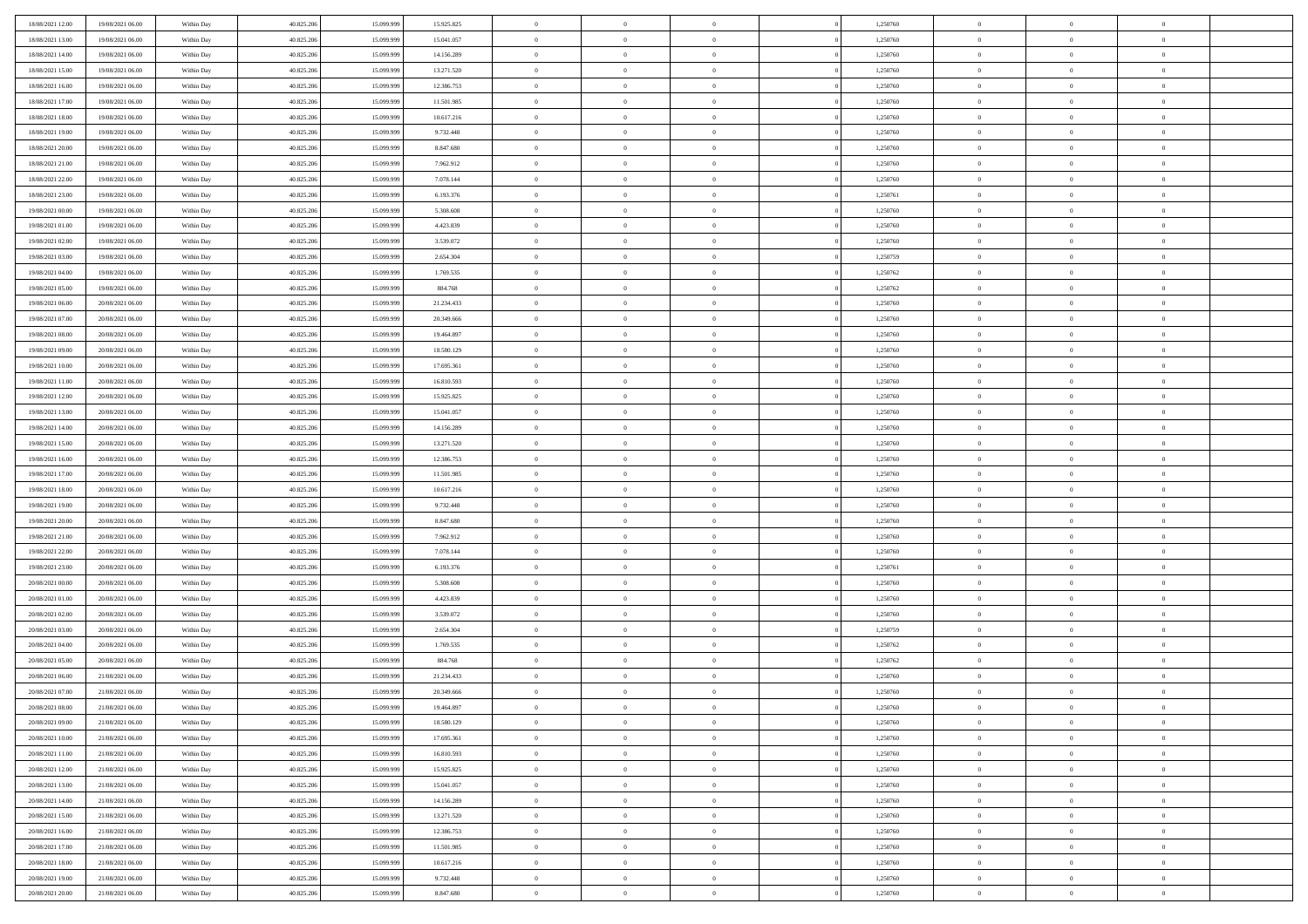| | | | | | | | | | | | | | | |
|---|---|---|---|---|---|---|---|---|---|---|---|---|---|---|
| 18/08/2021 12:00 | 19/08/2021 06:00 | Within Day | 40.825.206 | 15.099.999 | 15.925.825 | 0 | 0 | 0 | | 1,250760 | 0 | 0 | 0 | |
| 18/08/2021 13:00 | 19/08/2021 06:00 | Within Day | 40.825.206 | 15.099.999 | 15.041.057 | 0 | 0 | 0 | | 1,250760 | 0 | 0 | 0 | |
| 18/08/2021 14:00 | 19/08/2021 06:00 | Within Day | 40.825.206 | 15.099.999 | 14.156.289 | 0 | 0 | 0 | | 1,250760 | 0 | 0 | 0 | |
| 18/08/2021 15:00 | 19/08/2021 06:00 | Within Day | 40.825.206 | 15.099.999 | 13.271.520 | 0 | 0 | 0 | | 1,250760 | 0 | 0 | 0 | |
| 18/08/2021 16:00 | 19/08/2021 06:00 | Within Day | 40.825.206 | 15.099.999 | 12.386.753 | 0 | 0 | 0 | | 1,250760 | 0 | 0 | 0 | |
| 18/08/2021 17:00 | 19/08/2021 06:00 | Within Day | 40.825.206 | 15.099.999 | 11.501.985 | 0 | 0 | 0 | | 1,250760 | 0 | 0 | 0 | |
| 18/08/2021 18:00 | 19/08/2021 06:00 | Within Day | 40.825.206 | 15.099.999 | 10.617.216 | 0 | 0 | 0 | | 1,250760 | 0 | 0 | 0 | |
| 18/08/2021 19:00 | 19/08/2021 06:00 | Within Day | 40.825.206 | 15.099.999 | 9.732.448 | 0 | 0 | 0 | | 1,250760 | 0 | 0 | 0 | |
| 18/08/2021 20:00 | 19/08/2021 06:00 | Within Day | 40.825.206 | 15.099.999 | 8.847.680 | 0 | 0 | 0 | | 1,250760 | 0 | 0 | 0 | |
| 18/08/2021 21:00 | 19/08/2021 06:00 | Within Day | 40.825.206 | 15.099.999 | 7.962.912 | 0 | 0 | 0 | | 1,250760 | 0 | 0 | 0 | |
| 18/08/2021 22:00 | 19/08/2021 06:00 | Within Day | 40.825.206 | 15.099.999 | 7.078.144 | 0 | 0 | 0 | | 1,250760 | 0 | 0 | 0 | |
| 18/08/2021 23:00 | 19/08/2021 06:00 | Within Day | 40.825.206 | 15.099.999 | 6.193.376 | 0 | 0 | 0 | | 1,250761 | 0 | 0 | 0 | |
| 19/08/2021 00:00 | 19/08/2021 06:00 | Within Day | 40.825.206 | 15.099.999 | 5.308.608 | 0 | 0 | 0 | | 1,250760 | 0 | 0 | 0 | |
| 19/08/2021 01:00 | 19/08/2021 06:00 | Within Day | 40.825.206 | 15.099.999 | 4.423.839 | 0 | 0 | 0 | | 1,250760 | 0 | 0 | 0 | |
| 19/08/2021 02:00 | 19/08/2021 06:00 | Within Day | 40.825.206 | 15.099.999 | 3.539.072 | 0 | 0 | 0 | | 1,250760 | 0 | 0 | 0 | |
| 19/08/2021 03:00 | 19/08/2021 06:00 | Within Day | 40.825.206 | 15.099.999 | 2.654.304 | 0 | 0 | 0 | | 1,250759 | 0 | 0 | 0 | |
| 19/08/2021 04:00 | 19/08/2021 06:00 | Within Day | 40.825.206 | 15.099.999 | 1.769.535 | 0 | 0 | 0 | | 1,250762 | 0 | 0 | 0 | |
| 19/08/2021 05:00 | 19/08/2021 06:00 | Within Day | 40.825.206 | 15.099.999 | 884.768 | 0 | 0 | 0 | | 1,250762 | 0 | 0 | 0 | |
| 19/08/2021 06:00 | 20/08/2021 06:00 | Within Day | 40.825.206 | 15.099.999 | 21.234.433 | 0 | 0 | 0 | | 1,250760 | 0 | 0 | 0 | |
| 19/08/2021 07:00 | 20/08/2021 06:00 | Within Day | 40.825.206 | 15.099.999 | 20.349.666 | 0 | 0 | 0 | | 1,250760 | 0 | 0 | 0 | |
| 19/08/2021 08:00 | 20/08/2021 06:00 | Within Day | 40.825.206 | 15.099.999 | 19.464.897 | 0 | 0 | 0 | | 1,250760 | 0 | 0 | 0 | |
| 19/08/2021 09:00 | 20/08/2021 06:00 | Within Day | 40.825.206 | 15.099.999 | 18.580.129 | 0 | 0 | 0 | | 1,250760 | 0 | 0 | 0 | |
| 19/08/2021 10:00 | 20/08/2021 06:00 | Within Day | 40.825.206 | 15.099.999 | 17.695.361 | 0 | 0 | 0 | | 1,250760 | 0 | 0 | 0 | |
| 19/08/2021 11:00 | 20/08/2021 06:00 | Within Day | 40.825.206 | 15.099.999 | 16.810.593 | 0 | 0 | 0 | | 1,250760 | 0 | 0 | 0 | |
| 19/08/2021 12:00 | 20/08/2021 06:00 | Within Day | 40.825.206 | 15.099.999 | 15.925.825 | 0 | 0 | 0 | | 1,250760 | 0 | 0 | 0 | |
| 19/08/2021 13:00 | 20/08/2021 06:00 | Within Day | 40.825.206 | 15.099.999 | 15.041.057 | 0 | 0 | 0 | | 1,250760 | 0 | 0 | 0 | |
| 19/08/2021 14:00 | 20/08/2021 06:00 | Within Day | 40.825.206 | 15.099.999 | 14.156.289 | 0 | 0 | 0 | | 1,250760 | 0 | 0 | 0 | |
| 19/08/2021 15:00 | 20/08/2021 06:00 | Within Day | 40.825.206 | 15.099.999 | 13.271.520 | 0 | 0 | 0 | | 1,250760 | 0 | 0 | 0 | |
| 19/08/2021 16:00 | 20/08/2021 06:00 | Within Day | 40.825.206 | 15.099.999 | 12.386.753 | 0 | 0 | 0 | | 1,250760 | 0 | 0 | 0 | |
| 19/08/2021 17:00 | 20/08/2021 06:00 | Within Day | 40.825.206 | 15.099.999 | 11.501.985 | 0 | 0 | 0 | | 1,250760 | 0 | 0 | 0 | |
| 19/08/2021 18:00 | 20/08/2021 06:00 | Within Day | 40.825.206 | 15.099.999 | 10.617.216 | 0 | 0 | 0 | | 1,250760 | 0 | 0 | 0 | |
| 19/08/2021 19:00 | 20/08/2021 06:00 | Within Day | 40.825.206 | 15.099.999 | 9.732.448 | 0 | 0 | 0 | | 1,250760 | 0 | 0 | 0 | |
| 19/08/2021 20:00 | 20/08/2021 06:00 | Within Day | 40.825.206 | 15.099.999 | 8.847.680 | 0 | 0 | 0 | | 1,250760 | 0 | 0 | 0 | |
| 19/08/2021 21:00 | 20/08/2021 06:00 | Within Day | 40.825.206 | 15.099.999 | 7.962.912 | 0 | 0 | 0 | | 1,250760 | 0 | 0 | 0 | |
| 19/08/2021 22:00 | 20/08/2021 06:00 | Within Day | 40.825.206 | 15.099.999 | 7.078.144 | 0 | 0 | 0 | | 1,250760 | 0 | 0 | 0 | |
| 19/08/2021 23:00 | 20/08/2021 06:00 | Within Day | 40.825.206 | 15.099.999 | 6.193.376 | 0 | 0 | 0 | | 1,250761 | 0 | 0 | 0 | |
| 20/08/2021 00:00 | 20/08/2021 06:00 | Within Day | 40.825.206 | 15.099.999 | 5.308.608 | 0 | 0 | 0 | | 1,250760 | 0 | 0 | 0 | |
| 20/08/2021 01:00 | 20/08/2021 06:00 | Within Day | 40.825.206 | 15.099.999 | 4.423.839 | 0 | 0 | 0 | | 1,250760 | 0 | 0 | 0 | |
| 20/08/2021 02:00 | 20/08/2021 06:00 | Within Day | 40.825.206 | 15.099.999 | 3.539.072 | 0 | 0 | 0 | | 1,250760 | 0 | 0 | 0 | |
| 20/08/2021 03:00 | 20/08/2021 06:00 | Within Day | 40.825.206 | 15.099.999 | 2.654.304 | 0 | 0 | 0 | | 1,250759 | 0 | 0 | 0 | |
| 20/08/2021 04:00 | 20/08/2021 06:00 | Within Day | 40.825.206 | 15.099.999 | 1.769.535 | 0 | 0 | 0 | | 1,250762 | 0 | 0 | 0 | |
| 20/08/2021 05:00 | 20/08/2021 06:00 | Within Day | 40.825.206 | 15.099.999 | 884.768 | 0 | 0 | 0 | | 1,250762 | 0 | 0 | 0 | |
| 20/08/2021 06:00 | 21/08/2021 06:00 | Within Day | 40.825.206 | 15.099.999 | 21.234.433 | 0 | 0 | 0 | | 1,250760 | 0 | 0 | 0 | |
| 20/08/2021 07:00 | 21/08/2021 06:00 | Within Day | 40.825.206 | 15.099.999 | 20.349.666 | 0 | 0 | 0 | | 1,250760 | 0 | 0 | 0 | |
| 20/08/2021 08:00 | 21/08/2021 06:00 | Within Day | 40.825.206 | 15.099.999 | 19.464.897 | 0 | 0 | 0 | | 1,250760 | 0 | 0 | 0 | |
| 20/08/2021 09:00 | 21/08/2021 06:00 | Within Day | 40.825.206 | 15.099.999 | 18.580.129 | 0 | 0 | 0 | | 1,250760 | 0 | 0 | 0 | |
| 20/08/2021 10:00 | 21/08/2021 06:00 | Within Day | 40.825.206 | 15.099.999 | 17.695.361 | 0 | 0 | 0 | | 1,250760 | 0 | 0 | 0 | |
| 20/08/2021 11:00 | 21/08/2021 06:00 | Within Day | 40.825.206 | 15.099.999 | 16.810.593 | 0 | 0 | 0 | | 1,250760 | 0 | 0 | 0 | |
| 20/08/2021 12:00 | 21/08/2021 06:00 | Within Day | 40.825.206 | 15.099.999 | 15.925.825 | 0 | 0 | 0 | | 1,250760 | 0 | 0 | 0 | |
| 20/08/2021 13:00 | 21/08/2021 06:00 | Within Day | 40.825.206 | 15.099.999 | 15.041.057 | 0 | 0 | 0 | | 1,250760 | 0 | 0 | 0 | |
| 20/08/2021 14:00 | 21/08/2021 06:00 | Within Day | 40.825.206 | 15.099.999 | 14.156.289 | 0 | 0 | 0 | | 1,250760 | 0 | 0 | 0 | |
| 20/08/2021 15:00 | 21/08/2021 06:00 | Within Day | 40.825.206 | 15.099.999 | 13.271.520 | 0 | 0 | 0 | | 1,250760 | 0 | 0 | 0 | |
| 20/08/2021 16:00 | 21/08/2021 06:00 | Within Day | 40.825.206 | 15.099.999 | 12.386.753 | 0 | 0 | 0 | | 1,250760 | 0 | 0 | 0 | |
| 20/08/2021 17:00 | 21/08/2021 06:00 | Within Day | 40.825.206 | 15.099.999 | 11.501.985 | 0 | 0 | 0 | | 1,250760 | 0 | 0 | 0 | |
| 20/08/2021 18:00 | 21/08/2021 06:00 | Within Day | 40.825.206 | 15.099.999 | 10.617.216 | 0 | 0 | 0 | | 1,250760 | 0 | 0 | 0 | |
| 20/08/2021 19:00 | 21/08/2021 06:00 | Within Day | 40.825.206 | 15.099.999 | 9.732.448 | 0 | 0 | 0 | | 1,250760 | 0 | 0 | 0 | |
| 20/08/2021 20:00 | 21/08/2021 06:00 | Within Day | 40.825.206 | 15.099.999 | 8.847.680 | 0 | 0 | 0 | | 1,250760 | 0 | 0 | 0 | |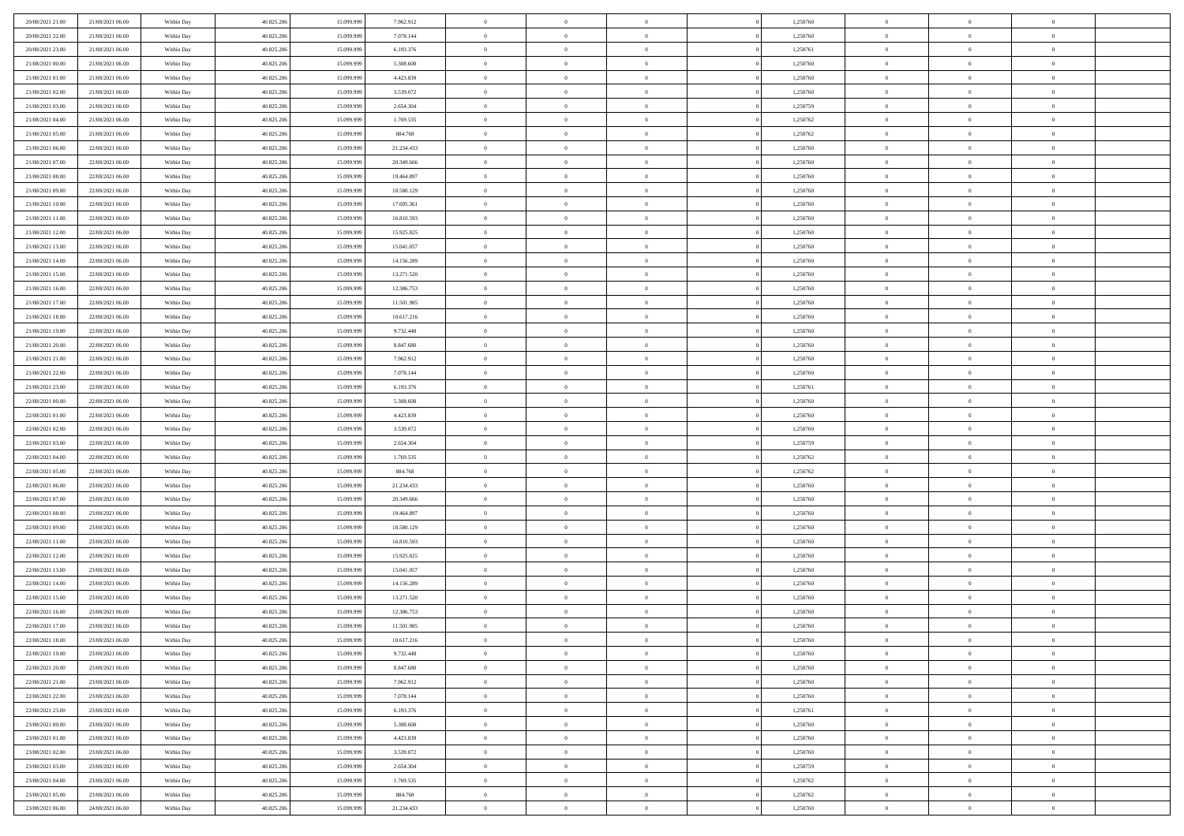| | | | | | | | | | | | | | | |
|---|---|---|---|---|---|---|---|---|---|---|---|---|---|---|
| 20/08/2021 21:00 | 21/08/2021 06:00 | Within Day | 40.825.206 | 15.099.999 | 7.962.912 | 0 | 0 | 0 | | 1,250760 | 0 | 0 | 0 | |
| 20/08/2021 22:00 | 21/08/2021 06:00 | Within Day | 40.825.206 | 15.099.999 | 7.078.144 | 0 | 0 | 0 | | 1,250760 | 0 | 0 | 0 | |
| 20/08/2021 23:00 | 21/08/2021 06:00 | Within Day | 40.825.206 | 15.099.999 | 6.193.376 | 0 | 0 | 0 | | 1,250761 | 0 | 0 | 0 | |
| 21/08/2021 00:00 | 21/08/2021 06:00 | Within Day | 40.825.206 | 15.099.999 | 5.308.608 | 0 | 0 | 0 | | 1,250760 | 0 | 0 | 0 | |
| 21/08/2021 01:00 | 21/08/2021 06:00 | Within Day | 40.825.206 | 15.099.999 | 4.423.839 | 0 | 0 | 0 | | 1,250760 | 0 | 0 | 0 | |
| 21/08/2021 02:00 | 21/08/2021 06:00 | Within Day | 40.825.206 | 15.099.999 | 3.539.072 | 0 | 0 | 0 | | 1,250760 | 0 | 0 | 0 | |
| 21/08/2021 03:00 | 21/08/2021 06:00 | Within Day | 40.825.206 | 15.099.999 | 2.654.304 | 0 | 0 | 0 | | 1,250759 | 0 | 0 | 0 | |
| 21/08/2021 04:00 | 21/08/2021 06:00 | Within Day | 40.825.206 | 15.099.999 | 1.769.535 | 0 | 0 | 0 | | 1,250762 | 0 | 0 | 0 | |
| 21/08/2021 05:00 | 21/08/2021 06:00 | Within Day | 40.825.206 | 15.099.999 | 884.768 | 0 | 0 | 0 | | 1,250762 | 0 | 0 | 0 | |
| 21/08/2021 06:00 | 22/08/2021 06:00 | Within Day | 40.825.206 | 15.099.999 | 21.234.433 | 0 | 0 | 0 | | 1,250760 | 0 | 0 | 0 | |
| 21/08/2021 07:00 | 22/08/2021 06:00 | Within Day | 40.825.206 | 15.099.999 | 20.349.666 | 0 | 0 | 0 | | 1,250760 | 0 | 0 | 0 | |
| 21/08/2021 08:00 | 22/08/2021 06:00 | Within Day | 40.825.206 | 15.099.999 | 19.464.897 | 0 | 0 | 0 | | 1,250760 | 0 | 0 | 0 | |
| 21/08/2021 09:00 | 22/08/2021 06:00 | Within Day | 40.825.206 | 15.099.999 | 18.580.129 | 0 | 0 | 0 | | 1,250760 | 0 | 0 | 0 | |
| 21/08/2021 10:00 | 22/08/2021 06:00 | Within Day | 40.825.206 | 15.099.999 | 17.695.361 | 0 | 0 | 0 | | 1,250760 | 0 | 0 | 0 | |
| 21/08/2021 11:00 | 22/08/2021 06:00 | Within Day | 40.825.206 | 15.099.999 | 16.810.593 | 0 | 0 | 0 | | 1,250760 | 0 | 0 | 0 | |
| 21/08/2021 12:00 | 22/08/2021 06:00 | Within Day | 40.825.206 | 15.099.999 | 15.925.825 | 0 | 0 | 0 | | 1,250760 | 0 | 0 | 0 | |
| 21/08/2021 13:00 | 22/08/2021 06:00 | Within Day | 40.825.206 | 15.099.999 | 15.041.057 | 0 | 0 | 0 | | 1,250760 | 0 | 0 | 0 | |
| 21/08/2021 14:00 | 22/08/2021 06:00 | Within Day | 40.825.206 | 15.099.999 | 14.156.289 | 0 | 0 | 0 | | 1,250760 | 0 | 0 | 0 | |
| 21/08/2021 15:00 | 22/08/2021 06:00 | Within Day | 40.825.206 | 15.099.999 | 13.271.520 | 0 | 0 | 0 | | 1,250760 | 0 | 0 | 0 | |
| 21/08/2021 16:00 | 22/08/2021 06:00 | Within Day | 40.825.206 | 15.099.999 | 12.386.753 | 0 | 0 | 0 | | 1,250760 | 0 | 0 | 0 | |
| 21/08/2021 17:00 | 22/08/2021 06:00 | Within Day | 40.825.206 | 15.099.999 | 11.501.985 | 0 | 0 | 0 | | 1,250760 | 0 | 0 | 0 | |
| 21/08/2021 18:00 | 22/08/2021 06:00 | Within Day | 40.825.206 | 15.099.999 | 10.617.216 | 0 | 0 | 0 | | 1,250760 | 0 | 0 | 0 | |
| 21/08/2021 19:00 | 22/08/2021 06:00 | Within Day | 40.825.206 | 15.099.999 | 9.732.448 | 0 | 0 | 0 | | 1,250760 | 0 | 0 | 0 | |
| 21/08/2021 20:00 | 22/08/2021 06:00 | Within Day | 40.825.206 | 15.099.999 | 8.847.680 | 0 | 0 | 0 | | 1,250760 | 0 | 0 | 0 | |
| 21/08/2021 21:00 | 22/08/2021 06:00 | Within Day | 40.825.206 | 15.099.999 | 7.962.912 | 0 | 0 | 0 | | 1,250760 | 0 | 0 | 0 | |
| 21/08/2021 22:00 | 22/08/2021 06:00 | Within Day | 40.825.206 | 15.099.999 | 7.078.144 | 0 | 0 | 0 | | 1,250760 | 0 | 0 | 0 | |
| 21/08/2021 23:00 | 22/08/2021 06:00 | Within Day | 40.825.206 | 15.099.999 | 6.193.376 | 0 | 0 | 0 | | 1,250761 | 0 | 0 | 0 | |
| 22/08/2021 00:00 | 22/08/2021 06:00 | Within Day | 40.825.206 | 15.099.999 | 5.308.608 | 0 | 0 | 0 | | 1,250760 | 0 | 0 | 0 | |
| 22/08/2021 01:00 | 22/08/2021 06:00 | Within Day | 40.825.206 | 15.099.999 | 4.423.839 | 0 | 0 | 0 | | 1,250760 | 0 | 0 | 0 | |
| 22/08/2021 02:00 | 22/08/2021 06:00 | Within Day | 40.825.206 | 15.099.999 | 3.539.072 | 0 | 0 | 0 | | 1,250760 | 0 | 0 | 0 | |
| 22/08/2021 03:00 | 22/08/2021 06:00 | Within Day | 40.825.206 | 15.099.999 | 2.654.304 | 0 | 0 | 0 | | 1,250759 | 0 | 0 | 0 | |
| 22/08/2021 04:00 | 22/08/2021 06:00 | Within Day | 40.825.206 | 15.099.999 | 1.769.535 | 0 | 0 | 0 | | 1,250762 | 0 | 0 | 0 | |
| 22/08/2021 05:00 | 22/08/2021 06:00 | Within Day | 40.825.206 | 15.099.999 | 884.768 | 0 | 0 | 0 | | 1,250762 | 0 | 0 | 0 | |
| 22/08/2021 06:00 | 23/08/2021 06:00 | Within Day | 40.825.206 | 15.099.999 | 21.234.433 | 0 | 0 | 0 | | 1,250760 | 0 | 0 | 0 | |
| 22/08/2021 07:00 | 23/08/2021 06:00 | Within Day | 40.825.206 | 15.099.999 | 20.349.666 | 0 | 0 | 0 | | 1,250760 | 0 | 0 | 0 | |
| 22/08/2021 08:00 | 23/08/2021 06:00 | Within Day | 40.825.206 | 15.099.999 | 19.464.897 | 0 | 0 | 0 | | 1,250760 | 0 | 0 | 0 | |
| 22/08/2021 09:00 | 23/08/2021 06:00 | Within Day | 40.825.206 | 15.099.999 | 18.580.129 | 0 | 0 | 0 | | 1,250760 | 0 | 0 | 0 | |
| 22/08/2021 11:00 | 23/08/2021 06:00 | Within Day | 40.825.206 | 15.099.999 | 16.810.593 | 0 | 0 | 0 | | 1,250760 | 0 | 0 | 0 | |
| 22/08/2021 12:00 | 23/08/2021 06:00 | Within Day | 40.825.206 | 15.099.999 | 15.925.825 | 0 | 0 | 0 | | 1,250760 | 0 | 0 | 0 | |
| 22/08/2021 13:00 | 23/08/2021 06:00 | Within Day | 40.825.206 | 15.099.999 | 15.041.057 | 0 | 0 | 0 | | 1,250760 | 0 | 0 | 0 | |
| 22/08/2021 14:00 | 23/08/2021 06:00 | Within Day | 40.825.206 | 15.099.999 | 14.156.289 | 0 | 0 | 0 | | 1,250760 | 0 | 0 | 0 | |
| 22/08/2021 15:00 | 23/08/2021 06:00 | Within Day | 40.825.206 | 15.099.999 | 13.271.520 | 0 | 0 | 0 | | 1,250760 | 0 | 0 | 0 | |
| 22/08/2021 16:00 | 23/08/2021 06:00 | Within Day | 40.825.206 | 15.099.999 | 12.386.753 | 0 | 0 | 0 | | 1,250760 | 0 | 0 | 0 | |
| 22/08/2021 17:00 | 23/08/2021 06:00 | Within Day | 40.825.206 | 15.099.999 | 11.501.985 | 0 | 0 | 0 | | 1,250760 | 0 | 0 | 0 | |
| 22/08/2021 18:00 | 23/08/2021 06:00 | Within Day | 40.825.206 | 15.099.999 | 10.617.216 | 0 | 0 | 0 | | 1,250760 | 0 | 0 | 0 | |
| 22/08/2021 19:00 | 23/08/2021 06:00 | Within Day | 40.825.206 | 15.099.999 | 9.732.448 | 0 | 0 | 0 | | 1,250760 | 0 | 0 | 0 | |
| 22/08/2021 20:00 | 23/08/2021 06:00 | Within Day | 40.825.206 | 15.099.999 | 8.847.680 | 0 | 0 | 0 | | 1,250760 | 0 | 0 | 0 | |
| 22/08/2021 21:00 | 23/08/2021 06:00 | Within Day | 40.825.206 | 15.099.999 | 7.962.912 | 0 | 0 | 0 | | 1,250760 | 0 | 0 | 0 | |
| 22/08/2021 22:00 | 23/08/2021 06:00 | Within Day | 40.825.206 | 15.099.999 | 7.078.144 | 0 | 0 | 0 | | 1,250760 | 0 | 0 | 0 | |
| 22/08/2021 23:00 | 23/08/2021 06:00 | Within Day | 40.825.206 | 15.099.999 | 6.193.376 | 0 | 0 | 0 | | 1,250761 | 0 | 0 | 0 | |
| 23/08/2021 00:00 | 23/08/2021 06:00 | Within Day | 40.825.206 | 15.099.999 | 5.308.608 | 0 | 0 | 0 | | 1,250760 | 0 | 0 | 0 | |
| 23/08/2021 01:00 | 23/08/2021 06:00 | Within Day | 40.825.206 | 15.099.999 | 4.423.839 | 0 | 0 | 0 | | 1,250760 | 0 | 0 | 0 | |
| 23/08/2021 02:00 | 23/08/2021 06:00 | Within Day | 40.825.206 | 15.099.999 | 3.539.072 | 0 | 0 | 0 | | 1,250760 | 0 | 0 | 0 | |
| 23/08/2021 03:00 | 23/08/2021 06:00 | Within Day | 40.825.206 | 15.099.999 | 2.654.304 | 0 | 0 | 0 | | 1,250759 | 0 | 0 | 0 | |
| 23/08/2021 04:00 | 23/08/2021 06:00 | Within Day | 40.825.206 | 15.099.999 | 1.769.535 | 0 | 0 | 0 | | 1,250762 | 0 | 0 | 0 | |
| 23/08/2021 05:00 | 23/08/2021 06:00 | Within Day | 40.825.206 | 15.099.999 | 884.768 | 0 | 0 | 0 | | 1,250762 | 0 | 0 | 0 | |
| 23/08/2021 06:00 | 24/08/2021 06:00 | Within Day | 40.825.206 | 15.099.999 | 21.234.433 | 0 | 0 | 0 | | 1,250760 | 0 | 0 | 0 | |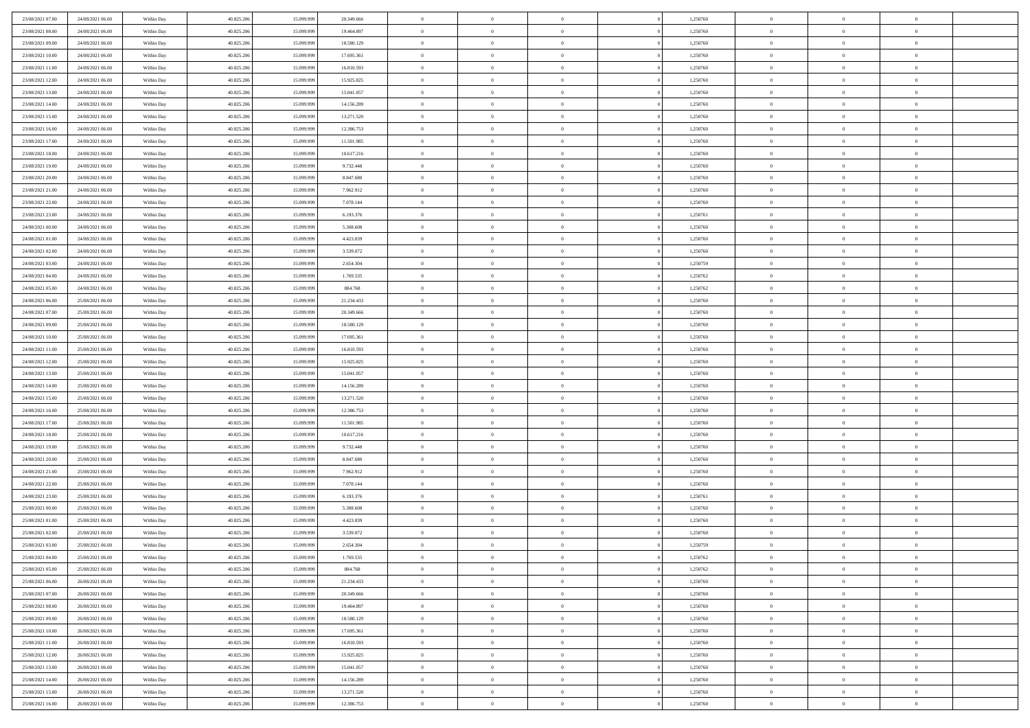| | | | | | | | | | | | | | | |
|---|---|---|---|---|---|---|---|---|---|---|---|---|---|---|
| 23/08/2021 07:00 | 24/08/2021 06:00 | Within Day | 40.825.206 | 15.099.999 | 20.349.666 | 0 | 0 | 0 | | 1,250760 | 0 | 0 | 0 | |
| 23/08/2021 08:00 | 24/08/2021 06:00 | Within Day | 40.825.206 | 15.099.999 | 19.464.897 | 0 | 0 | 0 | | 1,250760 | 0 | 0 | 0 | |
| 23/08/2021 09:00 | 24/08/2021 06:00 | Within Day | 40.825.206 | 15.099.999 | 18.580.129 | 0 | 0 | 0 | | 1,250760 | 0 | 0 | 0 | |
| 23/08/2021 10:00 | 24/08/2021 06:00 | Within Day | 40.825.206 | 15.099.999 | 17.695.361 | 0 | 0 | 0 | | 1,250760 | 0 | 0 | 0 | |
| 23/08/2021 11:00 | 24/08/2021 06:00 | Within Day | 40.825.206 | 15.099.999 | 16.810.593 | 0 | 0 | 0 | | 1,250760 | 0 | 0 | 0 | |
| 23/08/2021 12:00 | 24/08/2021 06:00 | Within Day | 40.825.206 | 15.099.999 | 15.925.825 | 0 | 0 | 0 | | 1,250760 | 0 | 0 | 0 | |
| 23/08/2021 13:00 | 24/08/2021 06:00 | Within Day | 40.825.206 | 15.099.999 | 15.041.057 | 0 | 0 | 0 | | 1,250760 | 0 | 0 | 0 | |
| 23/08/2021 14:00 | 24/08/2021 06:00 | Within Day | 40.825.206 | 15.099.999 | 14.156.289 | 0 | 0 | 0 | | 1,250760 | 0 | 0 | 0 | |
| 23/08/2021 15:00 | 24/08/2021 06:00 | Within Day | 40.825.206 | 15.099.999 | 13.271.520 | 0 | 0 | 0 | | 1,250760 | 0 | 0 | 0 | |
| 23/08/2021 16:00 | 24/08/2021 06:00 | Within Day | 40.825.206 | 15.099.999 | 12.386.753 | 0 | 0 | 0 | | 1,250760 | 0 | 0 | 0 | |
| 23/08/2021 17:00 | 24/08/2021 06:00 | Within Day | 40.825.206 | 15.099.999 | 11.501.985 | 0 | 0 | 0 | | 1,250760 | 0 | 0 | 0 | |
| 23/08/2021 18:00 | 24/08/2021 06:00 | Within Day | 40.825.206 | 15.099.999 | 10.617.216 | 0 | 0 | 0 | | 1,250760 | 0 | 0 | 0 | |
| 23/08/2021 19:00 | 24/08/2021 06:00 | Within Day | 40.825.206 | 15.099.999 | 9.732.448 | 0 | 0 | 0 | | 1,250760 | 0 | 0 | 0 | |
| 23/08/2021 20:00 | 24/08/2021 06:00 | Within Day | 40.825.206 | 15.099.999 | 8.847.680 | 0 | 0 | 0 | | 1,250760 | 0 | 0 | 0 | |
| 23/08/2021 21:00 | 24/08/2021 06:00 | Within Day | 40.825.206 | 15.099.999 | 7.962.912 | 0 | 0 | 0 | | 1,250760 | 0 | 0 | 0 | |
| 23/08/2021 22:00 | 24/08/2021 06:00 | Within Day | 40.825.206 | 15.099.999 | 7.078.144 | 0 | 0 | 0 | | 1,250760 | 0 | 0 | 0 | |
| 23/08/2021 23:00 | 24/08/2021 06:00 | Within Day | 40.825.206 | 15.099.999 | 6.193.376 | 0 | 0 | 0 | | 1,250761 | 0 | 0 | 0 | |
| 24/08/2021 00:00 | 24/08/2021 06:00 | Within Day | 40.825.206 | 15.099.999 | 5.308.608 | 0 | 0 | 0 | | 1,250760 | 0 | 0 | 0 | |
| 24/08/2021 01:00 | 24/08/2021 06:00 | Within Day | 40.825.206 | 15.099.999 | 4.423.839 | 0 | 0 | 0 | | 1,250760 | 0 | 0 | 0 | |
| 24/08/2021 02:00 | 24/08/2021 06:00 | Within Day | 40.825.206 | 15.099.999 | 3.539.072 | 0 | 0 | 0 | | 1,250760 | 0 | 0 | 0 | |
| 24/08/2021 03:00 | 24/08/2021 06:00 | Within Day | 40.825.206 | 15.099.999 | 2.654.304 | 0 | 0 | 0 | | 1,250759 | 0 | 0 | 0 | |
| 24/08/2021 04:00 | 24/08/2021 06:00 | Within Day | 40.825.206 | 15.099.999 | 1.769.535 | 0 | 0 | 0 | | 1,250762 | 0 | 0 | 0 | |
| 24/08/2021 05:00 | 24/08/2021 06:00 | Within Day | 40.825.206 | 15.099.999 | 884.768 | 0 | 0 | 0 | | 1,250762 | 0 | 0 | 0 | |
| 24/08/2021 06:00 | 25/08/2021 06:00 | Within Day | 40.825.206 | 15.099.999 | 21.234.433 | 0 | 0 | 0 | | 1,250760 | 0 | 0 | 0 | |
| 24/08/2021 07:00 | 25/08/2021 06:00 | Within Day | 40.825.206 | 15.099.999 | 20.349.666 | 0 | 0 | 0 | | 1,250760 | 0 | 0 | 0 | |
| 24/08/2021 09:00 | 25/08/2021 06:00 | Within Day | 40.825.206 | 15.099.999 | 18.580.129 | 0 | 0 | 0 | | 1,250760 | 0 | 0 | 0 | |
| 24/08/2021 10:00 | 25/08/2021 06:00 | Within Day | 40.825.206 | 15.099.999 | 17.695.361 | 0 | 0 | 0 | | 1,250760 | 0 | 0 | 0 | |
| 24/08/2021 11:00 | 25/08/2021 06:00 | Within Day | 40.825.206 | 15.099.999 | 16.810.593 | 0 | 0 | 0 | | 1,250760 | 0 | 0 | 0 | |
| 24/08/2021 12:00 | 25/08/2021 06:00 | Within Day | 40.825.206 | 15.099.999 | 15.925.825 | 0 | 0 | 0 | | 1,250760 | 0 | 0 | 0 | |
| 24/08/2021 13:00 | 25/08/2021 06:00 | Within Day | 40.825.206 | 15.099.999 | 15.041.057 | 0 | 0 | 0 | | 1,250760 | 0 | 0 | 0 | |
| 24/08/2021 14:00 | 25/08/2021 06:00 | Within Day | 40.825.206 | 15.099.999 | 14.156.289 | 0 | 0 | 0 | | 1,250760 | 0 | 0 | 0 | |
| 24/08/2021 15:00 | 25/08/2021 06:00 | Within Day | 40.825.206 | 15.099.999 | 13.271.520 | 0 | 0 | 0 | | 1,250760 | 0 | 0 | 0 | |
| 24/08/2021 16:00 | 25/08/2021 06:00 | Within Day | 40.825.206 | 15.099.999 | 12.386.753 | 0 | 0 | 0 | | 1,250760 | 0 | 0 | 0 | |
| 24/08/2021 17:00 | 25/08/2021 06:00 | Within Day | 40.825.206 | 15.099.999 | 11.501.985 | 0 | 0 | 0 | | 1,250760 | 0 | 0 | 0 | |
| 24/08/2021 18:00 | 25/08/2021 06:00 | Within Day | 40.825.206 | 15.099.999 | 10.617.216 | 0 | 0 | 0 | | 1,250760 | 0 | 0 | 0 | |
| 24/08/2021 19:00 | 25/08/2021 06:00 | Within Day | 40.825.206 | 15.099.999 | 9.732.448 | 0 | 0 | 0 | | 1,250760 | 0 | 0 | 0 | |
| 24/08/2021 20:00 | 25/08/2021 06:00 | Within Day | 40.825.206 | 15.099.999 | 8.847.680 | 0 | 0 | 0 | | 1,250760 | 0 | 0 | 0 | |
| 24/08/2021 21:00 | 25/08/2021 06:00 | Within Day | 40.825.206 | 15.099.999 | 7.962.912 | 0 | 0 | 0 | | 1,250760 | 0 | 0 | 0 | |
| 24/08/2021 22:00 | 25/08/2021 06:00 | Within Day | 40.825.206 | 15.099.999 | 7.078.144 | 0 | 0 | 0 | | 1,250760 | 0 | 0 | 0 | |
| 24/08/2021 23:00 | 25/08/2021 06:00 | Within Day | 40.825.206 | 15.099.999 | 6.193.376 | 0 | 0 | 0 | | 1,250761 | 0 | 0 | 0 | |
| 25/08/2021 00:00 | 25/08/2021 06:00 | Within Day | 40.825.206 | 15.099.999 | 5.308.608 | 0 | 0 | 0 | | 1,250760 | 0 | 0 | 0 | |
| 25/08/2021 01:00 | 25/08/2021 06:00 | Within Day | 40.825.206 | 15.099.999 | 4.423.839 | 0 | 0 | 0 | | 1,250760 | 0 | 0 | 0 | |
| 25/08/2021 02:00 | 25/08/2021 06:00 | Within Day | 40.825.206 | 15.099.999 | 3.539.072 | 0 | 0 | 0 | | 1,250760 | 0 | 0 | 0 | |
| 25/08/2021 03:00 | 25/08/2021 06:00 | Within Day | 40.825.206 | 15.099.999 | 2.654.304 | 0 | 0 | 0 | | 1,250759 | 0 | 0 | 0 | |
| 25/08/2021 04:00 | 25/08/2021 06:00 | Within Day | 40.825.206 | 15.099.999 | 1.769.535 | 0 | 0 | 0 | | 1,250762 | 0 | 0 | 0 | |
| 25/08/2021 05:00 | 25/08/2021 06:00 | Within Day | 40.825.206 | 15.099.999 | 884.768 | 0 | 0 | 0 | | 1,250762 | 0 | 0 | 0 | |
| 25/08/2021 06:00 | 26/08/2021 06:00 | Within Day | 40.825.206 | 15.099.999 | 21.234.433 | 0 | 0 | 0 | | 1,250760 | 0 | 0 | 0 | |
| 25/08/2021 07:00 | 26/08/2021 06:00 | Within Day | 40.825.206 | 15.099.999 | 20.349.666 | 0 | 0 | 0 | | 1,250760 | 0 | 0 | 0 | |
| 25/08/2021 08:00 | 26/08/2021 06:00 | Within Day | 40.825.206 | 15.099.999 | 19.464.897 | 0 | 0 | 0 | | 1,250760 | 0 | 0 | 0 | |
| 25/08/2021 09:00 | 26/08/2021 06:00 | Within Day | 40.825.206 | 15.099.999 | 18.580.129 | 0 | 0 | 0 | | 1,250760 | 0 | 0 | 0 | |
| 25/08/2021 10:00 | 26/08/2021 06:00 | Within Day | 40.825.206 | 15.099.999 | 17.695.361 | 0 | 0 | 0 | | 1,250760 | 0 | 0 | 0 | |
| 25/08/2021 11:00 | 26/08/2021 06:00 | Within Day | 40.825.206 | 15.099.999 | 16.810.593 | 0 | 0 | 0 | | 1,250760 | 0 | 0 | 0 | |
| 25/08/2021 12:00 | 26/08/2021 06:00 | Within Day | 40.825.206 | 15.099.999 | 15.925.825 | 0 | 0 | 0 | | 1,250760 | 0 | 0 | 0 | |
| 25/08/2021 13:00 | 26/08/2021 06:00 | Within Day | 40.825.206 | 15.099.999 | 15.041.057 | 0 | 0 | 0 | | 1,250760 | 0 | 0 | 0 | |
| 25/08/2021 14:00 | 26/08/2021 06:00 | Within Day | 40.825.206 | 15.099.999 | 14.156.289 | 0 | 0 | 0 | | 1,250760 | 0 | 0 | 0 | |
| 25/08/2021 15:00 | 26/08/2021 06:00 | Within Day | 40.825.206 | 15.099.999 | 13.271.520 | 0 | 0 | 0 | | 1,250760 | 0 | 0 | 0 | |
| 25/08/2021 16:00 | 26/08/2021 06:00 | Within Day | 40.825.206 | 15.099.999 | 12.386.753 | 0 | 0 | 0 | | 1,250760 | 0 | 0 | 0 | |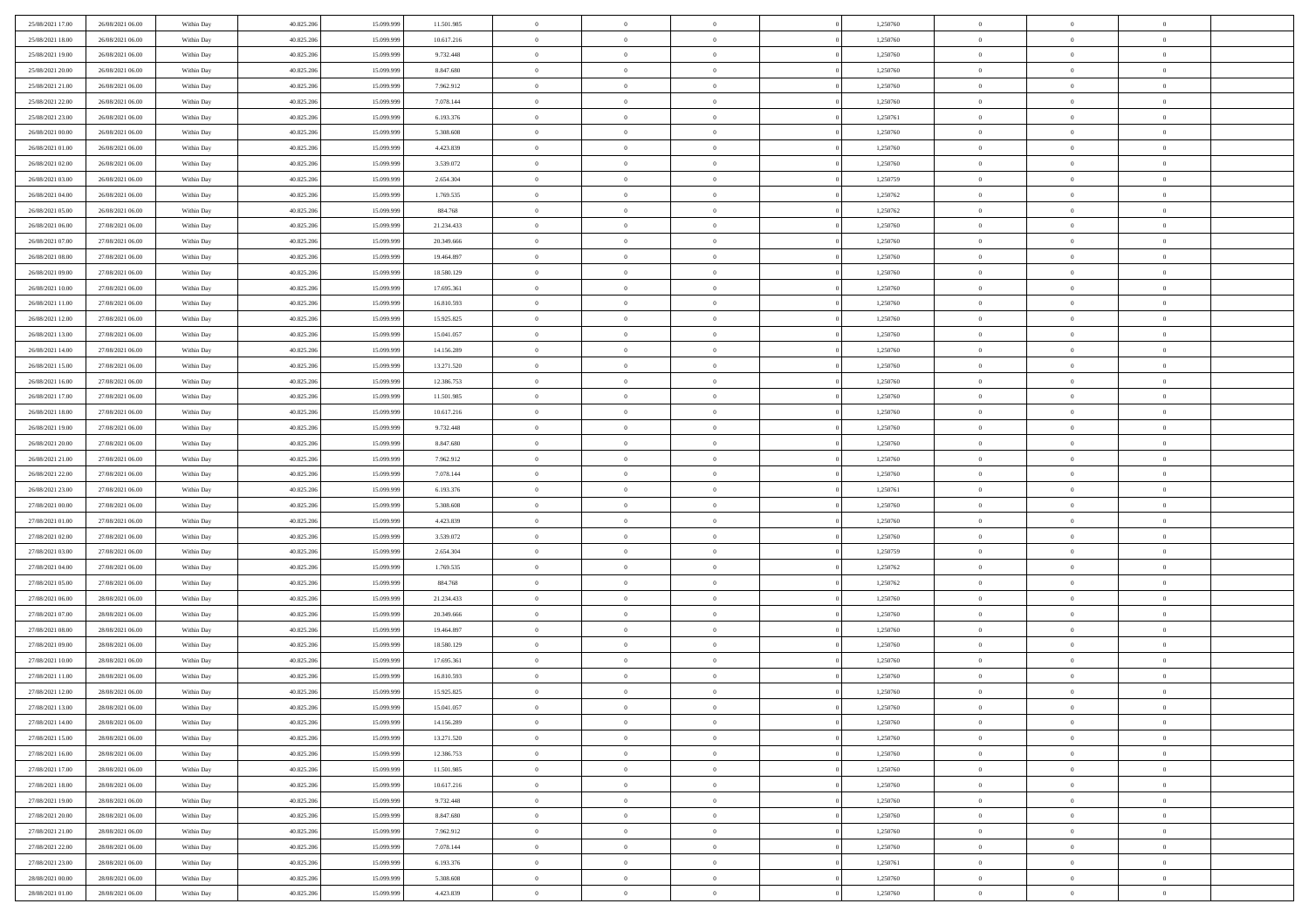| | | | | | | | | | | | | | | |
|---|---|---|---|---|---|---|---|---|---|---|---|---|---|---|
| 25/08/2021 17:00 | 26/08/2021 06:00 | Within Day | 40.825.206 | 15.099.999 | 11.501.985 | 0 | 0 | 0 | | 1,250760 | 0 | 0 | 0 | |
| 25/08/2021 18:00 | 26/08/2021 06:00 | Within Day | 40.825.206 | 15.099.999 | 10.617.216 | 0 | 0 | 0 | | 1,250760 | 0 | 0 | 0 | |
| 25/08/2021 19:00 | 26/08/2021 06:00 | Within Day | 40.825.206 | 15.099.999 | 9.732.448 | 0 | 0 | 0 | | 1,250760 | 0 | 0 | 0 | |
| 25/08/2021 20:00 | 26/08/2021 06:00 | Within Day | 40.825.206 | 15.099.999 | 8.847.680 | 0 | 0 | 0 | | 1,250760 | 0 | 0 | 0 | |
| 25/08/2021 21:00 | 26/08/2021 06:00 | Within Day | 40.825.206 | 15.099.999 | 7.962.912 | 0 | 0 | 0 | | 1,250760 | 0 | 0 | 0 | |
| 25/08/2021 22:00 | 26/08/2021 06:00 | Within Day | 40.825.206 | 15.099.999 | 7.078.144 | 0 | 0 | 0 | | 1,250760 | 0 | 0 | 0 | |
| 25/08/2021 23:00 | 26/08/2021 06:00 | Within Day | 40.825.206 | 15.099.999 | 6.193.376 | 0 | 0 | 0 | | 1,250761 | 0 | 0 | 0 | |
| 26/08/2021 00:00 | 26/08/2021 06:00 | Within Day | 40.825.206 | 15.099.999 | 5.308.608 | 0 | 0 | 0 | | 1,250760 | 0 | 0 | 0 | |
| 26/08/2021 01:00 | 26/08/2021 06:00 | Within Day | 40.825.206 | 15.099.999 | 4.423.839 | 0 | 0 | 0 | | 1,250760 | 0 | 0 | 0 | |
| 26/08/2021 02:00 | 26/08/2021 06:00 | Within Day | 40.825.206 | 15.099.999 | 3.539.072 | 0 | 0 | 0 | | 1,250760 | 0 | 0 | 0 | |
| 26/08/2021 03:00 | 26/08/2021 06:00 | Within Day | 40.825.206 | 15.099.999 | 2.654.304 | 0 | 0 | 0 | | 1,250759 | 0 | 0 | 0 | |
| 26/08/2021 04:00 | 26/08/2021 06:00 | Within Day | 40.825.206 | 15.099.999 | 1.769.535 | 0 | 0 | 0 | | 1,250762 | 0 | 0 | 0 | |
| 26/08/2021 05:00 | 26/08/2021 06:00 | Within Day | 40.825.206 | 15.099.999 | 884.768 | 0 | 0 | 0 | | 1,250762 | 0 | 0 | 0 | |
| 26/08/2021 06:00 | 27/08/2021 06:00 | Within Day | 40.825.206 | 15.099.999 | 21.234.433 | 0 | 0 | 0 | | 1,250760 | 0 | 0 | 0 | |
| 26/08/2021 07:00 | 27/08/2021 06:00 | Within Day | 40.825.206 | 15.099.999 | 20.349.666 | 0 | 0 | 0 | | 1,250760 | 0 | 0 | 0 | |
| 26/08/2021 08:00 | 27/08/2021 06:00 | Within Day | 40.825.206 | 15.099.999 | 19.464.897 | 0 | 0 | 0 | | 1,250760 | 0 | 0 | 0 | |
| 26/08/2021 09:00 | 27/08/2021 06:00 | Within Day | 40.825.206 | 15.099.999 | 18.580.129 | 0 | 0 | 0 | | 1,250760 | 0 | 0 | 0 | |
| 26/08/2021 10:00 | 27/08/2021 06:00 | Within Day | 40.825.206 | 15.099.999 | 17.695.361 | 0 | 0 | 0 | | 1,250760 | 0 | 0 | 0 | |
| 26/08/2021 11:00 | 27/08/2021 06:00 | Within Day | 40.825.206 | 15.099.999 | 16.810.593 | 0 | 0 | 0 | | 1,250760 | 0 | 0 | 0 | |
| 26/08/2021 12:00 | 27/08/2021 06:00 | Within Day | 40.825.206 | 15.099.999 | 15.925.825 | 0 | 0 | 0 | | 1,250760 | 0 | 0 | 0 | |
| 26/08/2021 13:00 | 27/08/2021 06:00 | Within Day | 40.825.206 | 15.099.999 | 15.041.057 | 0 | 0 | 0 | | 1,250760 | 0 | 0 | 0 | |
| 26/08/2021 14:00 | 27/08/2021 06:00 | Within Day | 40.825.206 | 15.099.999 | 14.156.289 | 0 | 0 | 0 | | 1,250760 | 0 | 0 | 0 | |
| 26/08/2021 15:00 | 27/08/2021 06:00 | Within Day | 40.825.206 | 15.099.999 | 13.271.520 | 0 | 0 | 0 | | 1,250760 | 0 | 0 | 0 | |
| 26/08/2021 16:00 | 27/08/2021 06:00 | Within Day | 40.825.206 | 15.099.999 | 12.386.753 | 0 | 0 | 0 | | 1,250760 | 0 | 0 | 0 | |
| 26/08/2021 17:00 | 27/08/2021 06:00 | Within Day | 40.825.206 | 15.099.999 | 11.501.985 | 0 | 0 | 0 | | 1,250760 | 0 | 0 | 0 | |
| 26/08/2021 18:00 | 27/08/2021 06:00 | Within Day | 40.825.206 | 15.099.999 | 10.617.216 | 0 | 0 | 0 | | 1,250760 | 0 | 0 | 0 | |
| 26/08/2021 19:00 | 27/08/2021 06:00 | Within Day | 40.825.206 | 15.099.999 | 9.732.448 | 0 | 0 | 0 | | 1,250760 | 0 | 0 | 0 | |
| 26/08/2021 20:00 | 27/08/2021 06:00 | Within Day | 40.825.206 | 15.099.999 | 8.847.680 | 0 | 0 | 0 | | 1,250760 | 0 | 0 | 0 | |
| 26/08/2021 21:00 | 27/08/2021 06:00 | Within Day | 40.825.206 | 15.099.999 | 7.962.912 | 0 | 0 | 0 | | 1,250760 | 0 | 0 | 0 | |
| 26/08/2021 22:00 | 27/08/2021 06:00 | Within Day | 40.825.206 | 15.099.999 | 7.078.144 | 0 | 0 | 0 | | 1,250760 | 0 | 0 | 0 | |
| 26/08/2021 23:00 | 27/08/2021 06:00 | Within Day | 40.825.206 | 15.099.999 | 6.193.376 | 0 | 0 | 0 | | 1,250761 | 0 | 0 | 0 | |
| 27/08/2021 00:00 | 27/08/2021 06:00 | Within Day | 40.825.206 | 15.099.999 | 5.308.608 | 0 | 0 | 0 | | 1,250760 | 0 | 0 | 0 | |
| 27/08/2021 01:00 | 27/08/2021 06:00 | Within Day | 40.825.206 | 15.099.999 | 4.423.839 | 0 | 0 | 0 | | 1,250760 | 0 | 0 | 0 | |
| 27/08/2021 02:00 | 27/08/2021 06:00 | Within Day | 40.825.206 | 15.099.999 | 3.539.072 | 0 | 0 | 0 | | 1,250760 | 0 | 0 | 0 | |
| 27/08/2021 03:00 | 27/08/2021 06:00 | Within Day | 40.825.206 | 15.099.999 | 2.654.304 | 0 | 0 | 0 | | 1,250759 | 0 | 0 | 0 | |
| 27/08/2021 04:00 | 27/08/2021 06:00 | Within Day | 40.825.206 | 15.099.999 | 1.769.535 | 0 | 0 | 0 | | 1,250762 | 0 | 0 | 0 | |
| 27/08/2021 05:00 | 27/08/2021 06:00 | Within Day | 40.825.206 | 15.099.999 | 884.768 | 0 | 0 | 0 | | 1,250762 | 0 | 0 | 0 | |
| 27/08/2021 06:00 | 28/08/2021 06:00 | Within Day | 40.825.206 | 15.099.999 | 21.234.433 | 0 | 0 | 0 | | 1,250760 | 0 | 0 | 0 | |
| 27/08/2021 07:00 | 28/08/2021 06:00 | Within Day | 40.825.206 | 15.099.999 | 20.349.666 | 0 | 0 | 0 | | 1,250760 | 0 | 0 | 0 | |
| 27/08/2021 08:00 | 28/08/2021 06:00 | Within Day | 40.825.206 | 15.099.999 | 19.464.897 | 0 | 0 | 0 | | 1,250760 | 0 | 0 | 0 | |
| 27/08/2021 09:00 | 28/08/2021 06:00 | Within Day | 40.825.206 | 15.099.999 | 18.580.129 | 0 | 0 | 0 | | 1,250760 | 0 | 0 | 0 | |
| 27/08/2021 10:00 | 28/08/2021 06:00 | Within Day | 40.825.206 | 15.099.999 | 17.695.361 | 0 | 0 | 0 | | 1,250760 | 0 | 0 | 0 | |
| 27/08/2021 11:00 | 28/08/2021 06:00 | Within Day | 40.825.206 | 15.099.999 | 16.810.593 | 0 | 0 | 0 | | 1,250760 | 0 | 0 | 0 | |
| 27/08/2021 12:00 | 28/08/2021 06:00 | Within Day | 40.825.206 | 15.099.999 | 15.925.825 | 0 | 0 | 0 | | 1,250760 | 0 | 0 | 0 | |
| 27/08/2021 13:00 | 28/08/2021 06:00 | Within Day | 40.825.206 | 15.099.999 | 15.041.057 | 0 | 0 | 0 | | 1,250760 | 0 | 0 | 0 | |
| 27/08/2021 14:00 | 28/08/2021 06:00 | Within Day | 40.825.206 | 15.099.999 | 14.156.289 | 0 | 0 | 0 | | 1,250760 | 0 | 0 | 0 | |
| 27/08/2021 15:00 | 28/08/2021 06:00 | Within Day | 40.825.206 | 15.099.999 | 13.271.520 | 0 | 0 | 0 | | 1,250760 | 0 | 0 | 0 | |
| 27/08/2021 16:00 | 28/08/2021 06:00 | Within Day | 40.825.206 | 15.099.999 | 12.386.753 | 0 | 0 | 0 | | 1,250760 | 0 | 0 | 0 | |
| 27/08/2021 17:00 | 28/08/2021 06:00 | Within Day | 40.825.206 | 15.099.999 | 11.501.985 | 0 | 0 | 0 | | 1,250760 | 0 | 0 | 0 | |
| 27/08/2021 18:00 | 28/08/2021 06:00 | Within Day | 40.825.206 | 15.099.999 | 10.617.216 | 0 | 0 | 0 | | 1,250760 | 0 | 0 | 0 | |
| 27/08/2021 19:00 | 28/08/2021 06:00 | Within Day | 40.825.206 | 15.099.999 | 9.732.448 | 0 | 0 | 0 | | 1,250760 | 0 | 0 | 0 | |
| 27/08/2021 20:00 | 28/08/2021 06:00 | Within Day | 40.825.206 | 15.099.999 | 8.847.680 | 0 | 0 | 0 | | 1,250760 | 0 | 0 | 0 | |
| 27/08/2021 21:00 | 28/08/2021 06:00 | Within Day | 40.825.206 | 15.099.999 | 7.962.912 | 0 | 0 | 0 | | 1,250760 | 0 | 0 | 0 | |
| 27/08/2021 22:00 | 28/08/2021 06:00 | Within Day | 40.825.206 | 15.099.999 | 7.078.144 | 0 | 0 | 0 | | 1,250760 | 0 | 0 | 0 | |
| 27/08/2021 23:00 | 28/08/2021 06:00 | Within Day | 40.825.206 | 15.099.999 | 6.193.376 | 0 | 0 | 0 | | 1,250761 | 0 | 0 | 0 | |
| 28/08/2021 00:00 | 28/08/2021 06:00 | Within Day | 40.825.206 | 15.099.999 | 5.308.608 | 0 | 0 | 0 | | 1,250760 | 0 | 0 | 0 | |
| 28/08/2021 01:00 | 28/08/2021 06:00 | Within Day | 40.825.206 | 15.099.999 | 4.423.839 | 0 | 0 | 0 | | 1,250760 | 0 | 0 | 0 | |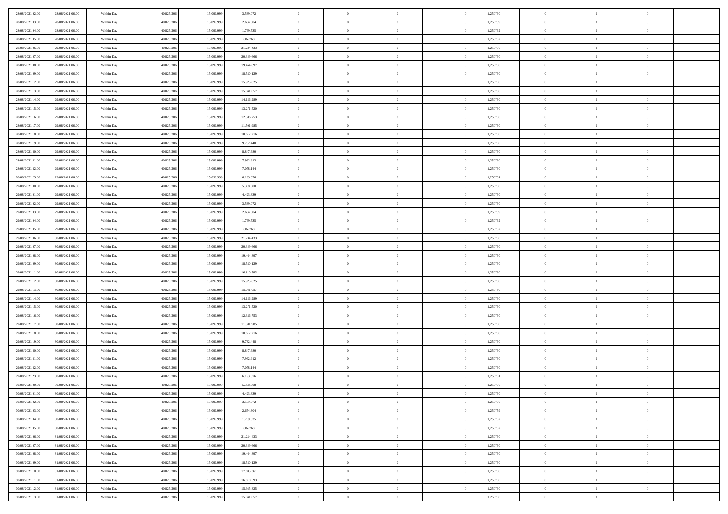| | | | | | | | | | | | | | | |
|---|---|---|---|---|---|---|---|---|---|---|---|---|---|---|
| 28/08/2021 02:00 | 28/08/2021 06:00 | Within Day | 40.825.206 | 15.099.999 | 3.539.072 | 0 | 0 | 0 | | 1,250760 | 0 | 0 | 0 | |
| 28/08/2021 03:00 | 28/08/2021 06:00 | Within Day | 40.825.206 | 15.099.999 | 2.654.304 | 0 | 0 | 0 | | 1,250759 | 0 | 0 | 0 | |
| 28/08/2021 04:00 | 28/08/2021 06:00 | Within Day | 40.825.206 | 15.099.999 | 1.769.535 | 0 | 0 | 0 | | 1,250762 | 0 | 0 | 0 | |
| 28/08/2021 05:00 | 28/08/2021 06:00 | Within Day | 40.825.206 | 15.099.999 | 884.768 | 0 | 0 | 0 | | 1,250762 | 0 | 0 | 0 | |
| 28/08/2021 06:00 | 29/08/2021 06:00 | Within Day | 40.825.206 | 15.099.999 | 21.234.433 | 0 | 0 | 0 | | 1,250760 | 0 | 0 | 0 | |
| 28/08/2021 07:00 | 29/08/2021 06:00 | Within Day | 40.825.206 | 15.099.999 | 20.349.666 | 0 | 0 | 0 | | 1,250760 | 0 | 0 | 0 | |
| 28/08/2021 08:00 | 29/08/2021 06:00 | Within Day | 40.825.206 | 15.099.999 | 19.464.897 | 0 | 0 | 0 | | 1,250760 | 0 | 0 | 0 | |
| 28/08/2021 09:00 | 29/08/2021 06:00 | Within Day | 40.825.206 | 15.099.999 | 18.580.129 | 0 | 0 | 0 | | 1,250760 | 0 | 0 | 0 | |
| 28/08/2021 12:00 | 29/08/2021 06:00 | Within Day | 40.825.206 | 15.099.999 | 15.925.825 | 0 | 0 | 0 | | 1,250760 | 0 | 0 | 0 | |
| 28/08/2021 13:00 | 29/08/2021 06:00 | Within Day | 40.825.206 | 15.099.999 | 15.041.057 | 0 | 0 | 0 | | 1,250760 | 0 | 0 | 0 | |
| 28/08/2021 14:00 | 29/08/2021 06:00 | Within Day | 40.825.206 | 15.099.999 | 14.156.289 | 0 | 0 | 0 | | 1,250760 | 0 | 0 | 0 | |
| 28/08/2021 15:00 | 29/08/2021 06:00 | Within Day | 40.825.206 | 15.099.999 | 13.271.520 | 0 | 0 | 0 | | 1,250760 | 0 | 0 | 0 | |
| 28/08/2021 16:00 | 29/08/2021 06:00 | Within Day | 40.825.206 | 15.099.999 | 12.386.753 | 0 | 0 | 0 | | 1,250760 | 0 | 0 | 0 | |
| 28/08/2021 17:00 | 29/08/2021 06:00 | Within Day | 40.825.206 | 15.099.999 | 11.501.985 | 0 | 0 | 0 | | 1,250760 | 0 | 0 | 0 | |
| 28/08/2021 18:00 | 29/08/2021 06:00 | Within Day | 40.825.206 | 15.099.999 | 10.617.216 | 0 | 0 | 0 | | 1,250760 | 0 | 0 | 0 | |
| 28/08/2021 19:00 | 29/08/2021 06:00 | Within Day | 40.825.206 | 15.099.999 | 9.732.448 | 0 | 0 | 0 | | 1,250760 | 0 | 0 | 0 | |
| 28/08/2021 20:00 | 29/08/2021 06:00 | Within Day | 40.825.206 | 15.099.999 | 8.847.680 | 0 | 0 | 0 | | 1,250760 | 0 | 0 | 0 | |
| 28/08/2021 21:00 | 29/08/2021 06:00 | Within Day | 40.825.206 | 15.099.999 | 7.962.912 | 0 | 0 | 0 | | 1,250760 | 0 | 0 | 0 | |
| 28/08/2021 22:00 | 29/08/2021 06:00 | Within Day | 40.825.206 | 15.099.999 | 7.078.144 | 0 | 0 | 0 | | 1,250760 | 0 | 0 | 0 | |
| 28/08/2021 23:00 | 29/08/2021 06:00 | Within Day | 40.825.206 | 15.099.999 | 6.193.376 | 0 | 0 | 0 | | 1,250761 | 0 | 0 | 0 | |
| 29/08/2021 00:00 | 29/08/2021 06:00 | Within Day | 40.825.206 | 15.099.999 | 5.308.608 | 0 | 0 | 0 | | 1,250760 | 0 | 0 | 0 | |
| 29/08/2021 01:00 | 29/08/2021 06:00 | Within Day | 40.825.206 | 15.099.999 | 4.423.839 | 0 | 0 | 0 | | 1,250760 | 0 | 0 | 0 | |
| 29/08/2021 02:00 | 29/08/2021 06:00 | Within Day | 40.825.206 | 15.099.999 | 3.539.072 | 0 | 0 | 0 | | 1,250760 | 0 | 0 | 0 | |
| 29/08/2021 03:00 | 29/08/2021 06:00 | Within Day | 40.825.206 | 15.099.999 | 2.654.304 | 0 | 0 | 0 | | 1,250759 | 0 | 0 | 0 | |
| 29/08/2021 04:00 | 29/08/2021 06:00 | Within Day | 40.825.206 | 15.099.999 | 1.769.535 | 0 | 0 | 0 | | 1,250762 | 0 | 0 | 0 | |
| 29/08/2021 05:00 | 29/08/2021 06:00 | Within Day | 40.825.206 | 15.099.999 | 884.768 | 0 | 0 | 0 | | 1,250762 | 0 | 0 | 0 | |
| 29/08/2021 06:00 | 30/08/2021 06:00 | Within Day | 40.825.206 | 15.099.999 | 21.234.433 | 0 | 0 | 0 | | 1,250760 | 0 | 0 | 0 | |
| 29/08/2021 07:00 | 30/08/2021 06:00 | Within Day | 40.825.206 | 15.099.999 | 20.349.666 | 0 | 0 | 0 | | 1,250760 | 0 | 0 | 0 | |
| 29/08/2021 08:00 | 30/08/2021 06:00 | Within Day | 40.825.206 | 15.099.999 | 19.464.897 | 0 | 0 | 0 | | 1,250760 | 0 | 0 | 0 | |
| 29/08/2021 09:00 | 30/08/2021 06:00 | Within Day | 40.825.206 | 15.099.999 | 18.580.129 | 0 | 0 | 0 | | 1,250760 | 0 | 0 | 0 | |
| 29/08/2021 11:00 | 30/08/2021 06:00 | Within Day | 40.825.206 | 15.099.999 | 16.810.593 | 0 | 0 | 0 | | 1,250760 | 0 | 0 | 0 | |
| 29/08/2021 12:00 | 30/08/2021 06:00 | Within Day | 40.825.206 | 15.099.999 | 15.925.825 | 0 | 0 | 0 | | 1,250760 | 0 | 0 | 0 | |
| 29/08/2021 13:00 | 30/08/2021 06:00 | Within Day | 40.825.206 | 15.099.999 | 15.041.057 | 0 | 0 | 0 | | 1,250760 | 0 | 0 | 0 | |
| 29/08/2021 14:00 | 30/08/2021 06:00 | Within Day | 40.825.206 | 15.099.999 | 14.156.289 | 0 | 0 | 0 | | 1,250760 | 0 | 0 | 0 | |
| 29/08/2021 15:00 | 30/08/2021 06:00 | Within Day | 40.825.206 | 15.099.999 | 13.271.520 | 0 | 0 | 0 | | 1,250760 | 0 | 0 | 0 | |
| 29/08/2021 16:00 | 30/08/2021 06:00 | Within Day | 40.825.206 | 15.099.999 | 12.386.753 | 0 | 0 | 0 | | 1,250760 | 0 | 0 | 0 | |
| 29/08/2021 17:00 | 30/08/2021 06:00 | Within Day | 40.825.206 | 15.099.999 | 11.501.985 | 0 | 0 | 0 | | 1,250760 | 0 | 0 | 0 | |
| 29/08/2021 18:00 | 30/08/2021 06:00 | Within Day | 40.825.206 | 15.099.999 | 10.617.216 | 0 | 0 | 0 | | 1,250760 | 0 | 0 | 0 | |
| 29/08/2021 19:00 | 30/08/2021 06:00 | Within Day | 40.825.206 | 15.099.999 | 9.732.448 | 0 | 0 | 0 | | 1,250760 | 0 | 0 | 0 | |
| 29/08/2021 20:00 | 30/08/2021 06:00 | Within Day | 40.825.206 | 15.099.999 | 8.847.680 | 0 | 0 | 0 | | 1,250760 | 0 | 0 | 0 | |
| 29/08/2021 21:00 | 30/08/2021 06:00 | Within Day | 40.825.206 | 15.099.999 | 7.962.912 | 0 | 0 | 0 | | 1,250760 | 0 | 0 | 0 | |
| 29/08/2021 22:00 | 30/08/2021 06:00 | Within Day | 40.825.206 | 15.099.999 | 7.078.144 | 0 | 0 | 0 | | 1,250760 | 0 | 0 | 0 | |
| 29/08/2021 23:00 | 30/08/2021 06:00 | Within Day | 40.825.206 | 15.099.999 | 6.193.376 | 0 | 0 | 0 | | 1,250761 | 0 | 0 | 0 | |
| 30/08/2021 00:00 | 30/08/2021 06:00 | Within Day | 40.825.206 | 15.099.999 | 5.308.608 | 0 | 0 | 0 | | 1,250760 | 0 | 0 | 0 | |
| 30/08/2021 01:00 | 30/08/2021 06:00 | Within Day | 40.825.206 | 15.099.999 | 4.423.839 | 0 | 0 | 0 | | 1,250760 | 0 | 0 | 0 | |
| 30/08/2021 02:00 | 30/08/2021 06:00 | Within Day | 40.825.206 | 15.099.999 | 3.539.072 | 0 | 0 | 0 | | 1,250760 | 0 | 0 | 0 | |
| 30/08/2021 03:00 | 30/08/2021 06:00 | Within Day | 40.825.206 | 15.099.999 | 2.654.304 | 0 | 0 | 0 | | 1,250759 | 0 | 0 | 0 | |
| 30/08/2021 04:00 | 30/08/2021 06:00 | Within Day | 40.825.206 | 15.099.999 | 1.769.535 | 0 | 0 | 0 | | 1,250762 | 0 | 0 | 0 | |
| 30/08/2021 05:00 | 30/08/2021 06:00 | Within Day | 40.825.206 | 15.099.999 | 884.768 | 0 | 0 | 0 | | 1,250762 | 0 | 0 | 0 | |
| 30/08/2021 06:00 | 31/08/2021 06:00 | Within Day | 40.825.206 | 15.099.999 | 21.234.433 | 0 | 0 | 0 | | 1,250760 | 0 | 0 | 0 | |
| 30/08/2021 07:00 | 31/08/2021 06:00 | Within Day | 40.825.206 | 15.099.999 | 20.349.666 | 0 | 0 | 0 | | 1,250760 | 0 | 0 | 0 | |
| 30/08/2021 08:00 | 31/08/2021 06:00 | Within Day | 40.825.206 | 15.099.999 | 19.464.897 | 0 | 0 | 0 | | 1,250760 | 0 | 0 | 0 | |
| 30/08/2021 09:00 | 31/08/2021 06:00 | Within Day | 40.825.206 | 15.099.999 | 18.580.129 | 0 | 0 | 0 | | 1,250760 | 0 | 0 | 0 | |
| 30/08/2021 10:00 | 31/08/2021 06:00 | Within Day | 40.825.206 | 15.099.999 | 17.695.361 | 0 | 0 | 0 | | 1,250760 | 0 | 0 | 0 | |
| 30/08/2021 11:00 | 31/08/2021 06:00 | Within Day | 40.825.206 | 15.099.999 | 16.810.593 | 0 | 0 | 0 | | 1,250760 | 0 | 0 | 0 | |
| 30/08/2021 12:00 | 31/08/2021 06:00 | Within Day | 40.825.206 | 15.099.999 | 15.925.825 | 0 | 0 | 0 | | 1,250760 | 0 | 0 | 0 | |
| 30/08/2021 13:00 | 31/08/2021 06:00 | Within Day | 40.825.206 | 15.099.999 | 15.041.057 | 0 | 0 | 0 | | 1,250760 | 0 | 0 | 0 | |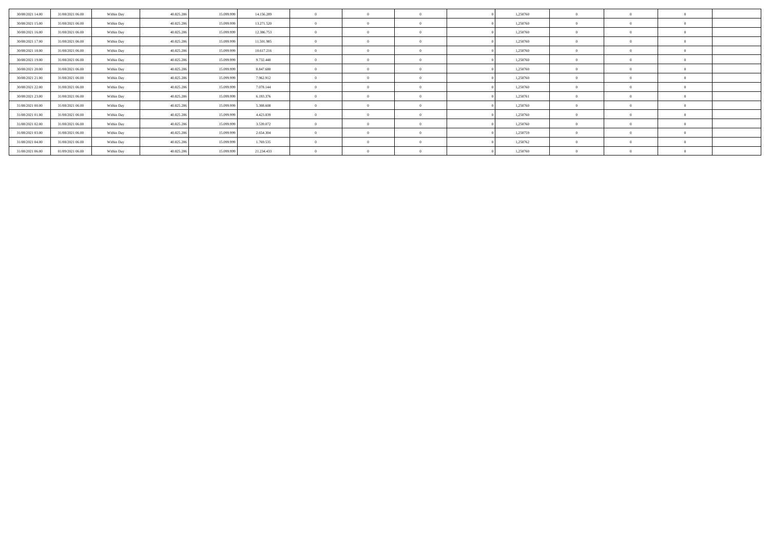| | | | | | | | | | | | | | | |
|---|---|---|---|---|---|---|---|---|---|---|---|---|---|---|
| 30/08/2021 14.00 | 31/08/2021 06.00 | Within Day | 40.825.206 | 15.099.999 | 14.156.289 | 0 | 0 | 0 | 0 | 1,250760 | 0 | 0 | 0 | |
| 30/08/2021 15.00 | 31/08/2021 06.00 | Within Day | 40.825.206 | 15.099.999 | 13.271.520 | 0 | 0 | 0 | 0 | 1,250760 | 0 | 0 | 0 | |
| 30/08/2021 16.00 | 31/08/2021 06.00 | Within Day | 40.825.206 | 15.099.999 | 12.386.753 | 0 | 0 | 0 | 0 | 1,250760 | 0 | 0 | 0 | |
| 30/08/2021 17.00 | 31/08/2021 06.00 | Within Day | 40.825.206 | 15.099.999 | 11.501.985 | 0 | 0 | 0 | 0 | 1,250760 | 0 | 0 | 0 | |
| 30/08/2021 18.00 | 31/08/2021 06.00 | Within Day | 40.825.206 | 15.099.999 | 10.617.216 | 0 | 0 | 0 | 0 | 1,250760 | 0 | 0 | 0 | |
| 30/08/2021 19.00 | 31/08/2021 06.00 | Within Day | 40.825.206 | 15.099.999 | 9.732.448 | 0 | 0 | 0 | 0 | 1,250760 | 0 | 0 | 0 | |
| 30/08/2021 20.00 | 31/08/2021 06.00 | Within Day | 40.825.206 | 15.099.999 | 8.847.680 | 0 | 0 | 0 | 0 | 1,250760 | 0 | 0 | 0 | |
| 30/08/2021 21.00 | 31/08/2021 06.00 | Within Day | 40.825.206 | 15.099.999 | 7.962.912 | 0 | 0 | 0 | 0 | 1,250760 | 0 | 0 | 0 | |
| 30/08/2021 22.00 | 31/08/2021 06.00 | Within Day | 40.825.206 | 15.099.999 | 7.078.144 | 0 | 0 | 0 | 0 | 1,250760 | 0 | 0 | 0 | |
| 30/08/2021 23.00 | 31/08/2021 06.00 | Within Day | 40.825.206 | 15.099.999 | 6.193.376 | 0 | 0 | 0 | 0 | 1,250761 | 0 | 0 | 0 | |
| 31/08/2021 00.00 | 31/08/2021 06.00 | Within Day | 40.825.206 | 15.099.999 | 5.308.608 | 0 | 0 | 0 | 0 | 1,250760 | 0 | 0 | 0 | |
| 31/08/2021 01.00 | 31/08/2021 06.00 | Within Day | 40.825.206 | 15.099.999 | 4.423.839 | 0 | 0 | 0 | 0 | 1,250760 | 0 | 0 | 0 | |
| 31/08/2021 02.00 | 31/08/2021 06.00 | Within Day | 40.825.206 | 15.099.999 | 3.539.072 | 0 | 0 | 0 | 0 | 1,250760 | 0 | 0 | 0 | |
| 31/08/2021 03.00 | 31/08/2021 06.00 | Within Day | 40.825.206 | 15.099.999 | 2.654.304 | 0 | 0 | 0 | 0 | 1,250759 | 0 | 0 | 0 | |
| 31/08/2021 04.00 | 31/08/2021 06.00 | Within Day | 40.825.206 | 15.099.999 | 1.769.535 | 0 | 0 | 0 | 0 | 1,250762 | 0 | 0 | 0 | |
| 31/08/2021 06.00 | 01/09/2021 06.00 | Within Day | 40.825.206 | 15.099.999 | 21.234.433 | 0 | 0 | 0 | 0 | 1,250760 | 0 | 0 | 0 | |